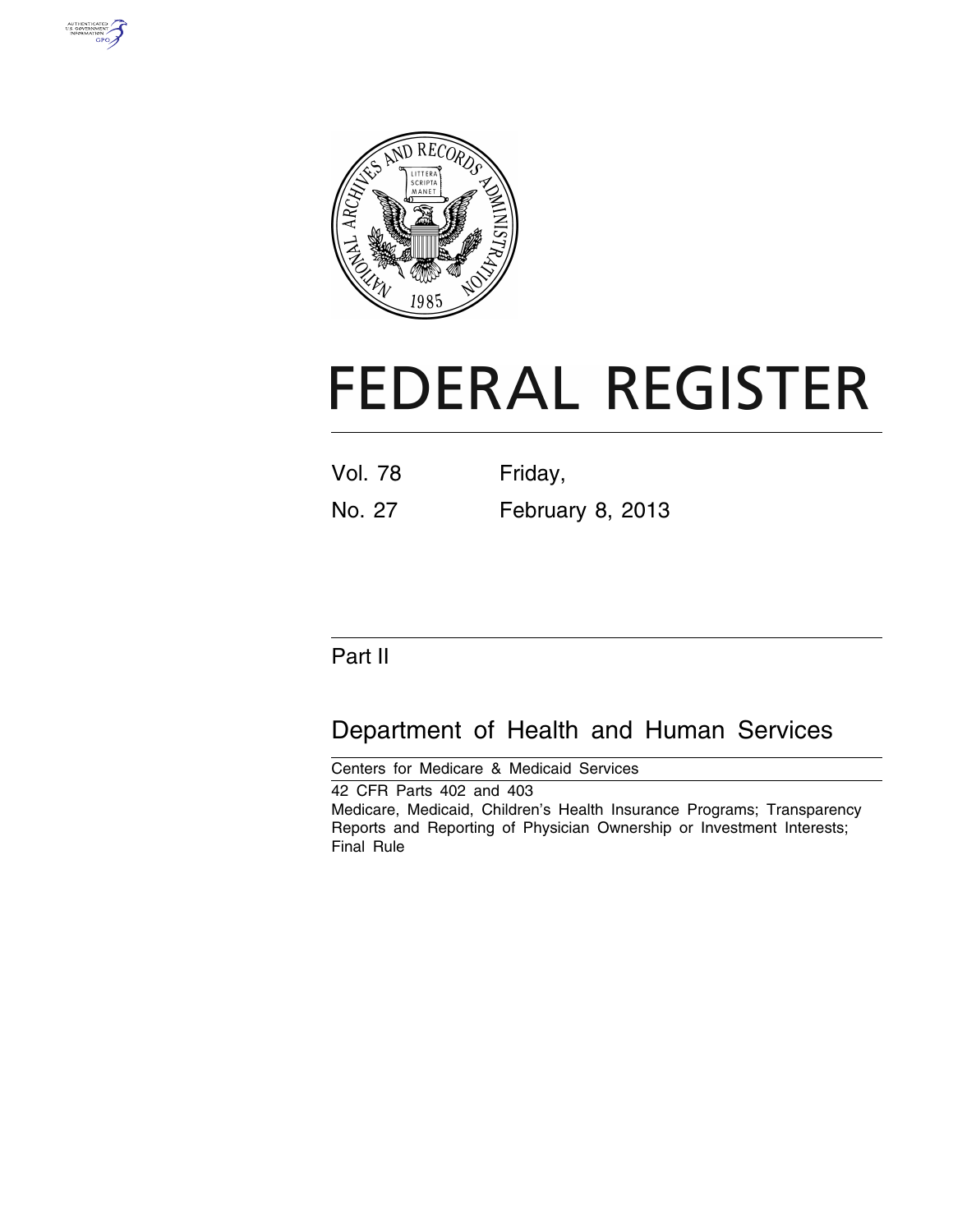# FEDERAL REGISTER

Vol. 78 Friday,

No. 27 February 8, 2013

Part II

## Department of Health and Human Services

Centers for Medicare & Medicaid Services

42 CFR Parts 402 and 403

Medicare, Medicaid, Children's Health Insurance Programs; Transparency Reports and Reporting of Physician Ownership or Investment Interests; Final Rule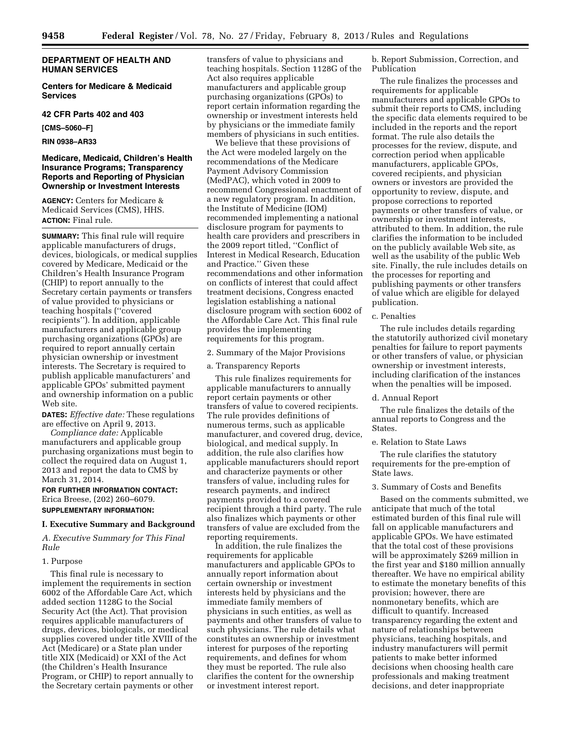**DEPARTMENT OF HEALTH AND HUMAN SERVICES**

**Centers for Medicare & Medicaid Services**

**42 CFR Parts 402 and 403**

**[CMS–5060–F]**

**RIN 0938–AR33**

## Medicare, Medicaid, Children's Health Insurance Programs; Transparency Reports and Reporting of Physician Ownership or Investment Interests

**AGENCY:** Centers for Medicare & Medicaid Services (CMS), HHS.

**ACTION:** Final rule.

**SUMMARY:** This final rule will require applicable manufacturers of drugs, devices, biologicals, or medical supplies covered by Medicare, Medicaid or the Children's Health Insurance Program (CHIP) to report annually to the Secretary certain payments or transfers of value provided to physicians or teaching hospitals (''covered recipients''). In addition, applicable manufacturers and applicable group purchasing organizations (GPOs) are required to report annually certain physician ownership or investment interests. The Secretary is required to publish applicable manufacturers' and applicable GPOs' submitted payment and ownership information on a public Web site.

**DATES:** *Effective date:* These regulations are effective on April 9, 2013.

*Compliance date:* Applicable manufacturers and applicable group purchasing organizations must begin to collect the required data on August 1, 2013 and report the data to CMS by March 31, 2014.

**FOR FURTHER INFORMATION CONTACT:** Erica Breese, (202) 260–6079.

**SUPPLEMENTARY INFORMATION:**

## I. Executive Summary and Background

### *A. Executive Summary for This Final Rule*

1. Purpose

This final rule is necessary to implement the requirements in section 6002 of the Affordable Care Act, which added section 1128G to the Social Security Act (the Act). That provision requires applicable manufacturers of drugs, devices, biologicals, or medical supplies covered under title XVIII of the Act (Medicare) or a State plan under title XIX (Medicaid) or XXI of the Act (the Children's Health Insurance Program, or CHIP) to report annually to the Secretary certain payments or other transfers of value to physicians and teaching hospitals. Section 1128G of the Act also requires applicable manufacturers and applicable group purchasing organizations (GPOs) to report certain information regarding the ownership or investment interests held by physicians or the immediate family members of physicians in such entities.

We believe that these provisions of the Act were modeled largely on the recommendations of the Medicare Payment Advisory Commission (MedPAC), which voted in 2009 to recommend Congressional enactment of a new regulatory program. In addition, the Institute of Medicine (IOM) recommended implementing a national disclosure program for payments to health care providers and prescribers in the 2009 report titled, ''Conflict of Interest in Medical Research, Education and Practice.'' Given these recommendations and other information on conflicts of interest that could affect treatment decisions, Congress enacted legislation establishing a national disclosure program with section 6002 of the Affordable Care Act. This final rule provides the implementing requirements for this program.

2. Summary of the Major Provisions

a. Transparency Reports

This rule finalizes requirements for applicable manufacturers to annually report certain payments or other transfers of value to covered recipients. The rule provides definitions of numerous terms, such as applicable manufacturer, and covered drug, device, biological, and medical supply. In addition, the rule also clarifies how applicable manufacturers should report and characterize payments or other transfers of value, including rules for research payments, and indirect payments provided to a covered recipient through a third party. The rule also finalizes which payments or other transfers of value are excluded from the reporting requirements.

In addition, the rule finalizes the requirements for applicable manufacturers and applicable GPOs to annually report information about certain ownership or investment interests held by physicians and the immediate family members of physicians in such entities, as well as payments and other transfers of value to such physicians. The rule details what constitutes an ownership or investment interest for purposes of the reporting requirements, and defines for whom they must be reported. The rule also clarifies the content for the ownership or investment interest report.

b. Report Submission, Correction, and Publication

The rule finalizes the processes and requirements for applicable manufacturers and applicable GPOs to submit their reports to CMS, including the specific data elements required to be included in the reports and the report format. The rule also details the processes for the review, dispute, and correction period when applicable manufacturers, applicable GPOs, covered recipients, and physician owners or investors are provided the opportunity to review, dispute, and propose corrections to reported payments or other transfers of value, or ownership or investment interests, attributed to them. In addition, the rule clarifies the information to be included on the publicly available Web site, as well as the usability of the public Web site. Finally, the rule includes details on the processes for reporting and publishing payments or other transfers of value which are eligible for delayed publication.

c. Penalties

The rule includes details regarding the statutorily authorized civil monetary penalties for failure to report payments or other transfers of value, or physician ownership or investment interests, including clarification of the instances when the penalties will be imposed.

d. Annual Report

The rule finalizes the details of the annual reports to Congress and the States.

e. Relation to State Laws

The rule clarifies the statutory requirements for the pre-emption of State laws.

3. Summary of Costs and Benefits

Based on the comments submitted, we anticipate that much of the total estimated burden of this final rule will fall on applicable manufacturers and applicable GPOs. We have estimated that the total cost of these provisions will be approximately $269 million in the first year and $180 million annually thereafter. We have no empirical ability to estimate the monetary benefits of this provision; however, there are nonmonetary benefits, which are difficult to quantify. Increased transparency regarding the extent and nature of relationships between physicians, teaching hospitals, and industry manufacturers will permit patients to make better informed decisions when choosing health care professionals and making treatment decisions, and deter inappropriate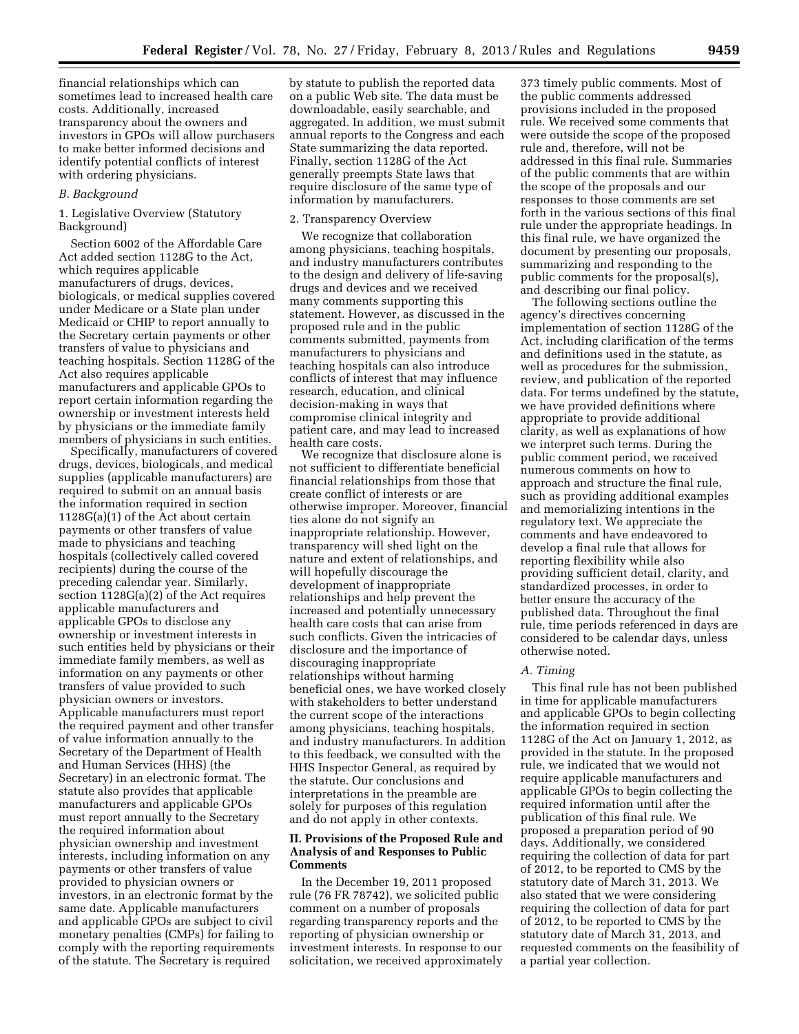financial relationships which can sometimes lead to increased health care costs. Additionally, increased transparency about the owners and investors in GPOs will allow purchasers to make better informed decisions and identify potential conflicts of interest with ordering physicians.

### *B. Background*

1. Legislative Overview (Statutory Background)

Section 6002 of the Affordable Care Act added section 1128G to the Act, which requires applicable manufacturers of drugs, devices, biologicals, or medical supplies covered under Medicare or a State plan under Medicaid or CHIP to report annually to the Secretary certain payments or other transfers of value to physicians and teaching hospitals. Section 1128G of the Act also requires applicable manufacturers and applicable GPOs to report certain information regarding the ownership or investment interests held by physicians or the immediate family members of physicians in such entities.

Specifically, manufacturers of covered drugs, devices, biologicals, and medical supplies (applicable manufacturers) are required to submit on an annual basis the information required in section 1128G(a)(1) of the Act about certain payments or other transfers of value made to physicians and teaching hospitals (collectively called covered recipients) during the course of the preceding calendar year. Similarly, section 1128G(a)(2) of the Act requires applicable manufacturers and applicable GPOs to disclose any ownership or investment interests in such entities held by physicians or their immediate family members, as well as information on any payments or other transfers of value provided to such physician owners or investors. Applicable manufacturers must report the required payment and other transfer of value information annually to the Secretary of the Department of Health and Human Services (HHS) (the Secretary) in an electronic format. The statute also provides that applicable manufacturers and applicable GPOs must report annually to the Secretary the required information about physician ownership and investment interests, including information on any payments or other transfers of value provided to physician owners or investors, in an electronic format by the same date. Applicable manufacturers and applicable GPOs are subject to civil monetary penalties (CMPs) for failing to comply with the reporting requirements of the statute. The Secretary is required by statute to publish the reported data on a public Web site. The data must be downloadable, easily searchable, and aggregated. In addition, we must submit annual reports to the Congress and each State summarizing the data reported. Finally, section 1128G of the Act generally preempts State laws that require disclosure of the same type of information by manufacturers.

2. Transparency Overview

We recognize that collaboration among physicians, teaching hospitals, and industry manufacturers contributes to the design and delivery of life-saving drugs and devices and we received many comments supporting this statement. However, as discussed in the proposed rule and in the public comments submitted, payments from manufacturers to physicians and teaching hospitals can also introduce conflicts of interest that may influence research, education, and clinical decision-making in ways that compromise clinical integrity and patient care, and may lead to increased health care costs.

We recognize that disclosure alone is not sufficient to differentiate beneficial financial relationships from those that create conflict of interests or are otherwise improper. Moreover, financial ties alone do not signify an inappropriate relationship. However, transparency will shed light on the nature and extent of relationships, and will hopefully discourage the development of inappropriate relationships and help prevent the increased and potentially unnecessary health care costs that can arise from such conflicts. Given the intricacies of disclosure and the importance of discouraging inappropriate relationships without harming beneficial ones, we have worked closely with stakeholders to better understand the current scope of the interactions among physicians, teaching hospitals, and industry manufacturers. In addition to this feedback, we consulted with the HHS Inspector General, as required by the statute. Our conclusions and interpretations in the preamble are solely for purposes of this regulation and do not apply in other contexts.

## II. Provisions of the Proposed Rule and Analysis of and Responses to Public Comments

In the December 19, 2011 proposed rule (76 FR 78742), we solicited public comment on a number of proposals regarding transparency reports and the reporting of physician ownership or investment interests. In response to our solicitation, we received approximately 373 timely public comments. Most of the public comments addressed provisions included in the proposed rule. We received some comments that were outside the scope of the proposed rule and, therefore, will not be addressed in this final rule. Summaries of the public comments that are within the scope of the proposals and our responses to those comments are set forth in the various sections of this final rule under the appropriate headings. In this final rule, we have organized the document by presenting our proposals, summarizing and responding to the public comments for the proposal(s), and describing our final policy.

The following sections outline the agency's directives concerning implementation of section 1128G of the Act, including clarification of the terms and definitions used in the statute, as well as procedures for the submission, review, and publication of the reported data. For terms undefined by the statute, we have provided definitions where appropriate to provide additional clarity, as well as explanations of how we interpret such terms. During the public comment period, we received numerous comments on how to approach and structure the final rule, such as providing additional examples and memorializing intentions in the regulatory text. We appreciate the comments and have endeavored to develop a final rule that allows for reporting flexibility while also providing sufficient detail, clarity, and standardized processes, in order to better ensure the accuracy of the published data. Throughout the final rule, time periods referenced in days are considered to be calendar days, unless otherwise noted.

### *A. Timing*

This final rule has not been published in time for applicable manufacturers and applicable GPOs to begin collecting the information required in section 1128G of the Act on January 1, 2012, as provided in the statute. In the proposed rule, we indicated that we would not require applicable manufacturers and applicable GPOs to begin collecting the required information until after the publication of this final rule. We proposed a preparation period of 90 days. Additionally, we considered requiring the collection of data for part of 2012, to be reported to CMS by the statutory date of March 31, 2013. We also stated that we were considering requiring the collection of data for part of 2012, to be reported to CMS by the statutory date of March 31, 2013, and requested comments on the feasibility of a partial year collection.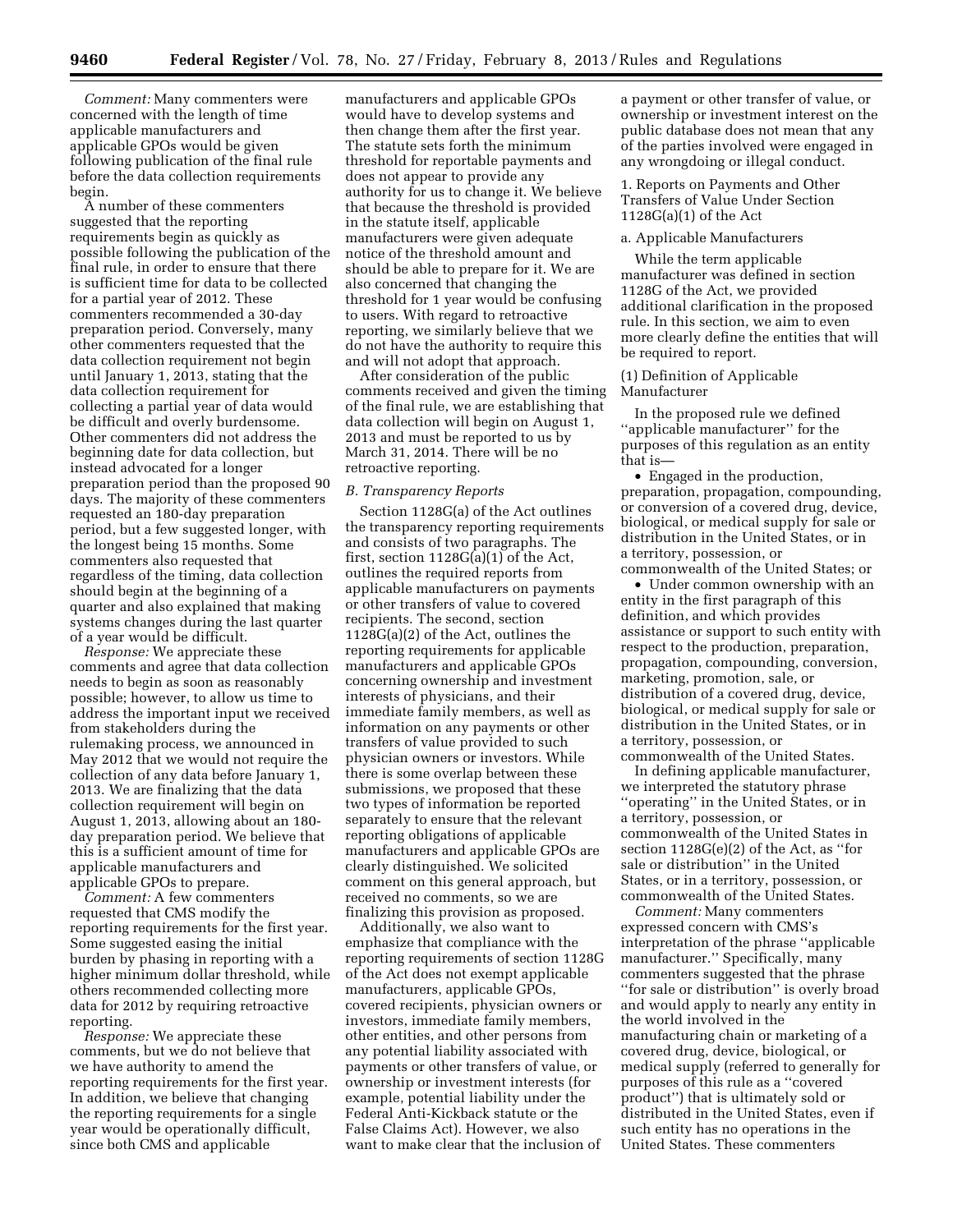*Comment:* Many commenters were concerned with the length of time applicable manufacturers and applicable GPOs would be given following publication of the final rule before the data collection requirements begin.

A number of these commenters suggested that the reporting requirements begin as quickly as possible following the publication of the final rule, in order to ensure that there is sufficient time for data to be collected for a partial year of 2012. These commenters recommended a 30-day preparation period. Conversely, many other commenters requested that the data collection requirement not begin until January 1, 2013, stating that the data collection requirement for collecting a partial year of data would be difficult and overly burdensome. Other commenters did not address the beginning date for data collection, but instead advocated for a longer preparation period than the proposed 90 days. The majority of these commenters requested an 180-day preparation period, but a few suggested longer, with the longest being 15 months. Some commenters also requested that regardless of the timing, data collection should begin at the beginning of a quarter and also explained that making systems changes during the last quarter of a year would be difficult.

*Response:* We appreciate these comments and agree that data collection needs to begin as soon as reasonably possible; however, to allow us time to address the important input we received from stakeholders during the rulemaking process, we announced in May 2012 that we would not require the collection of any data before January 1, 2013. We are finalizing that the data collection requirement will begin on August 1, 2013, allowing about an 180-day preparation period. We believe that this is a sufficient amount of time for applicable manufacturers and applicable GPOs to prepare.

*Comment:* A few commenters requested that CMS modify the reporting requirements for the first year. Some suggested easing the initial burden by phasing in reporting with a higher minimum dollar threshold, while others recommended collecting more data for 2012 by requiring retroactive reporting.

*Response:* We appreciate these comments, but we do not believe that we have authority to amend the reporting requirements for the first year. In addition, we believe that changing the reporting requirements for a single year would be operationally difficult, since both CMS and applicable manufacturers and applicable GPOs would have to develop systems and then change them after the first year. The statute sets forth the minimum threshold for reportable payments and does not appear to provide any authority for us to change it. We believe that because the threshold is provided in the statute itself, applicable manufacturers were given adequate notice of the threshold amount and should be able to prepare for it. We are also concerned that changing the threshold for 1 year would be confusing to users. With regard to retroactive reporting, we similarly believe that we do not have the authority to require this and will not adopt that approach.

After consideration of the public comments received and given the timing of the final rule, we are establishing that data collection will begin on August 1, 2013 and must be reported to us by March 31, 2014. There will be no retroactive reporting.

### *B. Transparency Reports*

Section 1128G(a) of the Act outlines the transparency reporting requirements and consists of two paragraphs. The first, section 1128G(a)(1) of the Act, outlines the required reports from applicable manufacturers on payments or other transfers of value to covered recipients. The second, section 1128G(a)(2) of the Act, outlines the reporting requirements for applicable manufacturers and applicable GPOs concerning ownership and investment interests of physicians, and their immediate family members, as well as information on any payments or other transfers of value provided to such physician owners or investors. While there is some overlap between these submissions, we proposed that these two types of information be reported separately to ensure that the relevant reporting obligations of applicable manufacturers and applicable GPOs are clearly distinguished. We solicited comment on this general approach, but received no comments, so we are finalizing this provision as proposed.

Additionally, we also want to emphasize that compliance with the reporting requirements of section 1128G of the Act does not exempt applicable manufacturers, applicable GPOs, covered recipients, physician owners or investors, immediate family members, other entities, and other persons from any potential liability associated with payments or other transfers of value, or ownership or investment interests (for example, potential liability under the Federal Anti-Kickback statute or the False Claims Act). However, we also want to make clear that the inclusion of a payment or other transfer of value, or ownership or investment interest on the public database does not mean that any of the parties involved were engaged in any wrongdoing or illegal conduct.

#### 1. Reports on Payments and Other Transfers of Value Under Section 1128G(a)(1) of the Act

##### a. Applicable Manufacturers

While the term applicable manufacturer was defined in section 1128G of the Act, we provided additional clarification in the proposed rule. In this section, we aim to even more clearly define the entities that will be required to report.

##### (1) Definition of Applicable Manufacturer

In the proposed rule we defined ''applicable manufacturer'' for the purposes of this regulation as an entity that is—

- Engaged in the production, preparation, propagation, compounding, or conversion of a covered drug, device, biological, or medical supply for sale or distribution in the United States, or in a territory, possession, or commonwealth of the United States; or
- Under common ownership with an entity in the first paragraph of this definition, and which provides assistance or support to such entity with respect to the production, preparation, propagation, compounding, conversion, marketing, promotion, sale, or distribution of a covered drug, device, biological, or medical supply for sale or distribution in the United States, or in a territory, possession, or commonwealth of the United States.

In defining applicable manufacturer, we interpreted the statutory phrase ''operating'' in the United States, or in a territory, possession, or commonwealth of the United States in section 1128G(e)(2) of the Act, as ''for sale or distribution'' in the United States, or in a territory, possession, or commonwealth of the United States.

*Comment:* Many commenters expressed concern with CMS's interpretation of the phrase ''applicable manufacturer.'' Specifically, many commenters suggested that the phrase ''for sale or distribution'' is overly broad and would apply to nearly any entity in the world involved in the manufacturing chain or marketing of a covered drug, device, biological, or medical supply (referred to generally for purposes of this rule as a ''covered product'') that is ultimately sold or distributed in the United States, even if such entity has no operations in the United States. These commenters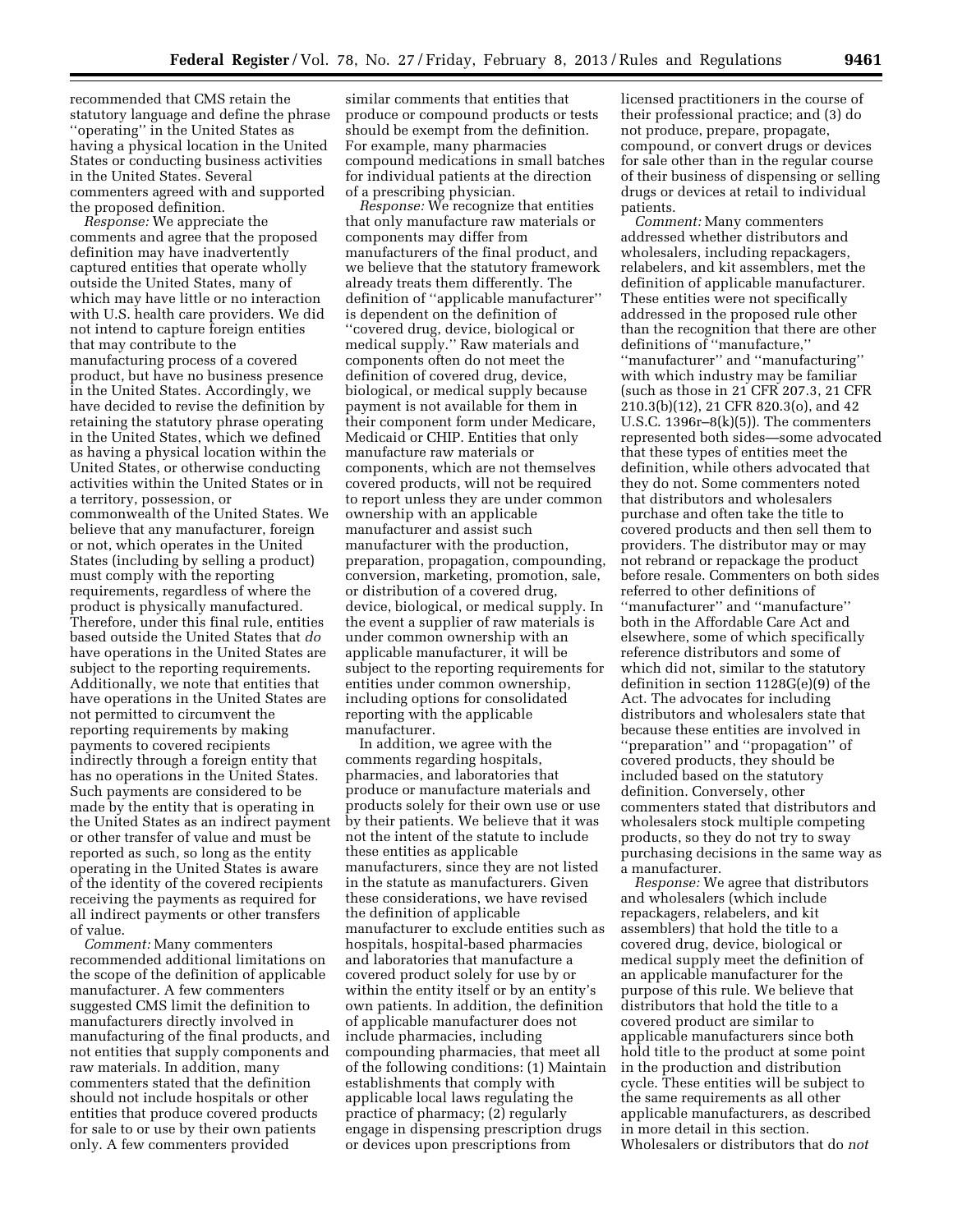recommended that CMS retain the statutory language and define the phrase ''operating'' in the United States as having a physical location in the United States or conducting business activities in the United States. Several commenters agreed with and supported the proposed definition.

*Response:* We appreciate the comments and agree that the proposed definition may have inadvertently captured entities that operate wholly outside the United States, many of which may have little or no interaction with U.S. health care providers. We did not intend to capture foreign entities that may contribute to the manufacturing process of a covered product, but have no business presence in the United States. Accordingly, we have decided to revise the definition by retaining the statutory phrase operating in the United States, which we defined as having a physical location within the United States, or otherwise conducting activities within the United States or in a territory, possession, or commonwealth of the United States. We believe that any manufacturer, foreign or not, which operates in the United States (including by selling a product) must comply with the reporting requirements, regardless of where the product is physically manufactured. Therefore, under this final rule, entities based outside the United States that *do* have operations in the United States are subject to the reporting requirements. Additionally, we note that entities that have operations in the United States are not permitted to circumvent the reporting requirements by making payments to covered recipients indirectly through a foreign entity that has no operations in the United States. Such payments are considered to be made by the entity that is operating in the United States as an indirect payment or other transfer of value and must be reported as such, so long as the entity operating in the United States is aware of the identity of the covered recipients receiving the payments as required for all indirect payments or other transfers of value.

*Comment:* Many commenters recommended additional limitations on the scope of the definition of applicable manufacturer. A few commenters suggested CMS limit the definition to manufacturers directly involved in manufacturing of the final products, and not entities that supply components and raw materials. In addition, many commenters stated that the definition should not include hospitals or other entities that produce covered products for sale to or use by their own patients only. A few commenters provided similar comments that entities that produce or compound products or tests should be exempt from the definition. For example, many pharmacies compound medications in small batches for individual patients at the direction of a prescribing physician.

*Response:* We recognize that entities that only manufacture raw materials or components may differ from manufacturers of the final product, and we believe that the statutory framework already treats them differently. The definition of ''applicable manufacturer'' is dependent on the definition of ''covered drug, device, biological or medical supply.'' Raw materials and components often do not meet the definition of covered drug, device, biological, or medical supply because payment is not available for them in their component form under Medicare, Medicaid or CHIP. Entities that only manufacture raw materials or components, which are not themselves covered products, will not be required to report unless they are under common ownership with an applicable manufacturer and assist such manufacturer with the production, preparation, propagation, compounding, conversion, marketing, promotion, sale, or distribution of a covered drug, device, biological, or medical supply. In the event a supplier of raw materials is under common ownership with an applicable manufacturer, it will be subject to the reporting requirements for entities under common ownership, including options for consolidated reporting with the applicable manufacturer.

In addition, we agree with the comments regarding hospitals, pharmacies, and laboratories that produce or manufacture materials and products solely for their own use or use by their patients. We believe that it was not the intent of the statute to include these entities as applicable manufacturers, since they are not listed in the statute as manufacturers. Given these considerations, we have revised the definition of applicable manufacturer to exclude entities such as hospitals, hospital-based pharmacies and laboratories that manufacture a covered product solely for use by or within the entity itself or by an entity's own patients. In addition, the definition of applicable manufacturer does not include pharmacies, including compounding pharmacies, that meet all of the following conditions: (1) Maintain establishments that comply with applicable local laws regulating the practice of pharmacy; (2) regularly engage in dispensing prescription drugs or devices upon prescriptions from licensed practitioners in the course of their professional practice; and (3) do not produce, prepare, propagate, compound, or convert drugs or devices for sale other than in the regular course of their business of dispensing or selling drugs or devices at retail to individual patients.

*Comment:* Many commenters addressed whether distributors and wholesalers, including repackagers, relabelers, and kit assemblers, met the definition of applicable manufacturer. These entities were not specifically addressed in the proposed rule other than the recognition that there are other definitions of ''manufacture,'' ''manufacturer'' and ''manufacturing'' with which industry may be familiar (such as those in 21 CFR 207.3, 21 CFR 210.3(b)(12), 21 CFR 820.3(o), and 42 U.S.C. 1396r–8(k)(5)). The commenters represented both sides—some advocated that these types of entities meet the definition, while others advocated that they do not. Some commenters noted that distributors and wholesalers purchase and often take the title to covered products and then sell them to providers. The distributor may or may not rebrand or repackage the product before resale. Commenters on both sides referred to other definitions of ''manufacturer'' and ''manufacture'' both in the Affordable Care Act and elsewhere, some of which specifically reference distributors and some of which did not, similar to the statutory definition in section 1128G(e)(9) of the Act. The advocates for including distributors and wholesalers state that because these entities are involved in ''preparation'' and ''propagation'' of covered products, they should be included based on the statutory definition. Conversely, other commenters stated that distributors and wholesalers stock multiple competing products, so they do not try to sway purchasing decisions in the same way as a manufacturer.

*Response:* We agree that distributors and wholesalers (which include repackagers, relabelers, and kit assemblers) that hold the title to a covered drug, device, biological or medical supply meet the definition of an applicable manufacturer for the purpose of this rule. We believe that distributors that hold the title to a covered product are similar to applicable manufacturers since both hold title to the product at some point in the production and distribution cycle. These entities will be subject to the same requirements as all other applicable manufacturers, as described in more detail in this section. Wholesalers or distributors that do *not*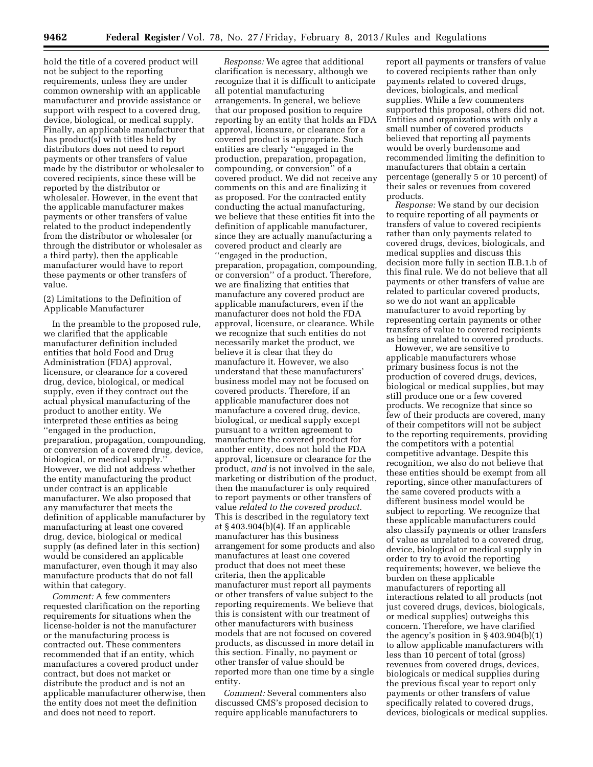hold the title of a covered product will not be subject to the reporting requirements, unless they are under common ownership with an applicable manufacturer and provide assistance or support with respect to a covered drug, device, biological, or medical supply. Finally, an applicable manufacturer that has product(s) with titles held by distributors does not need to report payments or other transfers of value made by the distributor or wholesaler to covered recipients, since these will be reported by the distributor or wholesaler. However, in the event that the applicable manufacturer makes payments or other transfers of value related to the product independently from the distributor or wholesaler (or through the distributor or wholesaler as a third party), then the applicable manufacturer would have to report these payments or other transfers of value.

(2) Limitations to the Definition of Applicable Manufacturer

In the preamble to the proposed rule, we clarified that the applicable manufacturer definition included entities that hold Food and Drug Administration (FDA) approval, licensure, or clearance for a covered drug, device, biological, or medical supply, even if they contract out the actual physical manufacturing of the product to another entity. We interpreted these entities as being ''engaged in the production, preparation, propagation, compounding, or conversion of a covered drug, device, biological, or medical supply.'' However, we did not address whether the entity manufacturing the product under contract is an applicable manufacturer. We also proposed that any manufacturer that meets the definition of applicable manufacturer by manufacturing at least one covered drug, device, biological or medical supply (as defined later in this section) would be considered an applicable manufacturer, even though it may also manufacture products that do not fall within that category.

*Comment:* A few commenters requested clarification on the reporting requirements for situations when the license-holder is not the manufacturer or the manufacturing process is contracted out. These commenters recommended that if an entity, which manufactures a covered product under contract, but does not market or distribute the product and is not an applicable manufacturer otherwise, then the entity does not meet the definition and does not need to report.

*Response:* We agree that additional clarification is necessary, although we recognize that it is difficult to anticipate all potential manufacturing arrangements. In general, we believe that our proposed position to require reporting by an entity that holds an FDA approval, licensure, or clearance for a covered product is appropriate. Such entities are clearly ''engaged in the production, preparation, propagation, compounding, or conversion'' of a covered product. We did not receive any comments on this and are finalizing it as proposed. For the contracted entity conducting the actual manufacturing, we believe that these entities fit into the definition of applicable manufacturer, since they are actually manufacturing a covered product and clearly are ''engaged in the production, preparation, propagation, compounding, or conversion'' of a product. Therefore, we are finalizing that entities that manufacture any covered product are applicable manufacturers, even if the manufacturer does not hold the FDA approval, licensure, or clearance. While we recognize that such entities do not necessarily market the product, we believe it is clear that they do manufacture it. However, we also understand that these manufacturers' business model may not be focused on covered products. Therefore, if an applicable manufacturer does not manufacture a covered drug, device, biological, or medical supply except pursuant to a written agreement to manufacture the covered product for another entity, does not hold the FDA approval, licensure or clearance for the product, *and* is not involved in the sale, marketing or distribution of the product, then the manufacturer is only required to report payments or other transfers of value *related to the covered product.* This is described in the regulatory text at § 403.904(b)(4). If an applicable manufacturer has this business arrangement for some products and also manufactures at least one covered product that does not meet these criteria, then the applicable manufacturer must report all payments or other transfers of value subject to the reporting requirements. We believe that this is consistent with our treatment of other manufacturers with business models that are not focused on covered products, as discussed in more detail in this section. Finally, no payment or other transfer of value should be reported more than one time by a single entity.

*Comment:* Several commenters also discussed CMS's proposed decision to require applicable manufacturers to report all payments or transfers of value to covered recipients rather than only payments related to covered drugs, devices, biologicals, and medical supplies. While a few commenters supported this proposal, others did not. Entities and organizations with only a small number of covered products believed that reporting all payments would be overly burdensome and recommended limiting the definition to manufacturers that obtain a certain percentage (generally 5 or 10 percent) of their sales or revenues from covered products.

*Response:* We stand by our decision to require reporting of all payments or transfers of value to covered recipients rather than only payments related to covered drugs, devices, biologicals, and medical supplies and discuss this decision more fully in section II.B.1.b of this final rule. We do not believe that all payments or other transfers of value are related to particular covered products, so we do not want an applicable manufacturer to avoid reporting by representing certain payments or other transfers of value to covered recipients as being unrelated to covered products.

However, we are sensitive to applicable manufacturers whose primary business focus is not the production of covered drugs, devices, biological or medical supplies, but may still produce one or a few covered products. We recognize that since so few of their products are covered, many of their competitors will not be subject to the reporting requirements, providing the competitors with a potential competitive advantage. Despite this recognition, we also do not believe that these entities should be exempt from all reporting, since other manufacturers of the same covered products with a different business model would be subject to reporting. We recognize that these applicable manufacturers could also classify payments or other transfers of value as unrelated to a covered drug, device, biological or medical supply in order to try to avoid the reporting requirements; however, we believe the burden on these applicable manufacturers of reporting all interactions related to all products (not just covered drugs, devices, biologicals, or medical supplies) outweighs this concern. Therefore, we have clarified the agency's position in § 403.904(b)(1) to allow applicable manufacturers with less than 10 percent of total (gross) revenues from covered drugs, devices, biologicals or medical supplies during the previous fiscal year to report only payments or other transfers of value specifically related to covered drugs, devices, biologicals or medical supplies.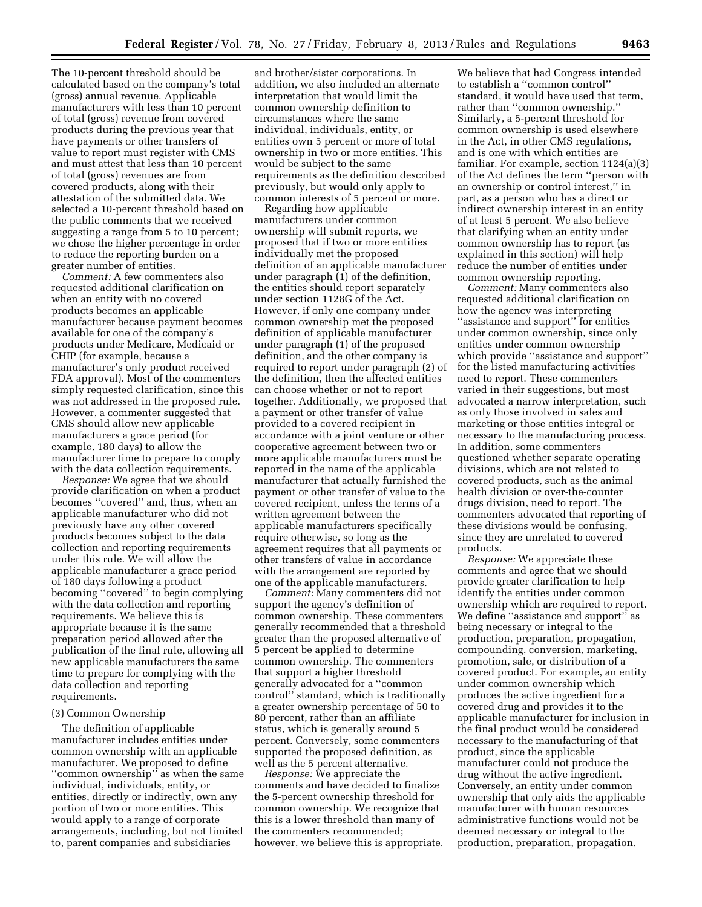The 10-percent threshold should be calculated based on the company's total (gross) annual revenue. Applicable manufacturers with less than 10 percent of total (gross) revenue from covered products during the previous year that have payments or other transfers of value to report must register with CMS and must attest that less than 10 percent of total (gross) revenues are from covered products, along with their attestation of the submitted data. We selected a 10-percent threshold based on the public comments that we received suggesting a range from 5 to 10 percent; we chose the higher percentage in order to reduce the reporting burden on a greater number of entities.

*Comment:* A few commenters also requested additional clarification on when an entity with no covered products becomes an applicable manufacturer because payment becomes available for one of the company's products under Medicare, Medicaid or CHIP (for example, because a manufacturer's only product received FDA approval). Most of the commenters simply requested clarification, since this was not addressed in the proposed rule. However, a commenter suggested that CMS should allow new applicable manufacturers a grace period (for example, 180 days) to allow the manufacturer time to prepare to comply with the data collection requirements.

*Response:* We agree that we should provide clarification on when a product becomes "covered" and, thus, when an applicable manufacturer who did not previously have any other covered products becomes subject to the data collection and reporting requirements under this rule. We will allow the applicable manufacturer a grace period of 180 days following a product becoming "covered" to begin complying with the data collection and reporting requirements. We believe this is appropriate because it is the same preparation period allowed after the publication of the final rule, allowing all new applicable manufacturers the same time to prepare for complying with the data collection and reporting requirements.

### (3) Common Ownership

The definition of applicable manufacturer includes entities under common ownership with an applicable manufacturer. We proposed to define "common ownership" as when the same individual, individuals, entity, or entities, directly or indirectly, own any portion of two or more entities. This would apply to a range of corporate arrangements, including, but not limited to, parent companies and subsidiaries and brother/sister corporations. In addition, we also included an alternate interpretation that would limit the common ownership definition to circumstances where the same individual, individuals, entity, or entities own 5 percent or more of total ownership in two or more entities. This would be subject to the same requirements as the definition described previously, but would only apply to common interests of 5 percent or more.

Regarding how applicable manufacturers under common ownership will submit reports, we proposed that if two or more entities individually met the proposed definition of an applicable manufacturer under paragraph (1) of the definition, the entities should report separately under section 1128G of the Act. However, if only one company under common ownership met the proposed definition of applicable manufacturer under paragraph (1) of the proposed definition, and the other company is required to report under paragraph (2) of the definition, then the affected entities can choose whether or not to report together. Additionally, we proposed that a payment or other transfer of value provided to a covered recipient in accordance with a joint venture or other cooperative agreement between two or more applicable manufacturers must be reported in the name of the applicable manufacturer that actually furnished the payment or other transfer of value to the covered recipient, unless the terms of a written agreement between the applicable manufacturers specifically require otherwise, so long as the agreement requires that all payments or other transfers of value in accordance with the arrangement are reported by one of the applicable manufacturers.

*Comment:* Many commenters did not support the agency's definition of common ownership. These commenters generally recommended that a threshold greater than the proposed alternative of 5 percent be applied to determine common ownership. The commenters that support a higher threshold generally advocated for a "common control" standard, which is traditionally a greater ownership percentage of 50 to 80 percent, rather than an affiliate status, which is generally around 5 percent. Conversely, some commenters supported the proposed definition, as well as the 5 percent alternative.

*Response:* We appreciate the comments and have decided to finalize the 5-percent ownership threshold for common ownership. We recognize that this is a lower threshold than many of the commenters recommended; however, we believe this is appropriate. We believe that had Congress intended to establish a "common control" standard, it would have used that term, rather than "common ownership." Similarly, a 5-percent threshold for common ownership is used elsewhere in the Act, in other CMS regulations, and is one with which entities are familiar. For example, section 1124(a)(3) of the Act defines the term "person with an ownership or control interest," in part, as a person who has a direct or indirect ownership interest in an entity of at least 5 percent. We also believe that clarifying when an entity under common ownership has to report (as explained in this section) will help reduce the number of entities under common ownership reporting.

*Comment:* Many commenters also requested additional clarification on how the agency was interpreting "assistance and support" for entities under common ownership, since only entities under common ownership which provide "assistance and support" for the listed manufacturing activities need to report. These commenters varied in their suggestions, but most advocated a narrow interpretation, such as only those involved in sales and marketing or those entities integral or necessary to the manufacturing process. In addition, some commenters questioned whether separate operating divisions, which are not related to covered products, such as the animal health division or over-the-counter drugs division, need to report. The commenters advocated that reporting of these divisions would be confusing, since they are unrelated to covered products.

*Response:* We appreciate these comments and agree that we should provide greater clarification to help identify the entities under common ownership which are required to report. We define "assistance and support" as being necessary or integral to the production, preparation, propagation, compounding, conversion, marketing, promotion, sale, or distribution of a covered product. For example, an entity under common ownership which produces the active ingredient for a covered drug and provides it to the applicable manufacturer for inclusion in the final product would be considered necessary to the manufacturing of that product, since the applicable manufacturer could not produce the drug without the active ingredient. Conversely, an entity under common ownership that only aids the applicable manufacturer with human resources administrative functions would not be deemed necessary or integral to the production, preparation, propagation,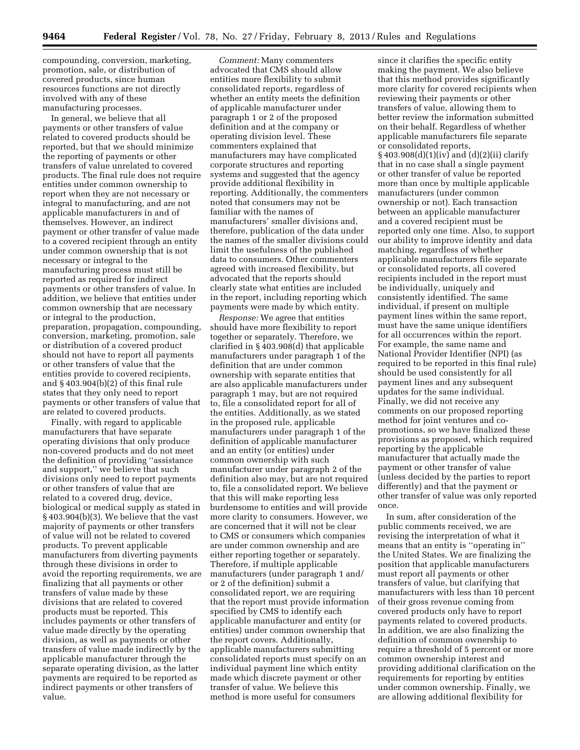compounding, conversion, marketing, promotion, sale, or distribution of covered products, since human resources functions are not directly involved with any of these manufacturing processes.

In general, we believe that all payments or other transfers of value related to covered products should be reported, but that we should minimize the reporting of payments or other transfers of value unrelated to covered products. The final rule does not require entities under common ownership to report when they are not necessary or integral to manufacturing, and are not applicable manufacturers in and of themselves. However, an indirect payment or other transfer of value made to a covered recipient through an entity under common ownership that is not necessary or integral to the manufacturing process must still be reported as required for indirect payments or other transfers of value. In addition, we believe that entities under common ownership that are necessary or integral to the production, preparation, propagation, compounding, conversion, marketing, promotion, sale or distribution of a covered product should not have to report all payments or other transfers of value that the entities provide to covered recipients, and § 403.904(b)(2) of this final rule states that they only need to report payments or other transfers of value that are related to covered products.

Finally, with regard to applicable manufacturers that have separate operating divisions that only produce non-covered products and do not meet the definition of providing "assistance and support," we believe that such divisions only need to report payments or other transfers of value that are related to a covered drug, device, biological or medical supply as stated in § 403.904(b)(3). We believe that the vast majority of payments or other transfers of value will not be related to covered products. To prevent applicable manufacturers from diverting payments through these divisions in order to avoid the reporting requirements, we are finalizing that all payments or other transfers of value made by these divisions that are related to covered products must be reported. This includes payments or other transfers of value made directly by the operating division, as well as payments or other transfers of value made indirectly by the applicable manufacturer through the separate operating division, as the latter payments are required to be reported as indirect payments or other transfers of value.

*Comment:* Many commenters advocated that CMS should allow entities more flexibility to submit consolidated reports, regardless of whether an entity meets the definition of applicable manufacturer under paragraph 1 or 2 of the proposed definition and at the company or operating division level. These commenters explained that manufacturers may have complicated corporate structures and reporting systems and suggested that the agency provide additional flexibility in reporting. Additionally, the commenters noted that consumers may not be familiar with the names of manufacturers' smaller divisions and, therefore, publication of the data under the names of the smaller divisions could limit the usefulness of the published data to consumers. Other commenters agreed with increased flexibility, but advocated that the reports should clearly state what entities are included in the report, including reporting which payments were made by which entity.

*Response:* We agree that entities should have more flexibility to report together or separately. Therefore, we clarified in § 403.908(d) that applicable manufacturers under paragraph 1 of the definition that are under common ownership with separate entities that are also applicable manufacturers under paragraph 1 may, but are not required to, file a consolidated report for all of the entities. Additionally, as we stated in the proposed rule, applicable manufacturers under paragraph 1 of the definition of applicable manufacturer and an entity (or entities) under common ownership with such manufacturer under paragraph 2 of the definition also may, but are not required to, file a consolidated report. We believe that this will make reporting less burdensome to entities and will provide more clarity to consumers. However, we are concerned that it will not be clear to CMS or consumers which companies are under common ownership and are either reporting together or separately. Therefore, if multiple applicable manufacturers (under paragraph 1 and/or 2 of the definition) submit a consolidated report, we are requiring that the report must provide information specified by CMS to identify each applicable manufacturer and entity (or entities) under common ownership that the report covers. Additionally, applicable manufacturers submitting consolidated reports must specify on an individual payment line which entity made which discrete payment or other transfer of value. We believe this method is more useful for consumers since it clarifies the specific entity making the payment. We also believe that this method provides significantly more clarity for covered recipients when reviewing their payments or other transfers of value, allowing them to better review the information submitted on their behalf. Regardless of whether applicable manufacturers file separate or consolidated reports, § 403.908(d)(1)(iv) and (d)(2)(ii) clarify that in no case shall a single payment or other transfer of value be reported more than once by multiple applicable manufacturers (under common ownership or not). Each transaction between an applicable manufacturer and a covered recipient must be reported only one time. Also, to support our ability to improve identity and data matching, regardless of whether applicable manufacturers file separate or consolidated reports, all covered recipients included in the report must be individually, uniquely and consistently identified. The same individual, if present on multiple payment lines within the same report, must have the same unique identifiers for all occurrences within the report. For example, the same name and National Provider Identifier (NPI) (as required to be reported in this final rule) should be used consistently for all payment lines and any subsequent updates for the same individual. Finally, we did not receive any comments on our proposed reporting method for joint ventures and co-promotions, so we have finalized these provisions as proposed, which required reporting by the applicable manufacturer that actually made the payment or other transfer of value (unless decided by the parties to report differently) and that the payment or other transfer of value was only reported once.

In sum, after consideration of the public comments received, we are revising the interpretation of what it means that an entity is "operating in" the United States. We are finalizing the position that applicable manufacturers must report all payments or other transfers of value, but clarifying that manufacturers with less than 10 percent of their gross revenue coming from covered products only have to report payments related to covered products. In addition, we are also finalizing the definition of common ownership to require a threshold of 5 percent or more common ownership interest and providing additional clarification on the requirements for reporting by entities under common ownership. Finally, we are allowing additional flexibility for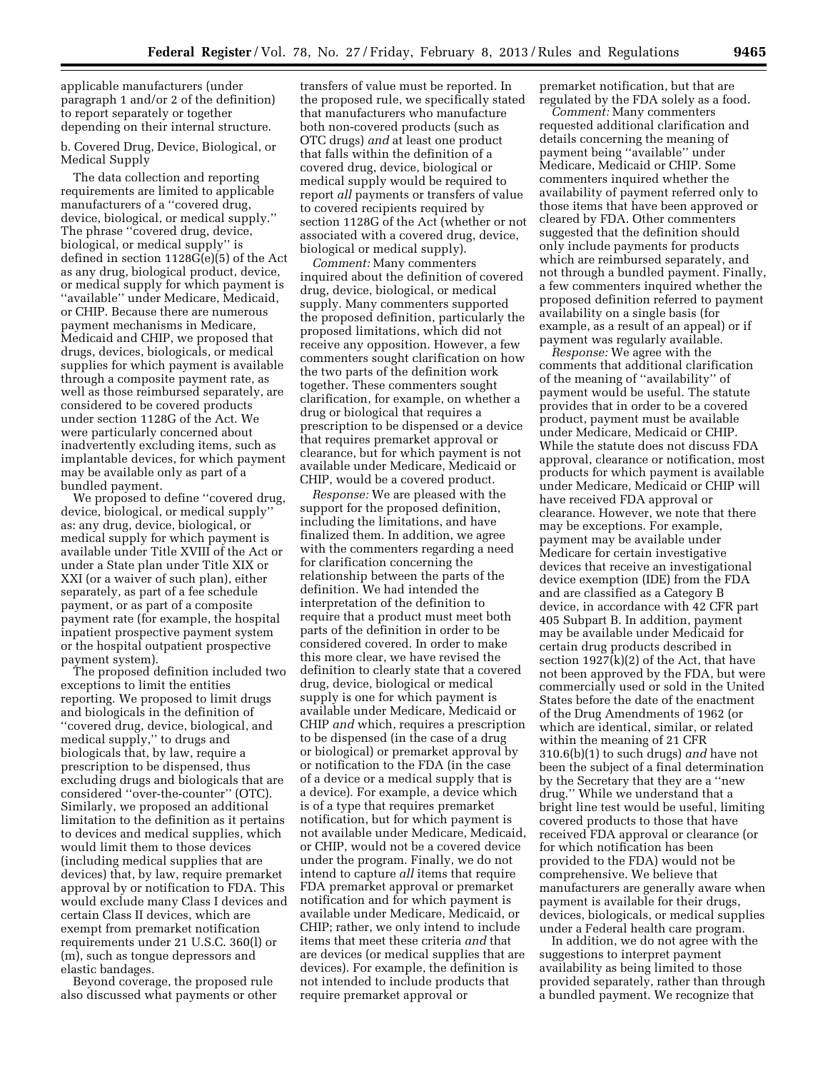applicable manufacturers (under paragraph 1 and/or 2 of the definition) to report separately or together depending on their internal structure.

b. Covered Drug, Device, Biological, or Medical Supply

The data collection and reporting requirements are limited to applicable manufacturers of a ''covered drug, device, biological, or medical supply.'' The phrase ''covered drug, device, biological, or medical supply'' is defined in section 1128G(e)(5) of the Act as any drug, biological product, device, or medical supply for which payment is ''available'' under Medicare, Medicaid, or CHIP. Because there are numerous payment mechanisms in Medicare, Medicaid and CHIP, we proposed that drugs, devices, biologicals, or medical supplies for which payment is available through a composite payment rate, as well as those reimbursed separately, are considered to be covered products under section 1128G of the Act. We were particularly concerned about inadvertently excluding items, such as implantable devices, for which payment may be available only as part of a bundled payment.

We proposed to define ''covered drug, device, biological, or medical supply'' as: any drug, device, biological, or medical supply for which payment is available under Title XVIII of the Act or under a State plan under Title XIX or XXI (or a waiver of such plan), either separately, as part of a fee schedule payment, or as part of a composite payment rate (for example, the hospital inpatient prospective payment system or the hospital outpatient prospective payment system).

The proposed definition included two exceptions to limit the entities reporting. We proposed to limit drugs and biologicals in the definition of ''covered drug, device, biological, and medical supply,'' to drugs and biologicals that, by law, require a prescription to be dispensed, thus excluding drugs and biologicals that are considered ''over-the-counter'' (OTC). Similarly, we proposed an additional limitation to the definition as it pertains to devices and medical supplies, which would limit them to those devices (including medical supplies that are devices) that, by law, require premarket approval by or notification to FDA. This would exclude many Class I devices and certain Class II devices, which are exempt from premarket notification requirements under 21 U.S.C. 360(l) or (m), such as tongue depressors and elastic bandages.

Beyond coverage, the proposed rule also discussed what payments or other transfers of value must be reported. In the proposed rule, we specifically stated that manufacturers who manufacture both non-covered products (such as OTC drugs) *and* at least one product that falls within the definition of a covered drug, device, biological or medical supply would be required to report *all* payments or transfers of value to covered recipients required by section 1128G of the Act (whether or not associated with a covered drug, device, biological or medical supply).

*Comment:* Many commenters inquired about the definition of covered drug, device, biological, or medical supply. Many commenters supported the proposed definition, particularly the proposed limitations, which did not receive any opposition. However, a few commenters sought clarification on how the two parts of the definition work together. These commenters sought clarification, for example, on whether a drug or biological that requires a prescription to be dispensed or a device that requires premarket approval or clearance, but for which payment is not available under Medicare, Medicaid or CHIP, would be a covered product.

*Response:* We are pleased with the support for the proposed definition, including the limitations, and have finalized them. In addition, we agree with the commenters regarding a need for clarification concerning the relationship between the parts of the definition. We had intended the interpretation of the definition to require that a product must meet both parts of the definition in order to be considered covered. In order to make this more clear, we have revised the definition to clearly state that a covered drug, device, biological or medical supply is one for which payment is available under Medicare, Medicaid or CHIP *and* which, requires a prescription to be dispensed (in the case of a drug or biological) or premarket approval by or notification to the FDA (in the case of a device or a medical supply that is a device). For example, a device which is of a type that requires premarket notification, but for which payment is not available under Medicare, Medicaid, or CHIP, would not be a covered device under the program. Finally, we do not intend to capture *all* items that require FDA premarket approval or premarket notification and for which payment is available under Medicare, Medicaid, or CHIP; rather, we only intend to include items that meet these criteria *and* that are devices (or medical supplies that are devices). For example, the definition is not intended to include products that require premarket approval or premarket notification, but that are regulated by the FDA solely as a food.

*Comment:* Many commenters requested additional clarification and details concerning the meaning of payment being ''available'' under Medicare, Medicaid or CHIP. Some commenters inquired whether the availability of payment referred only to those items that have been approved or cleared by FDA. Other commenters suggested that the definition should only include payments for products which are reimbursed separately, and not through a bundled payment. Finally, a few commenters inquired whether the proposed definition referred to payment availability on a single basis (for example, as a result of an appeal) or if payment was regularly available.

*Response:* We agree with the comments that additional clarification of the meaning of ''availability'' of payment would be useful. The statute provides that in order to be a covered product, payment must be available under Medicare, Medicaid or CHIP. While the statute does not discuss FDA approval, clearance or notification, most products for which payment is available under Medicare, Medicaid or CHIP will have received FDA approval or clearance. However, we note that there may be exceptions. For example, payment may be available under Medicare for certain investigative devices that receive an investigational device exemption (IDE) from the FDA and are classified as a Category B device, in accordance with 42 CFR part 405 Subpart B. In addition, payment may be available under Medicaid for certain drug products described in section 1927(k)(2) of the Act, that have not been approved by the FDA, but were commercially used or sold in the United States before the date of the enactment of the Drug Amendments of 1962 (or which are identical, similar, or related within the meaning of 21 CFR 310.6(b)(1) to such drugs) *and* have not been the subject of a final determination by the Secretary that they are a ''new drug.'' While we understand that a bright line test would be useful, limiting covered products to those that have received FDA approval or clearance (or for which notification has been provided to the FDA) would not be comprehensive. We believe that manufacturers are generally aware when payment is available for their drugs, devices, biologicals, or medical supplies under a Federal health care program.

In addition, we do not agree with the suggestions to interpret payment availability as being limited to those provided separately, rather than through a bundled payment. We recognize that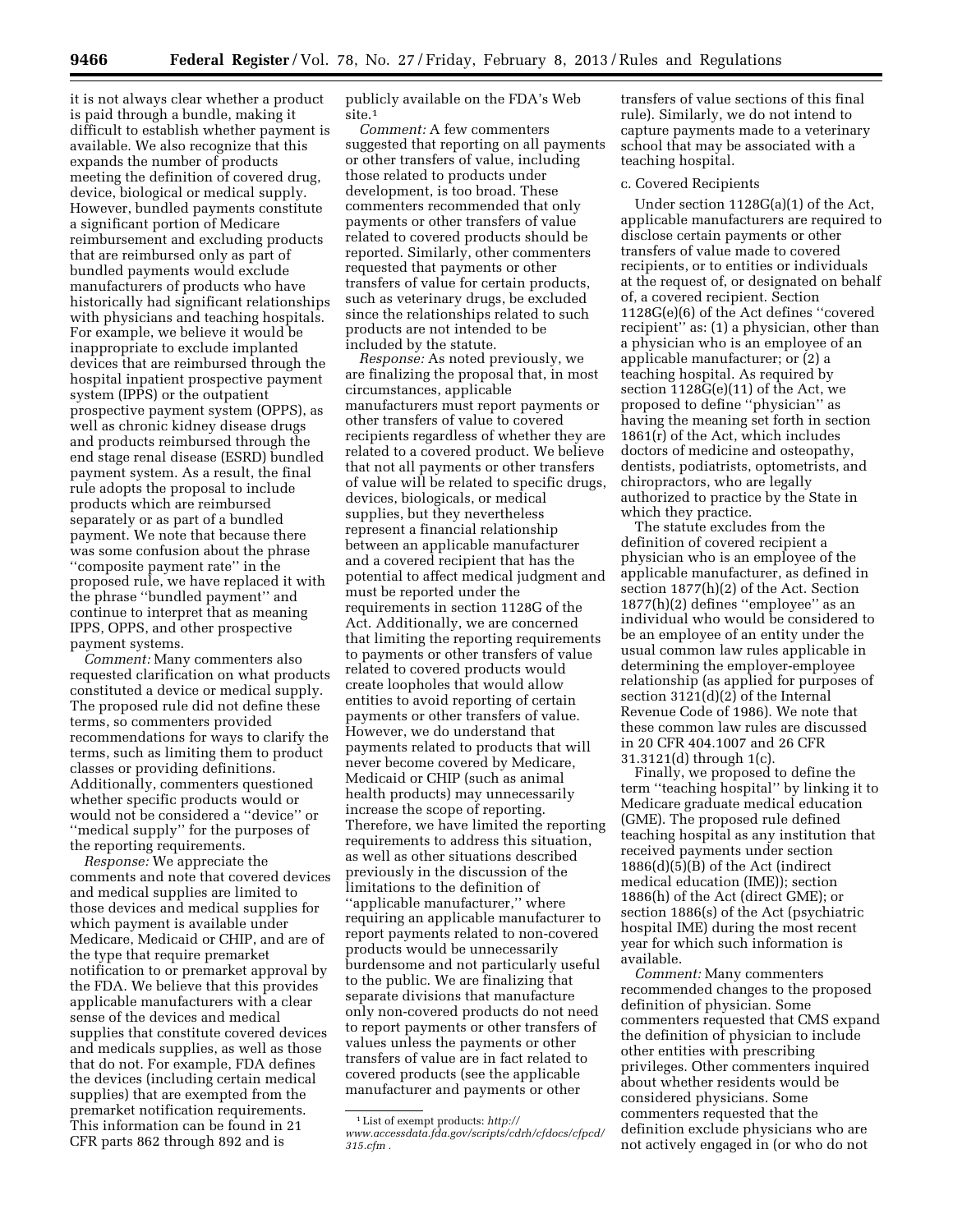it is not always clear whether a product is paid through a bundle, making it difficult to establish whether payment is available. We also recognize that this expands the number of products meeting the definition of covered drug, device, biological or medical supply. However, bundled payments constitute a significant portion of Medicare reimbursement and excluding products that are reimbursed only as part of bundled payments would exclude manufacturers of products who have historically had significant relationships with physicians and teaching hospitals. For example, we believe it would be inappropriate to exclude implanted devices that are reimbursed through the hospital inpatient prospective payment system (IPPS) or the outpatient prospective payment system (OPPS), as well as chronic kidney disease drugs and products reimbursed through the end stage renal disease (ESRD) bundled payment system. As a result, the final rule adopts the proposal to include products which are reimbursed separately or as part of a bundled payment. We note that because there was some confusion about the phrase ''composite payment rate'' in the proposed rule, we have replaced it with the phrase ''bundled payment'' and continue to interpret that as meaning IPPS, OPPS, and other prospective payment systems.

*Comment:* Many commenters also requested clarification on what products constituted a device or medical supply. The proposed rule did not define these terms, so commenters provided recommendations for ways to clarify the terms, such as limiting them to product classes or providing definitions. Additionally, commenters questioned whether specific products would or would not be considered a ''device'' or ''medical supply'' for the purposes of the reporting requirements.

*Response:* We appreciate the comments and note that covered devices and medical supplies are limited to those devices and medical supplies for which payment is available under Medicare, Medicaid or CHIP, and are of the type that require premarket notification to or premarket approval by the FDA. We believe that this provides applicable manufacturers with a clear sense of the devices and medical supplies that constitute covered devices and medicals supplies, as well as those that do not. For example, FDA defines the devices (including certain medical supplies) that are exempted from the premarket notification requirements. This information can be found in 21 CFR parts 862 through 892 and is publicly available on the FDA's Web site.[1]

*Comment:* A few commenters suggested that reporting on all payments or other transfers of value, including those related to products under development, is too broad. These commenters recommended that only payments or other transfers of value related to covered products should be reported. Similarly, other commenters requested that payments or other transfers of value for certain products, such as veterinary drugs, be excluded since the relationships related to such products are not intended to be included by the statute.

*Response:* As noted previously, we are finalizing the proposal that, in most circumstances, applicable manufacturers must report payments or other transfers of value to covered recipients regardless of whether they are related to a covered product. We believe that not all payments or other transfers of value will be related to specific drugs, devices, biologicals, or medical supplies, but they nevertheless represent a financial relationship between an applicable manufacturer and a covered recipient that has the potential to affect medical judgment and must be reported under the requirements in section 1128G of the Act. Additionally, we are concerned that limiting the reporting requirements to payments or other transfers of value related to covered products would create loopholes that would allow entities to avoid reporting of certain payments or other transfers of value. However, we do understand that payments related to products that will never become covered by Medicare, Medicaid or CHIP (such as animal health products) may unnecessarily increase the scope of reporting. Therefore, we have limited the reporting requirements to address this situation, as well as other situations described previously in the discussion of the limitations to the definition of ''applicable manufacturer,'' where requiring an applicable manufacturer to report payments related to non-covered products would be unnecessarily burdensome and not particularly useful to the public. We are finalizing that separate divisions that manufacture only non-covered products do not need to report payments or other transfers of values unless the payments or other transfers of value are in fact related to covered products (see the applicable manufacturer and payments or other transfers of value sections of this final rule). Similarly, we do not intend to capture payments made to a veterinary school that may be associated with a teaching hospital.

### c. Covered Recipients

Under section 1128G(a)(1) of the Act, applicable manufacturers are required to disclose certain payments or other transfers of value made to covered recipients, or to entities or individuals at the request of, or designated on behalf of, a covered recipient. Section 1128G(e)(6) of the Act defines ''covered recipient'' as: (1) a physician, other than a physician who is an employee of an applicable manufacturer; or (2) a teaching hospital. As required by section 1128G(e)(11) of the Act, we proposed to define ''physician'' as having the meaning set forth in section 1861(r) of the Act, which includes doctors of medicine and osteopathy, dentists, podiatrists, optometrists, and chiropractors, who are legally authorized to practice by the State in which they practice.

The statute excludes from the definition of covered recipient a physician who is an employee of the applicable manufacturer, as defined in section 1877(h)(2) of the Act. Section 1877(h)(2) defines ''employee'' as an individual who would be considered to be an employee of an entity under the usual common law rules applicable in determining the employer-employee relationship (as applied for purposes of section 3121(d)(2) of the Internal Revenue Code of 1986). We note that these common law rules are discussed in 20 CFR 404.1007 and 26 CFR 31.3121(d) through 1(c).

Finally, we proposed to define the term ''teaching hospital'' by linking it to Medicare graduate medical education (GME). The proposed rule defined teaching hospital as any institution that received payments under section 1886(d)(5)(B) of the Act (indirect medical education (IME)); section 1886(h) of the Act (direct GME); or section 1886(s) of the Act (psychiatric hospital IME) during the most recent year for which such information is available.

*Comment:* Many commenters recommended changes to the proposed definition of physician. Some commenters requested that CMS expand the definition of physician to include other entities with prescribing privileges. Other commenters inquired about whether residents would be considered physicians. Some commenters requested that the definition exclude physicians who are not actively engaged in (or who do not

---

[1] List of exempt products: *http://www.accessdata.fda.gov/scripts/cdrh/cfdocs/cfpcd/315.cfm*.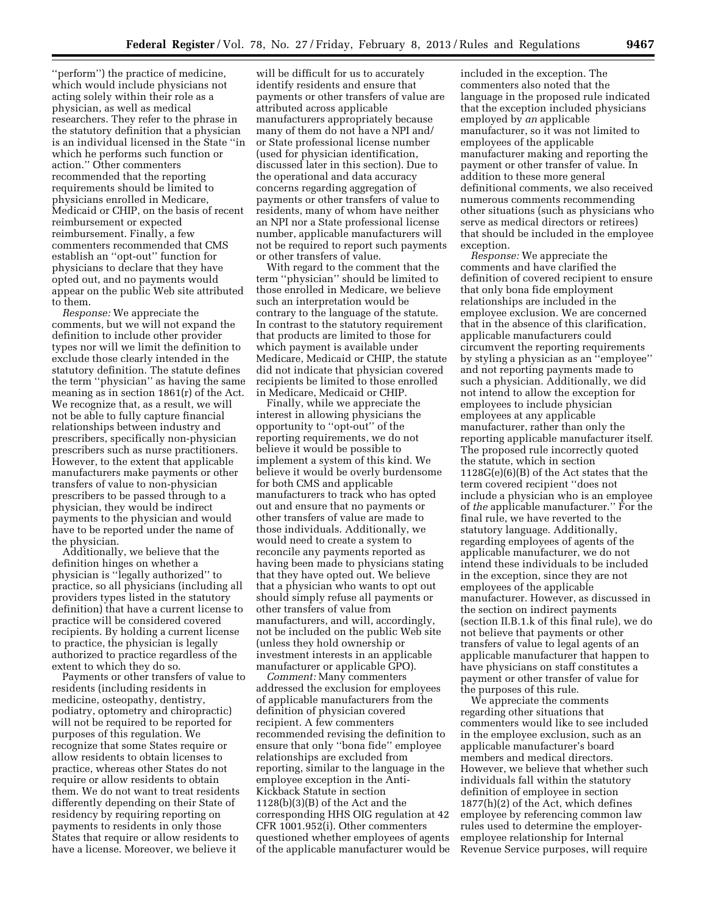''perform'') the practice of medicine, which would include physicians not acting solely within their role as a physician, as well as medical researchers. They refer to the phrase in the statutory definition that a physician is an individual licensed in the State ''in which he performs such function or action.'' Other commenters recommended that the reporting requirements should be limited to physicians enrolled in Medicare, Medicaid or CHIP, on the basis of recent reimbursement or expected reimbursement. Finally, a few commenters recommended that CMS establish an ''opt-out'' function for physicians to declare that they have opted out, and no payments would appear on the public Web site attributed to them.

*Response:* We appreciate the comments, but we will not expand the definition to include other provider types nor will we limit the definition to exclude those clearly intended in the statutory definition. The statute defines the term ''physician'' as having the same meaning as in section 1861(r) of the Act. We recognize that, as a result, we will not be able to fully capture financial relationships between industry and prescribers, specifically non-physician prescribers such as nurse practitioners. However, to the extent that applicable manufacturers make payments or other transfers of value to non-physician prescribers to be passed through to a physician, they would be indirect payments to the physician and would have to be reported under the name of the physician.

Additionally, we believe that the definition hinges on whether a physician is ''legally authorized'' to practice, so all physicians (including all providers types listed in the statutory definition) that have a current license to practice will be considered covered recipients. By holding a current license to practice, the physician is legally authorized to practice regardless of the extent to which they do so.

Payments or other transfers of value to residents (including residents in medicine, osteopathy, dentistry, podiatry, optometry and chiropractic) will not be required to be reported for purposes of this regulation. We recognize that some States require or allow residents to obtain licenses to practice, whereas other States do not require or allow residents to obtain them. We do not want to treat residents differently depending on their State of residency by requiring reporting on payments to residents in only those States that require or allow residents to have a license. Moreover, we believe it will be difficult for us to accurately identify residents and ensure that payments or other transfers of value are attributed across applicable manufacturers appropriately because many of them do not have a NPI and/or State professional license number (used for physician identification, discussed later in this section). Due to the operational and data accuracy concerns regarding aggregation of payments or other transfers of value to residents, many of whom have neither an NPI nor a State professional license number, applicable manufacturers will not be required to report such payments or other transfers of value.

With regard to the comment that the term ''physician'' should be limited to those enrolled in Medicare, we believe such an interpretation would be contrary to the language of the statute. In contrast to the statutory requirement that products are limited to those for which payment is available under Medicare, Medicaid or CHIP, the statute did not indicate that physician covered recipients be limited to those enrolled in Medicare, Medicaid or CHIP.

Finally, while we appreciate the interest in allowing physicians the opportunity to ''opt-out'' of the reporting requirements, we do not believe it would be possible to implement a system of this kind. We believe it would be overly burdensome for both CMS and applicable manufacturers to track who has opted out and ensure that no payments or other transfers of value are made to those individuals. Additionally, we would need to create a system to reconcile any payments reported as having been made to physicians stating that they have opted out. We believe that a physician who wants to opt out should simply refuse all payments or other transfers of value from manufacturers, and will, accordingly, not be included on the public Web site (unless they hold ownership or investment interests in an applicable manufacturer or applicable GPO).

*Comment:* Many commenters addressed the exclusion for employees of applicable manufacturers from the definition of physician covered recipient. A few commenters recommended revising the definition to ensure that only ''bona fide'' employee relationships are excluded from reporting, similar to the language in the employee exception in the Anti-Kickback Statute in section 1128(b)(3)(B) of the Act and the corresponding HHS OIG regulation at 42 CFR 1001.952(i). Other commenters questioned whether employees of agents of the applicable manufacturer would be included in the exception. The commenters also noted that the language in the proposed rule indicated that the exception included physicians employed by *an* applicable manufacturer, so it was not limited to employees of the applicable manufacturer making and reporting the payment or other transfer of value. In addition to these more general definitional comments, we also received numerous comments recommending other situations (such as physicians who serve as medical directors or retirees) that should be included in the employee exception.

*Response:* We appreciate the comments and have clarified the definition of covered recipient to ensure that only bona fide employment relationships are included in the employee exclusion. We are concerned that in the absence of this clarification, applicable manufacturers could circumvent the reporting requirements by styling a physician as an ''employee'' and not reporting payments made to such a physician. Additionally, we did not intend to allow the exception for employees to include physician employees at any applicable manufacturer, rather than only the reporting applicable manufacturer itself. The proposed rule incorrectly quoted the statute, which in section 1128G(e)(6)(B) of the Act states that the term covered recipient ''does not include a physician who is an employee of *the* applicable manufacturer.'' For the final rule, we have reverted to the statutory language. Additionally, regarding employees of agents of the applicable manufacturer, we do not intend these individuals to be included in the exception, since they are not employees of the applicable manufacturer. However, as discussed in the section on indirect payments (section II.B.1.k of this final rule), we do not believe that payments or other transfers of value to legal agents of an applicable manufacturer that happen to have physicians on staff constitutes a payment or other transfer of value for the purposes of this rule.

We appreciate the comments regarding other situations that commenters would like to see included in the employee exclusion, such as an applicable manufacturer's board members and medical directors. However, we believe that whether such individuals fall within the statutory definition of employee in section 1877(h)(2) of the Act, which defines employee by referencing common law rules used to determine the employer-employee relationship for Internal Revenue Service purposes, will require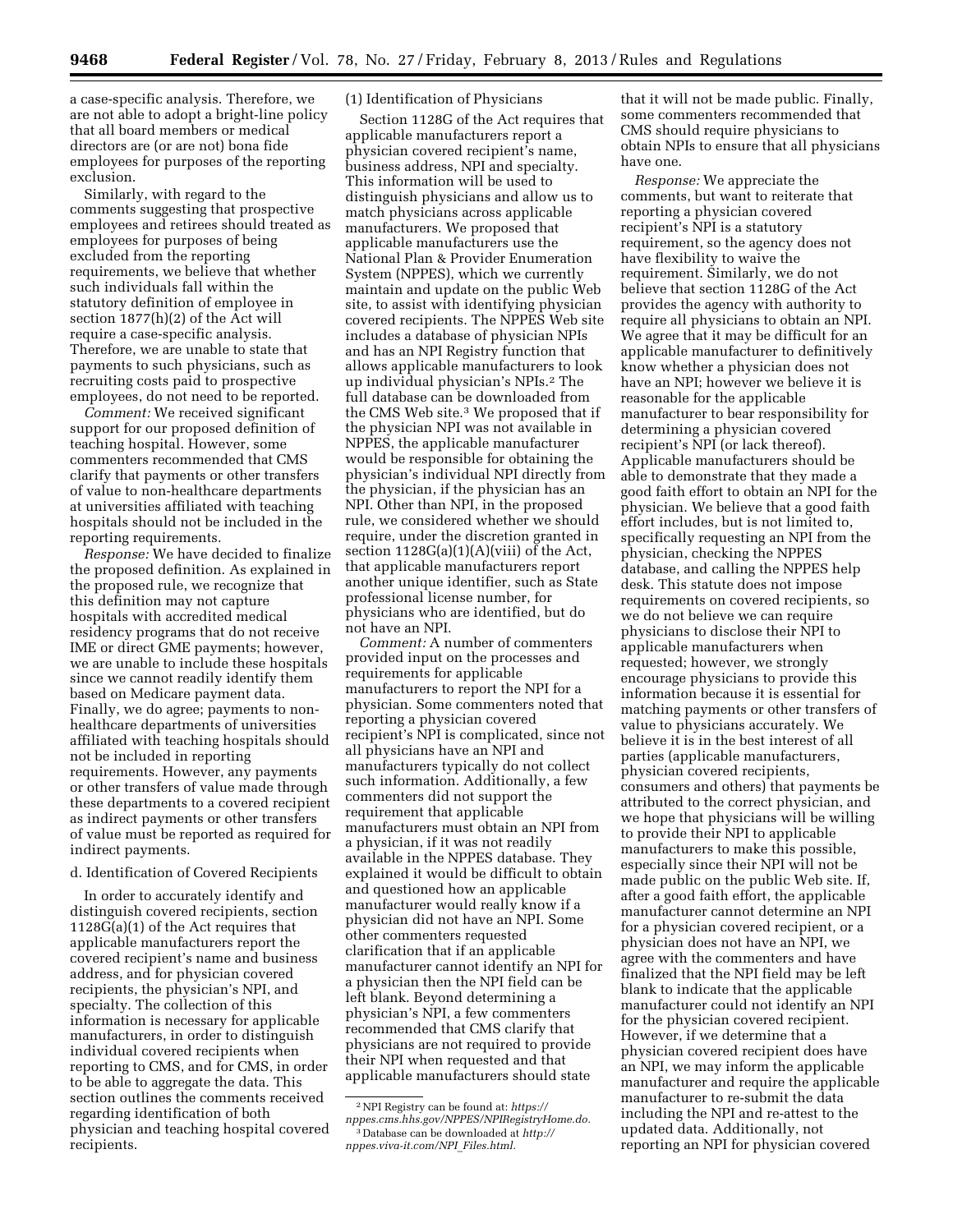a case-specific analysis. Therefore, we are not able to adopt a bright-line policy that all board members or medical directors are (or are not) bona fide employees for purposes of the reporting exclusion.

Similarly, with regard to the comments suggesting that prospective employees and retirees should treated as employees for purposes of being excluded from the reporting requirements, we believe that whether such individuals fall within the statutory definition of employee in section 1877(h)(2) of the Act will require a case-specific analysis. Therefore, we are unable to state that payments to such physicians, such as recruiting costs paid to prospective employees, do not need to be reported.

*Comment:* We received significant support for our proposed definition of teaching hospital. However, some commenters recommended that CMS clarify that payments or other transfers of value to non-healthcare departments at universities affiliated with teaching hospitals should not be included in the reporting requirements.

*Response:* We have decided to finalize the proposed definition. As explained in the proposed rule, we recognize that this definition may not capture hospitals with accredited medical residency programs that do not receive IME or direct GME payments; however, we are unable to include these hospitals since we cannot readily identify them based on Medicare payment data. Finally, we do agree; payments to non-healthcare departments of universities affiliated with teaching hospitals should not be included in reporting requirements. However, any payments or other transfers of value made through these departments to a covered recipient as indirect payments or other transfers of value must be reported as required for indirect payments.

d. Identification of Covered Recipients

In order to accurately identify and distinguish covered recipients, section 1128G(a)(1) of the Act requires that applicable manufacturers report the covered recipient's name and business address, and for physician covered recipients, the physician's NPI, and specialty. The collection of this information is necessary for applicable manufacturers, in order to distinguish individual covered recipients when reporting to CMS, and for CMS, in order to be able to aggregate the data. This section outlines the comments received regarding identification of both physician and teaching hospital covered recipients.

(1) Identification of Physicians

Section 1128G of the Act requires that applicable manufacturers report a physician covered recipient's name, business address, NPI and specialty. This information will be used to distinguish physicians and allow us to match physicians across applicable manufacturers. We proposed that applicable manufacturers use the National Plan & Provider Enumeration System (NPPES), which we currently maintain and update on the public Web site, to assist with identifying physician covered recipients. The NPPES Web site includes a database of physician NPIs and has an NPI Registry function that allows applicable manufacturers to look up individual physician's NPIs.[2] The full database can be downloaded from the CMS Web site.[3] We proposed that if the physician NPI was not available in NPPES, the applicable manufacturer would be responsible for obtaining the physician's individual NPI directly from the physician, if the physician has an NPI. Other than NPI, in the proposed rule, we considered whether we should require, under the discretion granted in section 1128G(a)(1)(A)(viii) of the Act, that applicable manufacturers report another unique identifier, such as State professional license number, for physicians who are identified, but do not have an NPI.

*Comment:* A number of commenters provided input on the processes and requirements for applicable manufacturers to report the NPI for a physician. Some commenters noted that reporting a physician covered recipient's NPI is complicated, since not all physicians have an NPI and manufacturers typically do not collect such information. Additionally, a few commenters did not support the requirement that applicable manufacturers must obtain an NPI from a physician, if it was not readily available in the NPPES database. They explained it would be difficult to obtain and questioned how an applicable manufacturer would really know if a physician did not have an NPI. Some other commenters requested clarification that if an applicable manufacturer cannot identify an NPI for a physician then the NPI field can be left blank. Beyond determining a physician's NPI, a few commenters recommended that CMS clarify that physicians are not required to provide their NPI when requested and that applicable manufacturers should state that it will not be made public. Finally, some commenters recommended that CMS should require physicians to obtain NPIs to ensure that all physicians have one.

*Response:* We appreciate the comments, but want to reiterate that reporting a physician covered recipient's NPI is a statutory requirement, so the agency does not have flexibility to waive the requirement. Similarly, we do not believe that section 1128G of the Act provides the agency with authority to require all physicians to obtain an NPI. We agree that it may be difficult for an applicable manufacturer to definitively know whether a physician does not have an NPI; however we believe it is reasonable for the applicable manufacturer to bear responsibility for determining a physician covered recipient's NPI (or lack thereof). Applicable manufacturers should be able to demonstrate that they made a good faith effort to obtain an NPI for the physician. We believe that a good faith effort includes, but is not limited to, specifically requesting an NPI from the physician, checking the NPPES database, and calling the NPPES help desk. This statute does not impose requirements on covered recipients, so we do not believe we can require physicians to disclose their NPI to applicable manufacturers when requested; however, we strongly encourage physicians to provide this information because it is essential for matching payments or other transfers of value to physicians accurately. We believe it is in the best interest of all parties (applicable manufacturers, physician covered recipients, consumers and others) that payments be attributed to the correct physician, and we hope that physicians will be willing to provide their NPI to applicable manufacturers to make this possible, especially since their NPI will not be made public on the public Web site. If, after a good faith effort, the applicable manufacturer cannot determine an NPI for a physician covered recipient, or a physician does not have an NPI, we agree with the commenters and have finalized that the NPI field may be left blank to indicate that the applicable manufacturer could not identify an NPI for the physician covered recipient. However, if we determine that a physician covered recipient does have an NPI, we may inform the applicable manufacturer and require the applicable manufacturer to re-submit the data including the NPI and re-attest to the updated data. Additionally, not reporting an NPI for physician covered

[2] NPI Registry can be found at: *https://nppes.cms.hhs.gov/NPPES/NPIRegistryHome.do.*

[3] Database can be downloaded at *http://nppes.viva-it.com/NPI_Files.html.*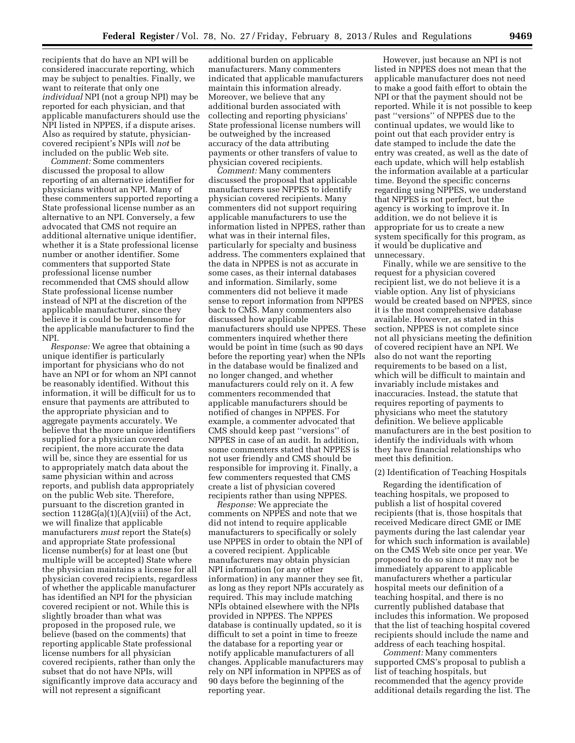recipients that do have an NPI will be considered inaccurate reporting, which may be subject to penalties. Finally, we want to reiterate that only one *individual* NPI (not a group NPI) may be reported for each physician, and that applicable manufacturers should use the NPI listed in NPPES, if a dispute arises. Also as required by statute, physician-covered recipient's NPIs will *not* be included on the public Web site.

*Comment:* Some commenters discussed the proposal to allow reporting of an alternative identifier for physicians without an NPI. Many of these commenters supported reporting a State professional license number as an alternative to an NPI. Conversely, a few advocated that CMS not require an additional alternative unique identifier, whether it is a State professional license number or another identifier. Some commenters that supported State professional license number recommended that CMS should allow State professional license number instead of NPI at the discretion of the applicable manufacturer, since they believe it is could be burdensome for the applicable manufacturer to find the NPI.

*Response:* We agree that obtaining a unique identifier is particularly important for physicians who do not have an NPI or for whom an NPI cannot be reasonably identified. Without this information, it will be difficult for us to ensure that payments are attributed to the appropriate physician and to aggregate payments accurately. We believe that the more unique identifiers supplied for a physician covered recipient, the more accurate the data will be, since they are essential for us to appropriately match data about the same physician within and across reports, and publish data appropriately on the public Web site. Therefore, pursuant to the discretion granted in section 1128G(a)(1)(A)(viii) of the Act, we will finalize that applicable manufacturers *must* report the State(s) and appropriate State professional license number(s) for at least one (but multiple will be accepted) State where the physician maintains a license for all physician covered recipients, regardless of whether the applicable manufacturer has identified an NPI for the physician covered recipient or not. While this is slightly broader than what was proposed in the proposed rule, we believe (based on the comments) that reporting applicable State professional license numbers for all physician covered recipients, rather than only the subset that do not have NPIs, will significantly improve data accuracy and will not represent a significant additional burden on applicable manufacturers. Many commenters indicated that applicable manufacturers maintain this information already. Moreover, we believe that any additional burden associated with collecting and reporting physicians' State professional license numbers will be outweighed by the increased accuracy of the data attributing payments or other transfers of value to physician covered recipients.

*Comment:* Many commenters discussed the proposal that applicable manufacturers use NPPES to identify physician covered recipients. Many commenters did not support requiring applicable manufacturers to use the information listed in NPPES, rather than what was in their internal files, particularly for specialty and business address. The commenters explained that the data in NPPES is not as accurate in some cases, as their internal databases and information. Similarly, some commenters did not believe it made sense to report information from NPPES back to CMS. Many commenters also discussed how applicable manufacturers should use NPPES. These commenters inquired whether there would be point in time (such as 90 days before the reporting year) when the NPIs in the database would be finalized and no longer changed, and whether manufacturers could rely on it. A few commenters recommended that applicable manufacturers should be notified of changes in NPPES. For example, a commenter advocated that CMS should keep past ''versions'' of NPPES in case of an audit. In addition, some commenters stated that NPPES is not user friendly and CMS should be responsible for improving it. Finally, a few commenters requested that CMS create a list of physician covered recipients rather than using NPPES.

*Response:* We appreciate the comments on NPPES and note that we did not intend to require applicable manufacturers to specifically or solely use NPPES in order to obtain the NPI of a covered recipient. Applicable manufacturers may obtain physician NPI information (or any other information) in any manner they see fit, as long as they report NPIs accurately as required. This may include matching NPIs obtained elsewhere with the NPIs provided in NPPES. The NPPES database is continually updated, so it is difficult to set a point in time to freeze the database for a reporting year or notify applicable manufacturers of all changes. Applicable manufacturers may rely on NPI information in NPPES as of 90 days before the beginning of the reporting year.

However, just because an NPI is not listed in NPPES does not mean that the applicable manufacturer does not need to make a good faith effort to obtain the NPI or that the payment should not be reported. While it is not possible to keep past ''versions'' of NPPES due to the continual updates, we would like to point out that each provider entry is date stamped to include the date the entry was created, as well as the date of each update, which will help establish the information available at a particular time. Beyond the specific concerns regarding using NPPES, we understand that NPPES is not perfect, but the agency is working to improve it. In addition, we do not believe it is appropriate for us to create a new system specifically for this program, as it would be duplicative and unnecessary.

Finally, while we are sensitive to the request for a physician covered recipient list, we do not believe it is a viable option. Any list of physicians would be created based on NPPES, since it is the most comprehensive database available. However, as stated in this section, NPPES is not complete since not all physicians meeting the definition of covered recipient have an NPI. We also do not want the reporting requirements to be based on a list, which will be difficult to maintain and invariably include mistakes and inaccuracies. Instead, the statute that requires reporting of payments to physicians who meet the statutory definition. We believe applicable manufacturers are in the best position to identify the individuals with whom they have financial relationships who meet this definition.

(2) Identification of Teaching Hospitals

Regarding the identification of teaching hospitals, we proposed to publish a list of hospital covered recipients (that is, those hospitals that received Medicare direct GME or IME payments during the last calendar year for which such information is available) on the CMS Web site once per year. We proposed to do so since it may not be immediately apparent to applicable manufacturers whether a particular hospital meets our definition of a teaching hospital, and there is no currently published database that includes this information. We proposed that the list of teaching hospital covered recipients should include the name and address of each teaching hospital.

*Comment:* Many commenters supported CMS's proposal to publish a list of teaching hospitals, but recommended that the agency provide additional details regarding the list. The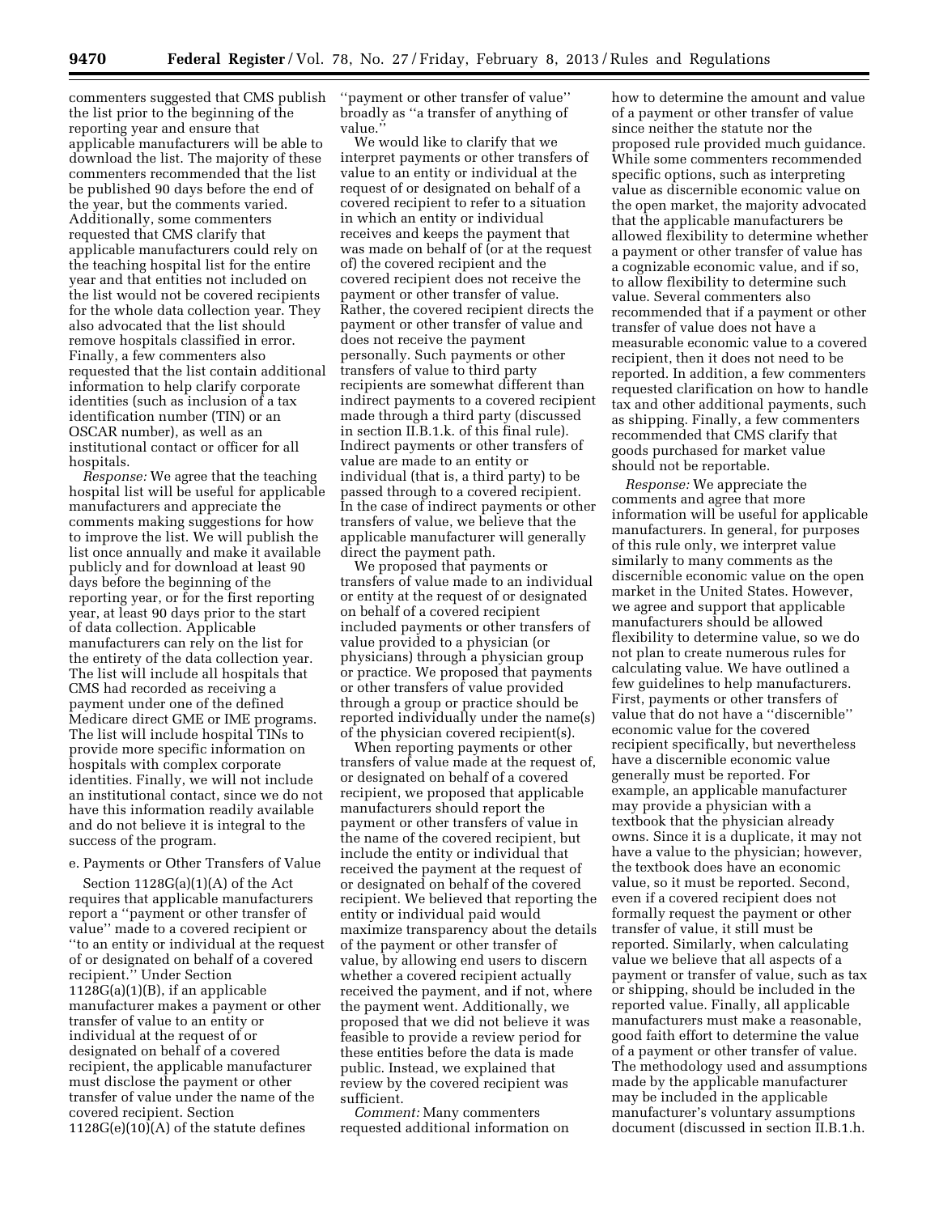commenters suggested that CMS publish the list prior to the beginning of the reporting year and ensure that applicable manufacturers will be able to download the list. The majority of these commenters recommended that the list be published 90 days before the end of the year, but the comments varied. Additionally, some commenters requested that CMS clarify that applicable manufacturers could rely on the teaching hospital list for the entire year and that entities not included on the list would not be covered recipients for the whole data collection year. They also advocated that the list should remove hospitals classified in error. Finally, a few commenters also requested that the list contain additional information to help clarify corporate identities (such as inclusion of a tax identification number (TIN) or an OSCAR number), as well as an institutional contact or officer for all hospitals.

*Response:* We agree that the teaching hospital list will be useful for applicable manufacturers and appreciate the comments making suggestions for how to improve the list. We will publish the list once annually and make it available publicly and for download at least 90 days before the beginning of the reporting year, or for the first reporting year, at least 90 days prior to the start of data collection. Applicable manufacturers can rely on the list for the entirety of the data collection year. The list will include all hospitals that CMS had recorded as receiving a payment under one of the defined Medicare direct GME or IME programs. The list will include hospital TINs to provide more specific information on hospitals with complex corporate identities. Finally, we will not include an institutional contact, since we do not have this information readily available and do not believe it is integral to the success of the program.

e. Payments or Other Transfers of Value

Section 1128G(a)(1)(A) of the Act requires that applicable manufacturers report a ''payment or other transfer of value'' made to a covered recipient or ''to an entity or individual at the request of or designated on behalf of a covered recipient.'' Under Section 1128G(a)(1)(B), if an applicable manufacturer makes a payment or other transfer of value to an entity or individual at the request of or designated on behalf of a covered recipient, the applicable manufacturer must disclose the payment or other transfer of value under the name of the covered recipient. Section 1128G(e)(10)(A) of the statute defines ''payment or other transfer of value'' broadly as ''a transfer of anything of value.''

We would like to clarify that we interpret payments or other transfers of value to an entity or individual at the request of or designated on behalf of a covered recipient to refer to a situation in which an entity or individual receives and keeps the payment that was made on behalf of (or at the request of) the covered recipient and the covered recipient does not receive the payment or other transfer of value. Rather, the covered recipient directs the payment or other transfer of value and does not receive the payment personally. Such payments or other transfers of value to third party recipients are somewhat different than indirect payments to a covered recipient made through a third party (discussed in section II.B.1.k. of this final rule). Indirect payments or other transfers of value are made to an entity or individual (that is, a third party) to be passed through to a covered recipient. In the case of indirect payments or other transfers of value, we believe that the applicable manufacturer will generally direct the payment path.

We proposed that payments or transfers of value made to an individual or entity at the request of or designated on behalf of a covered recipient included payments or other transfers of value provided to a physician (or physicians) through a physician group or practice. We proposed that payments or other transfers of value provided through a group or practice should be reported individually under the name(s) of the physician covered recipient(s).

When reporting payments or other transfers of value made at the request of, or designated on behalf of a covered recipient, we proposed that applicable manufacturers should report the payment or other transfers of value in the name of the covered recipient, but include the entity or individual that received the payment at the request of or designated on behalf of the covered recipient. We believed that reporting the entity or individual paid would maximize transparency about the details of the payment or other transfer of value, by allowing end users to discern whether a covered recipient actually received the payment, and if not, where the payment went. Additionally, we proposed that we did not believe it was feasible to provide a review period for these entities before the data is made public. Instead, we explained that review by the covered recipient was sufficient.

*Comment:* Many commenters requested additional information on how to determine the amount and value of a payment or other transfer of value since neither the statute nor the proposed rule provided much guidance. While some commenters recommended specific options, such as interpreting value as discernible economic value on the open market, the majority advocated that the applicable manufacturers be allowed flexibility to determine whether a payment or other transfer of value has a cognizable economic value, and if so, to allow flexibility to determine such value. Several commenters also recommended that if a payment or other transfer of value does not have a measurable economic value to a covered recipient, then it does not need to be reported. In addition, a few commenters requested clarification on how to handle tax and other additional payments, such as shipping. Finally, a few commenters recommended that CMS clarify that goods purchased for market value should not be reportable.

*Response:* We appreciate the comments and agree that more information will be useful for applicable manufacturers. In general, for purposes of this rule only, we interpret value similarly to many comments as the discernible economic value on the open market in the United States. However, we agree and support that applicable manufacturers should be allowed flexibility to determine value, so we do not plan to create numerous rules for calculating value. We have outlined a few guidelines to help manufacturers. First, payments or other transfers of value that do not have a ''discernible'' economic value for the covered recipient specifically, but nevertheless have a discernible economic value generally must be reported. For example, an applicable manufacturer may provide a physician with a textbook that the physician already owns. Since it is a duplicate, it may not have a value to the physician; however, the textbook does have an economic value, so it must be reported. Second, even if a covered recipient does not formally request the payment or other transfer of value, it still must be reported. Similarly, when calculating value we believe that all aspects of a payment or transfer of value, such as tax or shipping, should be included in the reported value. Finally, all applicable manufacturers must make a reasonable, good faith effort to determine the value of a payment or other transfer of value. The methodology used and assumptions made by the applicable manufacturer may be included in the applicable manufacturer's voluntary assumptions document (discussed in section II.B.1.h.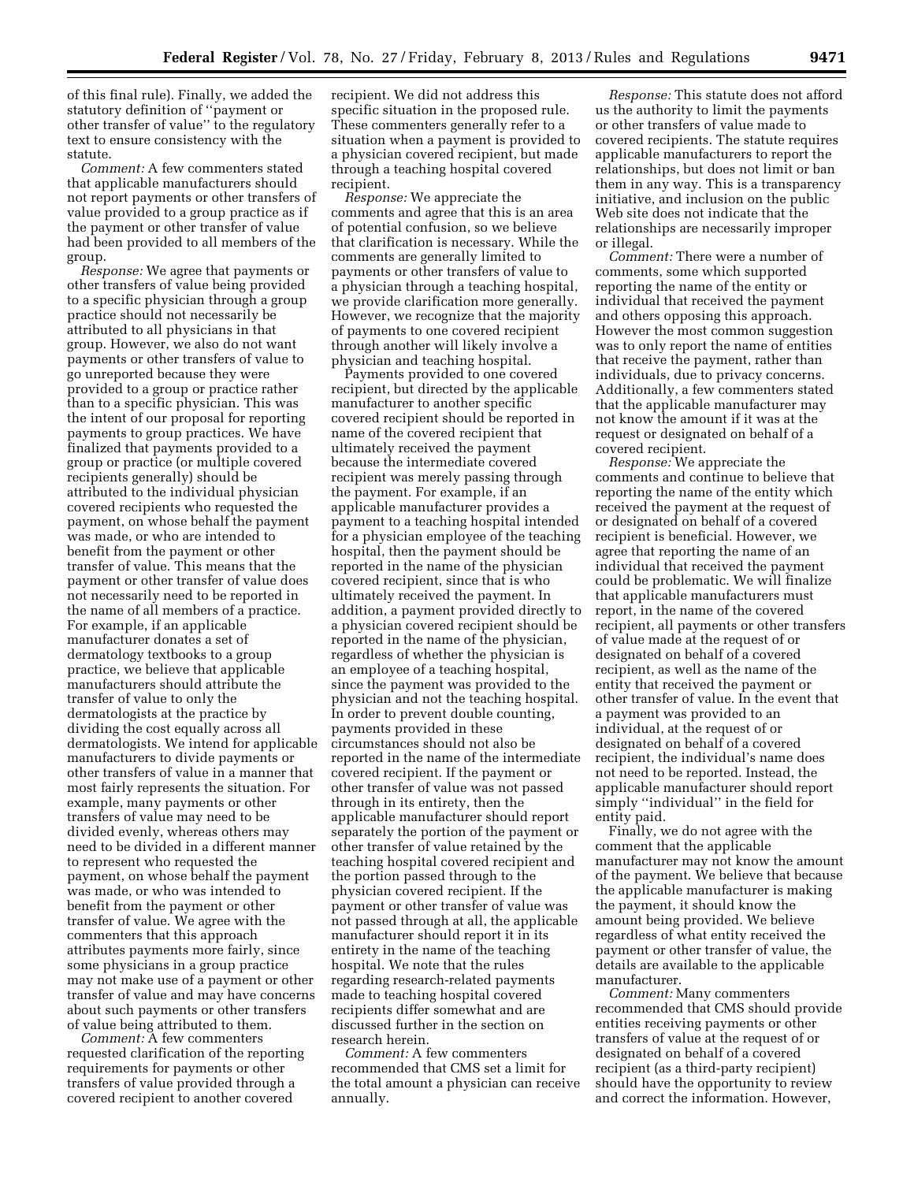of this final rule). Finally, we added the statutory definition of ''payment or other transfer of value'' to the regulatory text to ensure consistency with the statute.

*Comment:* A few commenters stated that applicable manufacturers should not report payments or other transfers of value provided to a group practice as if the payment or other transfer of value had been provided to all members of the group.

*Response:* We agree that payments or other transfers of value being provided to a specific physician through a group practice should not necessarily be attributed to all physicians in that group. However, we also do not want payments or other transfers of value to go unreported because they were provided to a group or practice rather than to a specific physician. This was the intent of our proposal for reporting payments to group practices. We have finalized that payments provided to a group or practice (or multiple covered recipients generally) should be attributed to the individual physician covered recipients who requested the payment, on whose behalf the payment was made, or who are intended to benefit from the payment or other transfer of value. This means that the payment or other transfer of value does not necessarily need to be reported in the name of all members of a practice. For example, if an applicable manufacturer donates a set of dermatology textbooks to a group practice, we believe that applicable manufacturers should attribute the transfer of value to only the dermatologists at the practice by dividing the cost equally across all dermatologists. We intend for applicable manufacturers to divide payments or other transfers of value in a manner that most fairly represents the situation. For example, many payments or other transfers of value may need to be divided evenly, whereas others may need to be divided in a different manner to represent who requested the payment, on whose behalf the payment was made, or who was intended to benefit from the payment or other transfer of value. We agree with the commenters that this approach attributes payments more fairly, since some physicians in a group practice may not make use of a payment or other transfer of value and may have concerns about such payments or other transfers of value being attributed to them.

*Comment:* A few commenters requested clarification of the reporting requirements for payments or other transfers of value provided through a covered recipient to another covered recipient. We did not address this specific situation in the proposed rule. These commenters generally refer to a situation when a payment is provided to a physician covered recipient, but made through a teaching hospital covered recipient.

*Response:* We appreciate the comments and agree that this is an area of potential confusion, so we believe that clarification is necessary. While the comments are generally limited to payments or other transfers of value to a physician through a teaching hospital, we provide clarification more generally. However, we recognize that the majority of payments to one covered recipient through another will likely involve a physician and teaching hospital.

Payments provided to one covered recipient, but directed by the applicable manufacturer to another specific covered recipient should be reported in name of the covered recipient that ultimately received the payment because the intermediate covered recipient was merely passing through the payment. For example, if an applicable manufacturer provides a payment to a teaching hospital intended for a physician employee of the teaching hospital, then the payment should be reported in the name of the physician covered recipient, since that is who ultimately received the payment. In addition, a payment provided directly to a physician covered recipient should be reported in the name of the physician, regardless of whether the physician is an employee of a teaching hospital, since the payment was provided to the physician and not the teaching hospital. In order to prevent double counting, payments provided in these circumstances should not also be reported in the name of the intermediate covered recipient. If the payment or other transfer of value was not passed through in its entirety, then the applicable manufacturer should report separately the portion of the payment or other transfer of value retained by the teaching hospital covered recipient and the portion passed through to the physician covered recipient. If the payment or other transfer of value was not passed through at all, the applicable manufacturer should report it in its entirety in the name of the teaching hospital. We note that the rules regarding research-related payments made to teaching hospital covered recipients differ somewhat and are discussed further in the section on research herein.

*Comment:* A few commenters recommended that CMS set a limit for the total amount a physician can receive annually.

*Response:* This statute does not afford us the authority to limit the payments or other transfers of value made to covered recipients. The statute requires applicable manufacturers to report the relationships, but does not limit or ban them in any way. This is a transparency initiative, and inclusion on the public Web site does not indicate that the relationships are necessarily improper or illegal.

*Comment:* There were a number of comments, some which supported reporting the name of the entity or individual that received the payment and others opposing this approach. However the most common suggestion was to only report the name of entities that receive the payment, rather than individuals, due to privacy concerns. Additionally, a few commenters stated that the applicable manufacturer may not know the amount if it was at the request or designated on behalf of a covered recipient.

*Response:* We appreciate the comments and continue to believe that reporting the name of the entity which received the payment at the request of or designated on behalf of a covered recipient is beneficial. However, we agree that reporting the name of an individual that received the payment could be problematic. We will finalize that applicable manufacturers must report, in the name of the covered recipient, all payments or other transfers of value made at the request of or designated on behalf of a covered recipient, as well as the name of the entity that received the payment or other transfer of value. In the event that a payment was provided to an individual, at the request of or designated on behalf of a covered recipient, the individual's name does not need to be reported. Instead, the applicable manufacturer should report simply ''individual'' in the field for entity paid.

Finally, we do not agree with the comment that the applicable manufacturer may not know the amount of the payment. We believe that because the applicable manufacturer is making the payment, it should know the amount being provided. We believe regardless of what entity received the payment or other transfer of value, the details are available to the applicable manufacturer.

*Comment:* Many commenters recommended that CMS should provide entities receiving payments or other transfers of value at the request of or designated on behalf of a covered recipient (as a third-party recipient) should have the opportunity to review and correct the information. However,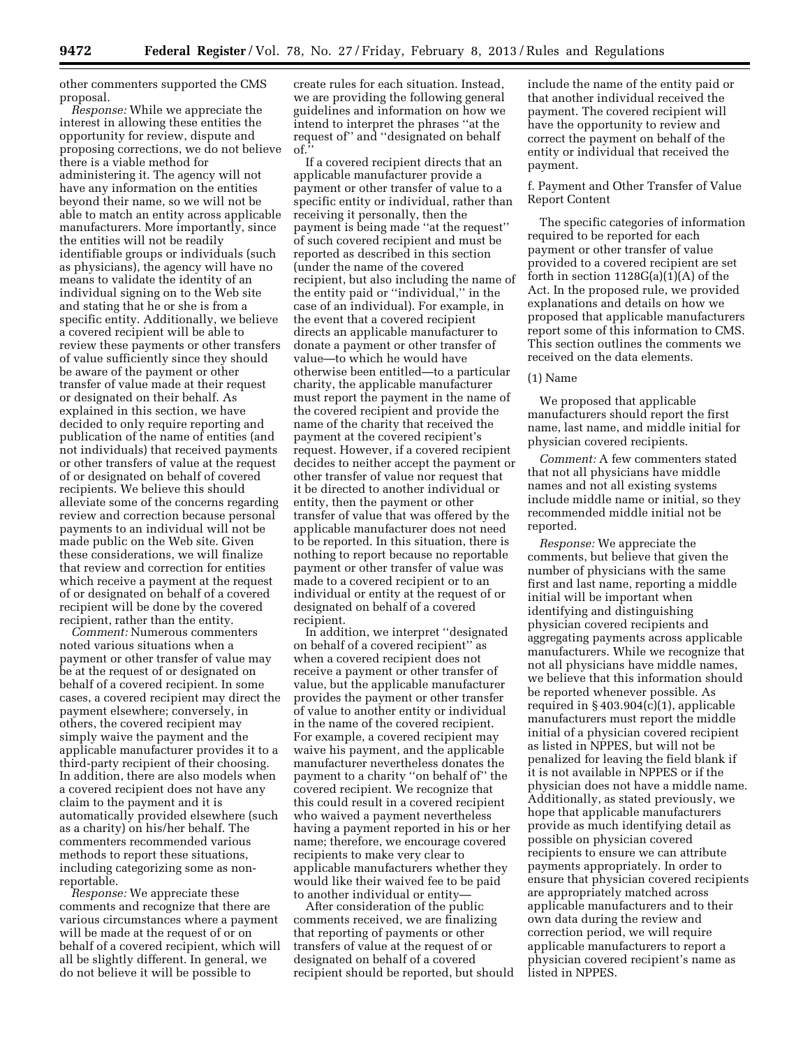other commenters supported the CMS proposal.

*Response:* While we appreciate the interest in allowing these entities the opportunity for review, dispute and proposing corrections, we do not believe there is a viable method for administering it. The agency will not have any information on the entities beyond their name, so we will not be able to match an entity across applicable manufacturers. More importantly, since the entities will not be readily identifiable groups or individuals (such as physicians), the agency will have no means to validate the identity of an individual signing on to the Web site and stating that he or she is from a specific entity. Additionally, we believe a covered recipient will be able to review these payments or other transfers of value sufficiently since they should be aware of the payment or other transfer of value made at their request or designated on their behalf. As explained in this section, we have decided to only require reporting and publication of the name of entities (and not individuals) that received payments or other transfers of value at the request of or designated on behalf of covered recipients. We believe this should alleviate some of the concerns regarding review and correction because personal payments to an individual will not be made public on the Web site. Given these considerations, we will finalize that review and correction for entities which receive a payment at the request of or designated on behalf of a covered recipient will be done by the covered recipient, rather than the entity.

*Comment:* Numerous commenters noted various situations when a payment or other transfer of value may be at the request of or designated on behalf of a covered recipient. In some cases, a covered recipient may direct the payment elsewhere; conversely, in others, the covered recipient may simply waive the payment and the applicable manufacturer provides it to a third-party recipient of their choosing. In addition, there are also models when a covered recipient does not have any claim to the payment and it is automatically provided elsewhere (such as a charity) on his/her behalf. The commenters recommended various methods to report these situations, including categorizing some as non-reportable.

*Response:* We appreciate these comments and recognize that there are various circumstances where a payment will be made at the request of or on behalf of a covered recipient, which will all be slightly different. In general, we do not believe it will be possible to create rules for each situation. Instead, we are providing the following general guidelines and information on how we intend to interpret the phrases ''at the request of'' and ''designated on behalf of.''

If a covered recipient directs that an applicable manufacturer provide a payment or other transfer of value to a specific entity or individual, rather than receiving it personally, then the payment is being made ''at the request'' of such covered recipient and must be reported as described in this section (under the name of the covered recipient, but also including the name of the entity paid or ''individual,'' in the case of an individual). For example, in the event that a covered recipient directs an applicable manufacturer to donate a payment or other transfer of value—to which he would have otherwise been entitled—to a particular charity, the applicable manufacturer must report the payment in the name of the covered recipient and provide the name of the charity that received the payment at the covered recipient's request. However, if a covered recipient decides to neither accept the payment or other transfer of value nor request that it be directed to another individual or entity, then the payment or other transfer of value that was offered by the applicable manufacturer does not need to be reported. In this situation, there is nothing to report because no reportable payment or other transfer of value was made to a covered recipient or to an individual or entity at the request of or designated on behalf of a covered recipient.

In addition, we interpret ''designated on behalf of a covered recipient'' as when a covered recipient does not receive a payment or other transfer of value, but the applicable manufacturer provides the payment or other transfer of value to another entity or individual in the name of the covered recipient. For example, a covered recipient may waive his payment, and the applicable manufacturer nevertheless donates the payment to a charity ''on behalf of'' the covered recipient. We recognize that this could result in a covered recipient who waived a payment nevertheless having a payment reported in his or her name; therefore, we encourage covered recipients to make very clear to applicable manufacturers whether they would like their waived fee to be paid to another individual or entity—

After consideration of the public comments received, we are finalizing that reporting of payments or other transfers of value at the request of or designated on behalf of a covered recipient should be reported, but should include the name of the entity paid or that another individual received the payment. The covered recipient will have the opportunity to review and correct the payment on behalf of the entity or individual that received the payment.

f. Payment and Other Transfer of Value Report Content

The specific categories of information required to be reported for each payment or other transfer of value provided to a covered recipient are set forth in section 1128G(a)(1)(A) of the Act. In the proposed rule, we provided explanations and details on how we proposed that applicable manufacturers report some of this information to CMS. This section outlines the comments we received on the data elements.

(1) Name

We proposed that applicable manufacturers should report the first name, last name, and middle initial for physician covered recipients.

*Comment:* A few commenters stated that not all physicians have middle names and not all existing systems include middle name or initial, so they recommended middle initial not be reported.

*Response:* We appreciate the comments, but believe that given the number of physicians with the same first and last name, reporting a middle initial will be important when identifying and distinguishing physician covered recipients and aggregating payments across applicable manufacturers. While we recognize that not all physicians have middle names, we believe that this information should be reported whenever possible. As required in § 403.904(c)(1), applicable manufacturers must report the middle initial of a physician covered recipient as listed in NPPES, but will not be penalized for leaving the field blank if it is not available in NPPES or if the physician does not have a middle name. Additionally, as stated previously, we hope that applicable manufacturers provide as much identifying detail as possible on physician covered recipients to ensure we can attribute payments appropriately. In order to ensure that physician covered recipients are appropriately matched across applicable manufacturers and to their own data during the review and correction period, we will require applicable manufacturers to report a physician covered recipient's name as listed in NPPES.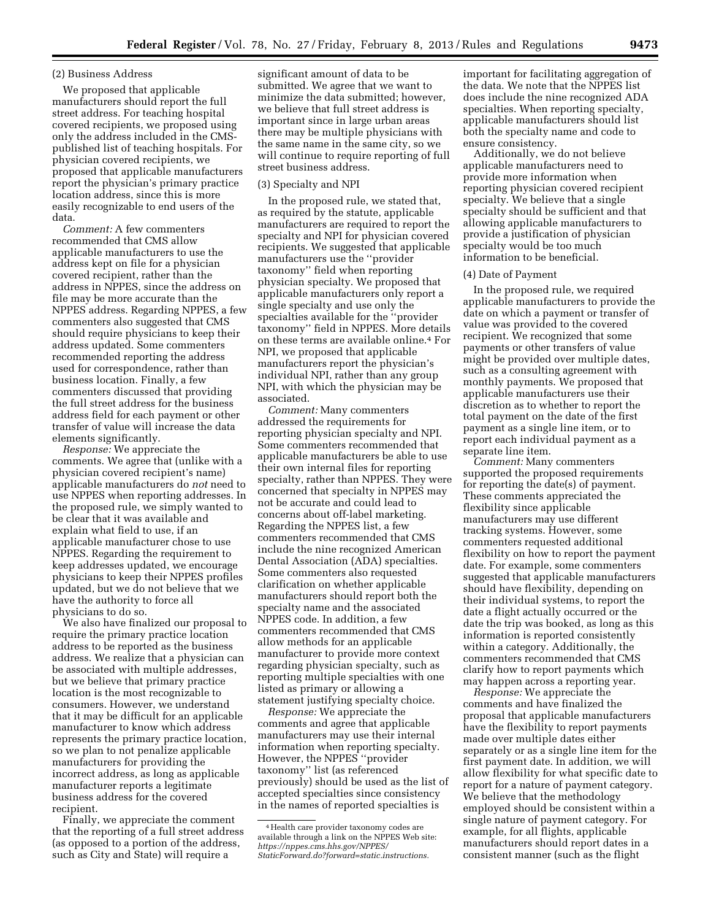(2) Business Address

We proposed that applicable manufacturers should report the full street address. For teaching hospital covered recipients, we proposed using only the address included in the CMS-published list of teaching hospitals. For physician covered recipients, we proposed that applicable manufacturers report the physician's primary practice location address, since this is more easily recognizable to end users of the data.

*Comment:* A few commenters recommended that CMS allow applicable manufacturers to use the address kept on file for a physician covered recipient, rather than the address in NPPES, since the address on file may be more accurate than the NPPES address. Regarding NPPES, a few commenters also suggested that CMS should require physicians to keep their address updated. Some commenters recommended reporting the address used for correspondence, rather than business location. Finally, a few commenters discussed that providing the full street address for the business address field for each payment or other transfer of value will increase the data elements significantly.

*Response:* We appreciate the comments. We agree that (unlike with a physician covered recipient's name) applicable manufacturers do *not* need to use NPPES when reporting addresses. In the proposed rule, we simply wanted to be clear that it was available and explain what field to use, if an applicable manufacturer chose to use NPPES. Regarding the requirement to keep addresses updated, we encourage physicians to keep their NPPES profiles updated, but we do not believe that we have the authority to force all physicians to do so.

We also have finalized our proposal to require the primary practice location address to be reported as the business address. We realize that a physician can be associated with multiple addresses, but we believe that primary practice location is the most recognizable to consumers. However, we understand that it may be difficult for an applicable manufacturer to know which address represents the primary practice location, so we plan to not penalize applicable manufacturers for providing the incorrect address, as long as applicable manufacturer reports a legitimate business address for the covered recipient.

Finally, we appreciate the comment that the reporting of a full street address (as opposed to a portion of the address, such as City and State) will require a significant amount of data to be submitted. We agree that we want to minimize the data submitted; however, we believe that full street address is important since in large urban areas there may be multiple physicians with the same name in the same city, so we will continue to require reporting of full street business address.

(3) Specialty and NPI

In the proposed rule, we stated that, as required by the statute, applicable manufacturers are required to report the specialty and NPI for physician covered recipients. We suggested that applicable manufacturers use the ''provider taxonomy'' field when reporting physician specialty. We proposed that applicable manufacturers only report a single specialty and use only the specialties available for the ''provider taxonomy'' field in NPPES. More details on these terms are available online.[4] For NPI, we proposed that applicable manufacturers report the physician's individual NPI, rather than any group NPI, with which the physician may be associated.

*Comment:* Many commenters addressed the requirements for reporting physician specialty and NPI. Some commenters recommended that applicable manufacturers be able to use their own internal files for reporting specialty, rather than NPPES. They were concerned that specialty in NPPES may not be accurate and could lead to concerns about off-label marketing. Regarding the NPPES list, a few commenters recommended that CMS include the nine recognized American Dental Association (ADA) specialties. Some commenters also requested clarification on whether applicable manufacturers should report both the specialty name and the associated NPPES code. In addition, a few commenters recommended that CMS allow methods for an applicable manufacturer to provide more context regarding physician specialty, such as reporting multiple specialties with one listed as primary or allowing a statement justifying specialty choice.

*Response:* We appreciate the comments and agree that applicable manufacturers may use their internal information when reporting specialty. However, the NPPES ''provider taxonomy'' list (as referenced previously) should be used as the list of accepted specialties since consistency in the names of reported specialties is important for facilitating aggregation of the data. We note that the NPPES list does include the nine recognized ADA specialties. When reporting specialty, applicable manufacturers should list both the specialty name and code to ensure consistency.

Additionally, we do not believe applicable manufacturers need to provide more information when reporting physician covered recipient specialty. We believe that a single specialty should be sufficient and that allowing applicable manufacturers to provide a justification of physician specialty would be too much information to be beneficial.

(4) Date of Payment

In the proposed rule, we required applicable manufacturers to provide the date on which a payment or transfer of value was provided to the covered recipient. We recognized that some payments or other transfers of value might be provided over multiple dates, such as a consulting agreement with monthly payments. We proposed that applicable manufacturers use their discretion as to whether to report the total payment on the date of the first payment as a single line item, or to report each individual payment as a separate line item.

*Comment:* Many commenters supported the proposed requirements for reporting the date(s) of payment. These comments appreciated the flexibility since applicable manufacturers may use different tracking systems. However, some commenters requested additional flexibility on how to report the payment date. For example, some commenters suggested that applicable manufacturers should have flexibility, depending on their individual systems, to report the date a flight actually occurred or the date the trip was booked, as long as this information is reported consistently within a category. Additionally, the commenters recommended that CMS clarify how to report payments which may happen across a reporting year.

*Response:* We appreciate the comments and have finalized the proposal that applicable manufacturers have the flexibility to report payments made over multiple dates either separately or as a single line item for the first payment date. In addition, we will allow flexibility for what specific date to report for a nature of payment category. We believe that the methodology employed should be consistent within a single nature of payment category. For example, for all flights, applicable manufacturers should report dates in a consistent manner (such as the flight

[4] Health care provider taxonomy codes are available through a link on the NPPES Web site: *https://nppes.cms.hhs.gov/NPPES/StaticForward.do?forward=static.instructions.*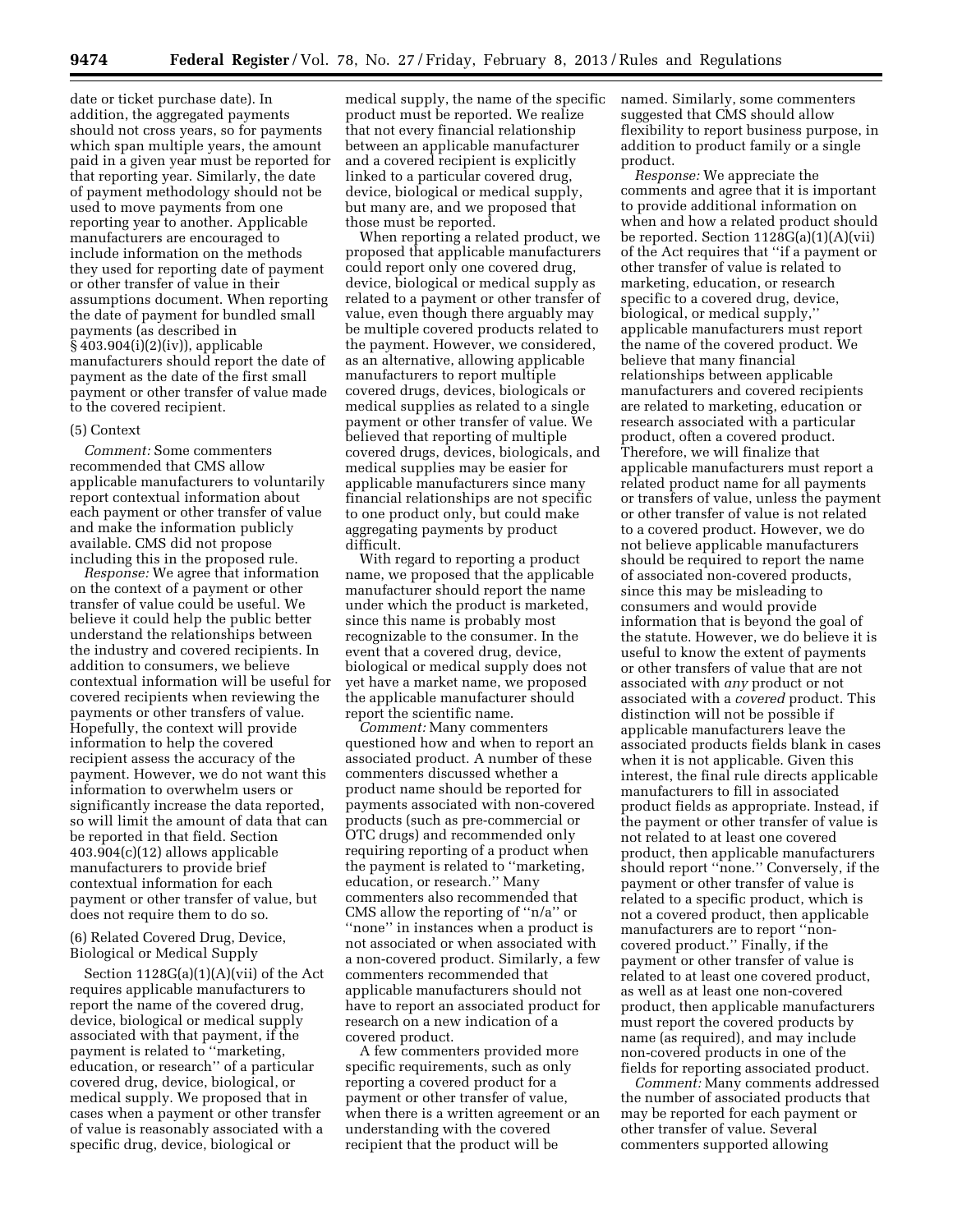date or ticket purchase date). In addition, the aggregated payments should not cross years, so for payments which span multiple years, the amount paid in a given year must be reported for that reporting year. Similarly, the date of payment methodology should not be used to move payments from one reporting year to another. Applicable manufacturers are encouraged to include information on the methods they used for reporting date of payment or other transfer of value in their assumptions document. When reporting the date of payment for bundled small payments (as described in § 403.904(i)(2)(iv)), applicable manufacturers should report the date of payment as the date of the first small payment or other transfer of value made to the covered recipient.

(5) Context

*Comment:* Some commenters recommended that CMS allow applicable manufacturers to voluntarily report contextual information about each payment or other transfer of value and make the information publicly available. CMS did not propose including this in the proposed rule.

*Response:* We agree that information on the context of a payment or other transfer of value could be useful. We believe it could help the public better understand the relationships between the industry and covered recipients. In addition to consumers, we believe contextual information will be useful for covered recipients when reviewing the payments or other transfers of value. Hopefully, the context will provide information to help the covered recipient assess the accuracy of the payment. However, we do not want this information to overwhelm users or significantly increase the data reported, so will limit the amount of data that can be reported in that field. Section 403.904(c)(12) allows applicable manufacturers to provide brief contextual information for each payment or other transfer of value, but does not require them to do so.

(6) Related Covered Drug, Device, Biological or Medical Supply

Section 1128G(a)(1)(A)(vii) of the Act requires applicable manufacturers to report the name of the covered drug, device, biological or medical supply associated with that payment, if the payment is related to ''marketing, education, or research'' of a particular covered drug, device, biological, or medical supply. We proposed that in cases when a payment or other transfer of value is reasonably associated with a specific drug, device, biological or medical supply, the name of the specific product must be reported. We realize that not every financial relationship between an applicable manufacturer and a covered recipient is explicitly linked to a particular covered drug, device, biological or medical supply, but many are, and we proposed that those must be reported.

When reporting a related product, we proposed that applicable manufacturers could report only one covered drug, device, biological or medical supply as related to a payment or other transfer of value, even though there arguably may be multiple covered products related to the payment. However, we considered, as an alternative, allowing applicable manufacturers to report multiple covered drugs, devices, biologicals or medical supplies as related to a single payment or other transfer of value. We believed that reporting of multiple covered drugs, devices, biologicals, and medical supplies may be easier for applicable manufacturers since many financial relationships are not specific to one product only, but could make aggregating payments by product difficult.

With regard to reporting a product name, we proposed that the applicable manufacturer should report the name under which the product is marketed, since this name is probably most recognizable to the consumer. In the event that a covered drug, device, biological or medical supply does not yet have a market name, we proposed the applicable manufacturer should report the scientific name.

*Comment:* Many commenters questioned how and when to report an associated product. A number of these commenters discussed whether a product name should be reported for payments associated with non-covered products (such as pre-commercial or OTC drugs) and recommended only requiring reporting of a product when the payment is related to ''marketing, education, or research.'' Many commenters also recommended that CMS allow the reporting of ''n/a'' or ''none'' in instances when a product is not associated or when associated with a non-covered product. Similarly, a few commenters recommended that applicable manufacturers should not have to report an associated product for research on a new indication of a covered product.

A few commenters provided more specific requirements, such as only reporting a covered product for a payment or other transfer of value, when there is a written agreement or an understanding with the covered recipient that the product will be named. Similarly, some commenters suggested that CMS should allow flexibility to report business purpose, in addition to product family or a single product.

*Response:* We appreciate the comments and agree that it is important to provide additional information on when and how a related product should be reported. Section 1128G(a)(1)(A)(vii) of the Act requires that ''if a payment or other transfer of value is related to marketing, education, or research specific to a covered drug, device, biological, or medical supply,'' applicable manufacturers must report the name of the covered product. We believe that many financial relationships between applicable manufacturers and covered recipients are related to marketing, education or research associated with a particular product, often a covered product. Therefore, we will finalize that applicable manufacturers must report a related product name for all payments or transfers of value, unless the payment or other transfer of value is not related to a covered product. However, we do not believe applicable manufacturers should be required to report the name of associated non-covered products, since this may be misleading to consumers and would provide information that is beyond the goal of the statute. However, we do believe it is useful to know the extent of payments or other transfers of value that are not associated with *any* product or not associated with a *covered* product. This distinction will not be possible if applicable manufacturers leave the associated products fields blank in cases when it is not applicable. Given this interest, the final rule directs applicable manufacturers to fill in associated product fields as appropriate. Instead, if the payment or other transfer of value is not related to at least one covered product, then applicable manufacturers should report ''none.'' Conversely, if the payment or other transfer of value is related to a specific product, which is not a covered product, then applicable manufacturers are to report ''non-covered product.'' Finally, if the payment or other transfer of value is related to at least one covered product, as well as at least one non-covered product, then applicable manufacturers must report the covered products by name (as required), and may include non-covered products in one of the fields for reporting associated product.

*Comment:* Many comments addressed the number of associated products that may be reported for each payment or other transfer of value. Several commenters supported allowing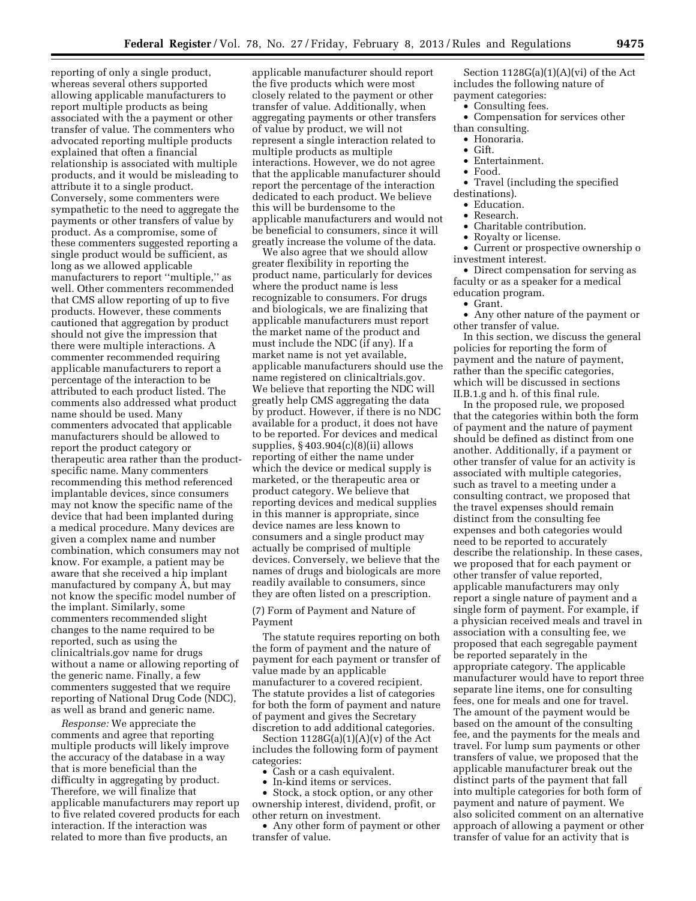reporting of only a single product, whereas several others supported allowing applicable manufacturers to report multiple products as being associated with a payment or other transfer of value. The commenters who advocated reporting multiple products explained that often a financial relationship is associated with multiple products, and it would be misleading to attribute it to a single product. Conversely, some commenters were sympathetic to the need to aggregate the payments or other transfers of value by product. As a compromise, some of these commenters suggested reporting a single product would be sufficient, as long as we allowed applicable manufacturers to report "multiple," as well. Other commenters recommended that CMS allow reporting of up to five products. However, these comments cautioned that aggregation by product should not give the impression that there were multiple interactions. A commenter recommended requiring applicable manufacturers to report a percentage of the interaction to be attributed to each product listed. The comments also addressed what product name should be used. Many commenters advocated that applicable manufacturers should be allowed to report the product category or therapeutic area rather than the product-specific name. Many commenters recommending this method referenced implantable devices, since consumers may not know the specific name of the device that had been implanted during a medical procedure. Many devices are given a complex name and number combination, which consumers may not know. For example, a patient may be aware that she received a hip implant manufactured by company A, but may not know the specific model number of the implant. Similarly, some commenters recommended slight changes to the name required to be reported, such as using the clinicaltrials.gov name for drugs without a name or allowing reporting of the generic name. Finally, a few commenters suggested that we require reporting of National Drug Code (NDC), as well as brand and generic name.

*Response:* We appreciate the comments and agree that reporting multiple products will likely improve the accuracy of the database in a way that is more beneficial than the difficulty in aggregating by product. Therefore, we will finalize that applicable manufacturers may report up to five related covered products for each interaction. If the interaction was related to more than five products, an applicable manufacturer should report the five products which were most closely related to the payment or other transfer of value. Additionally, when aggregating payments or other transfers of value by product, we will not represent a single interaction related to multiple products as multiple interactions. However, we do not agree that the applicable manufacturer should report the percentage of the interaction dedicated to each product. We believe this will be burdensome to the applicable manufacturers and would not be beneficial to consumers, since it will greatly increase the volume of the data.

We also agree that we should allow greater flexibility in reporting the product name, particularly for devices where the product name is less recognizable to consumers. For drugs and biologicals, we are finalizing that applicable manufacturers must report the market name of the product and must include the NDC (if any). If a market name is not yet available, applicable manufacturers should use the name registered on clinicaltrials.gov. We believe that reporting the NDC will greatly help CMS aggregating the data by product. However, if there is no NDC available for a product, it does not have to be reported. For devices and medical supplies, § 403.904(c)(8)(ii) allows reporting of either the name under which the device or medical supply is marketed, or the therapeutic area or product category. We believe that reporting devices and medical supplies in this manner is appropriate, since device names are less known to consumers and a single product may actually be comprised of multiple devices. Conversely, we believe that the names of drugs and biologicals are more readily available to consumers, since they are often listed on a prescription.

(7) Form of Payment and Nature of Payment

The statute requires reporting on both the form of payment and the nature of payment for each payment or transfer of value made by an applicable manufacturer to a covered recipient. The statute provides a list of categories for both the form of payment and nature of payment and gives the Secretary discretion to add additional categories.

Section 1128G(a)(1)(A)(v) of the Act includes the following form of payment categories:

- Cash or a cash equivalent.
- In-kind items or services.
- Stock, a stock option, or any other ownership interest, dividend, profit, or other return on investment.
- Any other form of payment or other transfer of value.

Section 1128G(a)(1)(A)(vi) of the Act includes the following nature of payment categories:

- Consulting fees.
- Compensation for services other than consulting.
- Honoraria.
- Gift.
- Entertainment.
- Food.
- Travel (including the specified destinations).
- Education.
- Research.
- Charitable contribution.
- Royalty or license.
- Current or prospective ownership o investment interest.
- Direct compensation for serving as faculty or as a speaker for a medical education program.
- Grant.
- Any other nature of the payment or other transfer of value.

In this section, we discuss the general policies for reporting the form of payment and the nature of payment, rather than the specific categories, which will be discussed in sections II.B.1.g and h. of this final rule.

In the proposed rule, we proposed that the categories within both the form of payment and the nature of payment should be defined as distinct from one another. Additionally, if a payment or other transfer of value for an activity is associated with multiple categories, such as travel to a meeting under a consulting contract, we proposed that the travel expenses should remain distinct from the consulting fee expenses and both categories would need to be reported to accurately describe the relationship. In these cases, we proposed that for each payment or other transfer of value reported, applicable manufacturers may only report a single nature of payment and a single form of payment. For example, if a physician received meals and travel in association with a consulting fee, we proposed that each segregable payment be reported separately in the appropriate category. The applicable manufacturer would have to report three separate line items, one for consulting fees, one for meals and one for travel. The amount of the payment would be based on the amount of the consulting fee, and the payments for the meals and travel. For lump sum payments or other transfers of value, we proposed that the applicable manufacturer break out the distinct parts of the payment that fall into multiple categories for both form of payment and nature of payment. We also solicited comment on an alternative approach of allowing a payment or other transfer of value for an activity that is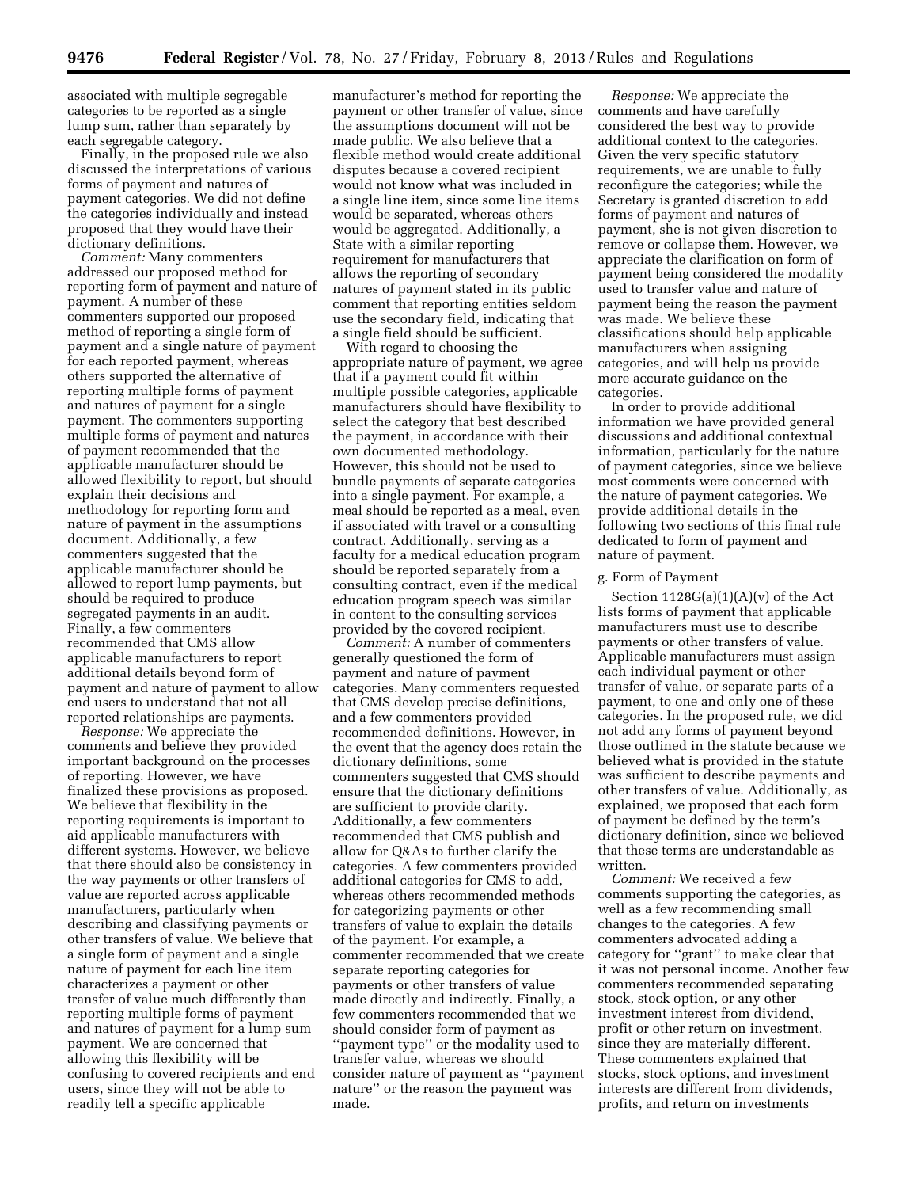associated with multiple segregable categories to be reported as a single lump sum, rather than separately by each segregable category.

Finally, in the proposed rule we also discussed the interpretations of various forms of payment and natures of payment categories. We did not define the categories individually and instead proposed that they would have their dictionary definitions.

*Comment:* Many commenters addressed our proposed method for reporting form of payment and nature of payment. A number of these commenters supported our proposed method of reporting a single form of payment and a single nature of payment for each reported payment, whereas others supported the alternative of reporting multiple forms of payment and natures of payment for a single payment. The commenters supporting multiple forms of payment and natures of payment recommended that the applicable manufacturer should be allowed flexibility to report, but should explain their decisions and methodology for reporting form and nature of payment in the assumptions document. Additionally, a few commenters suggested that the applicable manufacturer should be allowed to report lump payments, but should be required to produce segregated payments in an audit. Finally, a few commenters recommended that CMS allow applicable manufacturers to report additional details beyond form of payment and nature of payment to allow end users to understand that not all reported relationships are payments.

*Response:* We appreciate the comments and believe they provided important background on the processes of reporting. However, we have finalized these provisions as proposed. We believe that flexibility in the reporting requirements is important to aid applicable manufacturers with different systems. However, we believe that there should also be consistency in the way payments or other transfers of value are reported across applicable manufacturers, particularly when describing and classifying payments or other transfers of value. We believe that a single form of payment and a single nature of payment for each line item characterizes a payment or other transfer of value much differently than reporting multiple forms of payment and natures of payment for a lump sum payment. We are concerned that allowing this flexibility will be confusing to covered recipients and end users, since they will not be able to readily tell a specific applicable manufacturer's method for reporting the payment or other transfer of value, since the assumptions document will not be made public. We also believe that a flexible method would create additional disputes because a covered recipient would not know what was included in a single line item, since some line items would be separated, whereas others would be aggregated. Additionally, a State with a similar reporting requirement for manufacturers that allows the reporting of secondary natures of payment stated in its public comment that reporting entities seldom use the secondary field, indicating that a single field should be sufficient.

With regard to choosing the appropriate nature of payment, we agree that if a payment could fit within multiple possible categories, applicable manufacturers should have flexibility to select the category that best described the payment, in accordance with their own documented methodology. However, this should not be used to bundle payments of separate categories into a single payment. For example, a meal should be reported as a meal, even if associated with travel or a consulting contract. Additionally, serving as a faculty for a medical education program should be reported separately from a consulting contract, even if the medical education program speech was similar in content to the consulting services provided by the covered recipient.

*Comment:* A number of commenters generally questioned the form of payment and nature of payment categories. Many commenters requested that CMS develop precise definitions, and a few commenters provided recommended definitions. However, in the event that the agency does retain the dictionary definitions, some commenters suggested that CMS should ensure that the dictionary definitions are sufficient to provide clarity. Additionally, a few commenters recommended that CMS publish and allow for Q&As to further clarify the categories. A few commenters provided additional categories for CMS to add, whereas others recommended methods for categorizing payments or other transfers of value to explain the details of the payment. For example, a commenter recommended that we create separate reporting categories for payments or other transfers of value made directly and indirectly. Finally, a few commenters recommended that we should consider form of payment as "payment type" or the modality used to transfer value, whereas we should consider nature of payment as "payment nature" or the reason the payment was made.

*Response:* We appreciate the comments and have carefully considered the best way to provide additional context to the categories. Given the very specific statutory requirements, we are unable to fully reconfigure the categories; while the Secretary is granted discretion to add forms of payment and natures of payment, she is not given discretion to remove or collapse them. However, we appreciate the clarification on form of payment being considered the modality used to transfer value and nature of payment being the reason the payment was made. We believe these classifications should help applicable manufacturers when assigning categories, and will help us provide more accurate guidance on the categories.

In order to provide additional information we have provided general discussions and additional contextual information, particularly for the nature of payment categories, since we believe most comments were concerned with the nature of payment categories. We provide additional details in the following two sections of this final rule dedicated to form of payment and nature of payment.

g. Form of Payment

Section 1128G(a)(1)(A)(v) of the Act lists forms of payment that applicable manufacturers must use to describe payments or other transfers of value. Applicable manufacturers must assign each individual payment or other transfer of value, or separate parts of a payment, to one and only one of these categories. In the proposed rule, we did not add any forms of payment beyond those outlined in the statute because we believed what is provided in the statute was sufficient to describe payments and other transfers of value. Additionally, as explained, we proposed that each form of payment be defined by the term's dictionary definition, since we believed that these terms are understandable as written.

*Comment:* We received a few comments supporting the categories, as well as a few recommending small changes to the categories. A few commenters advocated adding a category for "grant" to make clear that it was not personal income. Another few commenters recommended separating stock, stock option, or any other investment interest from dividend, profit or other return on investment, since they are materially different. These commenters explained that stocks, stock options, and investment interests are different from dividends, profits, and return on investments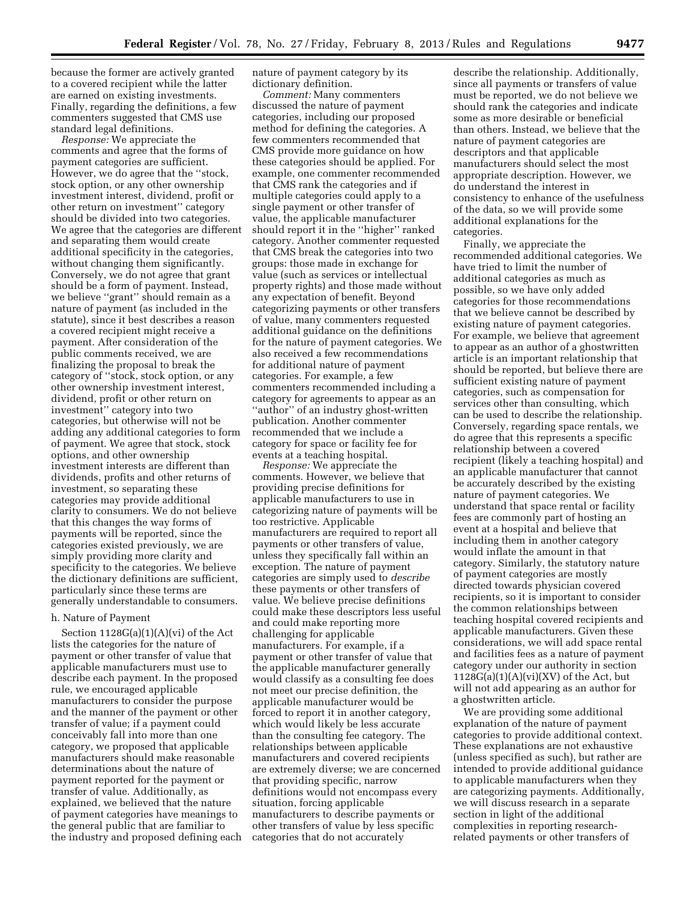because the former are actively granted to a covered recipient while the latter are earned on existing investments. Finally, regarding the definitions, a few commenters suggested that CMS use standard legal definitions.

*Response:* We appreciate the comments and agree that the forms of payment categories are sufficient. However, we do agree that the ''stock, stock option, or any other ownership investment interest, dividend, profit or other return on investment'' category should be divided into two categories. We agree that the categories are different and separating them would create additional specificity in the categories, without changing them significantly. Conversely, we do not agree that grant should be a form of payment. Instead, we believe ''grant'' should remain as a nature of payment (as included in the statute), since it best describes a reason a covered recipient might receive a payment. After consideration of the public comments received, we are finalizing the proposal to break the category of ''stock, stock option, or any other ownership investment interest, dividend, profit or other return on investment'' category into two categories, but otherwise will not be adding any additional categories to form of payment. We agree that stock, stock options, and other ownership investment interests are different than dividends, profits and other returns of investment, so separating these categories may provide additional clarity to consumers. We do not believe that this changes the way forms of payments will be reported, since the categories existed previously, we are simply providing more clarity and specificity to the categories. We believe the dictionary definitions are sufficient, particularly since these terms are generally understandable to consumers.

### h. Nature of Payment

Section 1128G(a)(1)(A)(vi) of the Act lists the categories for the nature of payment or other transfer of value that applicable manufacturers must use to describe each payment. In the proposed rule, we encouraged applicable manufacturers to consider the purpose and the manner of the payment or other transfer of value; if a payment could conceivably fall into more than one category, we proposed that applicable manufacturers should make reasonable determinations about the nature of payment reported for the payment or transfer of value. Additionally, as explained, we believed that the nature of payment categories have meanings to the general public that are familiar to the industry and proposed defining each nature of payment category by its dictionary definition.

*Comment:* Many commenters discussed the nature of payment categories, including our proposed method for defining the categories. A few commenters recommended that CMS provide more guidance on how these categories should be applied. For example, one commenter recommended that CMS rank the categories and if multiple categories could apply to a single payment or other transfer of value, the applicable manufacturer should report it in the ''higher'' ranked category. Another commenter requested that CMS break the categories into two groups: those made in exchange for value (such as services or intellectual property rights) and those made without any expectation of benefit. Beyond categorizing payments or other transfers of value, many commenters requested additional guidance on the definitions for the nature of payment categories. We also received a few recommendations for additional nature of payment categories. For example, a few commenters recommended including a category for agreements to appear as an ''author'' of an industry ghost-written publication. Another commenter recommended that we include a category for space or facility fee for events at a teaching hospital.

*Response:* We appreciate the comments. However, we believe that providing precise definitions for applicable manufacturers to use in categorizing nature of payments will be too restrictive. Applicable manufacturers are required to report all payments or other transfers of value, unless they specifically fall within an exception. The nature of payment categories are simply used to *describe* these payments or other transfers of value. We believe precise definitions could make these descriptors less useful and could make reporting more challenging for applicable manufacturers. For example, if a payment or other transfer of value that the applicable manufacturer generally would classify as a consulting fee does not meet our precise definition, the applicable manufacturer would be forced to report it in another category, which would likely be less accurate than the consulting fee category. The relationships between applicable manufacturers and covered recipients are extremely diverse; we are concerned that providing specific, narrow definitions would not encompass every situation, forcing applicable manufacturers to describe payments or other transfers of value by less specific categories that do not accurately describe the relationship. Additionally, since all payments or transfers of value must be reported, we do not believe we should rank the categories and indicate some as more desirable or beneficial than others. Instead, we believe that the nature of payment categories are descriptors and that applicable manufacturers should select the most appropriate description. However, we do understand the interest in consistency to enhance of the usefulness of the data, so we will provide some additional explanations for the categories.

Finally, we appreciate the recommended additional categories. We have tried to limit the number of additional categories as much as possible, so we have only added categories for those recommendations that we believe cannot be described by existing nature of payment categories. For example, we believe that agreement to appear as an author of a ghostwritten article is an important relationship that should be reported, but believe there are sufficient existing nature of payment categories, such as compensation for services other than consulting, which can be used to describe the relationship. Conversely, regarding space rentals, we do agree that this represents a specific relationship between a covered recipient (likely a teaching hospital) and an applicable manufacturer that cannot be accurately described by the existing nature of payment categories. We understand that space rental or facility fees are commonly part of hosting an event at a hospital and believe that including them in another category would inflate the amount in that category. Similarly, the statutory nature of payment categories are mostly directed towards physician covered recipients, so it is important to consider the common relationships between teaching hospital covered recipients and applicable manufacturers. Given these considerations, we will add space rental and facilities fees as a nature of payment category under our authority in section 1128G(a)(1)(A)(vi)(XV) of the Act, but will not add appearing as an author for a ghostwritten article.

We are providing some additional explanation of the nature of payment categories to provide additional context. These explanations are not exhaustive (unless specified as such), but rather are intended to provide additional guidance to applicable manufacturers when they are categorizing payments. Additionally, we will discuss research in a separate section in light of the additional complexities in reporting research-related payments or other transfers of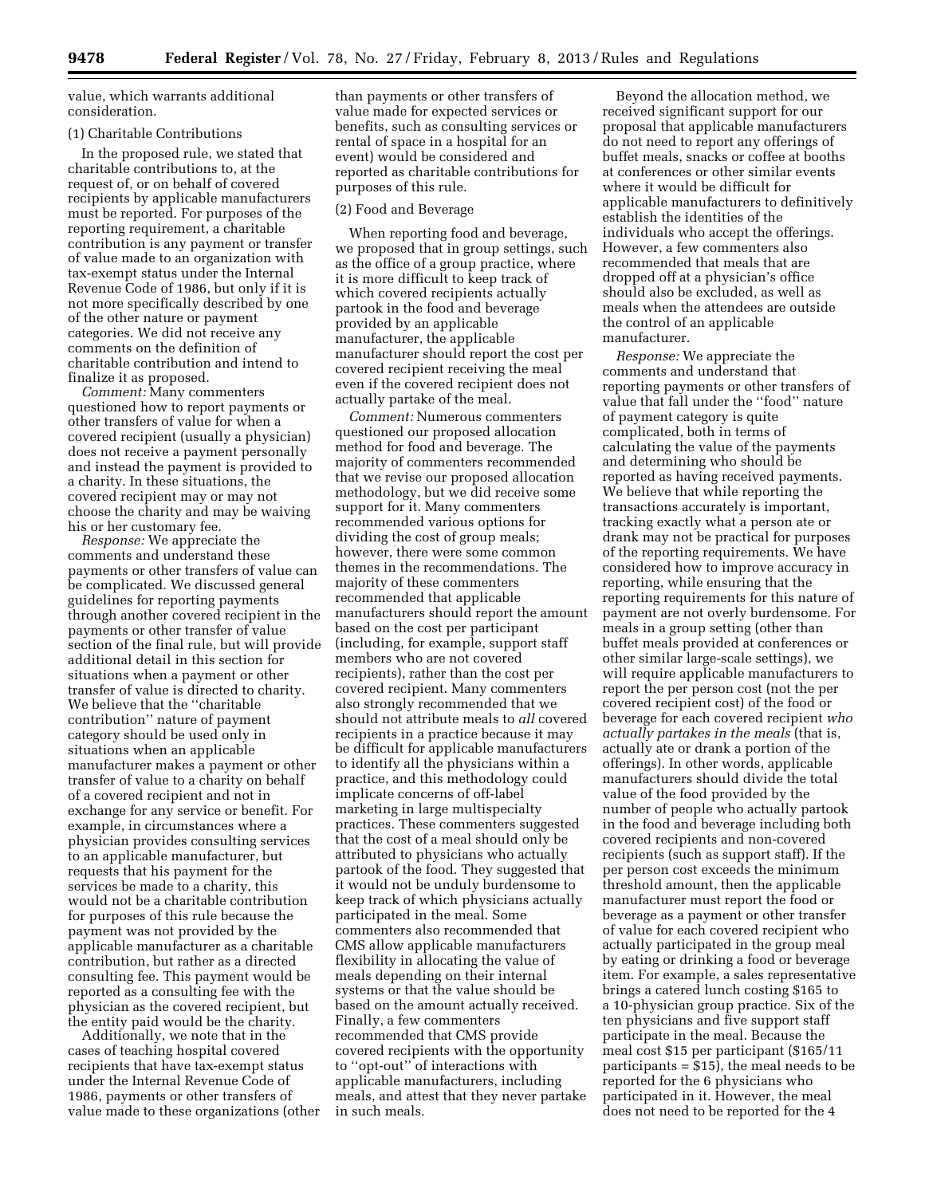value, which warrants additional consideration.

(1) Charitable Contributions

In the proposed rule, we stated that charitable contributions to, at the request of, or on behalf of covered recipients by applicable manufacturers must be reported. For purposes of the reporting requirement, a charitable contribution is any payment or transfer of value made to an organization with tax-exempt status under the Internal Revenue Code of 1986, but only if it is not more specifically described by one of the other nature or payment categories. We did not receive any comments on the definition of charitable contribution and intend to finalize it as proposed.

*Comment:* Many commenters questioned how to report payments or other transfers of value for when a covered recipient (usually a physician) does not receive a payment personally and instead the payment is provided to a charity. In these situations, the covered recipient may or may not choose the charity and may be waiving his or her customary fee.

*Response:* We appreciate the comments and understand these payments or other transfers of value can be complicated. We discussed general guidelines for reporting payments through another covered recipient in the payments or other transfer of value section of the final rule, but will provide additional detail in this section for situations when a payment or other transfer of value is directed to charity. We believe that the ''charitable contribution'' nature of payment category should be used only in situations when an applicable manufacturer makes a payment or other transfer of value to a charity on behalf of a covered recipient and not in exchange for any service or benefit. For example, in circumstances where a physician provides consulting services to an applicable manufacturer, but requests that his payment for the services be made to a charity, this would not be a charitable contribution for purposes of this rule because the payment was not provided by the applicable manufacturer as a charitable contribution, but rather as a directed consulting fee. This payment would be reported as a consulting fee with the physician as the covered recipient, but the entity paid would be the charity.

Additionally, we note that in the cases of teaching hospital covered recipients that have tax-exempt status under the Internal Revenue Code of 1986, payments or other transfers of value made to these organizations (other than payments or other transfers of value made for expected services or benefits, such as consulting services or rental of space in a hospital for an event) would be considered and reported as charitable contributions for purposes of this rule.

(2) Food and Beverage

When reporting food and beverage, we proposed that in group settings, such as the office of a group practice, where it is more difficult to keep track of which covered recipients actually partook in the food and beverage provided by an applicable manufacturer, the applicable manufacturer should report the cost per covered recipient receiving the meal even if the covered recipient does not actually partake of the meal.

*Comment:* Numerous commenters questioned our proposed allocation method for food and beverage. The majority of commenters recommended that we revise our proposed allocation methodology, but we did receive some support for it. Many commenters recommended various options for dividing the cost of group meals; however, there were some common themes in the recommendations. The majority of these commenters recommended that applicable manufacturers should report the amount based on the cost per participant (including, for example, support staff members who are not covered recipients), rather than the cost per covered recipient. Many commenters also strongly recommended that we should not attribute meals to *all* covered recipients in a practice because it may be difficult for applicable manufacturers to identify all the physicians within a practice, and this methodology could implicate concerns of off-label marketing in large multispecialty practices. These commenters suggested that the cost of a meal should only be attributed to physicians who actually partook of the food. They suggested that it would not be unduly burdensome to keep track of which physicians actually participated in the meal. Some commenters also recommended that CMS allow applicable manufacturers flexibility in allocating the value of meals depending on their internal systems or that the value should be based on the amount actually received. Finally, a few commenters recommended that CMS provide covered recipients with the opportunity to ''opt-out'' of interactions with applicable manufacturers, including meals, and attest that they never partake in such meals.

Beyond the allocation method, we received significant support for our proposal that applicable manufacturers do not need to report any offerings of buffet meals, snacks or coffee at booths at conferences or other similar events where it would be difficult for applicable manufacturers to definitively establish the identities of the individuals who accept the offerings. However, a few commenters also recommended that meals that are dropped off at a physician's office should also be excluded, as well as meals when the attendees are outside the control of an applicable manufacturer.

*Response:* We appreciate the comments and understand that reporting payments or other transfers of value that fall under the ''food'' nature of payment category is quite complicated, both in terms of calculating the value of the payments and determining who should be reported as having received payments. We believe that while reporting the transactions accurately is important, tracking exactly what a person ate or drank may not be practical for purposes of the reporting requirements. We have considered how to improve accuracy in reporting, while ensuring that the reporting requirements for this nature of payment are not overly burdensome. For meals in a group setting (other than buffet meals provided at conferences or other similar large-scale settings), we will require applicable manufacturers to report the per person cost (not the per covered recipient cost) of the food or beverage for each covered recipient *who actually partakes in the meals* (that is, actually ate or drank a portion of the offerings). In other words, applicable manufacturers should divide the total value of the food provided by the number of people who actually partook in the food and beverage including both covered recipients and non-covered recipients (such as support staff). If the per person cost exceeds the minimum threshold amount, then the applicable manufacturer must report the food or beverage as a payment or other transfer of value for each covered recipient who actually participated in the group meal by eating or drinking a food or beverage item. For example, a sales representative brings a catered lunch costing $165 to a 10-physician group practice. Six of the ten physicians and five support staff participate in the meal. Because the meal cost $15 per participant ($165/11 participants = $15), the meal needs to be reported for the 6 physicians who participated in it. However, the meal does not need to be reported for the 4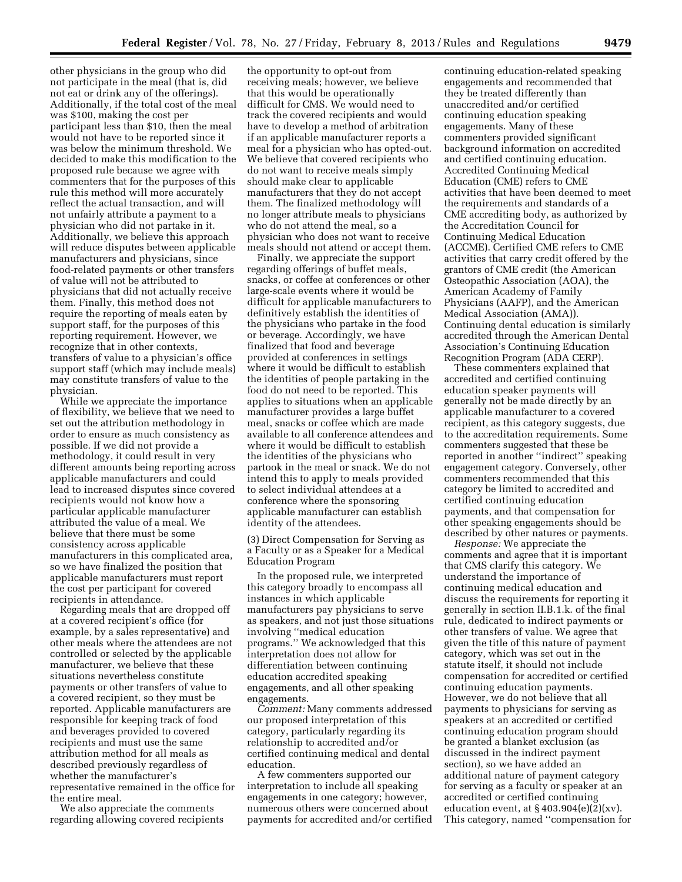other physicians in the group who did not participate in the meal (that is, did not eat or drink any of the offerings). Additionally, if the total cost of the meal was $100, making the cost per participant less than $10, then the meal would not have to be reported since it was below the minimum threshold. We decided to make this modification to the proposed rule because we agree with commenters that for the purposes of this rule this method will more accurately reflect the actual transaction, and will not unfairly attribute a payment to a physician who did not partake in it. Additionally, we believe this approach will reduce disputes between applicable manufacturers and physicians, since food-related payments or other transfers of value will not be attributed to physicians that did not actually receive them. Finally, this method does not require the reporting of meals eaten by support staff, for the purposes of this reporting requirement. However, we recognize that in other contexts, transfers of value to a physician's office support staff (which may include meals) may constitute transfers of value to the physician.

While we appreciate the importance of flexibility, we believe that we need to set out the attribution methodology in order to ensure as much consistency as possible. If we did not provide a methodology, it could result in very different amounts being reporting across applicable manufacturers and could lead to increased disputes since covered recipients would not know how a particular applicable manufacturer attributed the value of a meal. We believe that there must be some consistency across applicable manufacturers in this complicated area, so we have finalized the position that applicable manufacturers must report the cost per participant for covered recipients in attendance.

Regarding meals that are dropped off at a covered recipient's office (for example, by a sales representative) and other meals where the attendees are not controlled or selected by the applicable manufacturer, we believe that these situations nevertheless constitute payments or other transfers of value to a covered recipient, so they must be reported. Applicable manufacturers are responsible for keeping track of food and beverages provided to covered recipients and must use the same attribution method for all meals as described previously regardless of whether the manufacturer's representative remained in the office for the entire meal.

We also appreciate the comments regarding allowing covered recipients the opportunity to opt-out from receiving meals; however, we believe that this would be operationally difficult for CMS. We would need to track the covered recipients and would have to develop a method of arbitration if an applicable manufacturer reports a meal for a physician who has opted-out. We believe that covered recipients who do not want to receive meals simply should make clear to applicable manufacturers that they do not accept them. The finalized methodology will no longer attribute meals to physicians who do not attend the meal, so a physician who does not want to receive meals should not attend or accept them.

Finally, we appreciate the support regarding offerings of buffet meals, snacks, or coffee at conferences or other large-scale events where it would be difficult for applicable manufacturers to definitively establish the identities of the physicians who partake in the food or beverage. Accordingly, we have finalized that food and beverage provided at conferences in settings where it would be difficult to establish the identities of people partaking in the food do not need to be reported. This applies to situations when an applicable manufacturer provides a large buffet meal, snacks or coffee which are made available to all conference attendees and where it would be difficult to establish the identities of the physicians who partook in the meal or snack. We do not intend this to apply to meals provided to select individual attendees at a conference where the sponsoring applicable manufacturer can establish identity of the attendees.

(3) Direct Compensation for Serving as a Faculty or as a Speaker for a Medical Education Program

In the proposed rule, we interpreted this category broadly to encompass all instances in which applicable manufacturers pay physicians to serve as speakers, and not just those situations involving "medical education programs." We acknowledged that this interpretation does not allow for differentiation between continuing education accredited speaking engagements, and all other speaking engagements.

*Comment:* Many comments addressed our proposed interpretation of this category, particularly regarding its relationship to accredited and/or certified continuing medical and dental education.

A few commenters supported our interpretation to include all speaking engagements in one category; however, numerous others were concerned about payments for accredited and/or certified continuing education-related speaking engagements and recommended that they be treated differently than unaccredited and/or certified continuing education speaking engagements. Many of these commenters provided significant background information on accredited and certified continuing education. Accredited Continuing Medical Education (CME) refers to CME activities that have been deemed to meet the requirements and standards of a CME accrediting body, as authorized by the Accreditation Council for Continuing Medical Education (ACCME). Certified CME refers to CME activities that carry credit offered by the grantors of CME credit (the American Osteopathic Association (AOA), the American Academy of Family Physicians (AAFP), and the American Medical Association (AMA)). Continuing dental education is similarly accredited through the American Dental Association's Continuing Education Recognition Program (ADA CERP).

These commenters explained that accredited and certified continuing education speaker payments will generally not be made directly by an applicable manufacturer to a covered recipient, as this category suggests, due to the accreditation requirements. Some commenters suggested that these be reported in another "indirect" speaking engagement category. Conversely, other commenters recommended that this category be limited to accredited and certified continuing education payments, and that compensation for other speaking engagements should be described by other natures or payments.

*Response:* We appreciate the comments and agree that it is important that CMS clarify this category. We understand the importance of continuing medical education and discuss the requirements for reporting it generally in section II.B.1.k. of the final rule, dedicated to indirect payments or other transfers of value. We agree that given the title of this nature of payment category, which was set out in the statute itself, it should not include compensation for accredited or certified continuing education payments. However, we do not believe that all payments to physicians for serving as speakers at an accredited or certified continuing education program should be granted a blanket exclusion (as discussed in the indirect payment section), so we have added an additional nature of payment category for serving as a faculty or speaker at an accredited or certified continuing education event, at § 403.904(e)(2)(xv). This category, named "compensation for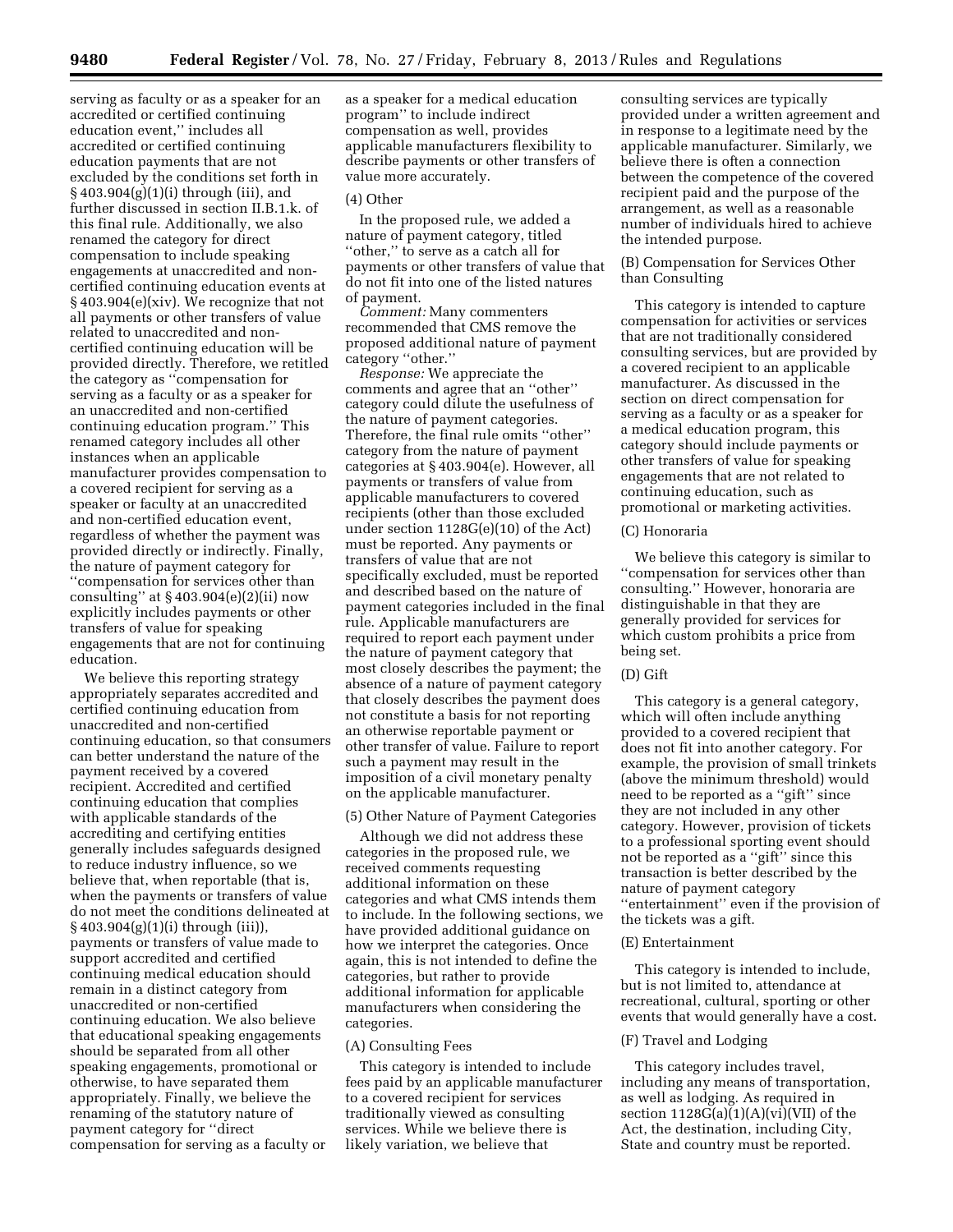serving as faculty or as a speaker for an accredited or certified continuing education event,'' includes all accredited or certified continuing education payments that are not excluded by the conditions set forth in § 403.904(g)(1)(i) through (iii), and further discussed in section II.B.1.k. of this final rule. Additionally, we also renamed the category for direct compensation to include speaking engagements at unaccredited and non-certified continuing education events at § 403.904(e)(xiv). We recognize that not all payments or other transfers of value related to unaccredited and non-certified continuing education will be provided directly. Therefore, we retitled the category as ''compensation for serving as a faculty or as a speaker for an unaccredited and non-certified continuing education program.'' This renamed category includes all other instances when an applicable manufacturer provides compensation to a covered recipient for serving as a speaker or faculty at an unaccredited and non-certified education event, regardless of whether the payment was provided directly or indirectly. Finally, the nature of payment category for ''compensation for services other than consulting'' at § 403.904(e)(2)(ii) now explicitly includes payments or other transfers of value for speaking engagements that are not for continuing education.

We believe this reporting strategy appropriately separates accredited and certified continuing education from unaccredited and non-certified continuing education, so that consumers can better understand the nature of the payment received by a covered recipient. Accredited and certified continuing education that complies with applicable standards of the accrediting and certifying entities generally includes safeguards designed to reduce industry influence, so we believe that, when reportable (that is, when the payments or transfers of value do not meet the conditions delineated at § 403.904(g)(1)(i) through (iii)), payments or transfers of value made to support accredited and certified continuing medical education should remain in a distinct category from unaccredited or non-certified continuing education. We also believe that educational speaking engagements should be separated from all other speaking engagements, promotional or otherwise, to have separated them appropriately. Finally, we believe the renaming of the statutory nature of payment category for ''direct compensation for serving as a faculty or as a speaker for a medical education program'' to include indirect compensation as well, provides applicable manufacturers flexibility to describe payments or other transfers of value more accurately.

(4) Other

In the proposed rule, we added a nature of payment category, titled ''other,'' to serve as a catch all for payments or other transfers of value that do not fit into one of the listed natures of payment.

*Comment:* Many commenters recommended that CMS remove the proposed additional nature of payment category ''other.''

*Response:* We appreciate the comments and agree that an ''other'' category could dilute the usefulness of the nature of payment categories. Therefore, the final rule omits ''other'' category from the nature of payment categories at § 403.904(e). However, all payments or transfers of value from applicable manufacturers to covered recipients (other than those excluded under section 1128G(e)(10) of the Act) must be reported. Any payments or transfers of value that are not specifically excluded, must be reported and described based on the nature of payment categories included in the final rule. Applicable manufacturers are required to report each payment under the nature of payment category that most closely describes the payment; the absence of a nature of payment category that closely describes the payment does not constitute a basis for not reporting an otherwise reportable payment or other transfer of value. Failure to report such a payment may result in the imposition of a civil monetary penalty on the applicable manufacturer.

(5) Other Nature of Payment Categories

Although we did not address these categories in the proposed rule, we received comments requesting additional information on these categories and what CMS intends them to include. In the following sections, we have provided additional guidance on how we interpret the categories. Once again, this is not intended to define the categories, but rather to provide additional information for applicable manufacturers when considering the categories.

(A) Consulting Fees

This category is intended to include fees paid by an applicable manufacturer to a covered recipient for services traditionally viewed as consulting services. While we believe there is likely variation, we believe that consulting services are typically provided under a written agreement and in response to a legitimate need by the applicable manufacturer. Similarly, we believe there is often a connection between the competence of the covered recipient paid and the purpose of the arrangement, as well as a reasonable number of individuals hired to achieve the intended purpose.

(B) Compensation for Services Other than Consulting

This category is intended to capture compensation for activities or services that are not traditionally considered consulting services, but are provided by a covered recipient to an applicable manufacturer. As discussed in the section on direct compensation for serving as a faculty or as a speaker for a medical education program, this category should include payments or other transfers of value for speaking engagements that are not related to continuing education, such as promotional or marketing activities.

(C) Honoraria

We believe this category is similar to ''compensation for services other than consulting.'' However, honoraria are distinguishable in that they are generally provided for services for which custom prohibits a price from being set.

(D) Gift

This category is a general category, which will often include anything provided to a covered recipient that does not fit into another category. For example, the provision of small trinkets (above the minimum threshold) would need to be reported as a ''gift'' since they are not included in any other category. However, provision of tickets to a professional sporting event should not be reported as a ''gift'' since this transaction is better described by the nature of payment category ''entertainment'' even if the provision of the tickets was a gift.

(E) Entertainment

This category is intended to include, but is not limited to, attendance at recreational, cultural, sporting or other events that would generally have a cost.

(F) Travel and Lodging

This category includes travel, including any means of transportation, as well as lodging. As required in section 1128G(a)(1)(A)(vi)(VII) of the Act, the destination, including City, State and country must be reported.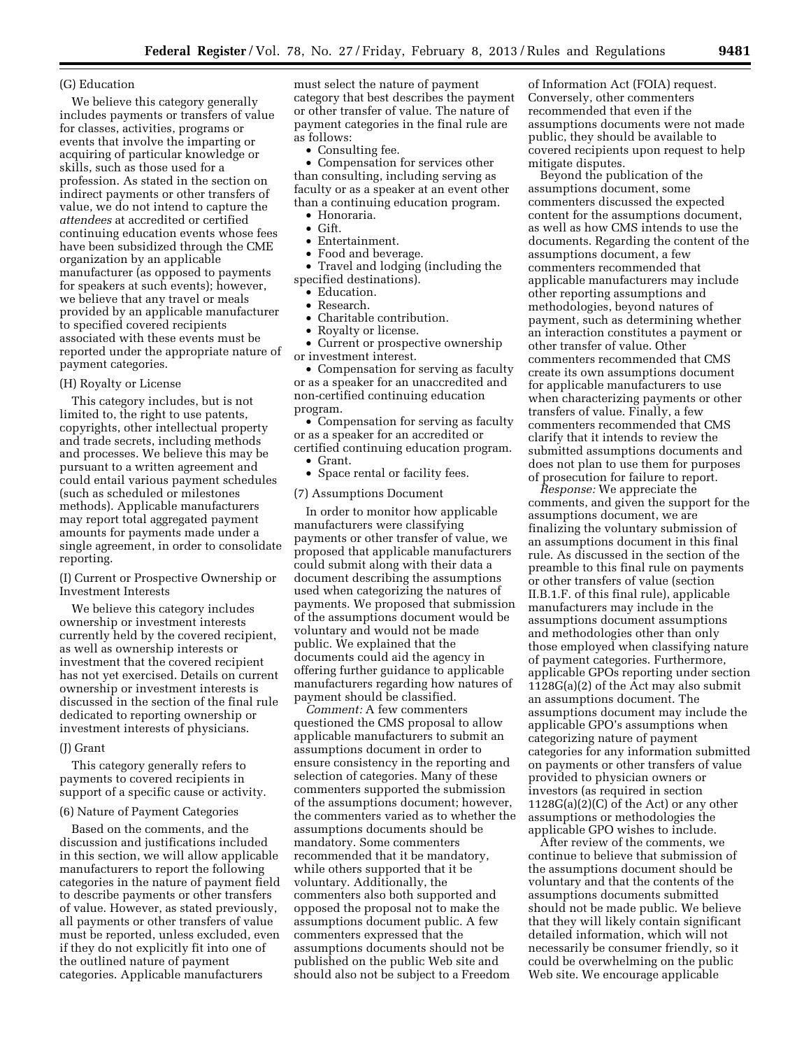(G) Education

We believe this category generally includes payments or transfers of value for classes, activities, programs or events that involve the imparting or acquiring of particular knowledge or skills, such as those used for a profession. As stated in the section on indirect payments or other transfers of value, we do not intend to capture the *attendees* at accredited or certified continuing education events whose fees have been subsidized through the CME organization by an applicable manufacturer (as opposed to payments for speakers at such events); however, we believe that any travel or meals provided by an applicable manufacturer to specified covered recipients associated with these events must be reported under the appropriate nature of payment categories.

(H) Royalty or License

This category includes, but is not limited to, the right to use patents, copyrights, other intellectual property and trade secrets, including methods and processes. We believe this may be pursuant to a written agreement and could entail various payment schedules (such as scheduled or milestones methods). Applicable manufacturers may report total aggregated payment amounts for payments made under a single agreement, in order to consolidate reporting.

(I) Current or Prospective Ownership or Investment Interests

We believe this category includes ownership or investment interests currently held by the covered recipient, as well as ownership interests or investment that the covered recipient has not yet exercised. Details on current ownership or investment interests is discussed in the section of the final rule dedicated to reporting ownership or investment interests of physicians.

(J) Grant

This category generally refers to payments to covered recipients in support of a specific cause or activity.

(6) Nature of Payment Categories

Based on the comments, and the discussion and justifications included in this section, we will allow applicable manufacturers to report the following categories in the nature of payment field to describe payments or other transfers of value. However, as stated previously, all payments or other transfers of value must be reported, unless excluded, even if they do not explicitly fit into one of the outlined nature of payment categories. Applicable manufacturers must select the nature of payment category that best describes the payment or other transfer of value. The nature of payment categories in the final rule are as follows:

- Consulting fee.
- Compensation for services other than consulting, including serving as faculty or as a speaker at an event other than a continuing education program.
- Honoraria.
- Gift.
- Entertainment.
- Food and beverage.
- Travel and lodging (including the specified destinations).
- Education.
- Research.
- Charitable contribution.
- Royalty or license.
- Current or prospective ownership or investment interest.
- Compensation for serving as faculty or as a speaker for an unaccredited and non-certified continuing education program.
- Compensation for serving as faculty or as a speaker for an accredited or certified continuing education program.
- Grant.
- Space rental or facility fees.

(7) Assumptions Document

In order to monitor how applicable manufacturers were classifying payments or other transfer of value, we proposed that applicable manufacturers could submit along with their data a document describing the assumptions used when categorizing the natures of payments. We proposed that submission of the assumptions document would be voluntary and would not be made public. We explained that the documents could aid the agency in offering further guidance to applicable manufacturers regarding how natures of payment should be classified.

*Comment:* A few commenters questioned the CMS proposal to allow applicable manufacturers to submit an assumptions document in order to ensure consistency in the reporting and selection of categories. Many of these commenters supported the submission of the assumptions document; however, the commenters varied as to whether the assumptions documents should be mandatory. Some commenters recommended that it be mandatory, while others supported that it be voluntary. Additionally, the commenters also both supported and opposed the proposal not to make the assumptions document public. A few commenters expressed that the assumptions documents should not be published on the public Web site and should also not be subject to a Freedom of Information Act (FOIA) request. Conversely, other commenters recommended that even if the assumptions documents were not made public, they should be available to covered recipients upon request to help mitigate disputes.

Beyond the publication of the assumptions document, some commenters discussed the expected content for the assumptions document, as well as how CMS intends to use the documents. Regarding the content of the assumptions document, a few commenters recommended that applicable manufacturers may include other reporting assumptions and methodologies, beyond natures of payment, such as determining whether an interaction constitutes a payment or other transfer of value. Other commenters recommended that CMS create its own assumptions document for applicable manufacturers to use when characterizing payments or other transfers of value. Finally, a few commenters recommended that CMS clarify that it intends to review the submitted assumptions documents and does not plan to use them for purposes of prosecution for failure to report.

*Response:* We appreciate the comments, and given the support for the assumptions document, we are finalizing the voluntary submission of an assumptions document in this final rule. As discussed in the section of the preamble to this final rule on payments or other transfers of value (section II.B.1.F. of this final rule), applicable manufacturers may include in the assumptions document assumptions and methodologies other than only those employed when classifying nature of payment categories. Furthermore, applicable GPOs reporting under section 1128G(a)(2) of the Act may also submit an assumptions document. The assumptions document may include the applicable GPO's assumptions when categorizing nature of payment categories for any information submitted on payments or other transfers of value provided to physician owners or investors (as required in section 1128G(a)(2)(C) of the Act) or any other assumptions or methodologies the applicable GPO wishes to include.

After review of the comments, we continue to believe that submission of the assumptions document should be voluntary and that the contents of the assumptions documents submitted should not be made public. We believe that they will likely contain significant detailed information, which will not necessarily be consumer friendly, so it could be overwhelming on the public Web site. We encourage applicable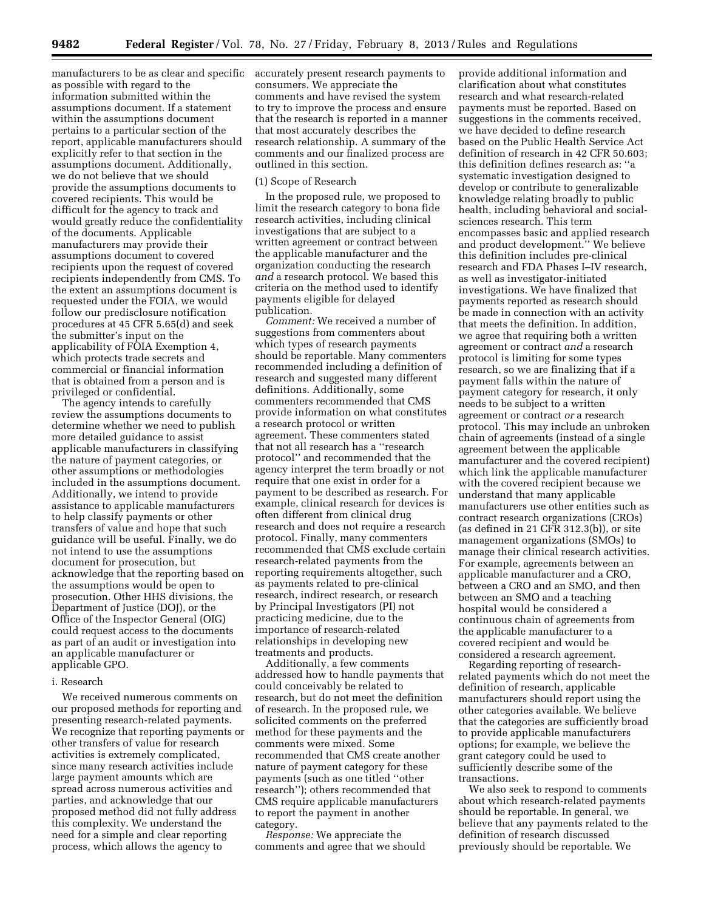manufacturers to be as clear and specific as possible with regard to the information submitted within the assumptions document. If a statement within the assumptions document pertains to a particular section of the report, applicable manufacturers should explicitly refer to that section in the assumptions document. Additionally, we do not believe that we should provide the assumptions documents to covered recipients. This would be difficult for the agency to track and would greatly reduce the confidentiality of the documents. Applicable manufacturers may provide their assumptions document to covered recipients upon the request of covered recipients independently from CMS. To the extent an assumptions document is requested under the FOIA, we would follow our predisclosure notification procedures at 45 CFR 5.65(d) and seek the submitter's input on the applicability of FOIA Exemption 4, which protects trade secrets and commercial or financial information that is obtained from a person and is privileged or confidential.

The agency intends to carefully review the assumptions documents to determine whether we need to publish more detailed guidance to assist applicable manufacturers in classifying the nature of payment categories, or other assumptions or methodologies included in the assumptions document. Additionally, we intend to provide assistance to applicable manufacturers to help classify payments or other transfers of value and hope that such guidance will be useful. Finally, we do not intend to use the assumptions document for prosecution, but acknowledge that the reporting based on the assumptions would be open to prosecution. Other HHS divisions, the Department of Justice (DOJ), or the Office of the Inspector General (OIG) could request access to the documents as part of an audit or investigation into an applicable manufacturer or applicable GPO.

i. Research

We received numerous comments on our proposed methods for reporting and presenting research-related payments. We recognize that reporting payments or other transfers of value for research activities is extremely complicated, since many research activities include large payment amounts which are spread across numerous activities and parties, and acknowledge that our proposed method did not fully address this complexity. We understand the need for a simple and clear reporting process, which allows the agency to accurately present research payments to consumers. We appreciate the comments and have revised the system to try to improve the process and ensure that the research is reported in a manner that most accurately describes the research relationship. A summary of the comments and our finalized process are outlined in this section.

(1) Scope of Research

In the proposed rule, we proposed to limit the research category to bona fide research activities, including clinical investigations that are subject to a written agreement or contract between the applicable manufacturer and the organization conducting the research *and* a research protocol. We based this criteria on the method used to identify payments eligible for delayed publication.

*Comment:* We received a number of suggestions from commenters about which types of research payments should be reportable. Many commenters recommended including a definition of research and suggested many different definitions. Additionally, some commenters recommended that CMS provide information on what constitutes a research protocol or written agreement. These commenters stated that not all research has a ''research protocol'' and recommended that the agency interpret the term broadly or not require that one exist in order for a payment to be described as research. For example, clinical research for devices is often different from clinical drug research and does not require a research protocol. Finally, many commenters recommended that CMS exclude certain research-related payments from the reporting requirements altogether, such as payments related to pre-clinical research, indirect research, or research by Principal Investigators (PI) not practicing medicine, due to the importance of research-related relationships in developing new treatments and products.

Additionally, a few comments addressed how to handle payments that could conceivably be related to research, but do not meet the definition of research. In the proposed rule, we solicited comments on the preferred method for these payments and the comments were mixed. Some recommended that CMS create another nature of payment category for these payments (such as one titled ''other research''); others recommended that CMS require applicable manufacturers to report the payment in another category.

*Response:* We appreciate the comments and agree that we should provide additional information and clarification about what constitutes research and what research-related payments must be reported. Based on suggestions in the comments received, we have decided to define research based on the Public Health Service Act definition of research in 42 CFR 50.603; this definition defines research as: ''a systematic investigation designed to develop or contribute to generalizable knowledge relating broadly to public health, including behavioral and social-sciences research. This term encompasses basic and applied research and product development.'' We believe this definition includes pre-clinical research and FDA Phases I–IV research, as well as investigator-initiated investigations. We have finalized that payments reported as research should be made in connection with an activity that meets the definition. In addition, we agree that requiring both a written agreement or contract *and* a research protocol is limiting for some types research, so we are finalizing that if a payment falls within the nature of payment category for research, it only needs to be subject to a written agreement or contract *or* a research protocol. This may include an unbroken chain of agreements (instead of a single agreement between the applicable manufacturer and the covered recipient) which link the applicable manufacturer with the covered recipient because we understand that many applicable manufacturers use other entities such as contract research organizations (CROs) (as defined in 21 CFR 312.3(b)), or site management organizations (SMOs) to manage their clinical research activities. For example, agreements between an applicable manufacturer and a CRO, between a CRO and an SMO, and then between an SMO and a teaching hospital would be considered a continuous chain of agreements from the applicable manufacturer to a covered recipient and would be considered a research agreement.

Regarding reporting of research-related payments which do not meet the definition of research, applicable manufacturers should report using the other categories available. We believe that the categories are sufficiently broad to provide applicable manufacturers options; for example, we believe the grant category could be used to sufficiently describe some of the transactions.

We also seek to respond to comments about which research-related payments should be reportable. In general, we believe that any payments related to the definition of research discussed previously should be reportable. We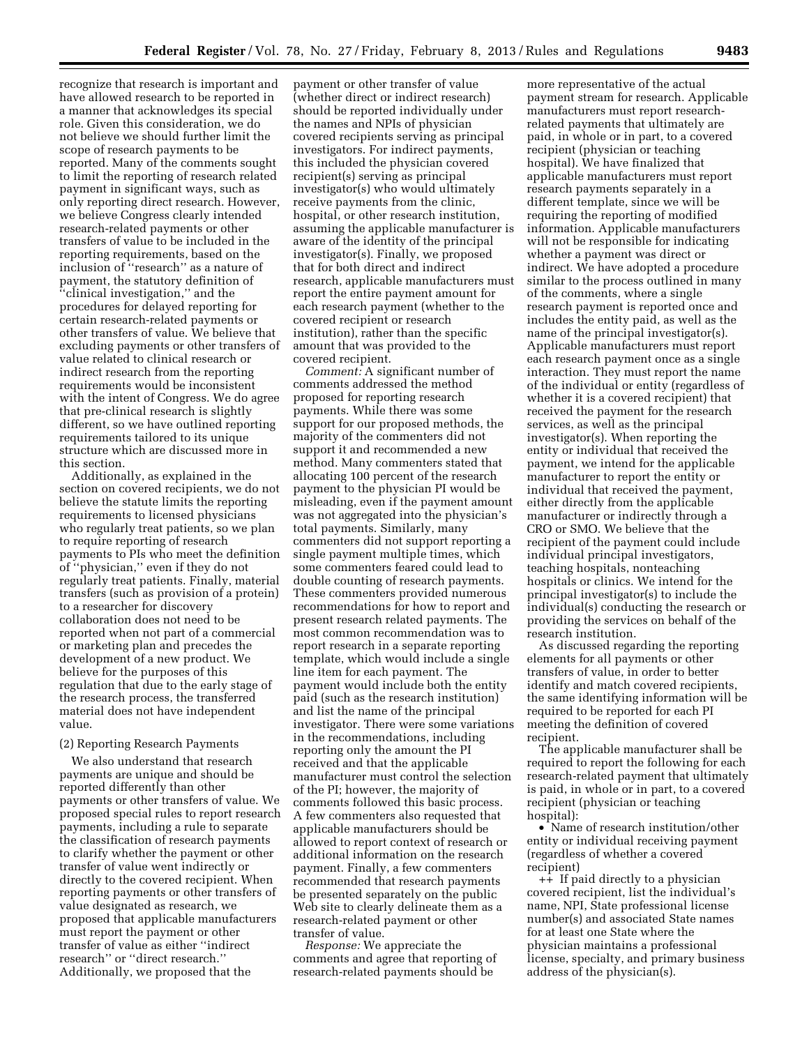recognize that research is important and have allowed research to be reported in a manner that acknowledges its special role. Given this consideration, we do not believe we should further limit the scope of research payments to be reported. Many of the comments sought to limit the reporting of research related payment in significant ways, such as only reporting direct research. However, we believe Congress clearly intended research-related payments or other transfers of value to be included in the reporting requirements, based on the inclusion of "research" as a nature of payment, the statutory definition of "clinical investigation," and the procedures for delayed reporting for certain research-related payments or other transfers of value. We believe that excluding payments or other transfers of value related to clinical research or indirect research from the reporting requirements would be inconsistent with the intent of Congress. We do agree that pre-clinical research is slightly different, so we have outlined reporting requirements tailored to its unique structure which are discussed more in this section.

Additionally, as explained in the section on covered recipients, we do not believe the statute limits the reporting requirements to licensed physicians who regularly treat patients, so we plan to require reporting of research payments to PIs who meet the definition of "physician," even if they do not regularly treat patients. Finally, material transfers (such as provision of a protein) to a researcher for discovery collaboration does not need to be reported when not part of a commercial or marketing plan and precedes the development of a new product. We believe for the purposes of this regulation that due to the early stage of the research process, the transferred material does not have independent value.

(2) Reporting Research Payments

We also understand that research payments are unique and should be reported differently than other payments or other transfers of value. We proposed special rules to report research payments, including a rule to separate the classification of research payments to clarify whether the payment or other transfer of value went indirectly or directly to the covered recipient. When reporting payments or other transfers of value designated as research, we proposed that applicable manufacturers must report the payment or other transfer of value as either "indirect research" or "direct research." Additionally, we proposed that the payment or other transfer of value (whether direct or indirect research) should be reported individually under the names and NPIs of physician covered recipients serving as principal investigators. For indirect payments, this included the physician covered recipient(s) serving as principal investigator(s) who would ultimately receive payments from the clinic, hospital, or other research institution, assuming the applicable manufacturer is aware of the identity of the principal investigator(s). Finally, we proposed that for both direct and indirect research, applicable manufacturers must report the entire payment amount for each research payment (whether to the covered recipient or research institution), rather than the specific amount that was provided to the covered recipient.

*Comment:* A significant number of comments addressed the method proposed for reporting research payments. While there was some support for our proposed methods, the majority of the commenters did not support it and recommended a new method. Many commenters stated that allocating 100 percent of the research payment to the physician PI would be misleading, even if the payment amount was not aggregated into the physician's total payments. Similarly, many commenters did not support reporting a single payment multiple times, which some commenters feared could lead to double counting of research payments. These commenters provided numerous recommendations for how to report and present research related payments. The most common recommendation was to report research in a separate reporting template, which would include a single line item for each payment. The payment would include both the entity paid (such as the research institution) and list the name of the principal investigator. There were some variations in the recommendations, including reporting only the amount the PI received and that the applicable manufacturer must control the selection of the PI; however, the majority of comments followed this basic process. A few commenters also requested that applicable manufacturers should be allowed to report context of research or additional information on the research payment. Finally, a few commenters recommended that research payments be presented separately on the public Web site to clearly delineate them as a research-related payment or other transfer of value.

*Response:* We appreciate the comments and agree that reporting of research-related payments should be more representative of the actual payment stream for research. Applicable manufacturers must report research-related payments that ultimately are paid, in whole or in part, to a covered recipient (physician or teaching hospital). We have finalized that applicable manufacturers must report research payments separately in a different template, since we will be requiring the reporting of modified information. Applicable manufacturers will not be responsible for indicating whether a payment was direct or indirect. We have adopted a procedure similar to the process outlined in many of the comments, where a single research payment is reported once and includes the entity paid, as well as the name of the principal investigator(s). Applicable manufacturers must report each research payment once as a single interaction. They must report the name of the individual or entity (regardless of whether it is a covered recipient) that received the payment for the research services, as well as the principal investigator(s). When reporting the entity or individual that received the payment, we intend for the applicable manufacturer to report the entity or individual that received the payment, either directly from the applicable manufacturer or indirectly through a CRO or SMO. We believe that the recipient of the payment could include individual principal investigators, teaching hospitals, nonteaching hospitals or clinics. We intend for the principal investigator(s) to include the individual(s) conducting the research or providing the services on behalf of the research institution.

As discussed regarding the reporting elements for all payments or other transfers of value, in order to better identify and match covered recipients, the same identifying information will be required to be reported for each PI meeting the definition of covered recipient.

The applicable manufacturer shall be required to report the following for each research-related payment that ultimately is paid, in whole or in part, to a covered recipient (physician or teaching hospital):

- Name of research institution/other entity or individual receiving payment (regardless of whether a covered recipient)
  - ++ If paid directly to a physician covered recipient, list the individual's name, NPI, State professional license number(s) and associated State names for at least one State where the physician maintains a professional license, specialty, and primary business address of the physician(s).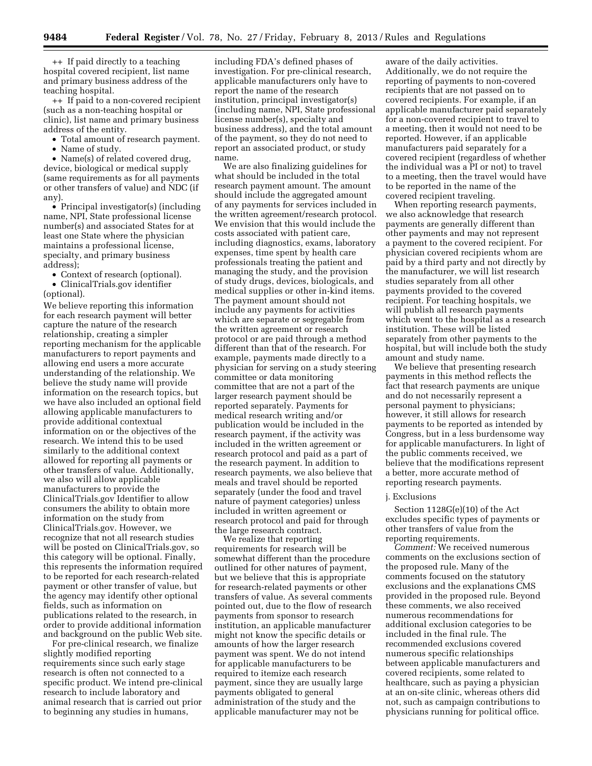++ If paid directly to a teaching hospital covered recipient, list name and primary business address of the teaching hospital.

++ If paid to a non-covered recipient (such as a non-teaching hospital or clinic), list name and primary business address of the entity.

- Total amount of research payment.
- Name of study.
- Name(s) of related covered drug, device, biological or medical supply (same requirements as for all payments or other transfers of value) and NDC (if any).
- Principal investigator(s) (including name, NPI, State professional license number(s) and associated States for at least one State where the physician maintains a professional license, specialty, and primary business address);
- Context of research (optional).
- ClinicalTrials.gov identifier (optional).

We believe reporting this information for each research payment will better capture the nature of the research relationship, creating a simpler reporting mechanism for the applicable manufacturers to report payments and allowing end users a more accurate understanding of the relationship. We believe the study name will provide information on the research topics, but we have also included an optional field allowing applicable manufacturers to provide additional contextual information on or the objectives of the research. We intend this to be used similarly to the additional context allowed for reporting all payments or other transfers of value. Additionally, we also will allow applicable manufacturers to provide the ClinicalTrials.gov Identifier to allow consumers the ability to obtain more information on the study from ClinicalTrials.gov. However, we recognize that not all research studies will be posted on ClinicalTrials.gov, so this category will be optional. Finally, this represents the information required to be reported for each research-related payment or other transfer of value, but the agency may identify other optional fields, such as information on publications related to the research, in order to provide additional information and background on the public Web site.

For pre-clinical research, we finalize slightly modified reporting requirements since such early stage research is often not connected to a specific product. We intend pre-clinical research to include laboratory and animal research that is carried out prior to beginning any studies in humans, including FDA's defined phases of investigation. For pre-clinical research, applicable manufacturers only have to report the name of the research institution, principal investigator(s) (including name, NPI, State professional license number(s), specialty and business address), and the total amount of the payment, so they do not need to report an associated product, or study name.

We are also finalizing guidelines for what should be included in the total research payment amount. The amount should include the aggregated amount of any payments for services included in the written agreement/research protocol. We envision that this would include the costs associated with patient care, including diagnostics, exams, laboratory expenses, time spent by health care professionals treating the patient and managing the study, and the provision of study drugs, devices, biologicals, and medical supplies or other in-kind items. The payment amount should not include any payments for activities which are separate or segregable from the written agreement or research protocol or are paid through a method different than that of the research. For example, payments made directly to a physician for serving on a study steering committee or data monitoring committee that are not a part of the larger research payment should be reported separately. Payments for medical research writing and/or publication would be included in the research payment, if the activity was included in the written agreement or research protocol and paid as a part of the research payment. In addition to research payments, we also believe that meals and travel should be reported separately (under the food and travel nature of payment categories) unless included in written agreement or research protocol and paid for through the large research contract.

We realize that reporting requirements for research will be somewhat different than the procedure outlined for other natures of payment, but we believe that this is appropriate for research-related payments or other transfers of value. As several comments pointed out, due to the flow of research payments from sponsor to research institution, an applicable manufacturer might not know the specific details or amounts of how the larger research payment was spent. We do not intend for applicable manufacturers to be required to itemize each research payment, since they are usually large payments obligated to general administration of the study and the applicable manufacturer may not be aware of the daily activities. Additionally, we do not require the reporting of payments to non-covered recipients that are not passed on to covered recipients. For example, if an applicable manufacturer paid separately for a non-covered recipient to travel to a meeting, then it would not need to be reported. However, if an applicable manufacturers paid separately for a covered recipient (regardless of whether the individual was a PI or not) to travel to a meeting, then the travel would have to be reported in the name of the covered recipient traveling.

When reporting research payments, we also acknowledge that research payments are generally different than other payments and may not represent a payment to the covered recipient. For physician covered recipients whom are paid by a third party and not directly by the manufacturer, we will list research studies separately from all other payments provided to the covered recipient. For teaching hospitals, we will publish all research payments which went to the hospital as a research institution. These will be listed separately from other payments to the hospital, but will include both the study amount and study name.

We believe that presenting research payments in this method reflects the fact that research payments are unique and do not necessarily represent a personal payment to physicians; however, it still allows for research payments to be reported as intended by Congress, but in a less burdensome way for applicable manufacturers. In light of the public comments received, we believe that the modifications represent a better, more accurate method of reporting research payments.

j. Exclusions

Section 1128G(e)(10) of the Act excludes specific types of payments or other transfers of value from the reporting requirements.

*Comment:* We received numerous comments on the exclusions section of the proposed rule. Many of the comments focused on the statutory exclusions and the explanations CMS provided in the proposed rule. Beyond these comments, we also received numerous recommendations for additional exclusion categories to be included in the final rule. The recommended exclusions covered numerous specific relationships between applicable manufacturers and covered recipients, some related to healthcare, such as paying a physician at an on-site clinic, whereas others did not, such as campaign contributions to physicians running for political office.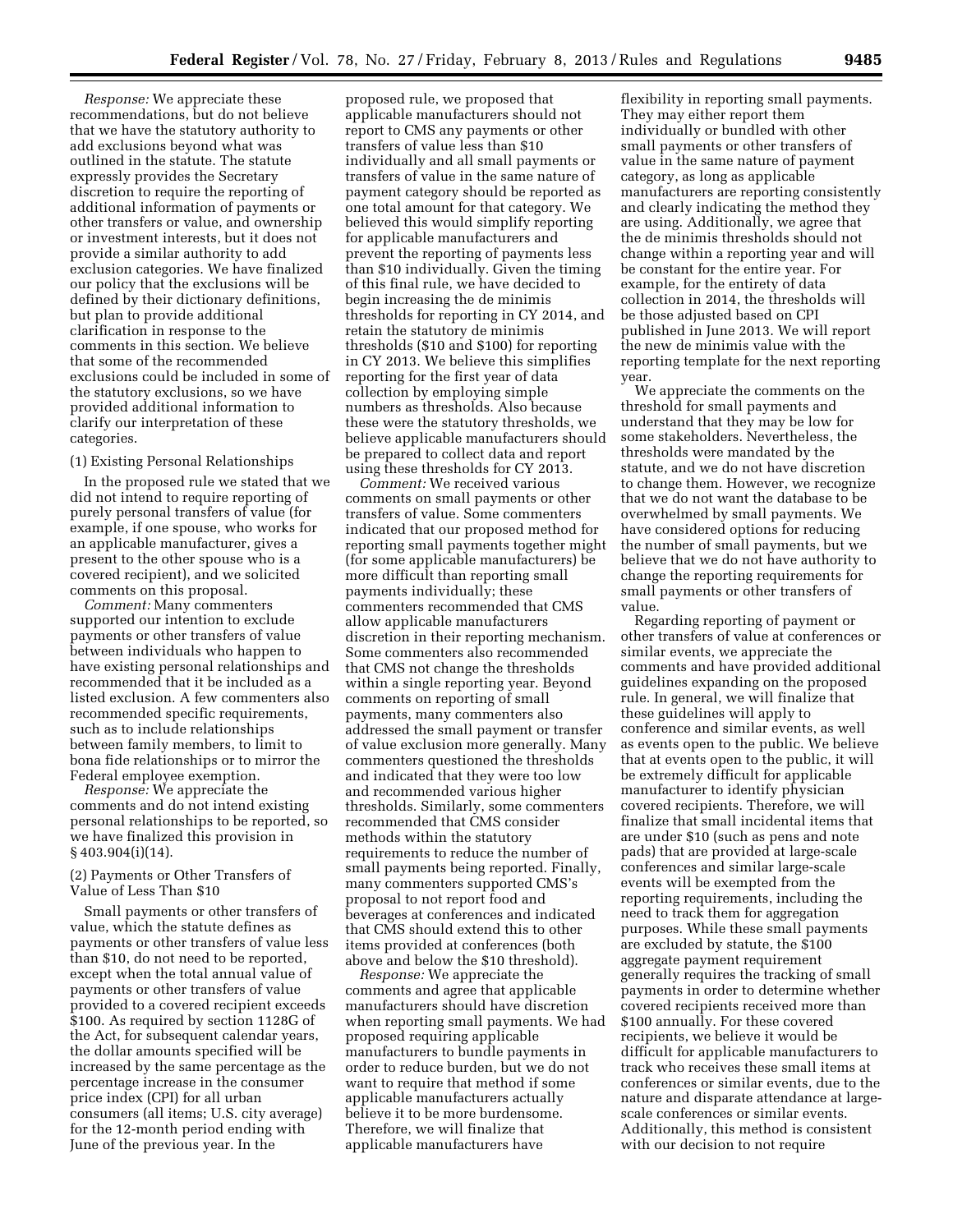*Response:* We appreciate these recommendations, but do not believe that we have the statutory authority to add exclusions beyond what was outlined in the statute. The statute expressly provides the Secretary discretion to require the reporting of additional information of payments or other transfers or value, and ownership or investment interests, but it does not provide a similar authority to add exclusion categories. We have finalized our policy that the exclusions will be defined by their dictionary definitions, but plan to provide additional clarification in response to the comments in this section. We believe that some of the recommended exclusions could be included in some of the statutory exclusions, so we have provided additional information to clarify our interpretation of these categories.

(1) Existing Personal Relationships

In the proposed rule we stated that we did not intend to require reporting of purely personal transfers of value (for example, if one spouse, who works for an applicable manufacturer, gives a present to the other spouse who is a covered recipient), and we solicited comments on this proposal.

*Comment:* Many commenters supported our intention to exclude payments or other transfers of value between individuals who happen to have existing personal relationships and recommended that it be included as a listed exclusion. A few commenters also recommended specific requirements, such as to include relationships between family members, to limit to bona fide relationships or to mirror the Federal employee exemption.

*Response:* We appreciate the comments and do not intend existing personal relationships to be reported, so we have finalized this provision in § 403.904(i)(14).

(2) Payments or Other Transfers of Value of Less Than $10

Small payments or other transfers of value, which the statute defines as payments or other transfers of value less than $10, do not need to be reported, except when the total annual value of payments or other transfers of value provided to a covered recipient exceeds $100. As required by section 1128G of the Act, for subsequent calendar years, the dollar amounts specified will be increased by the same percentage as the percentage increase in the consumer price index (CPI) for all urban consumers (all items; U.S. city average) for the 12-month period ending with June of the previous year. In the proposed rule, we proposed that applicable manufacturers should not report to CMS any payments or other transfers of value less than $10 individually and all small payments or transfers of value in the same nature of payment category should be reported as one total amount for that category. We believed this would simplify reporting for applicable manufacturers and prevent the reporting of payments less than $10 individually. Given the timing of this final rule, we have decided to begin increasing the de minimis thresholds for reporting in CY 2014, and retain the statutory de minimis thresholds ($10 and $100) for reporting in CY 2013. We believe this simplifies reporting for the first year of data collection by employing simple numbers as thresholds. Also because these were the statutory thresholds, we believe applicable manufacturers should be prepared to collect data and report using these thresholds for CY 2013.

*Comment:* We received various comments on small payments or other transfers of value. Some commenters indicated that our proposed method for reporting small payments together might (for some applicable manufacturers) be more difficult than reporting small payments individually; these commenters recommended that CMS allow applicable manufacturers discretion in their reporting mechanism. Some commenters also recommended that CMS not change the thresholds within a single reporting year. Beyond comments on reporting of small payments, many commenters also addressed the small payment or transfer of value exclusion more generally. Many commenters questioned the thresholds and indicated that they were too low and recommended various higher thresholds. Similarly, some commenters recommended that CMS consider methods within the statutory requirements to reduce the number of small payments being reported. Finally, many commenters supported CMS's proposal to not report food and beverages at conferences and indicated that CMS should extend this to other items provided at conferences (both above and below the $10 threshold).

*Response:* We appreciate the comments and agree that applicable manufacturers should have discretion when reporting small payments. We had proposed requiring applicable manufacturers to bundle payments in order to reduce burden, but we do not want to require that method if some applicable manufacturers actually believe it to be more burdensome. Therefore, we will finalize that applicable manufacturers have flexibility in reporting small payments. They may either report them individually or bundled with other small payments or other transfers of value in the same nature of payment category, as long as applicable manufacturers are reporting consistently and clearly indicating the method they are using. Additionally, we agree that the de minimis thresholds should not change within a reporting year and will be constant for the entire year. For example, for the entirety of data collection in 2014, the thresholds will be those adjusted based on CPI published in June 2013. We will report the new de minimis value with the reporting template for the next reporting year.

We appreciate the comments on the threshold for small payments and understand that they may be low for some stakeholders. Nevertheless, the thresholds were mandated by the statute, and we do not have discretion to change them. However, we recognize that we do not want the database to be overwhelmed by small payments. We have considered options for reducing the number of small payments, but we believe that we do not have authority to change the reporting requirements for small payments or other transfers of value.

Regarding reporting of payment or other transfers of value at conferences or similar events, we appreciate the comments and have provided additional guidelines expanding on the proposed rule. In general, we will finalize that these guidelines will apply to conference and similar events, as well as events open to the public. We believe that at events open to the public, it will be extremely difficult for applicable manufacturer to identify physician covered recipients. Therefore, we will finalize that small incidental items that are under $10 (such as pens and note pads) that are provided at large-scale conferences and similar large-scale events will be exempted from the reporting requirements, including the need to track them for aggregation purposes. While these small payments are excluded by statute, the $100 aggregate payment requirement generally requires the tracking of small payments in order to determine whether covered recipients received more than $100 annually. For these covered recipients, we believe it would be difficult for applicable manufacturers to track who receives these small items at conferences or similar events, due to the nature and disparate attendance at large-scale conferences or similar events. Additionally, this method is consistent with our decision to not require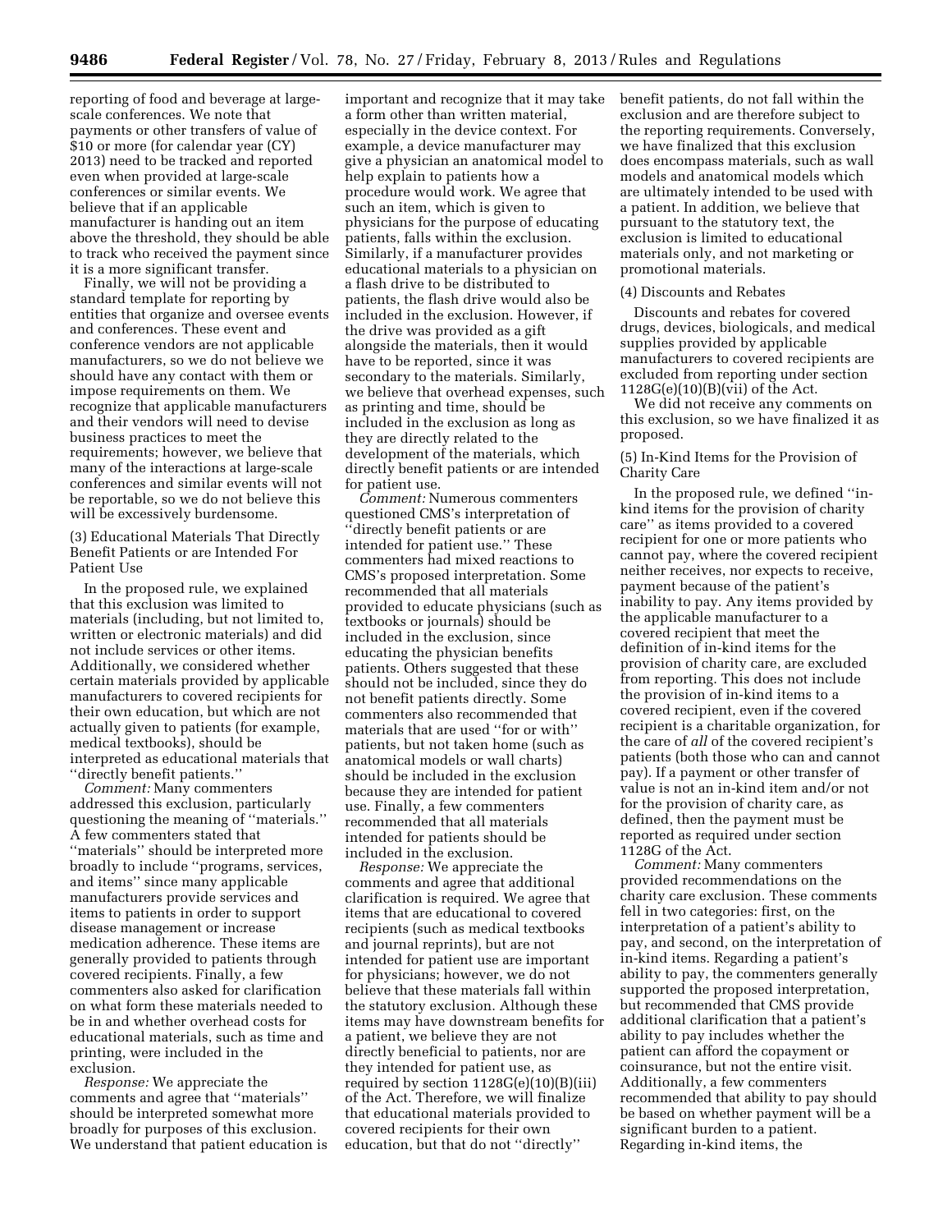reporting of food and beverage at large-scale conferences. We note that payments or other transfers of value of $10 or more (for calendar year (CY) 2013) need to be tracked and reported even when provided at large-scale conferences or similar events. We believe that if an applicable manufacturer is handing out an item above the threshold, they should be able to track who received the payment since it is a more significant transfer.

Finally, we will not be providing a standard template for reporting by entities that organize and oversee events and conferences. These event and conference vendors are not applicable manufacturers, so we do not believe we should have any contact with them or impose requirements on them. We recognize that applicable manufacturers and their vendors will need to devise business practices to meet the requirements; however, we believe that many of the interactions at large-scale conferences and similar events will not be reportable, so we do not believe this will be excessively burdensome.

(3) Educational Materials That Directly Benefit Patients or are Intended For Patient Use

In the proposed rule, we explained that this exclusion was limited to materials (including, but not limited to, written or electronic materials) and did not include services or other items. Additionally, we considered whether certain materials provided by applicable manufacturers to covered recipients for their own education, but which are not actually given to patients (for example, medical textbooks), should be interpreted as educational materials that ''directly benefit patients.''

*Comment:* Many commenters addressed this exclusion, particularly questioning the meaning of ''materials.'' A few commenters stated that ''materials'' should be interpreted more broadly to include ''programs, services, and items'' since many applicable manufacturers provide services and items to patients in order to support disease management or increase medication adherence. These items are generally provided to patients through covered recipients. Finally, a few commenters also asked for clarification on what form these materials needed to be in and whether overhead costs for educational materials, such as time and printing, were included in the exclusion.

*Response:* We appreciate the comments and agree that ''materials'' should be interpreted somewhat more broadly for purposes of this exclusion. We understand that patient education is important and recognize that it may take a form other than written material, especially in the device context. For example, a device manufacturer may give a physician an anatomical model to help explain to patients how a procedure would work. We agree that such an item, which is given to physicians for the purpose of educating patients, falls within the exclusion. Similarly, if a manufacturer provides educational materials to a physician on a flash drive to be distributed to patients, the flash drive would also be included in the exclusion. However, if the drive was provided as a gift alongside the materials, then it would have to be reported, since it was secondary to the materials. Similarly, we believe that overhead expenses, such as printing and time, should be included in the exclusion as long as they are directly related to the development of the materials, which directly benefit patients or are intended for patient use.

*Comment:* Numerous commenters questioned CMS's interpretation of ''directly benefit patients or are intended for patient use.'' These commenters had mixed reactions to CMS's proposed interpretation. Some recommended that all materials provided to educate physicians (such as textbooks or journals) should be included in the exclusion, since educating the physician benefits patients. Others suggested that these should not be included, since they do not benefit patients directly. Some commenters also recommended that materials that are used ''for or with'' patients, but not taken home (such as anatomical models or wall charts) should be included in the exclusion because they are intended for patient use. Finally, a few commenters recommended that all materials intended for patients should be included in the exclusion.

*Response:* We appreciate the comments and agree that additional clarification is required. We agree that items that are educational to covered recipients (such as medical textbooks and journal reprints), but are not intended for patient use are important for physicians; however, we do not believe that these materials fall within the statutory exclusion. Although these items may have downstream benefits for a patient, we believe they are not directly beneficial to patients, nor are they intended for patient use, as required by section 1128G(e)(10)(B)(iii) of the Act. Therefore, we will finalize that educational materials provided to covered recipients for their own education, but that do not ''directly'' benefit patients, do not fall within the exclusion and are therefore subject to the reporting requirements. Conversely, we have finalized that this exclusion does encompass materials, such as wall models and anatomical models which are ultimately intended to be used with a patient. In addition, we believe that pursuant to the statutory text, the exclusion is limited to educational materials only, and not marketing or promotional materials.

(4) Discounts and Rebates

Discounts and rebates for covered drugs, devices, biologicals, and medical supplies provided by applicable manufacturers to covered recipients are excluded from reporting under section 1128G(e)(10)(B)(vii) of the Act.

We did not receive any comments on this exclusion, so we have finalized it as proposed.

(5) In-Kind Items for the Provision of Charity Care

In the proposed rule, we defined ''in-kind items for the provision of charity care'' as items provided to a covered recipient for one or more patients who cannot pay, where the covered recipient neither receives, nor expects to receive, payment because of the patient's inability to pay. Any items provided by the applicable manufacturer to a covered recipient that meet the definition of in-kind items for the provision of charity care, are excluded from reporting. This does not include the provision of in-kind items to a covered recipient, even if the covered recipient is a charitable organization, for the care of *all* of the covered recipient's patients (both those who can and cannot pay). If a payment or other transfer of value is not an in-kind item and/or not for the provision of charity care, as defined, then the payment must be reported as required under section 1128G of the Act.

*Comment:* Many commenters provided recommendations on the charity care exclusion. These comments fell in two categories: first, on the interpretation of a patient's ability to pay, and second, on the interpretation of in-kind items. Regarding a patient's ability to pay, the commenters generally supported the proposed interpretation, but recommended that CMS provide additional clarification that a patient's ability to pay includes whether the patient can afford the copayment or coinsurance, but not the entire visit. Additionally, a few commenters recommended that ability to pay should be based on whether payment will be a significant burden to a patient. Regarding in-kind items, the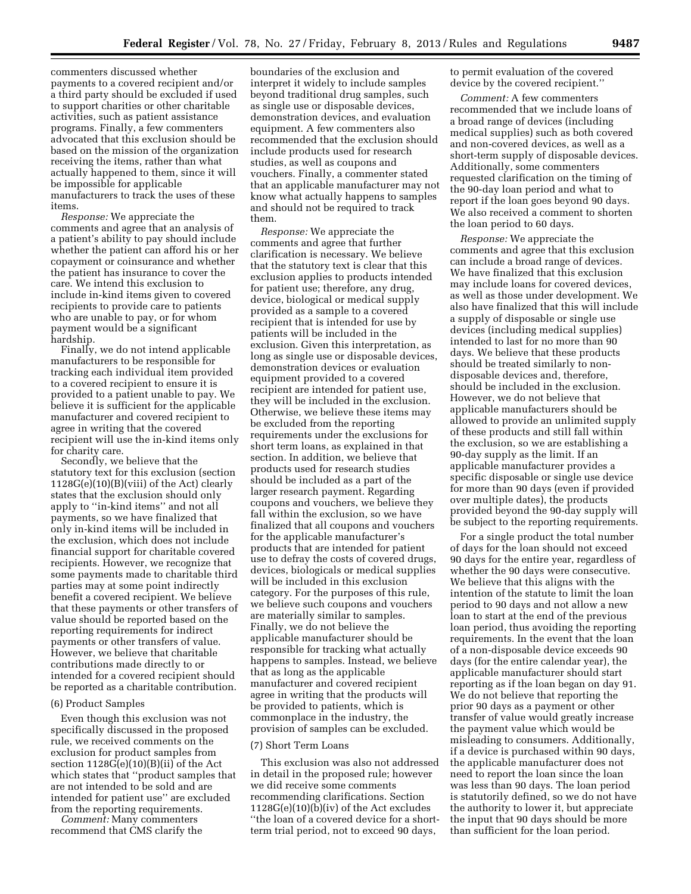commenters discussed whether payments to a covered recipient and/or a third party should be excluded if used to support charities or other charitable activities, such as patient assistance programs. Finally, a few commenters advocated that this exclusion should be based on the mission of the organization receiving the items, rather than what actually happened to them, since it will be impossible for applicable manufacturers to track the uses of these items.

*Response:* We appreciate the comments and agree that an analysis of a patient's ability to pay should include whether the patient can afford his or her copayment or coinsurance and whether the patient has insurance to cover the care. We intend this exclusion to include in-kind items given to covered recipients to provide care to patients who are unable to pay, or for whom payment would be a significant hardship.

Finally, we do not intend applicable manufacturers to be responsible for tracking each individual item provided to a covered recipient to ensure it is provided to a patient unable to pay. We believe it is sufficient for the applicable manufacturer and covered recipient to agree in writing that the covered recipient will use the in-kind items only for charity care.

Secondly, we believe that the statutory text for this exclusion (section 1128G(e)(10)(B)(viii) of the Act) clearly states that the exclusion should only apply to ''in-kind items'' and not all payments, so we have finalized that only in-kind items will be included in the exclusion, which does not include financial support for charitable covered recipients. However, we recognize that some payments made to charitable third parties may at some point indirectly benefit a covered recipient. We believe that these payments or other transfers of value should be reported based on the reporting requirements for indirect payments or other transfers of value. However, we believe that charitable contributions made directly to or intended for a covered recipient should be reported as a charitable contribution.

(6) Product Samples

Even though this exclusion was not specifically discussed in the proposed rule, we received comments on the exclusion for product samples from section 1128G(e)(10)(B)(ii) of the Act which states that ''product samples that are not intended to be sold and are intended for patient use'' are excluded from the reporting requirements.

*Comment:* Many commenters recommend that CMS clarify the boundaries of the exclusion and interpret it widely to include samples beyond traditional drug samples, such as single use or disposable devices, demonstration devices, and evaluation equipment. A few commenters also recommended that the exclusion should include products used for research studies, as well as coupons and vouchers. Finally, a commenter stated that an applicable manufacturer may not know what actually happens to samples and should not be required to track them.

*Response:* We appreciate the comments and agree that further clarification is necessary. We believe that the statutory text is clear that this exclusion applies to products intended for patient use; therefore, any drug, device, biological or medical supply provided as a sample to a covered recipient that is intended for use by patients will be included in the exclusion. Given this interpretation, as long as single use or disposable devices, demonstration devices or evaluation equipment provided to a covered recipient are intended for patient use, they will be included in the exclusion. Otherwise, we believe these items may be excluded from the reporting requirements under the exclusions for short term loans, as explained in that section. In addition, we believe that products used for research studies should be included as a part of the larger research payment. Regarding coupons and vouchers, we believe they fall within the exclusion, so we have finalized that all coupons and vouchers for the applicable manufacturer's products that are intended for patient use to defray the costs of covered drugs, devices, biologicals or medical supplies will be included in this exclusion category. For the purposes of this rule, we believe such coupons and vouchers are materially similar to samples. Finally, we do not believe the applicable manufacturer should be responsible for tracking what actually happens to samples. Instead, we believe that as long as the applicable manufacturer and covered recipient agree in writing that the products will be provided to patients, which is commonplace in the industry, the provision of samples can be excluded.

(7) Short Term Loans

This exclusion was also not addressed in detail in the proposed rule; however we did receive some comments recommending clarifications. Section 1128G(e)(10)(b)(iv) of the Act excludes ''the loan of a covered device for a short-term trial period, not to exceed 90 days, to permit evaluation of the covered device by the covered recipient.''

*Comment:* A few commenters recommended that we include loans of a broad range of devices (including medical supplies) such as both covered and non-covered devices, as well as a short-term supply of disposable devices. Additionally, some commenters requested clarification on the timing of the 90-day loan period and what to report if the loan goes beyond 90 days. We also received a comment to shorten the loan period to 60 days.

*Response:* We appreciate the comments and agree that this exclusion can include a broad range of devices. We have finalized that this exclusion may include loans for covered devices, as well as those under development. We also have finalized that this will include a supply of disposable or single use devices (including medical supplies) intended to last for no more than 90 days. We believe that these products should be treated similarly to non-disposable devices and, therefore, should be included in the exclusion. However, we do not believe that applicable manufacturers should be allowed to provide an unlimited supply of these products and still fall within the exclusion, so we are establishing a 90-day supply as the limit. If an applicable manufacturer provides a specific disposable or single use device for more than 90 days (even if provided over multiple dates), the products provided beyond the 90-day supply will be subject to the reporting requirements.

For a single product the total number of days for the loan should not exceed 90 days for the entire year, regardless of whether the 90 days were consecutive. We believe that this aligns with the intention of the statute to limit the loan period to 90 days and not allow a new loan to start at the end of the previous loan period, thus avoiding the reporting requirements. In the event that the loan of a non-disposable device exceeds 90 days (for the entire calendar year), the applicable manufacturer should start reporting as if the loan began on day 91. We do not believe that reporting the prior 90 days as a payment or other transfer of value would greatly increase the payment value which would be misleading to consumers. Additionally, if a device is purchased within 90 days, the applicable manufacturer does not need to report the loan since the loan was less than 90 days. The loan period is statutorily defined, so we do not have the authority to lower it, but appreciate the input that 90 days should be more than sufficient for the loan period.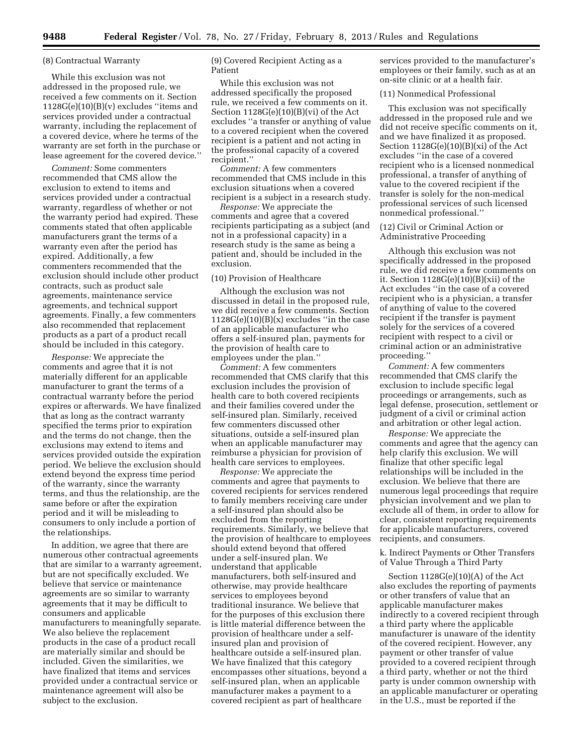(8) Contractual Warranty

While this exclusion was not addressed in the proposed rule, we received a few comments on it. Section 1128G(e)(10)(B)(v) excludes ''items and services provided under a contractual warranty, including the replacement of a covered device, where he terms of the warranty are set forth in the purchase or lease agreement for the covered device.''

*Comment:* Some commenters recommended that CMS allow the exclusion to extend to items and services provided under a contractual warranty, regardless of whether or not the warranty period had expired. These comments stated that often applicable manufacturers grant the terms of a warranty even after the period has expired. Additionally, a few commenters recommended that the exclusion should include other product contracts, such as product sale agreements, maintenance service agreements, and technical support agreements. Finally, a few commenters also recommended that replacement products as a part of a product recall should be included in this category.

*Response:* We appreciate the comments and agree that it is not materially different for an applicable manufacturer to grant the terms of a contractual warranty before the period expires or afterwards. We have finalized that as long as the contract warranty specified the terms prior to expiration and the terms do not change, then the exclusions may extend to items and services provided outside the expiration period. We believe the exclusion should extend beyond the express time period of the warranty, since the warranty terms, and thus the relationship, are the same before or after the expiration period and it will be misleading to consumers to only include a portion of the relationships.

In addition, we agree that there are numerous other contractual agreements that are similar to a warranty agreement, but are not specifically excluded. We believe that service or maintenance agreements are so similar to warranty agreements that it may be difficult to consumers and applicable manufacturers to meaningfully separate. We also believe the replacement products in the case of a product recall are materially similar and should be included. Given the similarities, we have finalized that items and services provided under a contractual service or maintenance agreement will also be subject to the exclusion.

(9) Covered Recipient Acting as a Patient

While this exclusion was not addressed specifically the proposed rule, we received a few comments on it. Section 1128G(e)(10)(B)(vi) of the Act excludes ''a transfer or anything of value to a covered recipient when the covered recipient is a patient and not acting in the professional capacity of a covered recipient.''

*Comment:* A few commenters recommended that CMS include in this exclusion situations when a covered recipient is a subject in a research study.

*Response:* We appreciate the comments and agree that a covered recipients participating as a subject (and not in a professional capacity) in a research study is the same as being a patient and, should be included in the exclusion.

(10) Provision of Healthcare

Although the exclusion was not discussed in detail in the proposed rule, we did receive a few comments. Section 1128G(e)(10)(B)(x) excludes ''in the case of an applicable manufacturer who offers a self-insured plan, payments for the provision of health care to employees under the plan.''

*Comment:* A few commenters recommended that CMS clarify that this exclusion includes the provision of health care to both covered recipients and their families covered under the self-insured plan. Similarly, received few commenters discussed other situations, outside a self-insured plan when an applicable manufacturer may reimburse a physician for provision of health care services to employees.

*Response:* We appreciate the comments and agree that payments to covered recipients for services rendered to family members receiving care under a self-insured plan should also be excluded from the reporting requirements. Similarly, we believe that the provision of healthcare to employees should extend beyond that offered under a self-insured plan. We understand that applicable manufacturers, both self-insured and otherwise, may provide healthcare services to employees beyond traditional insurance. We believe that for the purposes of this exclusion there is little material difference between the provision of healthcare under a self-insured plan and provision of healthcare outside a self-insured plan. We have finalized that this category encompasses other situations, beyond a self-insured plan, when an applicable manufacturer makes a payment to a covered recipient as part of healthcare services provided to the manufacturer's employees or their family, such as at an on-site clinic or at a health fair.

(11) Nonmedical Professional

This exclusion was not specifically addressed in the proposed rule and we did not receive specific comments on it, and we have finalized it as proposed. Section 1128G(e)(10)(B)(xi) of the Act excludes ''in the case of a covered recipient who is a licensed nonmedical professional, a transfer of anything of value to the covered recipient if the transfer is solely for the non-medical professional services of such licensed nonmedical professional.''

(12) Civil or Criminal Action or Administrative Proceeding

Although this exclusion was not specifically addressed in the proposed rule, we did receive a few comments on it. Section 1128G(e)(10)(B)(xii) of the Act excludes ''in the case of a covered recipient who is a physician, a transfer of anything of value to the covered recipient if the transfer is payment solely for the services of a covered recipient with respect to a civil or criminal action or an administrative proceeding.''

*Comment:* A few commenters recommended that CMS clarify the exclusion to include specific legal proceedings or arrangements, such as legal defense, prosecution, settlement or judgment of a civil or criminal action and arbitration or other legal action.

*Response:* We appreciate the comments and agree that the agency can help clarify this exclusion. We will finalize that other specific legal relationships will be included in the exclusion. We believe that there are numerous legal proceedings that require physician involvement and we plan to exclude all of them, in order to allow for clear, consistent reporting requirements for applicable manufacturers, covered recipients, and consumers.

k. Indirect Payments or Other Transfers of Value Through a Third Party

Section 1128G(e)(10)(A) of the Act also excludes the reporting of payments or other transfers of value that an applicable manufacturer makes indirectly to a covered recipient through a third party where the applicable manufacturer is unaware of the identity of the covered recipient. However, any payment or other transfer of value provided to a covered recipient through a third party, whether or not the third party is under common ownership with an applicable manufacturer or operating in the U.S., must be reported if the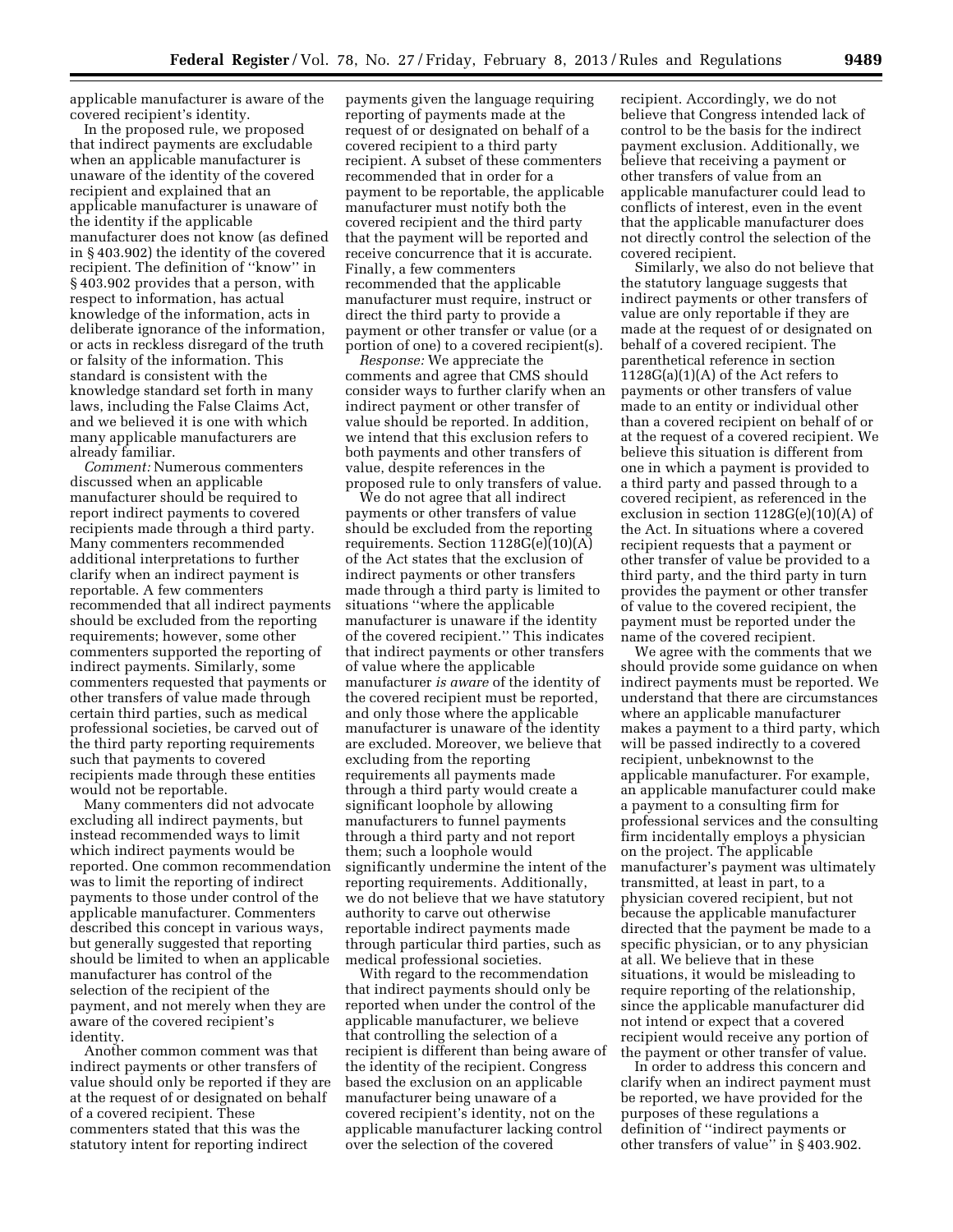applicable manufacturer is aware of the covered recipient's identity.

In the proposed rule, we proposed that indirect payments are excludable when an applicable manufacturer is unaware of the identity of the covered recipient and explained that an applicable manufacturer is unaware of the identity if the applicable manufacturer does not know (as defined in § 403.902) the identity of the covered recipient. The definition of ''know'' in § 403.902 provides that a person, with respect to information, has actual knowledge of the information, acts in deliberate ignorance of the information, or acts in reckless disregard of the truth or falsity of the information. This standard is consistent with the knowledge standard set forth in many laws, including the False Claims Act, and we believed it is one with which many applicable manufacturers are already familiar.

*Comment:* Numerous commenters discussed when an applicable manufacturer should be required to report indirect payments to covered recipients made through a third party. Many commenters recommended additional interpretations to further clarify when an indirect payment is reportable. A few commenters recommended that all indirect payments should be excluded from the reporting requirements; however, some other commenters supported the reporting of indirect payments. Similarly, some commenters requested that payments or other transfers of value made through certain third parties, such as medical professional societies, be carved out of the third party reporting requirements such that payments to covered recipients made through these entities would not be reportable.

Many commenters did not advocate excluding all indirect payments, but instead recommended ways to limit which indirect payments would be reported. One common recommendation was to limit the reporting of indirect payments to those under control of the applicable manufacturer. Commenters described this concept in various ways, but generally suggested that reporting should be limited to when an applicable manufacturer has control of the selection of the recipient of the payment, and not merely when they are aware of the covered recipient's identity.

Another common comment was that indirect payments or other transfers of value should only be reported if they are at the request of or designated on behalf of a covered recipient. These commenters stated that this was the statutory intent for reporting indirect payments given the language requiring reporting of payments made at the request of or designated on behalf of a covered recipient to a third party recipient. A subset of these commenters recommended that in order for a payment to be reportable, the applicable manufacturer must notify both the covered recipient and the third party that the payment will be reported and receive concurrence that it is accurate. Finally, a few commenters recommended that the applicable manufacturer must require, instruct or direct the third party to provide a payment or other transfer or value (or a portion of one) to a covered recipient(s).

*Response:* We appreciate the comments and agree that CMS should consider ways to further clarify when an indirect payment or other transfer of value should be reported. In addition, we intend that this exclusion refers to both payments and other transfers of value, despite references in the proposed rule to only transfers of value.

We do not agree that all indirect payments or other transfers of value should be excluded from the reporting requirements. Section 1128G(e)(10)(A) of the Act states that the exclusion of indirect payments or other transfers made through a third party is limited to situations ''where the applicable manufacturer is unaware if the identity of the covered recipient.'' This indicates that indirect payments or other transfers of value where the applicable manufacturer *is aware* of the identity of the covered recipient must be reported, and only those where the applicable manufacturer is unaware of the identity are excluded. Moreover, we believe that excluding from the reporting requirements all payments made through a third party would create a significant loophole by allowing manufacturers to funnel payments through a third party and not report them; such a loophole would significantly undermine the intent of the reporting requirements. Additionally, we do not believe that we have statutory authority to carve out otherwise reportable indirect payments made through particular third parties, such as medical professional societies.

With regard to the recommendation that indirect payments should only be reported when under the control of the applicable manufacturer, we believe that controlling the selection of a recipient is different than being aware of the identity of the recipient. Congress based the exclusion on an applicable manufacturer being unaware of a covered recipient's identity, not on the applicable manufacturer lacking control over the selection of the covered recipient. Accordingly, we do not believe that Congress intended lack of control to be the basis for the indirect payment exclusion. Additionally, we believe that receiving a payment or other transfers of value from an applicable manufacturer could lead to conflicts of interest, even in the event that the applicable manufacturer does not directly control the selection of the covered recipient.

Similarly, we also do not believe that the statutory language suggests that indirect payments or other transfers of value are only reportable if they are made at the request of or designated on behalf of a covered recipient. The parenthetical reference in section 1128G(a)(1)(A) of the Act refers to payments or other transfers of value made to an entity or individual other than a covered recipient on behalf of or at the request of a covered recipient. We believe this situation is different from one in which a payment is provided to a third party and passed through to a covered recipient, as referenced in the exclusion in section 1128G(e)(10)(A) of the Act. In situations where a covered recipient requests that a payment or other transfer of value be provided to a third party, and the third party in turn provides the payment or other transfer of value to the covered recipient, the payment must be reported under the name of the covered recipient.

We agree with the comments that we should provide some guidance on when indirect payments must be reported. We understand that there are circumstances where an applicable manufacturer makes a payment to a third party, which will be passed indirectly to a covered recipient, unbeknownst to the applicable manufacturer. For example, an applicable manufacturer could make a payment to a consulting firm for professional services and the consulting firm incidentally employs a physician on the project. The applicable manufacturer's payment was ultimately transmitted, at least in part, to a physician covered recipient, but not because the applicable manufacturer directed that the payment be made to a specific physician, or to any physician at all. We believe that in these situations, it would be misleading to require reporting of the relationship, since the applicable manufacturer did not intend or expect that a covered recipient would receive any portion of the payment or other transfer of value.

In order to address this concern and clarify when an indirect payment must be reported, we have provided for the purposes of these regulations a definition of ''indirect payments or other transfers of value'' in § 403.902.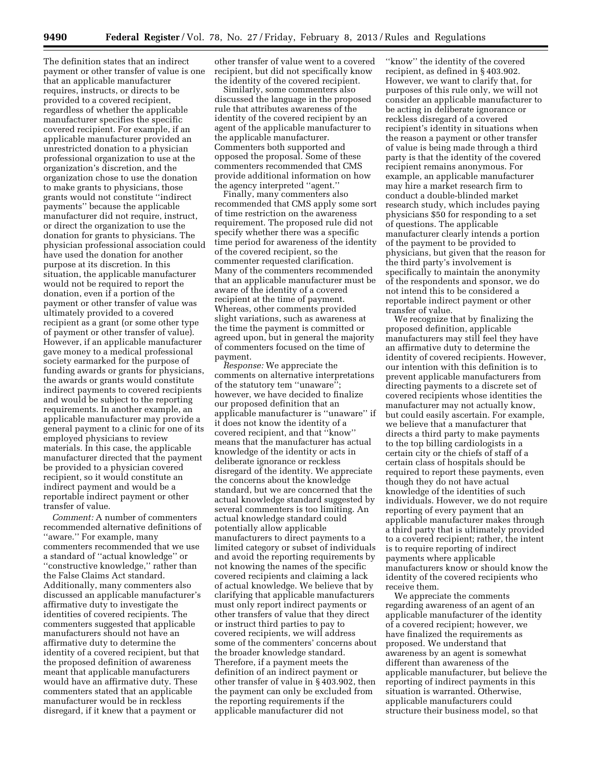The definition states that an indirect payment or other transfer of value is one that an applicable manufacturer requires, instructs, or directs to be provided to a covered recipient, regardless of whether the applicable manufacturer specifies the specific covered recipient. For example, if an applicable manufacturer provided an unrestricted donation to a physician professional organization to use at the organization's discretion, and the organization chose to use the donation to make grants to physicians, those grants would not constitute ''indirect payments'' because the applicable manufacturer did not require, instruct, or direct the organization to use the donation for grants to physicians. The physician professional association could have used the donation for another purpose at its discretion. In this situation, the applicable manufacturer would not be required to report the donation, even if a portion of the payment or other transfer of value was ultimately provided to a covered recipient as a grant (or some other type of payment or other transfer of value). However, if an applicable manufacturer gave money to a medical professional society earmarked for the purpose of funding awards or grants for physicians, the awards or grants would constitute indirect payments to covered recipients and would be subject to the reporting requirements. In another example, an applicable manufacturer may provide a general payment to a clinic for one of its employed physicians to review materials. In this case, the applicable manufacturer directed that the payment be provided to a physician covered recipient, so it would constitute an indirect payment and would be a reportable indirect payment or other transfer of value.

*Comment:* A number of commenters recommended alternative definitions of ''aware.'' For example, many commenters recommended that we use a standard of ''actual knowledge'' or ''constructive knowledge,'' rather than the False Claims Act standard. Additionally, many commenters also discussed an applicable manufacturer's affirmative duty to investigate the identities of covered recipients. The commenters suggested that applicable manufacturers should not have an affirmative duty to determine the identity of a covered recipient, but that the proposed definition of awareness meant that applicable manufacturers would have an affirmative duty. These commenters stated that an applicable manufacturer would be in reckless disregard, if it knew that a payment or other transfer of value went to a covered recipient, but did not specifically know the identity of the covered recipient.

Similarly, some commenters also discussed the language in the proposed rule that attributes awareness of the identity of the covered recipient by an agent of the applicable manufacturer to the applicable manufacturer. Commenters both supported and opposed the proposal. Some of these commenters recommended that CMS provide additional information on how the agency interpreted ''agent.''

Finally, many commenters also recommended that CMS apply some sort of time restriction on the awareness requirement. The proposed rule did not specify whether there was a specific time period for awareness of the identity of the covered recipient, so the commenter requested clarification. Many of the commenters recommended that an applicable manufacturer must be aware of the identity of a covered recipient at the time of payment. Whereas, other comments provided slight variations, such as awareness at the time the payment is committed or agreed upon, but in general the majority of commenters focused on the time of payment.

*Response:* We appreciate the comments on alternative interpretations of the statutory tem ''unaware''; however, we have decided to finalize our proposed definition that an applicable manufacturer is ''unaware'' if it does not know the identity of a covered recipient, and that ''know'' means that the manufacturer has actual knowledge of the identity or acts in deliberate ignorance or reckless disregard of the identity. We appreciate the concerns about the knowledge standard, but we are concerned that the actual knowledge standard suggested by several commenters is too limiting. An actual knowledge standard could potentially allow applicable manufacturers to direct payments to a limited category or subset of individuals and avoid the reporting requirements by not knowing the names of the specific covered recipients and claiming a lack of actual knowledge. We believe that by clarifying that applicable manufacturers must only report indirect payments or other transfers of value that they direct or instruct third parties to pay to covered recipients, we will address some of the commenters' concerns about the broader knowledge standard. Therefore, if a payment meets the definition of an indirect payment or other transfer of value in § 403.902, then the payment can only be excluded from the reporting requirements if the applicable manufacturer did not ''know'' the identity of the covered recipient, as defined in § 403.902. However, we want to clarify that, for purposes of this rule only, we will not consider an applicable manufacturer to be acting in deliberate ignorance or reckless disregard of a covered recipient's identity in situations when the reason a payment or other transfer of value is being made through a third party is that the identity of the covered recipient remains anonymous. For example, an applicable manufacturer may hire a market research firm to conduct a double-blinded market research study, which includes paying physicians $50 for responding to a set of questions. The applicable manufacturer clearly intends a portion of the payment to be provided to physicians, but given that the reason for the third party's involvement is specifically to maintain the anonymity of the respondents and sponsor, we do not intend this to be considered a reportable indirect payment or other transfer of value.

We recognize that by finalizing the proposed definition, applicable manufacturers may still feel they have an affirmative duty to determine the identity of covered recipients. However, our intention with this definition is to prevent applicable manufacturers from directing payments to a discrete set of covered recipients whose identities the manufacturer may not actually know, but could easily ascertain. For example, we believe that a manufacturer that directs a third party to make payments to the top billing cardiologists in a certain city or the chiefs of staff of a certain class of hospitals should be required to report these payments, even though they do not have actual knowledge of the identities of such individuals. However, we do not require reporting of every payment that an applicable manufacturer makes through a third party that is ultimately provided to a covered recipient; rather, the intent is to require reporting of indirect payments where applicable manufacturers know or should know the identity of the covered recipients who receive them.

We appreciate the comments regarding awareness of an agent of an applicable manufacturer of the identity of a covered recipient; however, we have finalized the requirements as proposed. We understand that awareness by an agent is somewhat different than awareness of the applicable manufacturer, but believe the reporting of indirect payments in this situation is warranted. Otherwise, applicable manufacturers could structure their business model, so that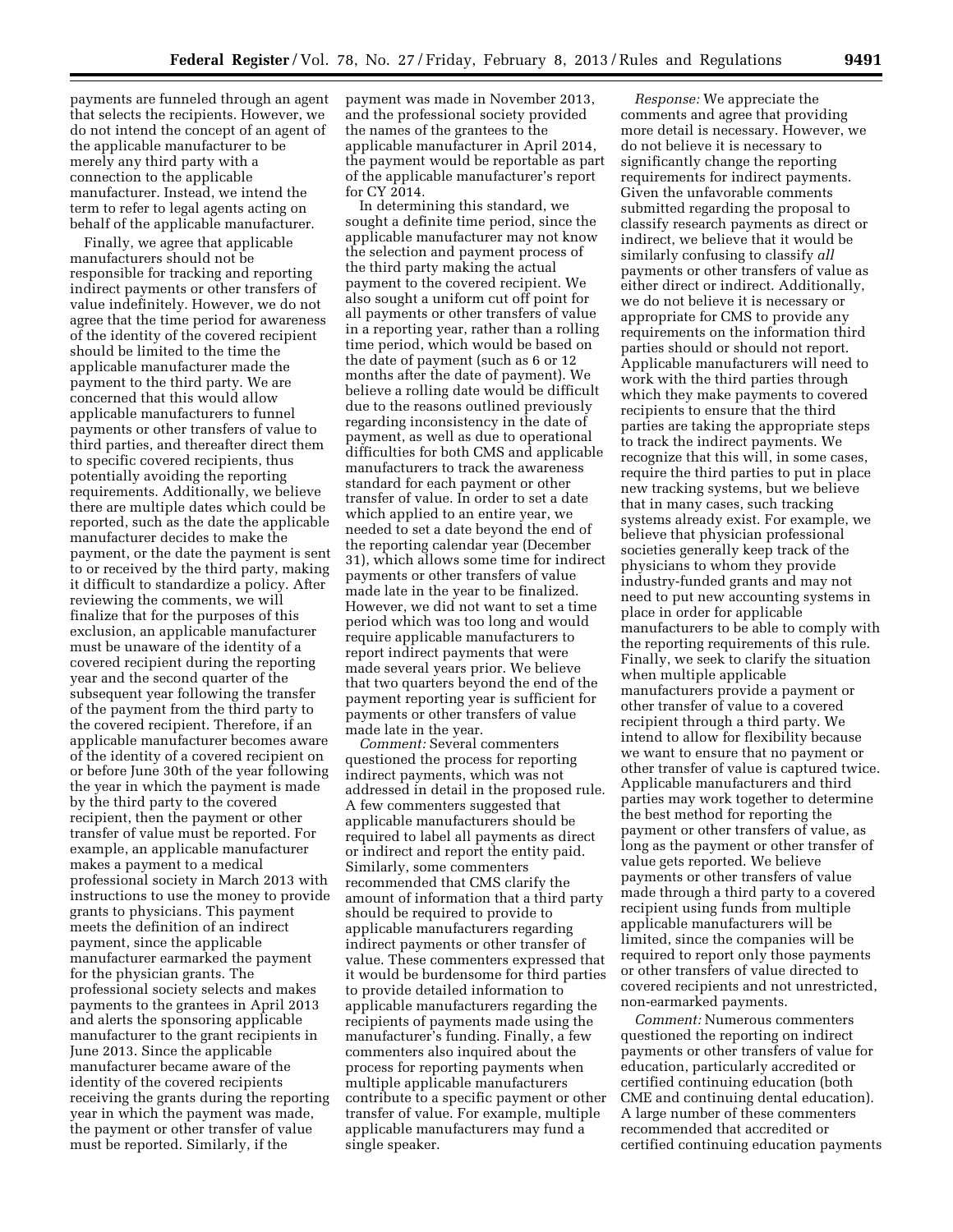payments are funneled through an agent that selects the recipients. However, we do not intend the concept of an agent of the applicable manufacturer to be merely any third party with a connection to the applicable manufacturer. Instead, we intend the term to refer to legal agents acting on behalf of the applicable manufacturer.

Finally, we agree that applicable manufacturers should not be responsible for tracking and reporting indirect payments or other transfers of value indefinitely. However, we do not agree that the time period for awareness of the identity of the covered recipient should be limited to the time the applicable manufacturer made the payment to the third party. We are concerned that this would allow applicable manufacturers to funnel payments or other transfers of value to third parties, and thereafter direct them to specific covered recipients, thus potentially avoiding the reporting requirements. Additionally, we believe there are multiple dates which could be reported, such as the date the applicable manufacturer decides to make the payment, or the date the payment is sent to or received by the third party, making it difficult to standardize a policy. After reviewing the comments, we will finalize that for the purposes of this exclusion, an applicable manufacturer must be unaware of the identity of a covered recipient during the reporting year and the second quarter of the subsequent year following the transfer of the payment from the third party to the covered recipient. Therefore, if an applicable manufacturer becomes aware of the identity of a covered recipient on or before June 30th of the year following the year in which the payment is made by the third party to the covered recipient, then the payment or other transfer of value must be reported. For example, an applicable manufacturer makes a payment to a medical professional society in March 2013 with instructions to use the money to provide grants to physicians. This payment meets the definition of an indirect payment, since the applicable manufacturer earmarked the payment for the physician grants. The professional society selects and makes payments to the grantees in April 2013 and alerts the sponsoring applicable manufacturer to the grant recipients in June 2013. Since the applicable manufacturer became aware of the identity of the covered recipients receiving the grants during the reporting year in which the payment was made, the payment or other transfer of value must be reported. Similarly, if the payment was made in November 2013, and the professional society provided the names of the grantees to the applicable manufacturer in April 2014, the payment would be reportable as part of the applicable manufacturer's report for CY 2014.

In determining this standard, we sought a definite time period, since the applicable manufacturer may not know the selection and payment process of the third party making the actual payment to the covered recipient. We also sought a uniform cut off point for all payments or other transfers of value in a reporting year, rather than a rolling time period, which would be based on the date of payment (such as 6 or 12 months after the date of payment). We believe a rolling date would be difficult due to the reasons outlined previously regarding inconsistency in the date of payment, as well as due to operational difficulties for both CMS and applicable manufacturers to track the awareness standard for each payment or other transfer of value. In order to set a date which applied to an entire year, we needed to set a date beyond the end of the reporting calendar year (December 31), which allows some time for indirect payments or other transfers of value made late in the year to be finalized. However, we did not want to set a time period which was too long and would require applicable manufacturers to report indirect payments that were made several years prior. We believe that two quarters beyond the end of the payment reporting year is sufficient for payments or other transfers of value made late in the year.

*Comment:* Several commenters questioned the process for reporting indirect payments, which was not addressed in detail in the proposed rule. A few commenters suggested that applicable manufacturers should be required to label all payments as direct or indirect and report the entity paid. Similarly, some commenters recommended that CMS clarify the amount of information that a third party should be required to provide to applicable manufacturers regarding indirect payments or other transfer of value. These commenters expressed that it would be burdensome for third parties to provide detailed information to applicable manufacturers regarding the recipients of payments made using the manufacturer's funding. Finally, a few commenters also inquired about the process for reporting payments when multiple applicable manufacturers contribute to a specific payment or other transfer of value. For example, multiple applicable manufacturers may fund a single speaker.

*Response:* We appreciate the comments and agree that providing more detail is necessary. However, we do not believe it is necessary to significantly change the reporting requirements for indirect payments. Given the unfavorable comments submitted regarding the proposal to classify research payments as direct or indirect, we believe that it would be similarly confusing to classify *all* payments or other transfers of value as either direct or indirect. Additionally, we do not believe it is necessary or appropriate for CMS to provide any requirements on the information third parties should or should not report. Applicable manufacturers will need to work with the third parties through which they make payments to covered recipients to ensure that the third parties are taking the appropriate steps to track the indirect payments. We recognize that this will, in some cases, require the third parties to put in place new tracking systems, but we believe that in many cases, such tracking systems already exist. For example, we believe that physician professional societies generally keep track of the physicians to whom they provide industry-funded grants and may not need to put new accounting systems in place in order for applicable manufacturers to be able to comply with the reporting requirements of this rule. Finally, we seek to clarify the situation when multiple applicable manufacturers provide a payment or other transfer of value to a covered recipient through a third party. We intend to allow for flexibility because we want to ensure that no payment or other transfer of value is captured twice. Applicable manufacturers and third parties may work together to determine the best method for reporting the payment or other transfers of value, as long as the payment or other transfer of value gets reported. We believe payments or other transfers of value made through a third party to a covered recipient using funds from multiple applicable manufacturers will be limited, since the companies will be required to report only those payments or other transfers of value directed to covered recipients and not unrestricted, non-earmarked payments.

*Comment:* Numerous commenters questioned the reporting on indirect payments or other transfers of value for education, particularly accredited or certified continuing education (both CME and continuing dental education). A large number of these commenters recommended that accredited or certified continuing education payments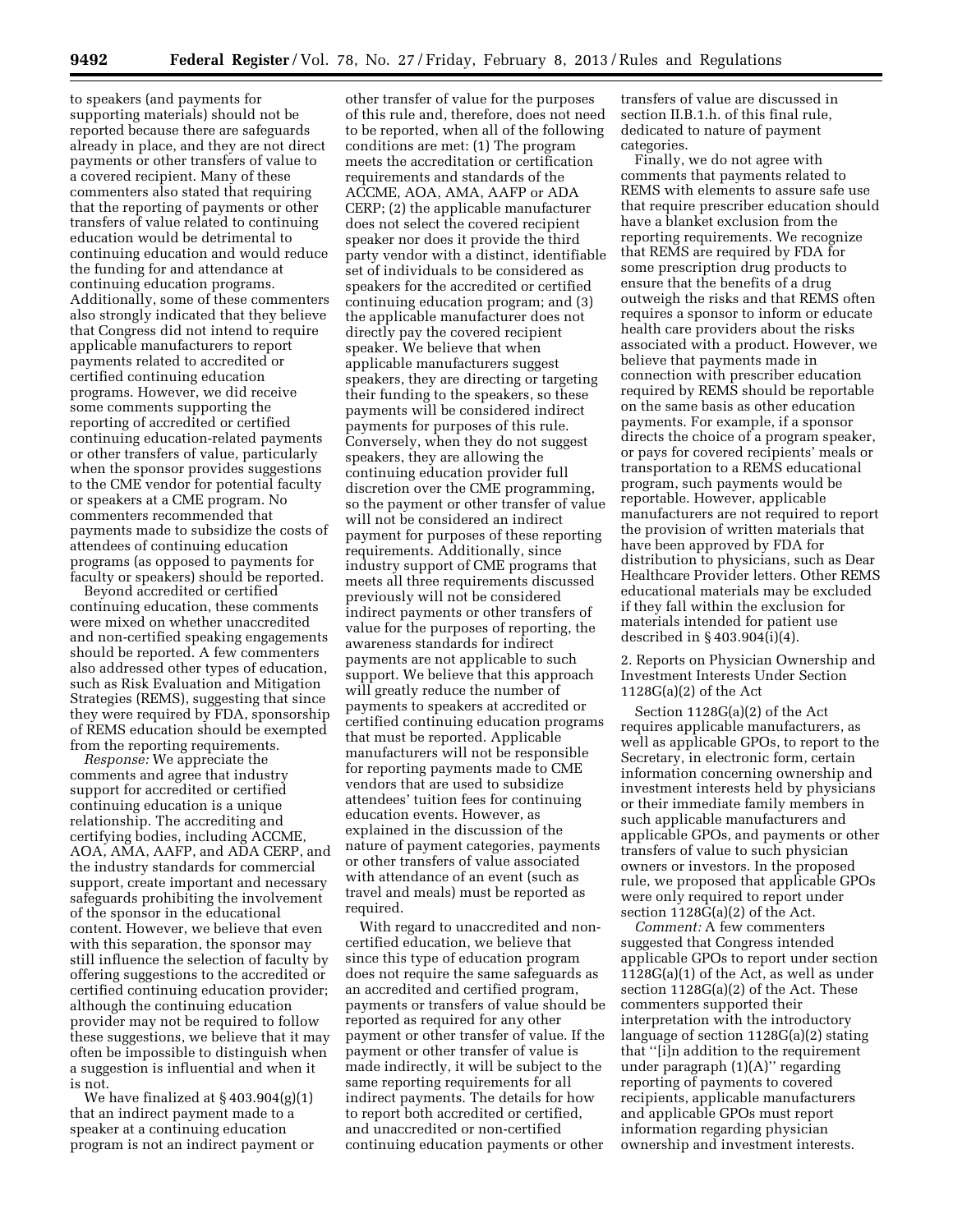to speakers (and payments for supporting materials) should not be reported because there are safeguards already in place, and they are not direct payments or other transfers of value to a covered recipient. Many of these commenters also stated that requiring that the reporting of payments or other transfers of value related to continuing education would be detrimental to continuing education and would reduce the funding for and attendance at continuing education programs. Additionally, some of these commenters also strongly indicated that they believe that Congress did not intend to require applicable manufacturers to report payments related to accredited or certified continuing education programs. However, we did receive some comments supporting the reporting of accredited or certified continuing education-related payments or other transfers of value, particularly when the sponsor provides suggestions to the CME vendor for potential faculty or speakers at a CME program. No commenters recommended that payments made to subsidize the costs of attendees of continuing education programs (as opposed to payments for faculty or speakers) should be reported.

Beyond accredited or certified continuing education, these comments were mixed on whether unaccredited and non-certified speaking engagements should be reported. A few commenters also addressed other types of education, such as Risk Evaluation and Mitigation Strategies (REMS), suggesting that since they were required by FDA, sponsorship of REMS education should be exempted from the reporting requirements.

*Response:* We appreciate the comments and agree that industry support for accredited or certified continuing education is a unique relationship. The accrediting and certifying bodies, including ACCME, AOA, AMA, AAFP, and ADA CERP, and the industry standards for commercial support, create important and necessary safeguards prohibiting the involvement of the sponsor in the educational content. However, we believe that even with this separation, the sponsor may still influence the selection of faculty by offering suggestions to the accredited or certified continuing education provider; although the continuing education provider may not be required to follow these suggestions, we believe that it may often be impossible to distinguish when a suggestion is influential and when it is not.

We have finalized at § 403.904(g)(1) that an indirect payment made to a speaker at a continuing education program is not an indirect payment or other transfer of value for the purposes of this rule and, therefore, does not need to be reported, when all of the following conditions are met: (1) The program meets the accreditation or certification requirements and standards of the ACCME, AOA, AMA, AAFP or ADA CERP; (2) the applicable manufacturer does not select the covered recipient speaker nor does it provide the third party vendor with a distinct, identifiable set of individuals to be considered as speakers for the accredited or certified continuing education program; and (3) the applicable manufacturer does not directly pay the covered recipient speaker. We believe that when applicable manufacturers suggest speakers, they are directing or targeting their funding to the speakers, so these payments will be considered indirect payments for purposes of this rule. Conversely, when they do not suggest speakers, they are allowing the continuing education provider full discretion over the CME programming, so the payment or other transfer of value will not be considered an indirect payment for purposes of these reporting requirements. Additionally, since industry support of CME programs that meets all three requirements discussed previously will not be considered indirect payments or other transfers of value for the purposes of reporting, the awareness standards for indirect payments are not applicable to such support. We believe that this approach will greatly reduce the number of payments to speakers at accredited or certified continuing education programs that must be reported. Applicable manufacturers will not be responsible for reporting payments made to CME vendors that are used to subsidize attendees' tuition fees for continuing education events. However, as explained in the discussion of the nature of payment categories, payments or other transfers of value associated with attendance of an event (such as travel and meals) must be reported as required.

With regard to unaccredited and non-certified education, we believe that since this type of education program does not require the same safeguards as an accredited and certified program, payments or transfers of value should be reported as required for any other payment or other transfer of value. If the payment or other transfer of value is made indirectly, it will be subject to the same reporting requirements for all indirect payments. The details for how to report both accredited or certified, and unaccredited or non-certified continuing education payments or other transfers of value are discussed in section II.B.1.h. of this final rule, dedicated to nature of payment categories.

Finally, we do not agree with comments that payments related to REMS with elements to assure safe use that require prescriber education should have a blanket exclusion from the reporting requirements. We recognize that REMS are required by FDA for some prescription drug products to ensure that the benefits of a drug outweigh the risks and that REMS often requires a sponsor to inform or educate health care providers about the risks associated with a product. However, we believe that payments made in connection with prescriber education required by REMS should be reportable on the same basis as other education payments. For example, if a sponsor directs the choice of a program speaker, or pays for covered recipients' meals or transportation to a REMS educational program, such payments would be reportable. However, applicable manufacturers are not required to report the provision of written materials that have been approved by FDA for distribution to physicians, such as Dear Healthcare Provider letters. Other REMS educational materials may be excluded if they fall within the exclusion for materials intended for patient use described in § 403.904(i)(4).

2. Reports on Physician Ownership and Investment Interests Under Section 1128G(a)(2) of the Act

Section 1128G(a)(2) of the Act requires applicable manufacturers, as well as applicable GPOs, to report to the Secretary, in electronic form, certain information concerning ownership and investment interests held by physicians or their immediate family members in such applicable manufacturers and applicable GPOs, and payments or other transfers of value to such physician owners or investors. In the proposed rule, we proposed that applicable GPOs were only required to report under section 1128G(a)(2) of the Act.

*Comment:* A few commenters suggested that Congress intended applicable GPOs to report under section 1128G(a)(1) of the Act, as well as under section 1128G(a)(2) of the Act. These commenters supported their interpretation with the introductory language of section 1128G(a)(2) stating that ''[i]n addition to the requirement under paragraph (1)(A)'' regarding reporting of payments to covered recipients, applicable manufacturers and applicable GPOs must report information regarding physician ownership and investment interests.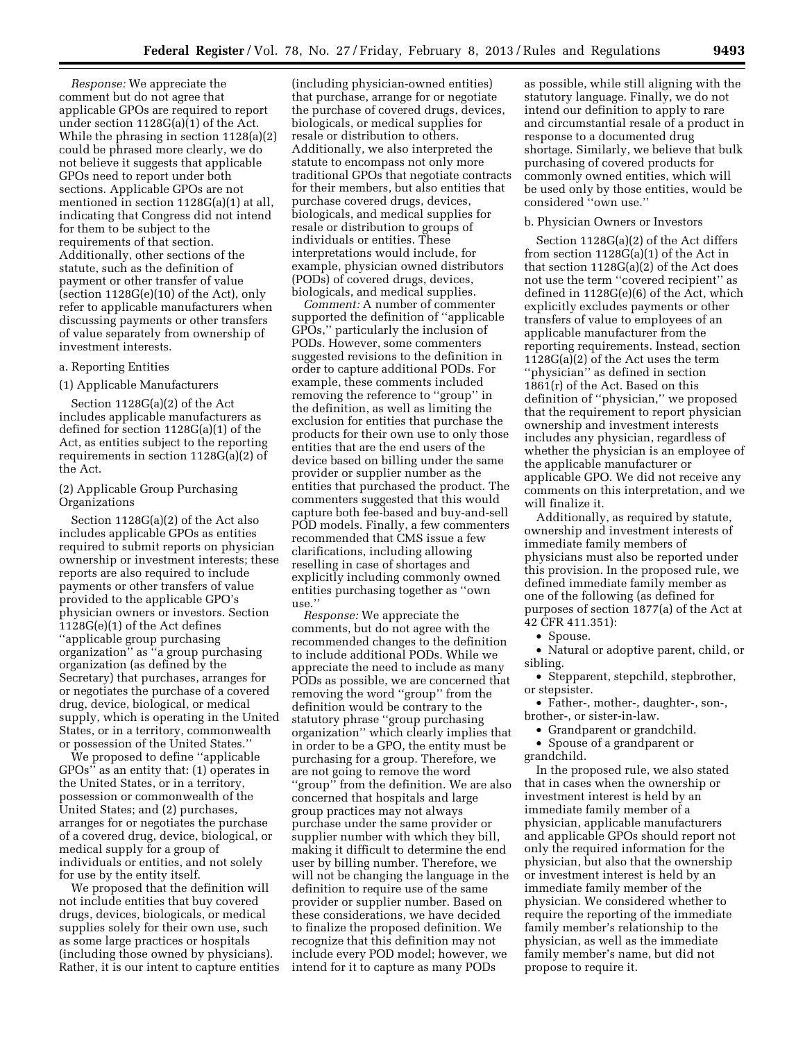*Response:* We appreciate the comment but do not agree that applicable GPOs are required to report under section 1128G(a)(1) of the Act. While the phrasing in section 1128(a)(2) could be phrased more clearly, we do not believe it suggests that applicable GPOs need to report under both sections. Applicable GPOs are not mentioned in section 1128G(a)(1) at all, indicating that Congress did not intend for them to be subject to the requirements of that section. Additionally, other sections of the statute, such as the definition of payment or other transfer of value (section 1128G(e)(10) of the Act), only refer to applicable manufacturers when discussing payments or other transfers of value separately from ownership of investment interests.

a. Reporting Entities

(1) Applicable Manufacturers

Section 1128G(a)(2) of the Act includes applicable manufacturers as defined for section 1128G(a)(1) of the Act, as entities subject to the reporting requirements in section 1128G(a)(2) of the Act.

(2) Applicable Group Purchasing Organizations

Section 1128G(a)(2) of the Act also includes applicable GPOs as entities required to submit reports on physician ownership or investment interests; these reports are also required to include payments or other transfers of value provided to the applicable GPO's physician owners or investors. Section 1128G(e)(1) of the Act defines ''applicable group purchasing organization'' as ''a group purchasing organization (as defined by the Secretary) that purchases, arranges for or negotiates the purchase of a covered drug, device, biological, or medical supply, which is operating in the United States, or in a territory, commonwealth or possession of the United States.''

We proposed to define ''applicable GPOs'' as an entity that: (1) operates in the United States, or in a territory, possession or commonwealth of the United States; and (2) purchases, arranges for or negotiates the purchase of a covered drug, device, biological, or medical supply for a group of individuals or entities, and not solely for use by the entity itself.

We proposed that the definition will not include entities that buy covered drugs, devices, biologicals, or medical supplies solely for their own use, such as some large practices or hospitals (including those owned by physicians). Rather, it is our intent to capture entities (including physician-owned entities) that purchase, arrange for or negotiate the purchase of covered drugs, devices, biologicals, or medical supplies for resale or distribution to others. Additionally, we also interpreted the statute to encompass not only more traditional GPOs that negotiate contracts for their members, but also entities that purchase covered drugs, devices, biologicals, and medical supplies for resale or distribution to groups of individuals or entities. These interpretations would include, for example, physician owned distributors (PODs) of covered drugs, devices, biologicals, and medical supplies.

*Comment:* A number of commenter supported the definition of ''applicable GPOs,'' particularly the inclusion of PODs. However, some commenters suggested revisions to the definition in order to capture additional PODs. For example, these comments included removing the reference to ''group'' in the definition, as well as limiting the exclusion for entities that purchase the products for their own use to only those entities that are the end users of the device based on billing under the same provider or supplier number as the entities that purchased the product. The commenters suggested that this would capture both fee-based and buy-and-sell POD models. Finally, a few commenters recommended that CMS issue a few clarifications, including allowing reselling in case of shortages and explicitly including commonly owned entities purchasing together as ''own use.''

*Response:* We appreciate the comments, but do not agree with the recommended changes to the definition to include additional PODs. While we appreciate the need to include as many PODs as possible, we are concerned that removing the word ''group'' from the definition would be contrary to the statutory phrase ''group purchasing organization'' which clearly implies that in order to be a GPO, the entity must be purchasing for a group. Therefore, we are not going to remove the word ''group'' from the definition. We are also concerned that hospitals and large group practices may not always purchase under the same provider or supplier number with which they bill, making it difficult to determine the end user by billing number. Therefore, we will not be changing the language in the definition to require use of the same provider or supplier number. Based on these considerations, we have decided to finalize the proposed definition. We recognize that this definition may not include every POD model; however, we intend for it to capture as many PODs as possible, while still aligning with the statutory language. Finally, we do not intend our definition to apply to rare and circumstantial resale of a product in response to a documented drug shortage. Similarly, we believe that bulk purchasing of covered products for commonly owned entities, which will be used only by those entities, would be considered ''own use.''

b. Physician Owners or Investors

Section 1128G(a)(2) of the Act differs from section 1128G(a)(1) of the Act in that section 1128G(a)(2) of the Act does not use the term ''covered recipient'' as defined in 1128G(e)(6) of the Act, which explicitly excludes payments or other transfers of value to employees of an applicable manufacturer from the reporting requirements. Instead, section 1128G(a)(2) of the Act uses the term ''physician'' as defined in section 1861(r) of the Act. Based on this definition of ''physician,'' we proposed that the requirement to report physician ownership and investment interests includes any physician, regardless of whether the physician is an employee of the applicable manufacturer or applicable GPO. We did not receive any comments on this interpretation, and we will finalize it.

Additionally, as required by statute, ownership and investment interests of immediate family members of physicians must also be reported under this provision. In the proposed rule, we defined immediate family member as one of the following (as defined for purposes of section 1877(a) of the Act at 42 CFR 411.351):

- Spouse.
- Natural or adoptive parent, child, or sibling.
- Stepparent, stepchild, stepbrother, or stepsister.
- Father-, mother-, daughter-, son-, brother-, or sister-in-law.
- Grandparent or grandchild.
- Spouse of a grandparent or grandchild.

In the proposed rule, we also stated that in cases when the ownership or investment interest is held by an immediate family member of a physician, applicable manufacturers and applicable GPOs should report not only the required information for the physician, but also that the ownership or investment interest is held by an immediate family member of the physician. We considered whether to require the reporting of the immediate family member's relationship to the physician, as well as the immediate family member's name, but did not propose to require it.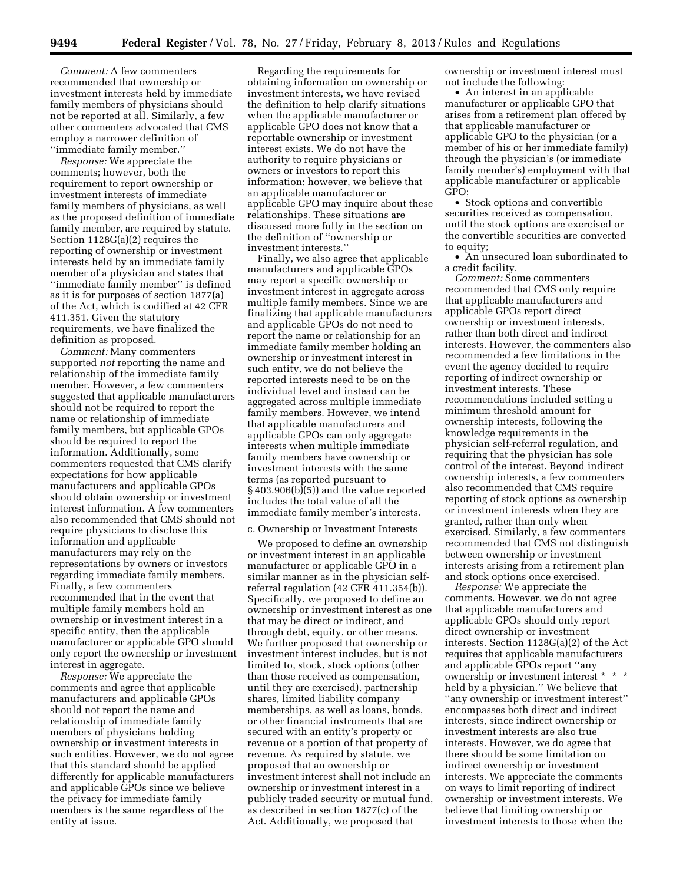*Comment:* A few commenters recommended that ownership or investment interests held by immediate family members of physicians should not be reported at all. Similarly, a few other commenters advocated that CMS employ a narrower definition of ''immediate family member.''

*Response:* We appreciate the comments; however, both the requirement to report ownership or investment interests of immediate family members of physicians, as well as the proposed definition of immediate family member, are required by statute. Section 1128G(a)(2) requires the reporting of ownership or investment interests held by an immediate family member of a physician and states that ''immediate family member'' is defined as it is for purposes of section 1877(a) of the Act, which is codified at 42 CFR 411.351. Given the statutory requirements, we have finalized the definition as proposed.

*Comment:* Many commenters supported *not* reporting the name and relationship of the immediate family member. However, a few commenters suggested that applicable manufacturers should not be required to report the name or relationship of immediate family members, but applicable GPOs should be required to report the information. Additionally, some commenters requested that CMS clarify expectations for how applicable manufacturers and applicable GPOs should obtain ownership or investment interest information. A few commenters also recommended that CMS should not require physicians to disclose this information and applicable manufacturers may rely on the representations by owners or investors regarding immediate family members. Finally, a few commenters recommended that in the event that multiple family members hold an ownership or investment interest in a specific entity, then the applicable manufacturer or applicable GPO should only report the ownership or investment interest in aggregate.

*Response:* We appreciate the comments and agree that applicable manufacturers and applicable GPOs should not report the name and relationship of immediate family members of physicians holding ownership or investment interests in such entities. However, we do not agree that this standard should be applied differently for applicable manufacturers and applicable GPOs since we believe the privacy for immediate family members is the same regardless of the entity at issue.

Regarding the requirements for obtaining information on ownership or investment interests, we have revised the definition to help clarify situations when the applicable manufacturer or applicable GPO does not know that a reportable ownership or investment interest exists. We do not have the authority to require physicians or owners or investors to report this information; however, we believe that an applicable manufacturer or applicable GPO may inquire about these relationships. These situations are discussed more fully in the section on the definition of ''ownership or investment interests.''

Finally, we also agree that applicable manufacturers and applicable GPOs may report a specific ownership or investment interest in aggregate across multiple family members. Since we are finalizing that applicable manufacturers and applicable GPOs do not need to report the name or relationship for an immediate family member holding an ownership or investment interest in such entity, we do not believe the reported interests need to be on the individual level and instead can be aggregated across multiple immediate family members. However, we intend that applicable manufacturers and applicable GPOs can only aggregate interests when multiple immediate family members have ownership or investment interests with the same terms (as reported pursuant to § 403.906(b)(5)) and the value reported includes the total value of all the immediate family member's interests.

c. Ownership or Investment Interests

We proposed to define an ownership or investment interest in an applicable manufacturer or applicable GPO in a similar manner as in the physician self-referral regulation (42 CFR 411.354(b)). Specifically, we proposed to define an ownership or investment interest as one that may be direct or indirect, and through debt, equity, or other means. We further proposed that ownership or investment interest includes, but is not limited to, stock, stock options (other than those received as compensation, until they are exercised), partnership shares, limited liability company memberships, as well as loans, bonds, or other financial instruments that are secured with an entity's property or revenue or a portion of that property of revenue. As required by statute, we proposed that an ownership or investment interest shall not include an ownership or investment interest in a publicly traded security or mutual fund, as described in section 1877(c) of the Act. Additionally, we proposed that ownership or investment interest must not include the following:

- An interest in an applicable manufacturer or applicable GPO that arises from a retirement plan offered by that applicable manufacturer or applicable GPO to the physician (or a member of his or her immediate family) through the physician's (or immediate family member's) employment with that applicable manufacturer or applicable GPO;
- Stock options and convertible securities received as compensation, until the stock options are exercised or the convertible securities are converted to equity;
- An unsecured loan subordinated to a credit facility.

*Comment:* Some commenters recommended that CMS only require that applicable manufacturers and applicable GPOs report direct ownership or investment interests, rather than both direct and indirect interests. However, the commenters also recommended a few limitations in the event the agency decided to require reporting of indirect ownership or investment interests. These recommendations included setting a minimum threshold amount for ownership interests, following the knowledge requirements in the physician self-referral regulation, and requiring that the physician has sole control of the interest. Beyond indirect ownership interests, a few commenters also recommended that CMS require reporting of stock options as ownership or investment interests when they are granted, rather than only when exercised. Similarly, a few commenters recommended that CMS not distinguish between ownership or investment interests arising from a retirement plan and stock options once exercised.

*Response:* We appreciate the comments. However, we do not agree that applicable manufacturers and applicable GPOs should only report direct ownership or investment interests. Section 1128G(a)(2) of the Act requires that applicable manufacturers and applicable GPOs report ''any ownership or investment interest * * * held by a physician.'' We believe that ''any ownership or investment interest'' encompasses both direct and indirect interests, since indirect ownership or investment interests are also true interests. However, we do agree that there should be some limitation on indirect ownership or investment interests. We appreciate the comments on ways to limit reporting of indirect ownership or investment interests. We believe that limiting ownership or investment interests to those when the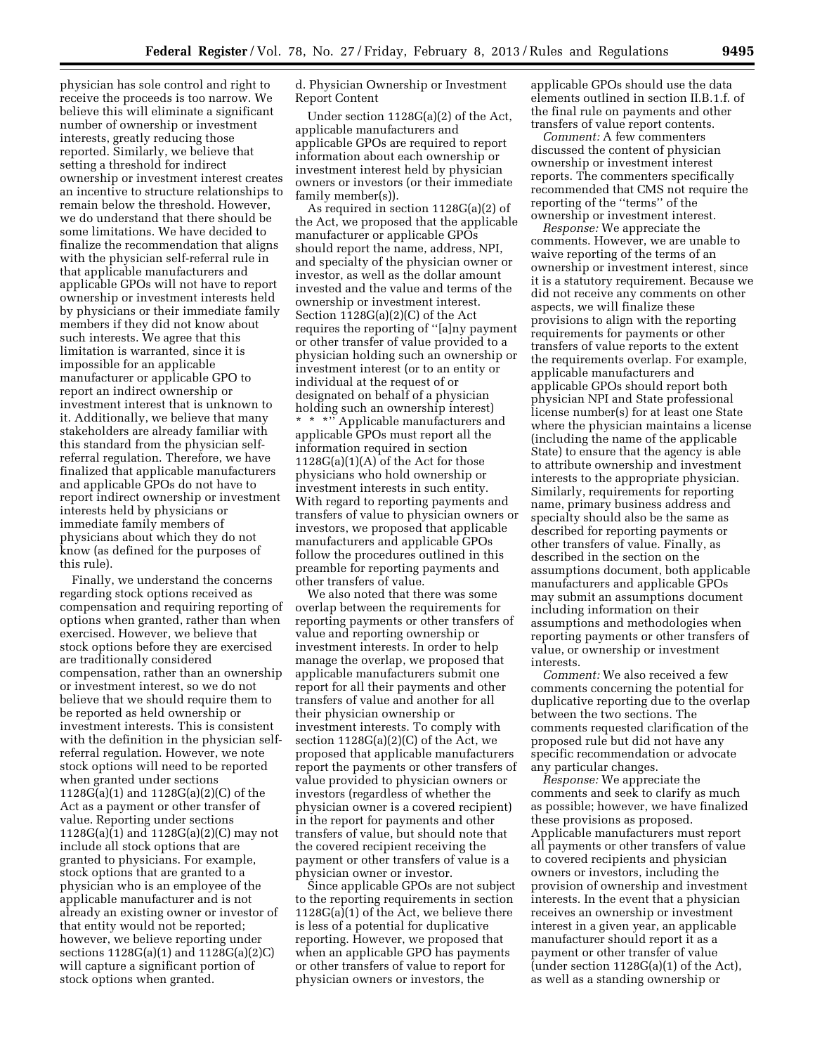physician has sole control and right to receive the proceeds is too narrow. We believe this will eliminate a significant number of ownership or investment interests, greatly reducing those reported. Similarly, we believe that setting a threshold for indirect ownership or investment interest creates an incentive to structure relationships to remain below the threshold. However, we do understand that there should be some limitations. We have decided to finalize the recommendation that aligns with the physician self-referral rule in that applicable manufacturers and applicable GPOs will not have to report ownership or investment interests held by physicians or their immediate family members if they did not know about such interests. We agree that this limitation is warranted, since it is impossible for an applicable manufacturer or applicable GPO to report an indirect ownership or investment interest that is unknown to it. Additionally, we believe that many stakeholders are already familiar with this standard from the physician self-referral regulation. Therefore, we have finalized that applicable manufacturers and applicable GPOs do not have to report indirect ownership or investment interests held by physicians or immediate family members of physicians about which they do not know (as defined for the purposes of this rule).

Finally, we understand the concerns regarding stock options received as compensation and requiring reporting of options when granted, rather than when exercised. However, we believe that stock options before they are exercised are traditionally considered compensation, rather than an ownership or investment interest, so we do not believe that we should require them to be reported as held ownership or investment interests. This is consistent with the definition in the physician self-referral regulation. However, we note stock options will need to be reported when granted under sections 1128G(a)(1) and 1128G(a)(2)(C) of the Act as a payment or other transfer of value. Reporting under sections 1128G(a)(1) and 1128G(a)(2)(C) may not include all stock options that are granted to physicians. For example, stock options that are granted to a physician who is an employee of the applicable manufacturer and is not already an existing owner or investor of that entity would not be reported; however, we believe reporting under sections 1128G(a)(1) and 1128G(a)(2)(C) will capture a significant portion of stock options when granted.

d. Physician Ownership or Investment Report Content

Under section 1128G(a)(2) of the Act, applicable manufacturers and applicable GPOs are required to report information about each ownership or investment interest held by physician owners or investors (or their immediate family member(s)).

As required in section 1128G(a)(2) of the Act, we proposed that the applicable manufacturer or applicable GPOs should report the name, address, NPI, and specialty of the physician owner or investor, as well as the dollar amount invested and the value and terms of the ownership or investment interest. Section 1128G(a)(2)(C) of the Act requires the reporting of ''[a]ny payment or other transfer of value provided to a physician holding such an ownership or investment interest (or to an entity or individual at the request of or designated on behalf of a physician holding such an ownership interest) * * *'' Applicable manufacturers and applicable GPOs must report all the information required in section 1128G(a)(1)(A) of the Act for those physicians who hold ownership or investment interests in such entity. With regard to reporting payments and transfers of value to physician owners or investors, we proposed that applicable manufacturers and applicable GPOs follow the procedures outlined in this preamble for reporting payments and other transfers of value.

We also noted that there was some overlap between the requirements for reporting payments or other transfers of value and reporting ownership or investment interests. In order to help manage the overlap, we proposed that applicable manufacturers submit one report for all their payments and other transfers of value and another for all their physician ownership or investment interests. To comply with section 1128G(a)(2)(C) of the Act, we proposed that applicable manufacturers report the payments or other transfers of value provided to physician owners or investors (regardless of whether the physician owner is a covered recipient) in the report for payments and other transfers of value, but should note that the covered recipient receiving the payment or other transfers of value is a physician owner or investor.

Since applicable GPOs are not subject to the reporting requirements in section 1128G(a)(1) of the Act, we believe there is less of a potential for duplicative reporting. However, we proposed that when an applicable GPO has payments or other transfers of value to report for physician owners or investors, the applicable GPOs should use the data elements outlined in section II.B.1.f. of the final rule on payments and other transfers of value report contents.

*Comment:* A few commenters discussed the content of physician ownership or investment interest reports. The commenters specifically recommended that CMS not require the reporting of the ''terms'' of the ownership or investment interest.

*Response:* We appreciate the comments. However, we are unable to waive reporting of the terms of an ownership or investment interest, since it is a statutory requirement. Because we did not receive any comments on other aspects, we will finalize these provisions to align with the reporting requirements for payments or other transfers of value reports to the extent the requirements overlap. For example, applicable manufacturers and applicable GPOs should report both physician NPI and State professional license number(s) for at least one State where the physician maintains a license (including the name of the applicable State) to ensure that the agency is able to attribute ownership and investment interests to the appropriate physician. Similarly, requirements for reporting name, primary business address and specialty should also be the same as described for reporting payments or other transfers of value. Finally, as described in the section on the assumptions document, both applicable manufacturers and applicable GPOs may submit an assumptions document including information on their assumptions and methodologies when reporting payments or other transfers of value, or ownership or investment interests.

*Comment:* We also received a few comments concerning the potential for duplicative reporting due to the overlap between the two sections. The comments requested clarification of the proposed rule but did not have any specific recommendation or advocate any particular changes.

*Response:* We appreciate the comments and seek to clarify as much as possible; however, we have finalized these provisions as proposed. Applicable manufacturers must report all payments or other transfers of value to covered recipients and physician owners or investors, including the provision of ownership and investment interests. In the event that a physician receives an ownership or investment interest in a given year, an applicable manufacturer should report it as a payment or other transfer of value (under section 1128G(a)(1) of the Act), as well as a standing ownership or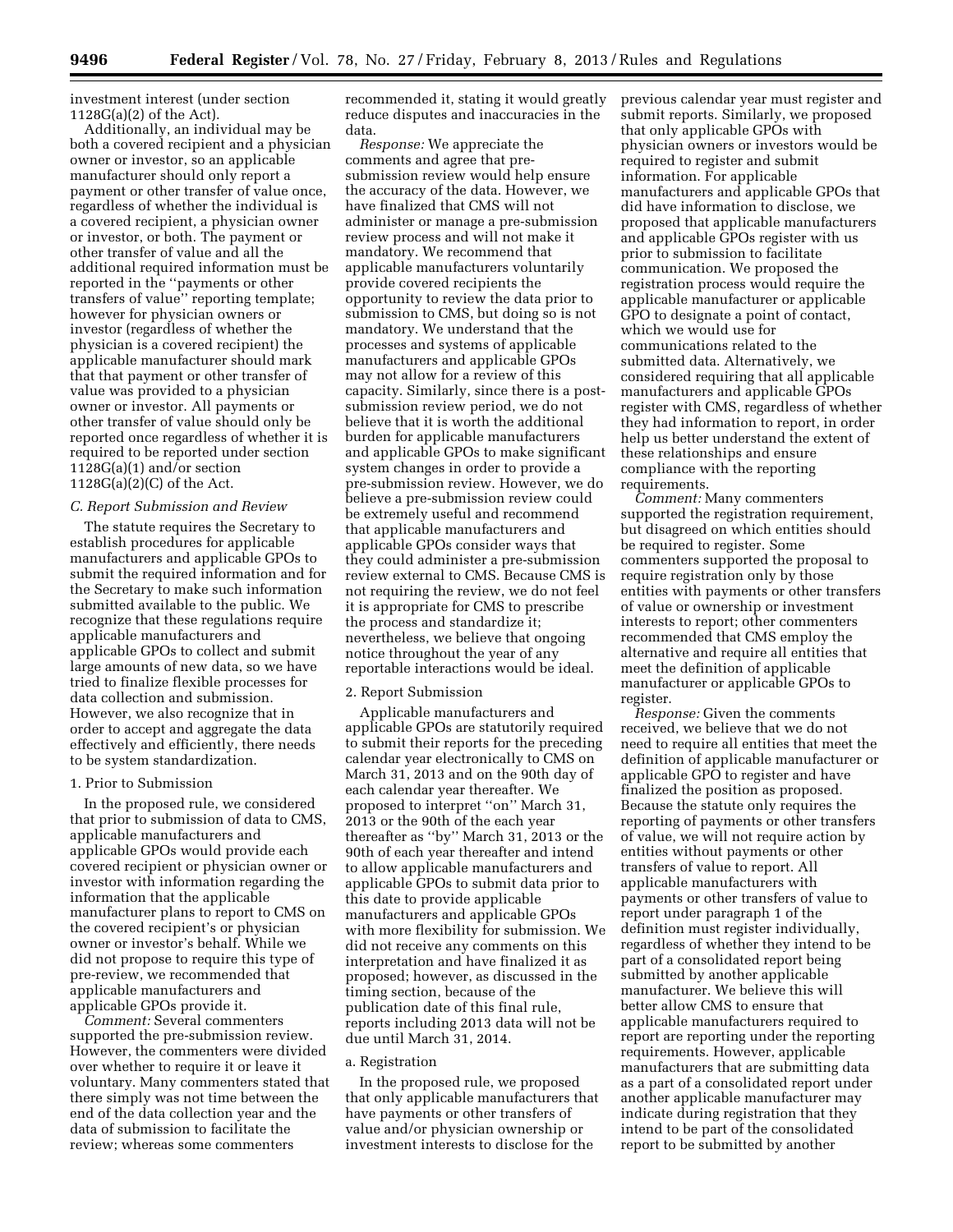investment interest (under section 1128G(a)(2) of the Act).

Additionally, an individual may be both a covered recipient and a physician owner or investor, so an applicable manufacturer should only report a payment or other transfer of value once, regardless of whether the individual is a covered recipient, a physician owner or investor, or both. The payment or other transfer of value and all the additional required information must be reported in the ''payments or other transfers of value'' reporting template; however for physician owners or investor (regardless of whether the physician is a covered recipient) the applicable manufacturer should mark that that payment or other transfer of value was provided to a physician owner or investor. All payments or other transfer of value should only be reported once regardless of whether it is required to be reported under section 1128G(a)(1) and/or section 1128G(a)(2)(C) of the Act.

### C. Report Submission and Review

The statute requires the Secretary to establish procedures for applicable manufacturers and applicable GPOs to submit the required information and for the Secretary to make such information submitted available to the public. We recognize that these regulations require applicable manufacturers and applicable GPOs to collect and submit large amounts of new data, so we have tried to finalize flexible processes for data collection and submission. However, we also recognize that in order to accept and aggregate the data effectively and efficiently, there needs to be system standardization.

#### 1. Prior to Submission

In the proposed rule, we considered that prior to submission of data to CMS, applicable manufacturers and applicable GPOs would provide each covered recipient or physician owner or investor with information regarding the information that the applicable manufacturer plans to report to CMS on the covered recipient's or physician owner or investor's behalf. While we did not propose to require this type of pre-review, we recommended that applicable manufacturers and applicable GPOs provide it.

*Comment:* Several commenters supported the pre-submission review. However, the commenters were divided over whether to require it or leave it voluntary. Many commenters stated that there simply was not time between the end of the data collection year and the data of submission to facilitate the review; whereas some commenters recommended it, stating it would greatly reduce disputes and inaccuracies in the data.

*Response:* We appreciate the comments and agree that pre-submission review would help ensure the accuracy of the data. However, we have finalized that CMS will not administer or manage a pre-submission review process and will not make it mandatory. We recommend that applicable manufacturers voluntarily provide covered recipients the opportunity to review the data prior to submission to CMS, but doing so is not mandatory. We understand that the processes and systems of applicable manufacturers and applicable GPOs may not allow for a review of this capacity. Similarly, since there is a post-submission review period, we do not believe that it is worth the additional burden for applicable manufacturers and applicable GPOs to make significant system changes in order to provide a pre-submission review. However, we do believe a pre-submission review could be extremely useful and recommend that applicable manufacturers and applicable GPOs consider ways that they could administer a pre-submission review external to CMS. Because CMS is not requiring the review, we do not feel it is appropriate for CMS to prescribe the process and standardize it; nevertheless, we believe that ongoing notice throughout the year of any reportable interactions would be ideal.

#### 2. Report Submission

Applicable manufacturers and applicable GPOs are statutorily required to submit their reports for the preceding calendar year electronically to CMS on March 31, 2013 and on the 90th day of each calendar year thereafter. We proposed to interpret ''on'' March 31, 2013 or the 90th of the each year thereafter as ''by'' March 31, 2013 or the 90th of each year thereafter and intend to allow applicable manufacturers and applicable GPOs to submit data prior to this date to provide applicable manufacturers and applicable GPOs with more flexibility for submission. We did not receive any comments on this interpretation and have finalized it as proposed; however, as discussed in the timing section, because of the publication date of this final rule, reports including 2013 data will not be due until March 31, 2014.

##### a. Registration

In the proposed rule, we proposed that only applicable manufacturers that have payments or other transfers of value and/or physician ownership or investment interests to disclose for the previous calendar year must register and submit reports. Similarly, we proposed that only applicable GPOs with physician owners or investors would be required to register and submit information. For applicable manufacturers and applicable GPOs that did have information to disclose, we proposed that applicable manufacturers and applicable GPOs register with us prior to submission to facilitate communication. We proposed the registration process would require the applicable manufacturer or applicable GPO to designate a point of contact, which we would use for communications related to the submitted data. Alternatively, we considered requiring that all applicable manufacturers and applicable GPOs register with CMS, regardless of whether they had information to report, in order help us better understand the extent of these relationships and ensure compliance with the reporting requirements.

*Comment:* Many commenters supported the registration requirement, but disagreed on which entities should be required to register. Some commenters supported the proposal to require registration only by those entities with payments or other transfers of value or ownership or investment interests to report; other commenters recommended that CMS employ the alternative and require all entities that meet the definition of applicable manufacturer or applicable GPOs to register.

*Response:* Given the comments received, we believe that we do not need to require all entities that meet the definition of applicable manufacturer or applicable GPO to register and have finalized the position as proposed. Because the statute only requires the reporting of payments or other transfers of value, we will not require action by entities without payments or other transfers of value to report. All applicable manufacturers with payments or other transfers of value to report under paragraph 1 of the definition must register individually, regardless of whether they intend to be part of a consolidated report being submitted by another applicable manufacturer. We believe this will better allow CMS to ensure that applicable manufacturers required to report are reporting under the reporting requirements. However, applicable manufacturers that are submitting data as a part of a consolidated report under another applicable manufacturer may indicate during registration that they intend to be part of the consolidated report to be submitted by another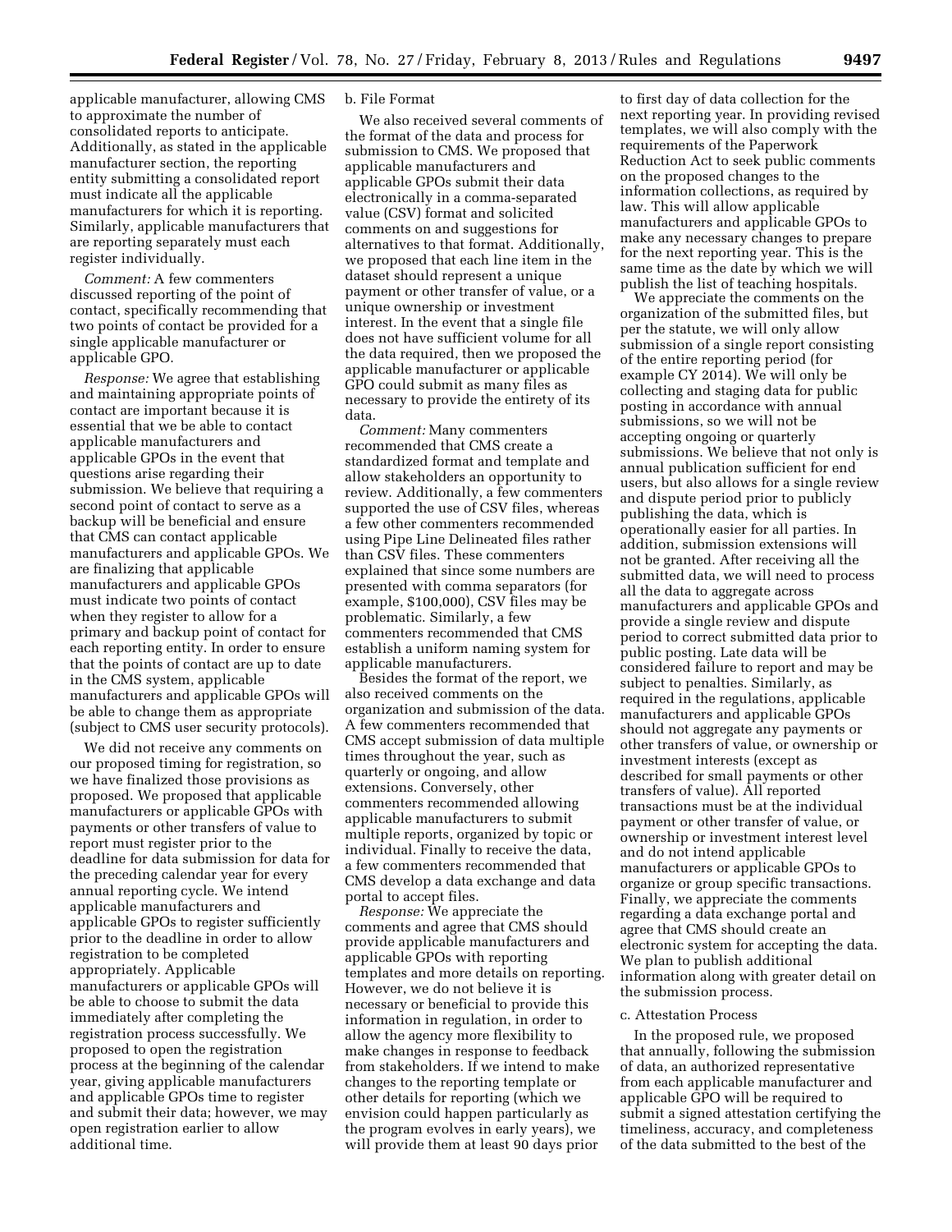applicable manufacturer, allowing CMS to approximate the number of consolidated reports to anticipate. Additionally, as stated in the applicable manufacturer section, the reporting entity submitting a consolidated report must indicate all the applicable manufacturers for which it is reporting. Similarly, applicable manufacturers that are reporting separately must each register individually.

*Comment:* A few commenters discussed reporting of the point of contact, specifically recommending that two points of contact be provided for a single applicable manufacturer or applicable GPO.

*Response:* We agree that establishing and maintaining appropriate points of contact are important because it is essential that we be able to contact applicable manufacturers and applicable GPOs in the event that questions arise regarding their submission. We believe that requiring a second point of contact to serve as a backup will be beneficial and ensure that CMS can contact applicable manufacturers and applicable GPOs. We are finalizing that applicable manufacturers and applicable GPOs must indicate two points of contact when they register to allow for a primary and backup point of contact for each reporting entity. In order to ensure that the points of contact are up to date in the CMS system, applicable manufacturers and applicable GPOs will be able to change them as appropriate (subject to CMS user security protocols).

We did not receive any comments on our proposed timing for registration, so we have finalized those provisions as proposed. We proposed that applicable manufacturers or applicable GPOs with payments or other transfers of value to report must register prior to the deadline for data submission for data for the preceding calendar year for every annual reporting cycle. We intend applicable manufacturers and applicable GPOs to register sufficiently prior to the deadline in order to allow registration to be completed appropriately. Applicable manufacturers or applicable GPOs will be able to choose to submit the data immediately after completing the registration process successfully. We proposed to open the registration process at the beginning of the calendar year, giving applicable manufacturers and applicable GPOs time to register and submit their data; however, we may open registration earlier to allow additional time.

b. File Format

We also received several comments of the format of the data and process for submission to CMS. We proposed that applicable manufacturers and applicable GPOs submit their data electronically in a comma-separated value (CSV) format and solicited comments on and suggestions for alternatives to that format. Additionally, we proposed that each line item in the dataset should represent a unique payment or other transfer of value, or a unique ownership or investment interest. In the event that a single file does not have sufficient volume for all the data required, then we proposed the applicable manufacturer or applicable GPO could submit as many files as necessary to provide the entirety of its data.

*Comment:* Many commenters recommended that CMS create a standardized format and template and allow stakeholders an opportunity to review. Additionally, a few commenters supported the use of CSV files, whereas a few other commenters recommended using Pipe Line Delineated files rather than CSV files. These commenters explained that since some numbers are presented with comma separators (for example, $100,000), CSV files may be problematic. Similarly, a few commenters recommended that CMS establish a uniform naming system for applicable manufacturers.

Besides the format of the report, we also received comments on the organization and submission of the data. A few commenters recommended that CMS accept submission of data multiple times throughout the year, such as quarterly or ongoing, and allow extensions. Conversely, other commenters recommended allowing applicable manufacturers to submit multiple reports, organized by topic or individual. Finally to receive the data, a few commenters recommended that CMS develop a data exchange and data portal to accept files.

*Response:* We appreciate the comments and agree that CMS should provide applicable manufacturers and applicable GPOs with reporting templates and more details on reporting. However, we do not believe it is necessary or beneficial to provide this information in regulation, in order to allow the agency more flexibility to make changes in response to feedback from stakeholders. If we intend to make changes to the reporting template or other details for reporting (which we envision could happen particularly as the program evolves in early years), we will provide them at least 90 days prior to first day of data collection for the next reporting year. In providing revised templates, we will also comply with the requirements of the Paperwork Reduction Act to seek public comments on the proposed changes to the information collections, as required by law. This will allow applicable manufacturers and applicable GPOs to make any necessary changes to prepare for the next reporting year. This is the same time as the date by which we will publish the list of teaching hospitals.

We appreciate the comments on the organization of the submitted files, but per the statute, we will only allow submission of a single report consisting of the entire reporting period (for example CY 2014). We will only be collecting and staging data for public posting in accordance with annual submissions, so we will not be accepting ongoing or quarterly submissions. We believe that not only is annual publication sufficient for end users, but also allows for a single review and dispute period prior to publicly publishing the data, which is operationally easier for all parties. In addition, submission extensions will not be granted. After receiving all the submitted data, we will need to process all the data to aggregate across manufacturers and applicable GPOs and provide a single review and dispute period to correct submitted data prior to public posting. Late data will be considered failure to report and may be subject to penalties. Similarly, as required in the regulations, applicable manufacturers and applicable GPOs should not aggregate any payments or other transfers of value, or ownership or investment interests (except as described for small payments or other transfers of value). All reported transactions must be at the individual payment or other transfer of value, or ownership or investment interest level and do not intend applicable manufacturers or applicable GPOs to organize or group specific transactions. Finally, we appreciate the comments regarding a data exchange portal and agree that CMS should create an electronic system for accepting the data. We plan to publish additional information along with greater detail on the submission process.

c. Attestation Process

In the proposed rule, we proposed that annually, following the submission of data, an authorized representative from each applicable manufacturer and applicable GPO will be required to submit a signed attestation certifying the timeliness, accuracy, and completeness of the data submitted to the best of the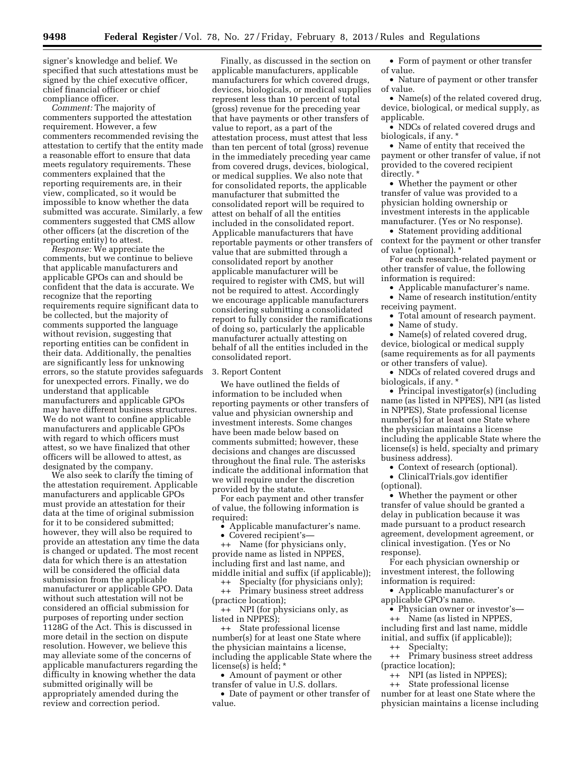signer's knowledge and belief. We specified that such attestations must be signed by the chief executive officer, chief financial officer or chief compliance officer.

*Comment:* The majority of commenters supported the attestation requirement. However, a few commenters recommended revising the attestation to certify that the entity made a reasonable effort to ensure that data meets regulatory requirements. These commenters explained that the reporting requirements are, in their view, complicated, so it would be impossible to know whether the data submitted was accurate. Similarly, a few commenters suggested that CMS allow other officers (at the discretion of the reporting entity) to attest.

*Response:* We appreciate the comments, but we continue to believe that applicable manufacturers and applicable GPOs can and should be confident that the data is accurate. We recognize that the reporting requirements require significant data to be collected, but the majority of comments supported the language without revision, suggesting that reporting entities can be confident in their data. Additionally, the penalties are significantly less for unknowing errors, so the statute provides safeguards for unexpected errors. Finally, we do understand that applicable manufacturers and applicable GPOs may have different business structures. We do not want to confine applicable manufacturers and applicable GPOs with regard to which officers must attest, so we have finalized that other officers will be allowed to attest, as designated by the company.

We also seek to clarify the timing of the attestation requirement. Applicable manufacturers and applicable GPOs must provide an attestation for their data at the time of original submission for it to be considered submitted; however, they will also be required to provide an attestation any time the data is changed or updated. The most recent data for which there is an attestation will be considered the official data submission from the applicable manufacturer or applicable GPO. Data without such attestation will not be considered an official submission for purposes of reporting under section 1128G of the Act. This is discussed in more detail in the section on dispute resolution. However, we believe this may alleviate some of the concerns of applicable manufacturers regarding the difficulty in knowing whether the data submitted originally will be appropriately amended during the review and correction period.

Finally, as discussed in the section on applicable manufacturers, applicable manufacturers for which covered drugs, devices, biologicals, or medical supplies represent less than 10 percent of total (gross) revenue for the preceding year that have payments or other transfers of value to report, as a part of the attestation process, must attest that less than ten percent of total (gross) revenue in the immediately preceding year came from covered drugs, devices, biological, or medical supplies. We also note that for consolidated reports, the applicable manufacturer that submitted the consolidated report will be required to attest on behalf of all the entities included in the consolidated report. Applicable manufacturers that have reportable payments or other transfers of value that are submitted through a consolidated report by another applicable manufacturer will be required to register with CMS, but will not be required to attest. Accordingly we encourage applicable manufacturers considering submitting a consolidated report to fully consider the ramifications of doing so, particularly the applicable manufacturer actually attesting on behalf of all the entities included in the consolidated report.

3. Report Content

We have outlined the fields of information to be included when reporting payments or other transfers of value and physician ownership and investment interests. Some changes have been made below based on comments submitted; however, these decisions and changes are discussed throughout the final rule. The asterisks indicate the additional information that we will require under the discretion provided by the statute.

For each payment and other transfer of value, the following information is required:

- Applicable manufacturer's name.
- Covered recipient's—
  - ++ Name (for physicians only, provide name as listed in NPPES, including first and last name, and middle initial and suffix (if applicable));
  - ++ Specialty (for physicians only);
  - ++ Primary business street address (practice location);
  - ++ NPI (for physicians only, as listed in NPPES);
  - ++ State professional license number(s) for at least one State where the physician maintains a license, including the applicable State where the license(s) is held; *
- Amount of payment or other transfer of value in U.S. dollars.
- Date of payment or other transfer of value.
- Form of payment or other transfer of value.
- Nature of payment or other transfer of value.
- Name(s) of the related covered drug, device, biological, or medical supply, as applicable.
- NDCs of related covered drugs and biologicals, if any. *
- Name of entity that received the payment or other transfer of value, if not provided to the covered recipient directly. *
- Whether the payment or other transfer of value was provided to a physician holding ownership or investment interests in the applicable manufacturer. (Yes or No response).
- Statement providing additional context for the payment or other transfer of value (optional). *

For each research-related payment or other transfer of value, the following information is required:

- Applicable manufacturer's name.
- Name of research institution/entity receiving payment.
- Total amount of research payment.
- Name of study.
- Name(s) of related covered drug, device, biological or medical supply (same requirements as for all payments or other transfers of value).
- NDCs of related covered drugs and biologicals, if any. *
- Principal investigator(s) (including name (as listed in NPPES), NPI (as listed in NPPES), State professional license number(s) for at least one State where the physician maintains a license including the applicable State where the license(s) is held, specialty and primary business address).
- Context of research (optional).
- ClinicalTrials.gov identifier (optional).
- Whether the payment or other transfer of value should be granted a delay in publication because it was made pursuant to a product research agreement, development agreement, or clinical investigation. (Yes or No response).

For each physician ownership or investment interest, the following information is required:

- Applicable manufacturer's or applicable GPO's name.
- Physician owner or investor's—
  - ++ Name (as listed in NPPES, including first and last name, middle initial, and suffix (if applicable));
  - ++ Specialty;
  - ++ Primary business street address (practice location);
  - ++ NPI (as listed in NPPES);
  - ++ State professional license number for at least one State where the physician maintains a license including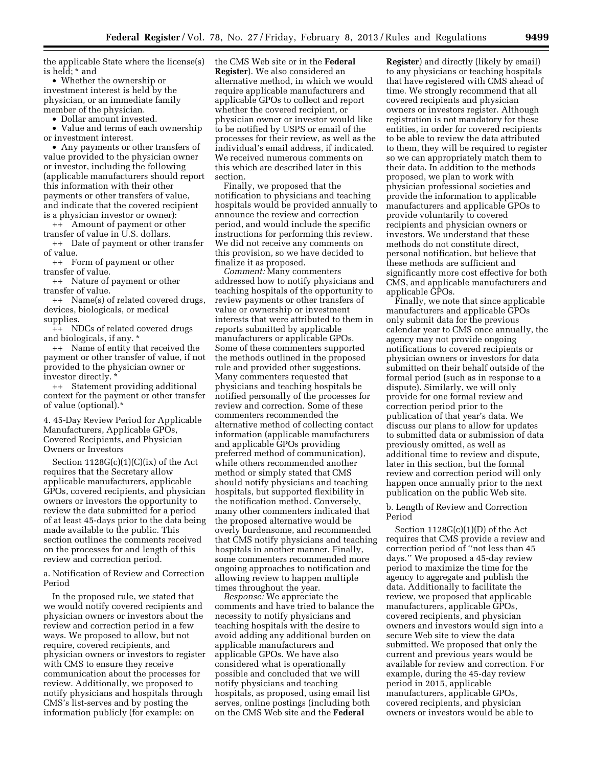the applicable State where the license(s) is held; * and

- Whether the ownership or investment interest is held by the physician, or an immediate family member of the physician.
- Dollar amount invested.
- Value and terms of each ownership or investment interest.
- Any payments or other transfers of value provided to the physician owner or investor, including the following (applicable manufacturers should report this information with their other payments or other transfers of value, and indicate that the covered recipient is a physician investor or owner):
  - ++ Amount of payment or other transfer of value in U.S. dollars.
  - ++ Date of payment or other transfer of value.
  - ++ Form of payment or other transfer of value.
  - ++ Nature of payment or other transfer of value.
  - ++ Name(s) of related covered drugs, devices, biologicals, or medical supplies.
  - ++ NDCs of related covered drugs and biologicals, if any. *
  - ++ Name of entity that received the payment or other transfer of value, if not provided to the physician owner or investor directly. *
  - ++ Statement providing additional context for the payment or other transfer of value (optional).*

4. 45-Day Review Period for Applicable Manufacturers, Applicable GPOs, Covered Recipients, and Physician Owners or Investors

Section 1128G(c)(1)(C)(ix) of the Act requires that the Secretary allow applicable manufacturers, applicable GPOs, covered recipients, and physician owners or investors the opportunity to review the data submitted for a period of at least 45-days prior to the data being made available to the public. This section outlines the comments received on the processes for and length of this review and correction period.

a. Notification of Review and Correction Period

In the proposed rule, we stated that we would notify covered recipients and physician owners or investors about the review and correction period in a few ways. We proposed to allow, but not require, covered recipients, and physician owners or investors to register with CMS to ensure they receive communication about the processes for review. Additionally, we proposed to notify physicians and hospitals through CMS's list-serves and by posting the information publicly (for example: on the CMS Web site or in the **Federal Register**). We also considered an alternative method, in which we would require applicable manufacturers and applicable GPOs to collect and report whether the covered recipient, or physician owner or investor would like to be notified by USPS or email of the processes for their review, as well as the individual's email address, if indicated. We received numerous comments on this which are described later in this section.

Finally, we proposed that the notification to physicians and teaching hospitals would be provided annually to announce the review and correction period, and would include the specific instructions for performing this review. We did not receive any comments on this provision, so we have decided to finalize it as proposed.

*Comment:* Many commenters addressed how to notify physicians and teaching hospitals of the opportunity to review payments or other transfers of value or ownership or investment interests that were attributed to them in reports submitted by applicable manufacturers or applicable GPOs. Some of these commenters supported the methods outlined in the proposed rule and provided other suggestions. Many commenters requested that physicians and teaching hospitals be notified personally of the processes for review and correction. Some of these commenters recommended the alternative method of collecting contact information (applicable manufacturers and applicable GPOs providing preferred method of communication), while others recommended another method or simply stated that CMS should notify physicians and teaching hospitals, but supported flexibility in the notification method. Conversely, many other commenters indicated that the proposed alternative would be overly burdensome, and recommended that CMS notify physicians and teaching hospitals in another manner. Finally, some commenters recommended more ongoing approaches to notification and allowing review to happen multiple times throughout the year.

*Response:* We appreciate the comments and have tried to balance the necessity to notify physicians and teaching hospitals with the desire to avoid adding any additional burden on applicable manufacturers and applicable GPOs. We have also considered what is operationally possible and concluded that we will notify physicians and teaching hospitals, as proposed, using email list serves, online postings (including both on the CMS Web site and the **Federal Register**) and directly (likely by email) to any physicians or teaching hospitals that have registered with CMS ahead of time. We strongly recommend that all covered recipients and physician owners or investors register. Although registration is not mandatory for these entities, in order for covered recipients to be able to review the data attributed to them, they will be required to register so we can appropriately match them to their data. In addition to the methods proposed, we plan to work with physician professional societies and provide the information to applicable manufacturers and applicable GPOs to provide voluntarily to covered recipients and physician owners or investors. We understand that these methods do not constitute direct, personal notification, but believe that these methods are sufficient and significantly more cost effective for both CMS, and applicable manufacturers and applicable GPOs.

Finally, we note that since applicable manufacturers and applicable GPOs only submit data for the previous calendar year to CMS once annually, the agency may not provide ongoing notifications to covered recipients or physician owners or investors for data submitted on their behalf outside of the formal period (such as in response to a dispute). Similarly, we will only provide for one formal review and correction period prior to the publication of that year's data. We discuss our plans to allow for updates to submitted data or submission of data previously omitted, as well as additional time to review and dispute, later in this section, but the formal review and correction period will only happen once annually prior to the next publication on the public Web site.

b. Length of Review and Correction Period

Section 1128G(c)(1)(D) of the Act requires that CMS provide a review and correction period of ''not less than 45 days.'' We proposed a 45-day review period to maximize the time for the agency to aggregate and publish the data. Additionally to facilitate the review, we proposed that applicable manufacturers, applicable GPOs, covered recipients, and physician owners and investors would sign into a secure Web site to view the data submitted. We proposed that only the current and previous years would be available for review and correction. For example, during the 45-day review period in 2015, applicable manufacturers, applicable GPOs, covered recipients, and physician owners or investors would be able to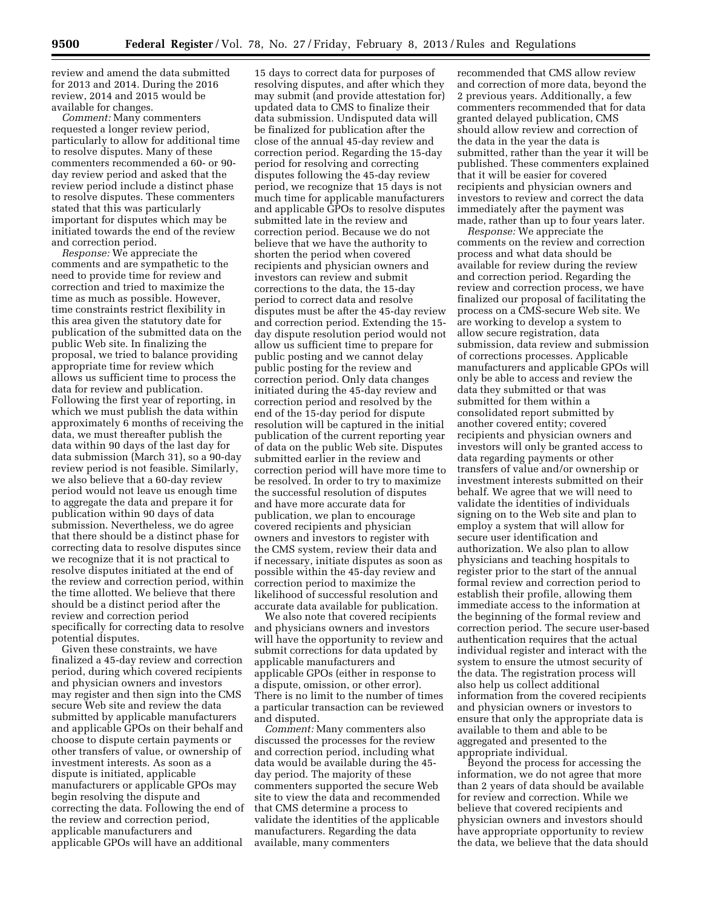review and amend the data submitted for 2013 and 2014. During the 2016 review, 2014 and 2015 would be available for changes.

*Comment:* Many commenters requested a longer review period, particularly to allow for additional time to resolve disputes. Many of these commenters recommended a 60- or 90-day review period and asked that the review period include a distinct phase to resolve disputes. These commenters stated that this was particularly important for disputes which may be initiated towards the end of the review and correction period.

*Response:* We appreciate the comments and are sympathetic to the need to provide time for review and correction and tried to maximize the time as much as possible. However, time constraints restrict flexibility in this area given the statutory date for publication of the submitted data on the public Web site. In finalizing the proposal, we tried to balance providing appropriate time for review which allows us sufficient time to process the data for review and publication. Following the first year of reporting, in which we must publish the data within approximately 6 months of receiving the data, we must thereafter publish the data within 90 days of the last day for data submission (March 31), so a 90-day review period is not feasible. Similarly, we also believe that a 60-day review period would not leave us enough time to aggregate the data and prepare it for publication within 90 days of data submission. Nevertheless, we do agree that there should be a distinct phase for correcting data to resolve disputes since we recognize that it is not practical to resolve disputes initiated at the end of the review and correction period, within the time allotted. We believe that there should be a distinct period after the review and correction period specifically for correcting data to resolve potential disputes.

Given these constraints, we have finalized a 45-day review and correction period, during which covered recipients and physician owners and investors may register and then sign into the CMS secure Web site and review the data submitted by applicable manufacturers and applicable GPOs on their behalf and choose to dispute certain payments or other transfers of value, or ownership of investment interests. As soon as a dispute is initiated, applicable manufacturers or applicable GPOs may begin resolving the dispute and correcting the data. Following the end of the review and correction period, applicable manufacturers and applicable GPOs will have an additional 15 days to correct data for purposes of resolving disputes, and after which they may submit (and provide attestation for) updated data to CMS to finalize their data submission. Undisputed data will be finalized for publication after the close of the annual 45-day review and correction period. Regarding the 15-day period for resolving and correcting disputes following the 45-day review period, we recognize that 15 days is not much time for applicable manufacturers and applicable GPOs to resolve disputes submitted late in the review and correction period. Because we do not believe that we have the authority to shorten the period when covered recipients and physician owners and investors can review and submit corrections to the data, the 15-day period to correct data and resolve disputes must be after the 45-day review and correction period. Extending the 15-day dispute resolution period would not allow us sufficient time to prepare for public posting and we cannot delay public posting for the review and correction period. Only data changes initiated during the 45-day review and correction period and resolved by the end of the 15-day period for dispute resolution will be captured in the initial publication of the current reporting year of data on the public Web site. Disputes submitted earlier in the review and correction period will have more time to be resolved. In order to try to maximize the successful resolution of disputes and have more accurate data for publication, we plan to encourage covered recipients and physician owners and investors to register with the CMS system, review their data and if necessary, initiate disputes as soon as possible within the 45-day review and correction period to maximize the likelihood of successful resolution and accurate data available for publication.

We also note that covered recipients and physicians owners and investors will have the opportunity to review and submit corrections for data updated by applicable manufacturers and applicable GPOs (either in response to a dispute, omission, or other error). There is no limit to the number of times a particular transaction can be reviewed and disputed.

*Comment:* Many commenters also discussed the processes for the review and correction period, including what data would be available during the 45-day period. The majority of these commenters supported the secure Web site to view the data and recommended that CMS determine a process to validate the identities of the applicable manufacturers. Regarding the data available, many commenters recommended that CMS allow review and correction of more data, beyond the 2 previous years. Additionally, a few commenters recommended that for data granted delayed publication, CMS should allow review and correction of the data in the year the data is submitted, rather than the year it will be published. These commenters explained that it will be easier for covered recipients and physician owners and investors to review and correct the data immediately after the payment was made, rather than up to four years later.

*Response:* We appreciate the comments on the review and correction process and what data should be available for review during the review and correction period. Regarding the review and correction process, we have finalized our proposal of facilitating the process on a CMS-secure Web site. We are working to develop a system to allow secure registration, data submission, data review and submission of corrections processes. Applicable manufacturers and applicable GPOs will only be able to access and review the data they submitted or that was submitted for them within a consolidated report submitted by another covered entity; covered recipients and physician owners and investors will only be granted access to data regarding payments or other transfers of value and/or ownership or investment interests submitted on their behalf. We agree that we will need to validate the identities of individuals signing on to the Web site and plan to employ a system that will allow for secure user identification and authorization. We also plan to allow physicians and teaching hospitals to register prior to the start of the annual formal review and correction period to establish their profile, allowing them immediate access to the information at the beginning of the formal review and correction period. The secure user-based authentication requires that the actual individual register and interact with the system to ensure the utmost security of the data. The registration process will also help us collect additional information from the covered recipients and physician owners or investors to ensure that only the appropriate data is available to them and able to be aggregated and presented to the appropriate individual.

Beyond the process for accessing the information, we do not agree that more than 2 years of data should be available for review and correction. While we believe that covered recipients and physician owners and investors should have appropriate opportunity to review the data, we believe that the data should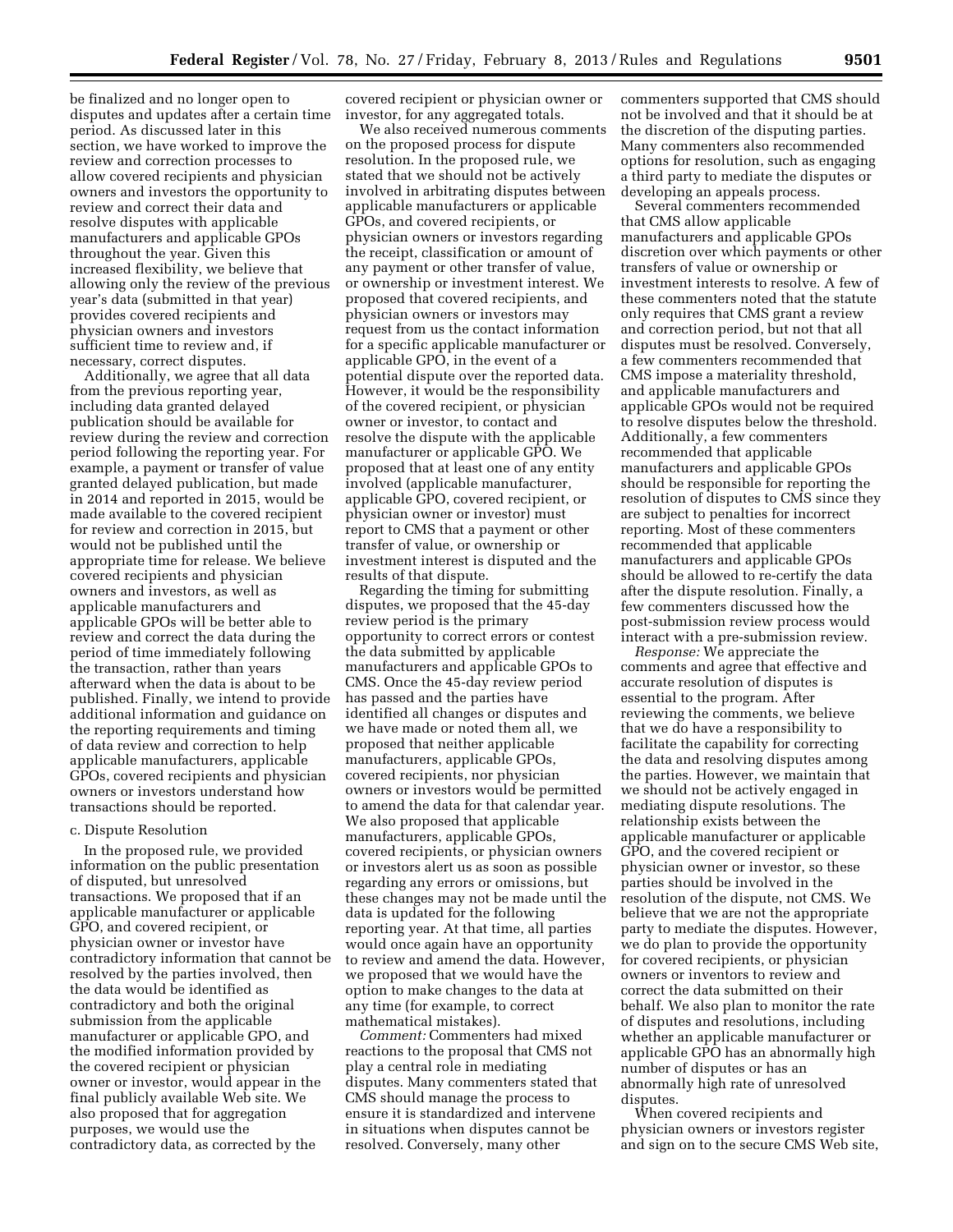be finalized and no longer open to disputes and updates after a certain time period. As discussed later in this section, we have worked to improve the review and correction processes to allow covered recipients and physician owners and investors the opportunity to review and correct their data and resolve disputes with applicable manufacturers and applicable GPOs throughout the year. Given this increased flexibility, we believe that allowing only the review of the previous year's data (submitted in that year) provides covered recipients and physician owners and investors sufficient time to review and, if necessary, correct disputes.

Additionally, we agree that all data from the previous reporting year, including data granted delayed publication should be available for review during the review and correction period following the reporting year. For example, a payment or transfer of value granted delayed publication, but made in 2014 and reported in 2015, would be made available to the covered recipient for review and correction in 2015, but would not be published until the appropriate time for release. We believe covered recipients and physician owners and investors, as well as applicable manufacturers and applicable GPOs will be better able to review and correct the data during the period of time immediately following the transaction, rather than years afterward when the data is about to be published. Finally, we intend to provide additional information and guidance on the reporting requirements and timing of data review and correction to help applicable manufacturers, applicable GPOs, covered recipients and physician owners or investors understand how transactions should be reported.

c. Dispute Resolution

In the proposed rule, we provided information on the public presentation of disputed, but unresolved transactions. We proposed that if an applicable manufacturer or applicable GPO, and covered recipient, or physician owner or investor have contradictory information that cannot be resolved by the parties involved, then the data would be identified as contradictory and both the original submission from the applicable manufacturer or applicable GPO, and the modified information provided by the covered recipient or physician owner or investor, would appear in the final publicly available Web site. We also proposed that for aggregation purposes, we would use the contradictory data, as corrected by the covered recipient or physician owner or investor, for any aggregated totals.

We also received numerous comments on the proposed process for dispute resolution. In the proposed rule, we stated that we should not be actively involved in arbitrating disputes between applicable manufacturers or applicable GPOs, and covered recipients, or physician owners or investors regarding the receipt, classification or amount of any payment or other transfer of value, or ownership or investment interest. We proposed that covered recipients, and physician owners or investors may request from us the contact information for a specific applicable manufacturer or applicable GPO, in the event of a potential dispute over the reported data. However, it would be the responsibility of the covered recipient, or physician owner or investor, to contact and resolve the dispute with the applicable manufacturer or applicable GPO. We proposed that at least one of any entity involved (applicable manufacturer, applicable GPO, covered recipient, or physician owner or investor) must report to CMS that a payment or other transfer of value, or ownership or investment interest is disputed and the results of that dispute.

Regarding the timing for submitting disputes, we proposed that the 45-day review period is the primary opportunity to correct errors or contest the data submitted by applicable manufacturers and applicable GPOs to CMS. Once the 45-day review period has passed and the parties have identified all changes or disputes and we have made or noted them all, we proposed that neither applicable manufacturers, applicable GPOs, covered recipients, nor physician owners or investors would be permitted to amend the data for that calendar year. We also proposed that applicable manufacturers, applicable GPOs, covered recipients, or physician owners or investors alert us as soon as possible regarding any errors or omissions, but these changes may not be made until the data is updated for the following reporting year. At that time, all parties would once again have an opportunity to review and amend the data. However, we proposed that we would have the option to make changes to the data at any time (for example, to correct mathematical mistakes).

*Comment:* Commenters had mixed reactions to the proposal that CMS not play a central role in mediating disputes. Many commenters stated that CMS should manage the process to ensure it is standardized and intervene in situations when disputes cannot be resolved. Conversely, many other commenters supported that CMS should not be involved and that it should be at the discretion of the disputing parties. Many commenters also recommended options for resolution, such as engaging a third party to mediate the disputes or developing an appeals process.

Several commenters recommended that CMS allow applicable manufacturers and applicable GPOs discretion over which payments or other transfers of value or ownership or investment interests to resolve. A few of these commenters noted that the statute only requires that CMS grant a review and correction period, but not that all disputes must be resolved. Conversely, a few commenters recommended that CMS impose a materiality threshold, and applicable manufacturers and applicable GPOs would not be required to resolve disputes below the threshold. Additionally, a few commenters recommended that applicable manufacturers and applicable GPOs should be responsible for reporting the resolution of disputes to CMS since they are subject to penalties for incorrect reporting. Most of these commenters recommended that applicable manufacturers and applicable GPOs should be allowed to re-certify the data after the dispute resolution. Finally, a few commenters discussed how the post-submission review process would interact with a pre-submission review.

*Response:* We appreciate the comments and agree that effective and accurate resolution of disputes is essential to the program. After reviewing the comments, we believe that we do have a responsibility to facilitate the capability for correcting the data and resolving disputes among the parties. However, we maintain that we should not be actively engaged in mediating dispute resolutions. The relationship exists between the applicable manufacturer or applicable GPO, and the covered recipient or physician owner or investor, so these parties should be involved in the resolution of the dispute, not CMS. We believe that we are not the appropriate party to mediate the disputes. However, we do plan to provide the opportunity for covered recipients, or physician owners or inventors to review and correct the data submitted on their behalf. We also plan to monitor the rate of disputes and resolutions, including whether an applicable manufacturer or applicable GPO has an abnormally high number of disputes or has an abnormally high rate of unresolved disputes.

When covered recipients and physician owners or investors register and sign on to the secure CMS Web site,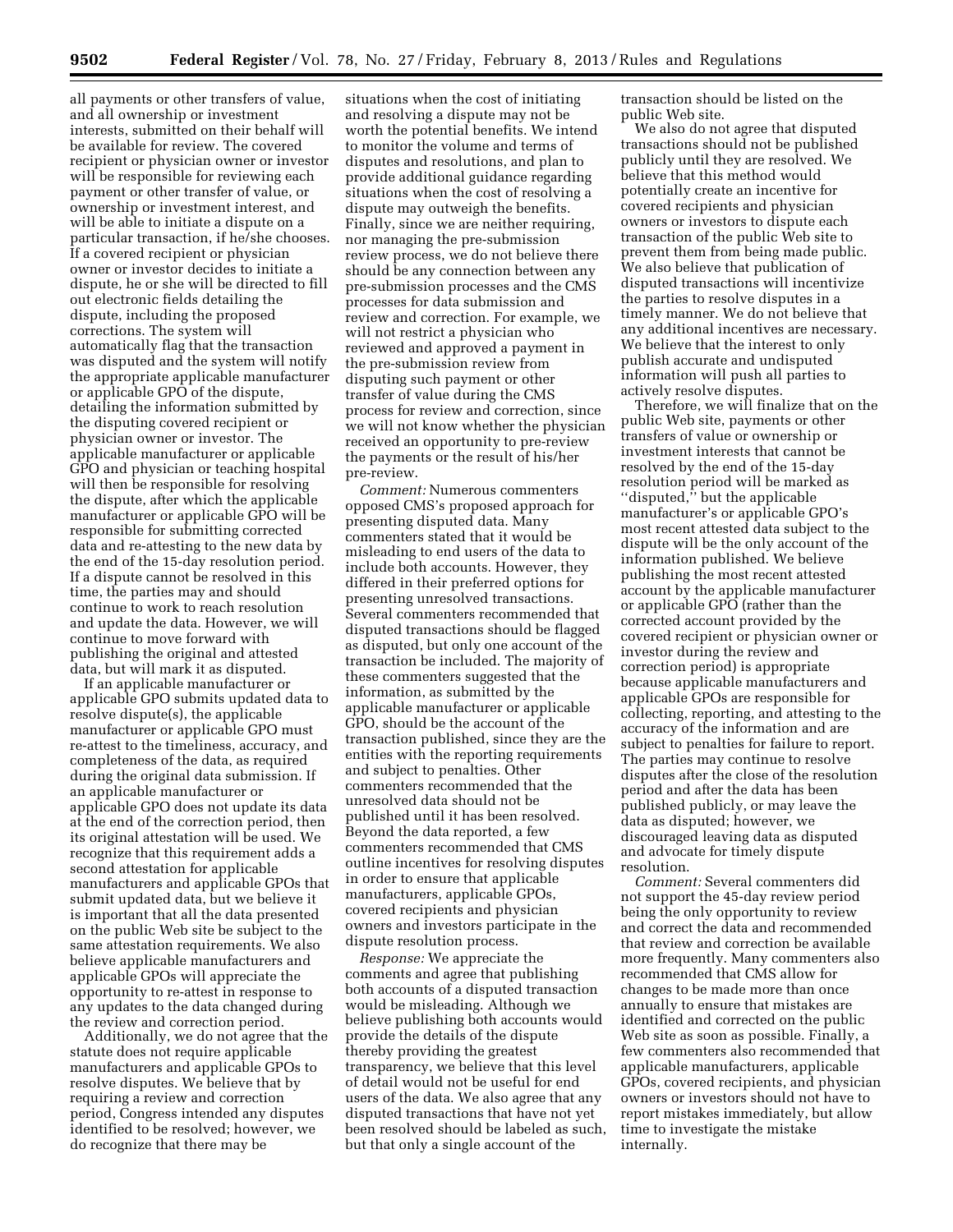all payments or other transfers of value, and all ownership or investment interests, submitted on their behalf will be available for review. The covered recipient or physician owner or investor will be responsible for reviewing each payment or other transfer of value, or ownership or investment interest, and will be able to initiate a dispute on a particular transaction, if he/she chooses. If a covered recipient or physician owner or investor decides to initiate a dispute, he or she will be directed to fill out electronic fields detailing the dispute, including the proposed corrections. The system will automatically flag that the transaction was disputed and the system will notify the appropriate applicable manufacturer or applicable GPO of the dispute, detailing the information submitted by the disputing covered recipient or physician owner or investor. The applicable manufacturer or applicable GPO and physician or teaching hospital will then be responsible for resolving the dispute, after which the applicable manufacturer or applicable GPO will be responsible for submitting corrected data and re-attesting to the new data by the end of the 15-day resolution period. If a dispute cannot be resolved in this time, the parties may and should continue to work to reach resolution and update the data. However, we will continue to move forward with publishing the original and attested data, but will mark it as disputed.

If an applicable manufacturer or applicable GPO submits updated data to resolve dispute(s), the applicable manufacturer or applicable GPO must re-attest to the timeliness, accuracy, and completeness of the data, as required during the original data submission. If an applicable manufacturer or applicable GPO does not update its data at the end of the correction period, then its original attestation will be used. We recognize that this requirement adds a second attestation for applicable manufacturers and applicable GPOs that submit updated data, but we believe it is important that all the data presented on the public Web site be subject to the same attestation requirements. We also believe applicable manufacturers and applicable GPOs will appreciate the opportunity to re-attest in response to any updates to the data changed during the review and correction period.

Additionally, we do not agree that the statute does not require applicable manufacturers and applicable GPOs to resolve disputes. We believe that by requiring a review and correction period, Congress intended any disputes identified to be resolved; however, we do recognize that there may be situations when the cost of initiating and resolving a dispute may not be worth the potential benefits. We intend to monitor the volume and terms of disputes and resolutions, and plan to provide additional guidance regarding situations when the cost of resolving a dispute may outweigh the benefits. Finally, since we are neither requiring, nor managing the pre-submission review process, we do not believe there should be any connection between any pre-submission processes and the CMS processes for data submission and review and correction. For example, we will not restrict a physician who reviewed and approved a payment in the pre-submission review from disputing such payment or other transfer of value during the CMS process for review and correction, since we will not know whether the physician received an opportunity to pre-review the payments or the result of his/her pre-review.

*Comment:* Numerous commenters opposed CMS's proposed approach for presenting disputed data. Many commenters stated that it would be misleading to end users of the data to include both accounts. However, they differed in their preferred options for presenting unresolved transactions. Several commenters recommended that disputed transactions should be flagged as disputed, but only one account of the transaction be included. The majority of these commenters suggested that the information, as submitted by the applicable manufacturer or applicable GPO, should be the account of the transaction published, since they are the entities with the reporting requirements and subject to penalties. Other commenters recommended that the unresolved data should not be published until it has been resolved. Beyond the data reported, a few commenters recommended that CMS outline incentives for resolving disputes in order to ensure that applicable manufacturers, applicable GPOs, covered recipients and physician owners and investors participate in the dispute resolution process.

*Response:* We appreciate the comments and agree that publishing both accounts of a disputed transaction would be misleading. Although we believe publishing both accounts would provide the details of the dispute thereby providing the greatest transparency, we believe that this level of detail would not be useful for end users of the data. We also agree that any disputed transactions that have not yet been resolved should be labeled as such, but that only a single account of the transaction should be listed on the public Web site.

We also do not agree that disputed transactions should not be published publicly until they are resolved. We believe that this method would potentially create an incentive for covered recipients and physician owners or investors to dispute each transaction of the public Web site to prevent them from being made public. We also believe that publication of disputed transactions will incentivize the parties to resolve disputes in a timely manner. We do not believe that any additional incentives are necessary. We believe that the interest to only publish accurate and undisputed information will push all parties to actively resolve disputes.

Therefore, we will finalize that on the public Web site, payments or other transfers of value or ownership or investment interests that cannot be resolved by the end of the 15-day resolution period will be marked as ''disputed,'' but the applicable manufacturer's or applicable GPO's most recent attested data subject to the dispute will be the only account of the information published. We believe publishing the most recent attested account by the applicable manufacturer or applicable GPO (rather than the corrected account provided by the covered recipient or physician owner or investor during the review and correction period) is appropriate because applicable manufacturers and applicable GPOs are responsible for collecting, reporting, and attesting to the accuracy of the information and are subject to penalties for failure to report. The parties may continue to resolve disputes after the close of the resolution period and after the data has been published publicly, or may leave the data as disputed; however, we discouraged leaving data as disputed and advocate for timely dispute resolution.

*Comment:* Several commenters did not support the 45-day review period being the only opportunity to review and correct the data and recommended that review and correction be available more frequently. Many commenters also recommended that CMS allow for changes to be made more than once annually to ensure that mistakes are identified and corrected on the public Web site as soon as possible. Finally, a few commenters also recommended that applicable manufacturers, applicable GPOs, covered recipients, and physician owners or investors should not have to report mistakes immediately, but allow time to investigate the mistake internally.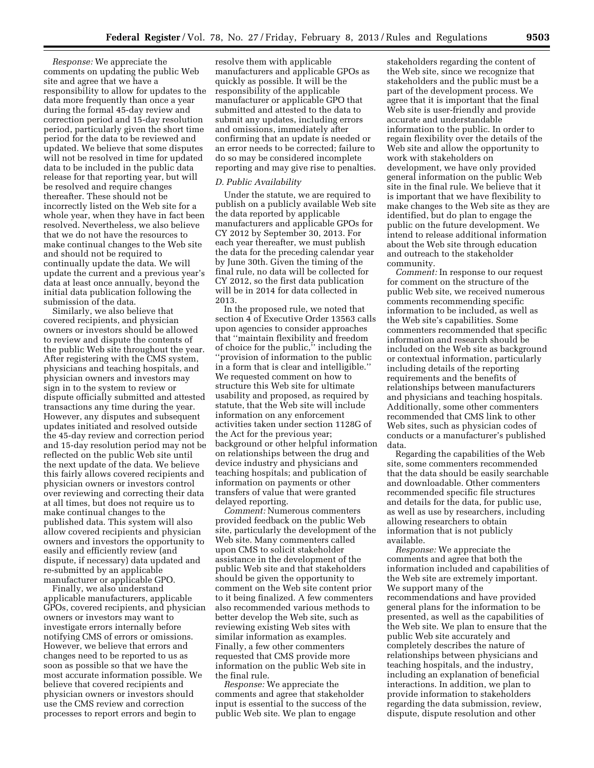*Response:* We appreciate the comments on updating the public Web site and agree that we have a responsibility to allow for updates to the data more frequently than once a year during the formal 45-day review and correction period and 15-day resolution period, particularly given the short time period for the data to be reviewed and updated. We believe that some disputes will not be resolved in time for updated data to be included in the public data release for that reporting year, but will be resolved and require changes thereafter. These should not be incorrectly listed on the Web site for a whole year, when they have in fact been resolved. Nevertheless, we also believe that we do not have the resources to make continual changes to the Web site and should not be required to continually update the data. We will update the current and a previous year's data at least once annually, beyond the initial data publication following the submission of the data.

Similarly, we also believe that covered recipients, and physician owners or investors should be allowed to review and dispute the contents of the public Web site throughout the year. After registering with the CMS system, physicians and teaching hospitals, and physician owners and investors may sign in to the system to review or dispute officially submitted and attested transactions any time during the year. However, any disputes and subsequent updates initiated and resolved outside the 45-day review and correction period and 15-day resolution period may not be reflected on the public Web site until the next update of the data. We believe this fairly allows covered recipients and physician owners or investors control over reviewing and correcting their data at all times, but does not require us to make continual changes to the published data. This system will also allow covered recipients and physician owners and investors the opportunity to easily and efficiently review (and dispute, if necessary) data updated and re-submitted by an applicable manufacturer or applicable GPO.

Finally, we also understand applicable manufacturers, applicable GPOs, covered recipients, and physician owners or investors may want to investigate errors internally before notifying CMS of errors or omissions. However, we believe that errors and changes need to be reported to us as soon as possible so that we have the most accurate information possible. We believe that covered recipients and physician owners or investors should use the CMS review and correction processes to report errors and begin to resolve them with applicable manufacturers and applicable GPOs as quickly as possible. It will be the responsibility of the applicable manufacturer or applicable GPO that submitted and attested to the data to submit any updates, including errors and omissions, immediately after confirming that an update is needed or an error needs to be corrected; failure to do so may be considered incomplete reporting and may give rise to penalties.

### *D. Public Availability*

Under the statute, we are required to publish on a publicly available Web site the data reported by applicable manufacturers and applicable GPOs for CY 2012 by September 30, 2013. For each year thereafter, we must publish the data for the preceding calendar year by June 30th. Given the timing of the final rule, no data will be collected for CY 2012, so the first data publication will be in 2014 for data collected in 2013.

In the proposed rule, we noted that section 4 of Executive Order 13563 calls upon agencies to consider approaches that ''maintain flexibility and freedom of choice for the public,'' including the ''provision of information to the public in a form that is clear and intelligible.'' We requested comment on how to structure this Web site for ultimate usability and proposed, as required by statute, that the Web site will include information on any enforcement activities taken under section 1128G of the Act for the previous year; background or other helpful information on relationships between the drug and device industry and physicians and teaching hospitals; and publication of information on payments or other transfers of value that were granted delayed reporting.

*Comment:* Numerous commenters provided feedback on the public Web site, particularly the development of the Web site. Many commenters called upon CMS to solicit stakeholder assistance in the development of the public Web site and that stakeholders should be given the opportunity to comment on the Web site content prior to it being finalized. A few commenters also recommended various methods to better develop the Web site, such as reviewing existing Web sites with similar information as examples. Finally, a few other commenters requested that CMS provide more information on the public Web site in the final rule.

*Response:* We appreciate the comments and agree that stakeholder input is essential to the success of the public Web site. We plan to engage stakeholders regarding the content of the Web site, since we recognize that stakeholders and the public must be a part of the development process. We agree that it is important that the final Web site is user-friendly and provide accurate and understandable information to the public. In order to regain flexibility over the details of the Web site and allow the opportunity to work with stakeholders on development, we have only provided general information on the public Web site in the final rule. We believe that it is important that we have flexibility to make changes to the Web site as they are identified, but do plan to engage the public on the future development. We intend to release additional information about the Web site through education and outreach to the stakeholder community.

*Comment:* In response to our request for comment on the structure of the public Web site, we received numerous comments recommending specific information to be included, as well as the Web site's capabilities. Some commenters recommended that specific information and research should be included on the Web site as background or contextual information, particularly including details of the reporting requirements and the benefits of relationships between manufacturers and physicians and teaching hospitals. Additionally, some other commenters recommended that CMS link to other Web sites, such as physician codes of conducts or a manufacturer's published data.

Regarding the capabilities of the Web site, some commenters recommended that the data should be easily searchable and downloadable. Other commenters recommended specific file structures and details for the data, for public use, as well as use by researchers, including allowing researchers to obtain information that is not publicly available.

*Response:* We appreciate the comments and agree that both the information included and capabilities of the Web site are extremely important. We support many of the recommendations and have provided general plans for the information to be presented, as well as the capabilities of the Web site. We plan to ensure that the public Web site accurately and completely describes the nature of relationships between physicians and teaching hospitals, and the industry, including an explanation of beneficial interactions. In addition, we plan to provide information to stakeholders regarding the data submission, review, dispute, dispute resolution and other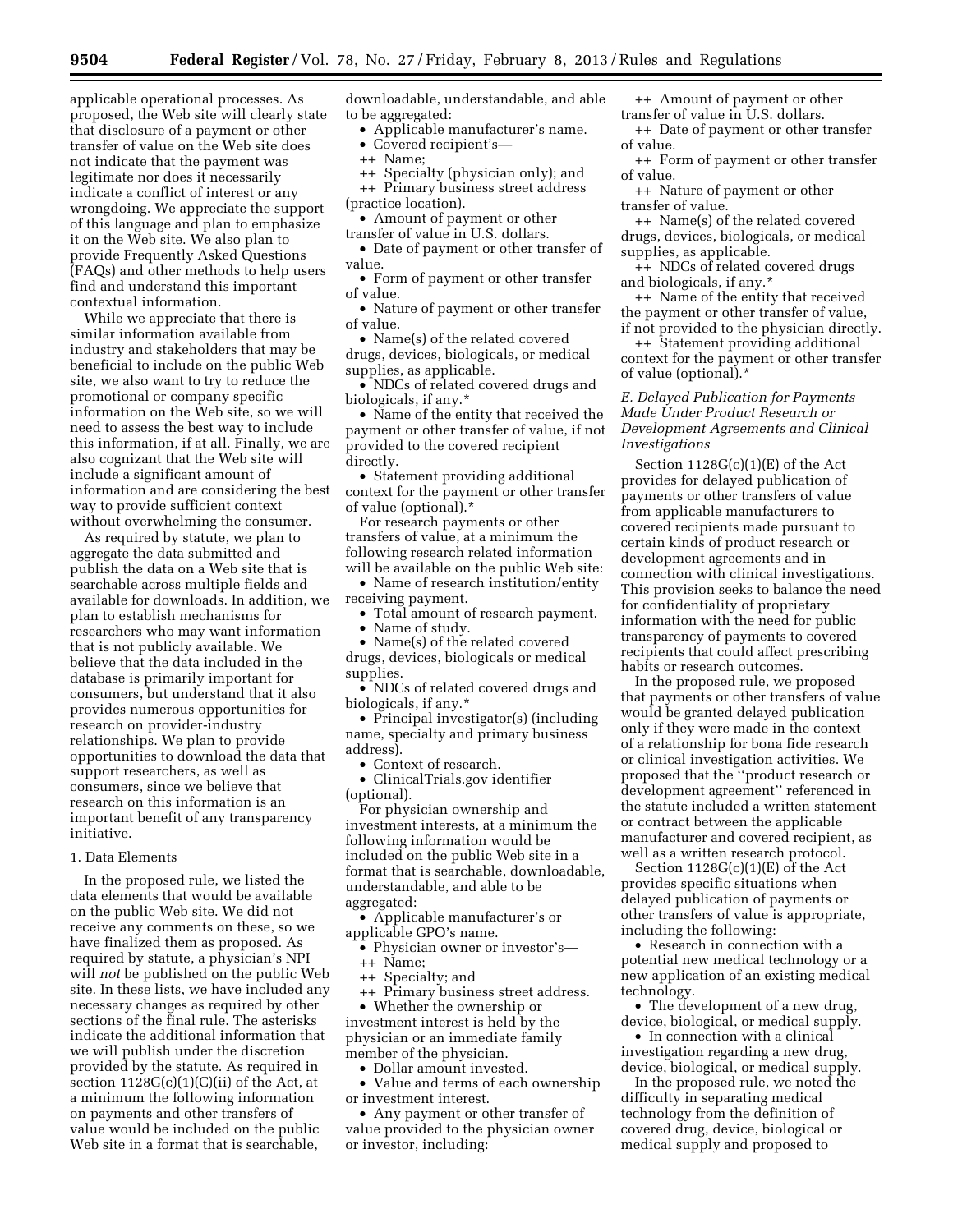applicable operational processes. As proposed, the Web site will clearly state that disclosure of a payment or other transfer of value on the Web site does not indicate that the payment was legitimate nor does it necessarily indicate a conflict of interest or any wrongdoing. We appreciate the support of this language and plan to emphasize it on the Web site. We also plan to provide Frequently Asked Questions (FAQs) and other methods to help users find and understand this important contextual information.

While we appreciate that there is similar information available from industry and stakeholders that may be beneficial to include on the public Web site, we also want to try to reduce the promotional or company specific information on the Web site, so we will need to assess the best way to include this information, if at all. Finally, we are also cognizant that the Web site will include a significant amount of information and are considering the best way to provide sufficient context without overwhelming the consumer.

As required by statute, we plan to aggregate the data submitted and publish the data on a Web site that is searchable across multiple fields and available for downloads. In addition, we plan to establish mechanisms for researchers who may want information that is not publicly available. We believe that the data included in the database is primarily important for consumers, but understand that it also provides numerous opportunities for research on provider-industry relationships. We plan to provide opportunities to download the data that support researchers, as well as consumers, since we believe that research on this information is an important benefit of any transparency initiative.

1. Data Elements

In the proposed rule, we listed the data elements that would be available on the public Web site. We did not receive any comments on these, so we have finalized them as proposed. As required by statute, a physician's NPI will *not* be published on the public Web site. In these lists, we have included any necessary changes as required by other sections of the final rule. The asterisks indicate the additional information that we will publish under the discretion provided by the statute. As required in section 1128G(c)(1)(C)(ii) of the Act, at a minimum the following information on payments and other transfers of value would be included on the public Web site in a format that is searchable, downloadable, understandable, and able to be aggregated:

- Applicable manufacturer's name.
- Covered recipient's—
  - ++ Name;
  - ++ Specialty (physician only); and
  - ++ Primary business street address (practice location).
- Amount of payment or other transfer of value in U.S. dollars.
- Date of payment or other transfer of value.
- Form of payment or other transfer of value.
- Nature of payment or other transfer of value.
- Name(s) of the related covered drugs, devices, biologicals, or medical supplies, as applicable.
- NDCs of related covered drugs and biologicals, if any.*
- Name of the entity that received the payment or other transfer of value, if not provided to the covered recipient directly.
- Statement providing additional context for the payment or other transfer of value (optional).*

For research payments or other transfers of value, at a minimum the following research related information will be available on the public Web site:

- Name of research institution/entity receiving payment.
- Total amount of research payment.
- Name of study.
- Name(s) of the related covered drugs, devices, biologicals or medical supplies.
- NDCs of related covered drugs and biologicals, if any.*
- Principal investigator(s) (including name, specialty and primary business address).
- Context of research.
- ClinicalTrials.gov identifier (optional).

For physician ownership and investment interests, at a minimum the following information would be included on the public Web site in a format that is searchable, downloadable, understandable, and able to be aggregated:

- Applicable manufacturer's or applicable GPO's name.
- Physician owner or investor's—
  - ++ Name;
  - ++ Specialty; and
  - ++ Primary business street address.
- Whether the ownership or investment interest is held by the physician or an immediate family member of the physician.
- Dollar amount invested.
- Value and terms of each ownership or investment interest.
- Any payment or other transfer of value provided to the physician owner or investor, including:
  - ++ Amount of payment or other transfer of value in U.S. dollars.
  - ++ Date of payment or other transfer of value.
  - ++ Form of payment or other transfer of value.
  - ++ Nature of payment or other transfer of value.
  - ++ Name(s) of the related covered drugs, devices, biologicals, or medical supplies, as applicable.
  - ++ NDCs of related covered drugs and biologicals, if any.*
  - ++ Name of the entity that received the payment or other transfer of value, if not provided to the physician directly.
  - ++ Statement providing additional context for the payment or other transfer of value (optional).*

### *E. Delayed Publication for Payments Made Under Product Research or Development Agreements and Clinical Investigations*

Section 1128G(c)(1)(E) of the Act provides for delayed publication of payments or other transfers of value from applicable manufacturers to covered recipients made pursuant to certain kinds of product research or development agreements and in connection with clinical investigations. This provision seeks to balance the need for confidentiality of proprietary information with the need for public transparency of payments to covered recipients that could affect prescribing habits or research outcomes.

In the proposed rule, we proposed that payments or other transfers of value would be granted delayed publication only if they were made in the context of a relationship for bona fide research or clinical investigation activities. We proposed that the ''product research or development agreement'' referenced in the statute included a written statement or contract between the applicable manufacturer and covered recipient, as well as a written research protocol.

Section 1128G(c)(1)(E) of the Act provides specific situations when delayed publication of payments or other transfers of value is appropriate, including the following:

- Research in connection with a potential new medical technology or a new application of an existing medical technology.
- The development of a new drug, device, biological, or medical supply.
- In connection with a clinical investigation regarding a new drug, device, biological, or medical supply.

In the proposed rule, we noted the difficulty in separating medical technology from the definition of covered drug, device, biological or medical supply and proposed to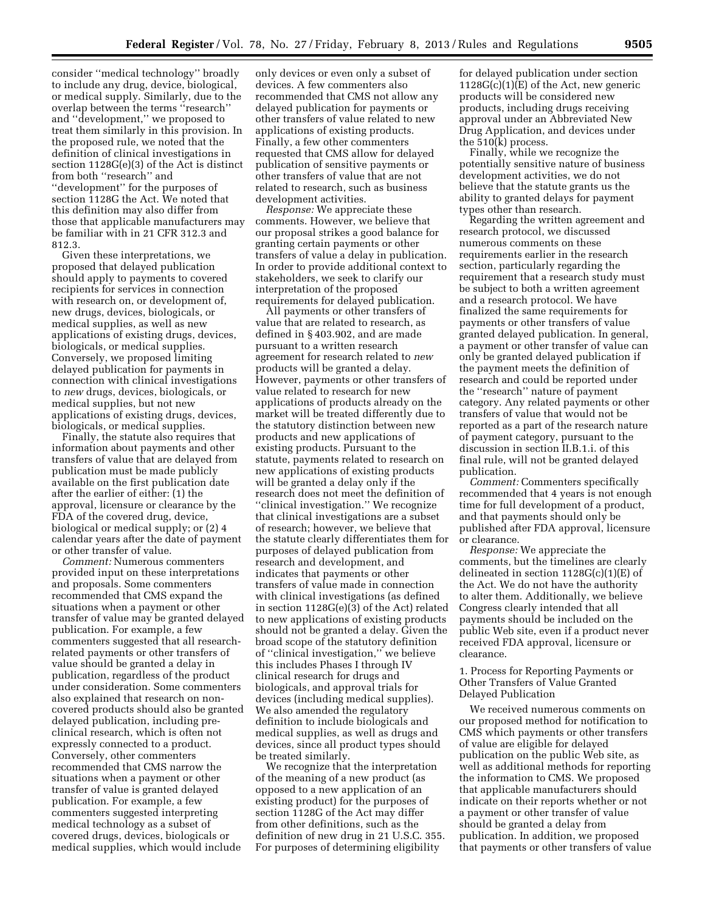consider ''medical technology'' broadly to include any drug, device, biological, or medical supply. Similarly, due to the overlap between the terms ''research'' and ''development,'' we proposed to treat them similarly in this provision. In the proposed rule, we noted that the definition of clinical investigations in section 1128G(e)(3) of the Act is distinct from both ''research'' and ''development'' for the purposes of section 1128G the Act. We noted that this definition may also differ from those that applicable manufacturers may be familiar with in 21 CFR 312.3 and 812.3.

Given these interpretations, we proposed that delayed publication should apply to payments to covered recipients for services in connection with research on, or development of, new drugs, devices, biologicals, or medical supplies, as well as new applications of existing drugs, devices, biologicals, or medical supplies. Conversely, we proposed limiting delayed publication for payments in connection with clinical investigations to *new* drugs, devices, biologicals, or medical supplies, but not new applications of existing drugs, devices, biologicals, or medical supplies.

Finally, the statute also requires that information about payments and other transfers of value that are delayed from publication must be made publicly available on the first publication date after the earlier of either: (1) the approval, licensure or clearance by the FDA of the covered drug, device, biological or medical supply; or (2) 4 calendar years after the date of payment or other transfer of value.

*Comment:* Numerous commenters provided input on these interpretations and proposals. Some commenters recommended that CMS expand the situations when a payment or other transfer of value may be granted delayed publication. For example, a few commenters suggested that all research-related payments or other transfers of value should be granted a delay in publication, regardless of the product under consideration. Some commenters also explained that research on non-covered products should also be granted delayed publication, including pre-clinical research, which is often not expressly connected to a product. Conversely, other commenters recommended that CMS narrow the situations when a payment or other transfer of value is granted delayed publication. For example, a few commenters suggested interpreting medical technology as a subset of covered drugs, devices, biologicals or medical supplies, which would include only devices or even only a subset of devices. A few commenters also recommended that CMS not allow any delayed publication for payments or other transfers of value related to new applications of existing products. Finally, a few other commenters requested that CMS allow for delayed publication of sensitive payments or other transfers of value that are not related to research, such as business development activities.

*Response:* We appreciate these comments. However, we believe that our proposal strikes a good balance for granting certain payments or other transfers of value a delay in publication. In order to provide additional context to stakeholders, we seek to clarify our interpretation of the proposed requirements for delayed publication.

All payments or other transfers of value that are related to research, as defined in § 403.902, and are made pursuant to a written research agreement for research related to *new* products will be granted a delay. However, payments or other transfers of value related to research for new applications of products already on the market will be treated differently due to the statutory distinction between new products and new applications of existing products. Pursuant to the statute, payments related to research on new applications of existing products will be granted a delay only if the research does not meet the definition of ''clinical investigation.'' We recognize that clinical investigations are a subset of research; however, we believe that the statute clearly differentiates them for purposes of delayed publication from research and development, and indicates that payments or other transfers of value made in connection with clinical investigations (as defined in section 1128G(e)(3) of the Act) related to new applications of existing products should not be granted a delay. Given the broad scope of the statutory definition of ''clinical investigation,'' we believe this includes Phases I through IV clinical research for drugs and biologicals, and approval trials for devices (including medical supplies). We also amended the regulatory definition to include biologicals and medical supplies, as well as drugs and devices, since all product types should be treated similarly.

We recognize that the interpretation of the meaning of a new product (as opposed to a new application of an existing product) for the purposes of section 1128G of the Act may differ from other definitions, such as the definition of new drug in 21 U.S.C. 355. For purposes of determining eligibility for delayed publication under section 1128G(c)(1)(E) of the Act, new generic products will be considered new products, including drugs receiving approval under an Abbreviated New Drug Application, and devices under the 510(k) process.

Finally, while we recognize the potentially sensitive nature of business development activities, we do not believe that the statute grants us the ability to granted delays for payment types other than research.

Regarding the written agreement and research protocol, we discussed numerous comments on these requirements earlier in the research section, particularly regarding the requirement that a research study must be subject to both a written agreement and a research protocol. We have finalized the same requirements for payments or other transfers of value granted delayed publication. In general, a payment or other transfer of value can only be granted delayed publication if the payment meets the definition of research and could be reported under the ''research'' nature of payment category. Any related payments or other transfers of value that would not be reported as a part of the research nature of payment category, pursuant to the discussion in section II.B.1.i. of this final rule, will not be granted delayed publication.

*Comment:* Commenters specifically recommended that 4 years is not enough time for full development of a product, and that payments should only be published after FDA approval, licensure or clearance.

*Response:* We appreciate the comments, but the timelines are clearly delineated in section 1128G(c)(1)(E) of the Act. We do not have the authority to alter them. Additionally, we believe Congress clearly intended that all payments should be included on the public Web site, even if a product never received FDA approval, licensure or clearance.

1. Process for Reporting Payments or Other Transfers of Value Granted Delayed Publication

We received numerous comments on our proposed method for notification to CMS which payments or other transfers of value are eligible for delayed publication on the public Web site, as well as additional methods for reporting the information to CMS. We proposed that applicable manufacturers should indicate on their reports whether or not a payment or other transfer of value should be granted a delay from publication. In addition, we proposed that payments or other transfers of value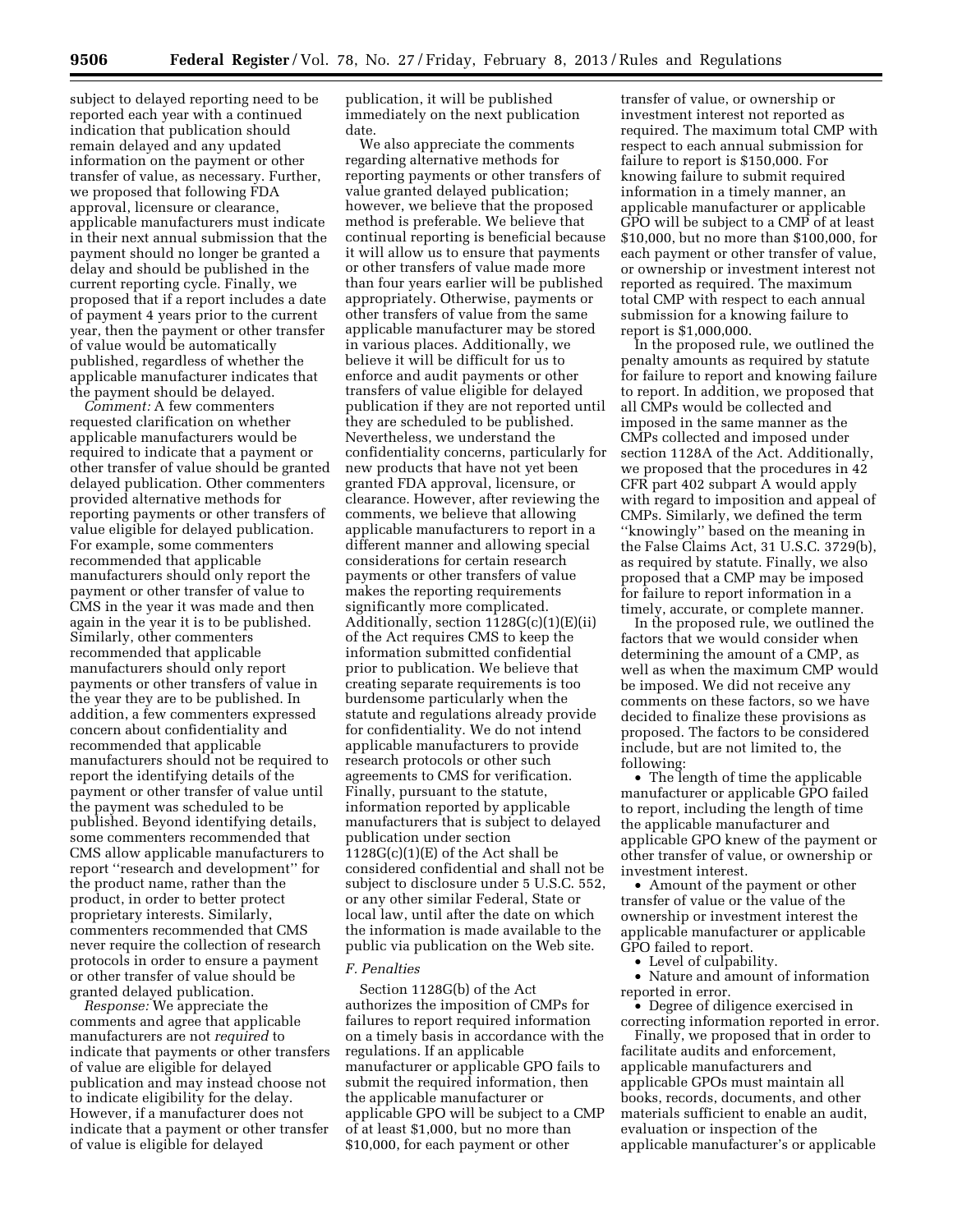subject to delayed reporting need to be reported each year with a continued indication that publication should remain delayed and any updated information on the payment or other transfer of value, as necessary. Further, we proposed that following FDA approval, licensure or clearance, applicable manufacturers must indicate in their next annual submission that the payment should no longer be granted a delay and should be published in the current reporting cycle. Finally, we proposed that if a report includes a date of payment 4 years prior to the current year, then the payment or other transfer of value would be automatically published, regardless of whether the applicable manufacturer indicates that the payment should be delayed.

*Comment:* A few commenters requested clarification on whether applicable manufacturers would be required to indicate that a payment or other transfer of value should be granted delayed publication. Other commenters provided alternative methods for reporting payments or other transfers of value eligible for delayed publication. For example, some commenters recommended that applicable manufacturers should only report the payment or other transfer of value to CMS in the year it was made and then again in the year it is to be published. Similarly, other commenters recommended that applicable manufacturers should only report payments or other transfers of value in the year they are to be published. In addition, a few commenters expressed concern about confidentiality and recommended that applicable manufacturers should not be required to report the identifying details of the payment or other transfer of value until the payment was scheduled to be published. Beyond identifying details, some commenters recommended that CMS allow applicable manufacturers to report ''research and development'' for the product name, rather than the product, in order to better protect proprietary interests. Similarly, commenters recommended that CMS never require the collection of research protocols in order to ensure a payment or other transfer of value should be granted delayed publication.

*Response:* We appreciate the comments and agree that applicable manufacturers are not *required* to indicate that payments or other transfers of value are eligible for delayed publication and may instead choose not to indicate eligibility for the delay. However, if a manufacturer does not indicate that a payment or other transfer of value is eligible for delayed publication, it will be published immediately on the next publication date.

We also appreciate the comments regarding alternative methods for reporting payments or other transfers of value granted delayed publication; however, we believe that the proposed method is preferable. We believe that continual reporting is beneficial because it will allow us to ensure that payments or other transfers of value made more than four years earlier will be published appropriately. Otherwise, payments or other transfers of value from the same applicable manufacturer may be stored in various places. Additionally, we believe it will be difficult for us to enforce and audit payments or other transfers of value eligible for delayed publication if they are not reported until they are scheduled to be published. Nevertheless, we understand the confidentiality concerns, particularly for new products that have not yet been granted FDA approval, licensure, or clearance. However, after reviewing the comments, we believe that allowing applicable manufacturers to report in a different manner and allowing special considerations for certain research payments or other transfers of value makes the reporting requirements significantly more complicated. Additionally, section 1128G(c)(1)(E)(ii) of the Act requires CMS to keep the information submitted confidential prior to publication. We believe that creating separate requirements is too burdensome particularly when the statute and regulations already provide for confidentiality. We do not intend applicable manufacturers to provide research protocols or other such agreements to CMS for verification. Finally, pursuant to the statute, information reported by applicable manufacturers that is subject to delayed publication under section 1128G(c)(1)(E) of the Act shall be considered confidential and shall not be subject to disclosure under 5 U.S.C. 552, or any other similar Federal, State or local law, until after the date on which the information is made available to the public via publication on the Web site.

### *F. Penalties*

Section 1128G(b) of the Act authorizes the imposition of CMPs for failures to report required information on a timely basis in accordance with the regulations. If an applicable manufacturer or applicable GPO fails to submit the required information, then the applicable manufacturer or applicable GPO will be subject to a CMP of at least $1,000, but no more than $10,000, for each payment or other transfer of value, or ownership or investment interest not reported as required. The maximum total CMP with respect to each annual submission for failure to report is $150,000. For knowing failure to submit required information in a timely manner, an applicable manufacturer or applicable GPO will be subject to a CMP of at least $10,000, but no more than $100,000, for each payment or other transfer of value, or ownership or investment interest not reported as required. The maximum total CMP with respect to each annual submission for a knowing failure to report is $1,000,000.

In the proposed rule, we outlined the penalty amounts as required by statute for failure to report and knowing failure to report. In addition, we proposed that all CMPs would be collected and imposed in the same manner as the CMPs collected and imposed under section 1128A of the Act. Additionally, we proposed that the procedures in 42 CFR part 402 subpart A would apply with regard to imposition and appeal of CMPs. Similarly, we defined the term ''knowingly'' based on the meaning in the False Claims Act, 31 U.S.C. 3729(b), as required by statute. Finally, we also proposed that a CMP may be imposed for failure to report information in a timely, accurate, or complete manner.

In the proposed rule, we outlined the factors that we would consider when determining the amount of a CMP, as well as when the maximum CMP would be imposed. We did not receive any comments on these factors, so we have decided to finalize these provisions as proposed. The factors to be considered include, but are not limited to, the following:

- The length of time the applicable manufacturer or applicable GPO failed to report, including the length of time the applicable manufacturer and applicable GPO knew of the payment or other transfer of value, or ownership or investment interest.
- Amount of the payment or other transfer of value or the value of the ownership or investment interest the applicable manufacturer or applicable GPO failed to report.
- Level of culpability.
- Nature and amount of information reported in error.
- Degree of diligence exercised in correcting information reported in error.

Finally, we proposed that in order to facilitate audits and enforcement, applicable manufacturers and applicable GPOs must maintain all books, records, documents, and other materials sufficient to enable an audit, evaluation or inspection of the applicable manufacturer's or applicable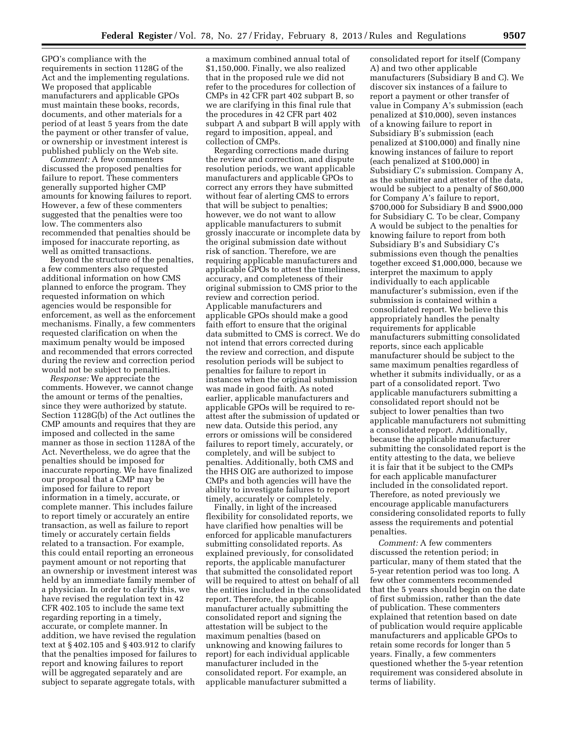GPO's compliance with the requirements in section 1128G of the Act and the implementing regulations. We proposed that applicable manufacturers and applicable GPOs must maintain these books, records, documents, and other materials for a period of at least 5 years from the date the payment or other transfer of value, or ownership or investment interest is published publicly on the Web site.

*Comment:* A few commenters discussed the proposed penalties for failure to report. These commenters generally supported higher CMP amounts for knowing failures to report. However, a few of these commenters suggested that the penalties were too low. The commenters also recommended that penalties should be imposed for inaccurate reporting, as well as omitted transactions.

Beyond the structure of the penalties, a few commenters also requested additional information on how CMS planned to enforce the program. They requested information on which agencies would be responsible for enforcement, as well as the enforcement mechanisms. Finally, a few commenters requested clarification on when the maximum penalty would be imposed and recommended that errors corrected during the review and correction period would not be subject to penalties.

*Response:* We appreciate the comments. However, we cannot change the amount or terms of the penalties, since they were authorized by statute. Section 1128G(b) of the Act outlines the CMP amounts and requires that they are imposed and collected in the same manner as those in section 1128A of the Act. Nevertheless, we do agree that the penalties should be imposed for inaccurate reporting. We have finalized our proposal that a CMP may be imposed for failure to report information in a timely, accurate, or complete manner. This includes failure to report timely or accurately an entire transaction, as well as failure to report timely or accurately certain fields related to a transaction. For example, this could entail reporting an erroneous payment amount or not reporting that an ownership or investment interest was held by an immediate family member of a physician. In order to clarify this, we have revised the regulation text in 42 CFR 402.105 to include the same text regarding reporting in a timely, accurate, or complete manner. In addition, we have revised the regulation text at § 402.105 and § 403.912 to clarify that the penalties imposed for failures to report and knowing failures to report will be aggregated separately and are subject to separate aggregate totals, with a maximum combined annual total of $1,150,000. Finally, we also realized that in the proposed rule we did not refer to the procedures for collection of CMPs in 42 CFR part 402 subpart B, so we are clarifying in this final rule that the procedures in 42 CFR part 402 subpart A and subpart B will apply with regard to imposition, appeal, and collection of CMPs.

Regarding corrections made during the review and correction, and dispute resolution periods, we want applicable manufacturers and applicable GPOs to correct any errors they have submitted without fear of alerting CMS to errors that will be subject to penalties; however, we do not want to allow applicable manufacturers to submit grossly inaccurate or incomplete data by the original submission date without risk of sanction. Therefore, we are requiring applicable manufacturers and applicable GPOs to attest the timeliness, accuracy, and completeness of their original submission to CMS prior to the review and correction period. Applicable manufacturers and applicable GPOs should make a good faith effort to ensure that the original data submitted to CMS is correct. We do not intend that errors corrected during the review and correction, and dispute resolution periods will be subject to penalties for failure to report in instances when the original submission was made in good faith. As noted earlier, applicable manufacturers and applicable GPOs will be required to re-attest after the submission of updated or new data. Outside this period, any errors or omissions will be considered failures to report timely, accurately, or completely, and will be subject to penalties. Additionally, both CMS and the HHS OIG are authorized to impose CMPs and both agencies will have the ability to investigate failures to report timely, accurately or completely.

Finally, in light of the increased flexibility for consolidated reports, we have clarified how penalties will be enforced for applicable manufacturers submitting consolidated reports. As explained previously, for consolidated reports, the applicable manufacturer that submitted the consolidated report will be required to attest on behalf of all the entities included in the consolidated report. Therefore, the applicable manufacturer actually submitting the consolidated report and signing the attestation will be subject to the maximum penalties (based on unknowing and knowing failures to report) for each individual applicable manufacturer included in the consolidated report. For example, an applicable manufacturer submitted a consolidated report for itself (Company A) and two other applicable manufacturers (Subsidiary B and C). We discover six instances of a failure to report a payment or other transfer of value in Company A's submission (each penalized at $10,000), seven instances of a knowing failure to report in Subsidiary B's submission (each penalized at $100,000) and finally nine knowing instances of failure to report (each penalized at $100,000) in Subsidiary C's submission. Company A, as the submitter and attester of the data, would be subject to a penalty of $60,000 for Company A's failure to report, $700,000 for Subsidiary B and $900,000 for Subsidiary C. To be clear, Company A would be subject to the penalties for knowing failure to report from both Subsidiary B's and Subsidiary C's submissions even though the penalties together exceed $1,000,000, because we interpret the maximum to apply individually to each applicable manufacturer's submission, even if the submission is contained within a consolidated report. We believe this appropriately handles the penalty requirements for applicable manufacturers submitting consolidated reports, since each applicable manufacturer should be subject to the same maximum penalties regardless of whether it submits individually, or as a part of a consolidated report. Two applicable manufacturers submitting a consolidated report should not be subject to lower penalties than two applicable manufacturers not submitting a consolidated report. Additionally, because the applicable manufacturer submitting the consolidated report is the entity attesting to the data, we believe it is fair that it be subject to the CMPs for each applicable manufacturer included in the consolidated report. Therefore, as noted previously we encourage applicable manufacturers considering consolidated reports to fully assess the requirements and potential penalties.

*Comment:* A few commenters discussed the retention period; in particular, many of them stated that the 5-year retention period was too long. A few other commenters recommended that the 5 years should begin on the date of first submission, rather than the date of publication. These commenters explained that retention based on date of publication would require applicable manufacturers and applicable GPOs to retain some records for longer than 5 years. Finally, a few commenters questioned whether the 5-year retention requirement was considered absolute in terms of liability.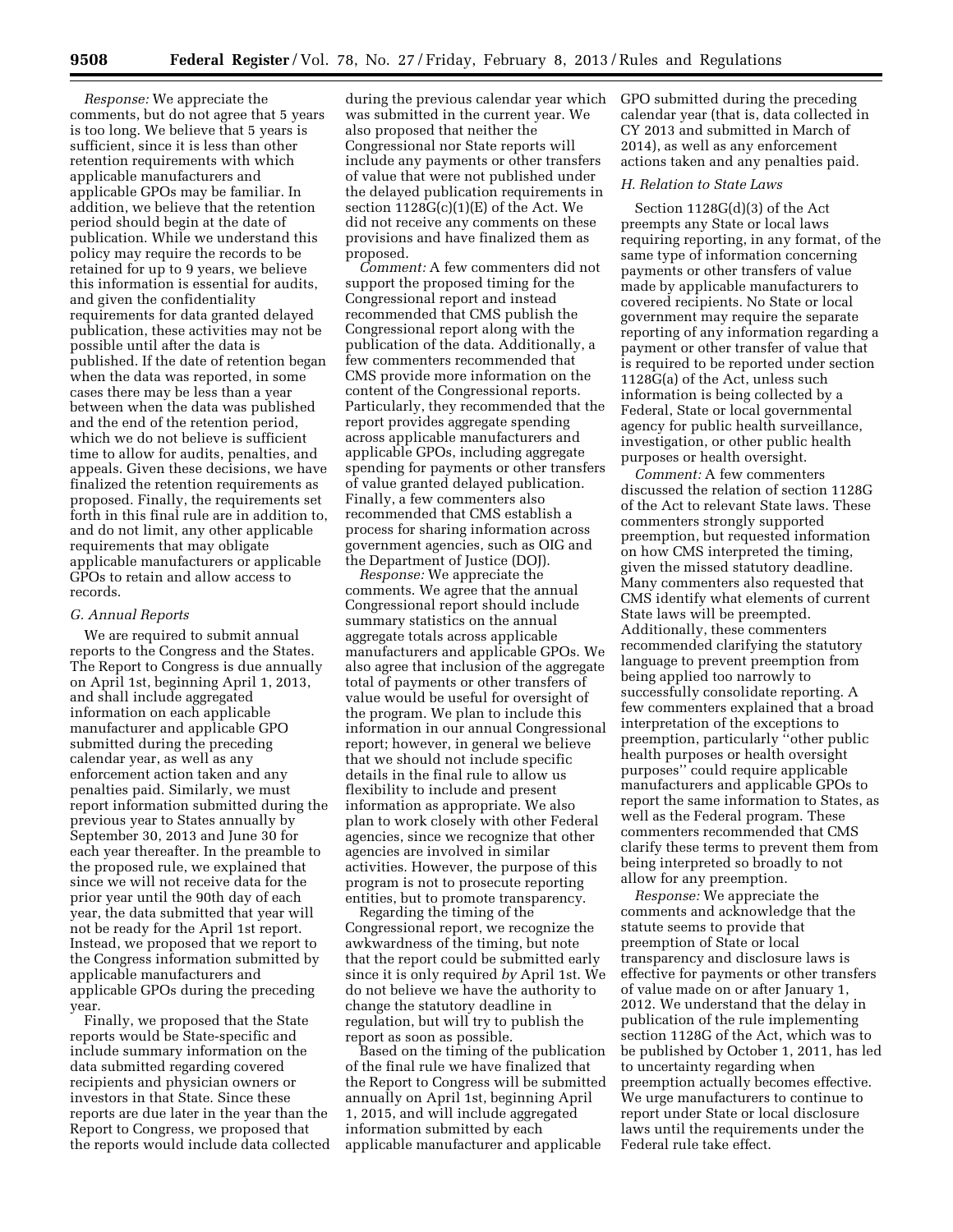*Response:* We appreciate the comments, but do not agree that 5 years is too long. We believe that 5 years is sufficient, since it is less than other retention requirements with which applicable manufacturers and applicable GPOs may be familiar. In addition, we believe that the retention period should begin at the date of publication. While we understand this policy may require the records to be retained for up to 9 years, we believe this information is essential for audits, and given the confidentiality requirements for data granted delayed publication, these activities may not be possible until after the data is published. If the date of retention began when the data was reported, in some cases there may be less than a year between when the data was published and the end of the retention period, which we do not believe is sufficient time to allow for audits, penalties, and appeals. Given these decisions, we have finalized the retention requirements as proposed. Finally, the requirements set forth in this final rule are in addition to, and do not limit, any other applicable requirements that may obligate applicable manufacturers or applicable GPOs to retain and allow access to records.

### G. Annual Reports

We are required to submit annual reports to the Congress and the States. The Report to Congress is due annually on April 1st, beginning April 1, 2013, and shall include aggregated information on each applicable manufacturer and applicable GPO submitted during the preceding calendar year, as well as any enforcement action taken and any penalties paid. Similarly, we must report information submitted during the previous year to States annually by September 30, 2013 and June 30 for each year thereafter. In the preamble to the proposed rule, we explained that since we will not receive data for the prior year until the 90th day of each year, the data submitted that year will not be ready for the April 1st report. Instead, we proposed that we report to the Congress information submitted by applicable manufacturers and applicable GPOs during the preceding year.

Finally, we proposed that the State reports would be State-specific and include summary information on the data submitted regarding covered recipients and physician owners or investors in that State. Since these reports are due later in the year than the Report to Congress, we proposed that the reports would include data collected during the previous calendar year which was submitted in the current year. We also proposed that neither the Congressional nor State reports will include any payments or other transfers of value that were not published under the delayed publication requirements in section 1128G(c)(1)(E) of the Act. We did not receive any comments on these provisions and have finalized them as proposed.

*Comment:* A few commenters did not support the proposed timing for the Congressional report and instead recommended that CMS publish the Congressional report along with the publication of the data. Additionally, a few commenters recommended that CMS provide more information on the content of the Congressional reports. Particularly, they recommended that the report provides aggregate spending across applicable manufacturers and applicable GPOs, including aggregate spending for payments or other transfers of value granted delayed publication. Finally, a few commenters also recommended that CMS establish a process for sharing information across government agencies, such as OIG and the Department of Justice (DOJ).

*Response:* We appreciate the comments. We agree that the annual Congressional report should include summary statistics on the annual aggregate totals across applicable manufacturers and applicable GPOs. We also agree that inclusion of the aggregate total of payments or other transfers of value would be useful for oversight of the program. We plan to include this information in our annual Congressional report; however, in general we believe that we should not include specific details in the final rule to allow us flexibility to include and present information as appropriate. We also plan to work closely with other Federal agencies, since we recognize that other agencies are involved in similar activities. However, the purpose of this program is not to prosecute reporting entities, but to promote transparency.

Regarding the timing of the Congressional report, we recognize the awkwardness of the timing, but note that the report could be submitted early since it is only required *by* April 1st. We do not believe we have the authority to change the statutory deadline in regulation, but will try to publish the report as soon as possible.

Based on the timing of the publication of the final rule we have finalized that the Report to Congress will be submitted annually on April 1st, beginning April 1, 2015, and will include aggregated information submitted by each applicable manufacturer and applicable GPO submitted during the preceding calendar year (that is, data collected in CY 2013 and submitted in March of 2014), as well as any enforcement actions taken and any penalties paid.

### H. Relation to State Laws

Section 1128G(d)(3) of the Act preempts any State or local laws requiring reporting, in any format, of the same type of information concerning payments or other transfers of value made by applicable manufacturers to covered recipients. No State or local government may require the separate reporting of any information regarding a payment or other transfer of value that is required to be reported under section 1128G(a) of the Act, unless such information is being collected by a Federal, State or local governmental agency for public health surveillance, investigation, or other public health purposes or health oversight.

*Comment:* A few commenters discussed the relation of section 1128G of the Act to relevant State laws. These commenters strongly supported preemption, but requested information on how CMS interpreted the timing, given the missed statutory deadline. Many commenters also requested that CMS identify what elements of current State laws will be preempted. Additionally, these commenters recommended clarifying the statutory language to prevent preemption from being applied too narrowly to successfully consolidate reporting. A few commenters explained that a broad interpretation of the exceptions to preemption, particularly "other public health purposes or health oversight purposes" could require applicable manufacturers and applicable GPOs to report the same information to States, as well as the Federal program. These commenters recommended that CMS clarify these terms to prevent them from being interpreted so broadly to not allow for any preemption.

*Response:* We appreciate the comments and acknowledge that the statute seems to provide that preemption of State or local transparency and disclosure laws is effective for payments or other transfers of value made on or after January 1, 2012. We understand that the delay in publication of the rule implementing section 1128G of the Act, which was to be published by October 1, 2011, has led to uncertainty regarding when preemption actually becomes effective. We urge manufacturers to continue to report under State or local disclosure laws until the requirements under the Federal rule take effect.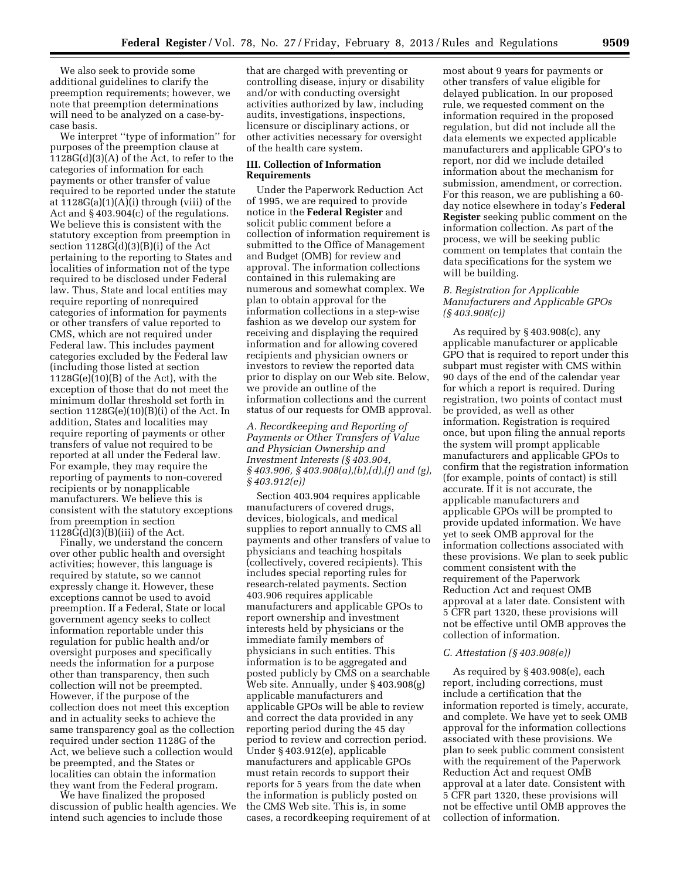We also seek to provide some additional guidelines to clarify the preemption requirements; however, we note that preemption determinations will need to be analyzed on a case-by-case basis.

We interpret "type of information" for purposes of the preemption clause at 1128G(d)(3)(A) of the Act, to refer to the categories of information for each payments or other transfer of value required to be reported under the statute at 1128G(a)(1)(A)(i) through (viii) of the Act and § 403.904(c) of the regulations. We believe this is consistent with the statutory exception from preemption in section 1128G(d)(3)(B)(i) of the Act pertaining to the reporting to States and localities of information not of the type required to be disclosed under Federal law. Thus, State and local entities may require reporting of nonrequired categories of information for payments or other transfers of value reported to CMS, which are not required under Federal law. This includes payment categories excluded by the Federal law (including those listed at section 1128G(e)(10)(B) of the Act), with the exception of those that do not meet the minimum dollar threshold set forth in section 1128G(e)(10)(B)(i) of the Act. In addition, States and localities may require reporting of payments or other transfers of value not required to be reported at all under the Federal law. For example, they may require the reporting of payments to non-covered recipients or by nonapplicable manufacturers. We believe this is consistent with the statutory exceptions from preemption in section 1128G(d)(3)(B)(iii) of the Act.

Finally, we understand the concern over other public health and oversight activities; however, this language is required by statute, so we cannot expressly change it. However, these exceptions cannot be used to avoid preemption. If a Federal, State or local government agency seeks to collect information reportable under this regulation for public health and/or oversight purposes and specifically needs the information for a purpose other than transparency, then such collection will not be preempted. However, if the purpose of the collection does not meet this exception and in actuality seeks to achieve the same transparency goal as the collection required under section 1128G of the Act, we believe such a collection would be preempted, and the States or localities can obtain the information they want from the Federal program.

We have finalized the proposed discussion of public health agencies. We intend such agencies to include those that are charged with preventing or controlling disease, injury or disability and/or with conducting oversight activities authorized by law, including audits, investigations, inspections, licensure or disciplinary actions, or other activities necessary for oversight of the health care system.

## III. Collection of Information Requirements

Under the Paperwork Reduction Act of 1995, we are required to provide notice in the **Federal Register** and solicit public comment before a collection of information requirement is submitted to the Office of Management and Budget (OMB) for review and approval. The information collections contained in this rulemaking are numerous and somewhat complex. We plan to obtain approval for the information collections in a step-wise fashion as we develop our system for receiving and displaying the required information and for allowing covered recipients and physician owners or investors to review the reported data prior to display on our Web site. Below, we provide an outline of the information collections and the current status of our requests for OMB approval.

### *A. Recordkeeping and Reporting of Payments or Other Transfers of Value and Physician Ownership and Investment Interests (§ 403.904, § 403.906, § 403.908(a),(b),(d),(f) and (g), § 403.912(e))*

Section 403.904 requires applicable manufacturers of covered drugs, devices, biologicals, and medical supplies to report annually to CMS all payments and other transfers of value to physicians and teaching hospitals (collectively, covered recipients). This includes special reporting rules for research-related payments. Section 403.906 requires applicable manufacturers and applicable GPOs to report ownership and investment interests held by physicians or the immediate family members of physicians in such entities. This information is to be aggregated and posted publicly by CMS on a searchable Web site. Annually, under § 403.908(g) applicable manufacturers and applicable GPOs will be able to review and correct the data provided in any reporting period during the 45 day period to review and correction period. Under § 403.912(e), applicable manufacturers and applicable GPOs must retain records to support their reports for 5 years from the date when the information is publicly posted on the CMS Web site. This is, in some cases, a recordkeeping requirement of at most about 9 years for payments or other transfers of value eligible for delayed publication. In our proposed rule, we requested comment on the information required in the proposed regulation, but did not include all the data elements we expected applicable manufacturers and applicable GPO's to report, nor did we include detailed information about the mechanism for submission, amendment, or correction. For this reason, we are publishing a 60-day notice elsewhere in today's **Federal Register** seeking public comment on the information collection. As part of the process, we will be seeking public comment on templates that contain the data specifications for the system we will be building.

### *B. Registration for Applicable Manufacturers and Applicable GPOs (§ 403.908(c))*

As required by § 403.908(c), any applicable manufacturer or applicable GPO that is required to report under this subpart must register with CMS within 90 days of the end of the calendar year for which a report is required. During registration, two points of contact must be provided, as well as other information. Registration is required once, but upon filing the annual reports the system will prompt applicable manufacturers and applicable GPOs to confirm that the registration information (for example, points of contact) is still accurate. If it is not accurate, the applicable manufacturers and applicable GPOs will be prompted to provide updated information. We have yet to seek OMB approval for the information collections associated with these provisions. We plan to seek public comment consistent with the requirement of the Paperwork Reduction Act and request OMB approval at a later date. Consistent with 5 CFR part 1320, these provisions will not be effective until OMB approves the collection of information.

### *C. Attestation (§ 403.908(e))*

As required by § 403.908(e), each report, including corrections, must include a certification that the information reported is timely, accurate, and complete. We have yet to seek OMB approval for the information collections associated with these provisions. We plan to seek public comment consistent with the requirement of the Paperwork Reduction Act and request OMB approval at a later date. Consistent with 5 CFR part 1320, these provisions will not be effective until OMB approves the collection of information.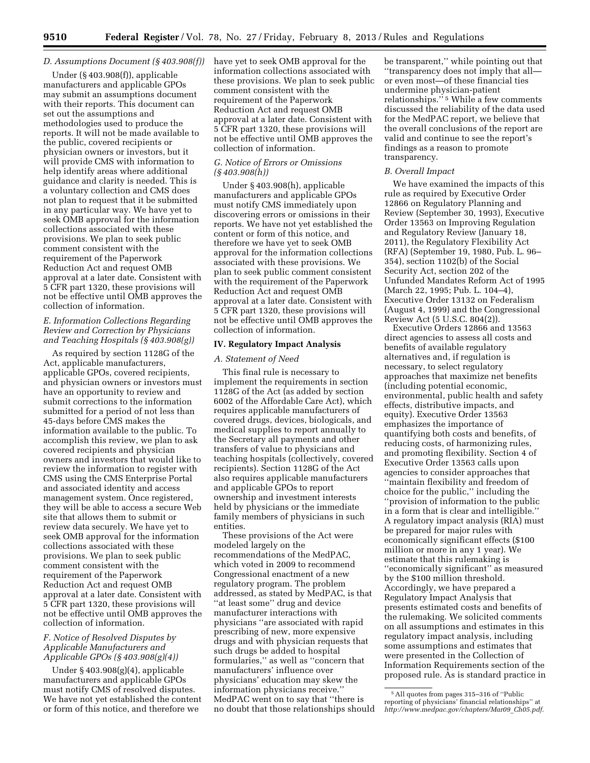### D. Assumptions Document (§ 403.908(f))

Under (§ 403.908(f)), applicable manufacturers and applicable GPOs may submit an assumptions document with their reports. This document can set out the assumptions and methodologies used to produce the reports. It will not be made available to the public, covered recipients or physician owners or investors, but it will provide CMS with information to help identify areas where additional guidance and clarity is needed. This is a voluntary collection and CMS does not plan to request that it be submitted in any particular way. We have yet to seek OMB approval for the information collections associated with these provisions. We plan to seek public comment consistent with the requirement of the Paperwork Reduction Act and request OMB approval at a later date. Consistent with 5 CFR part 1320, these provisions will not be effective until OMB approves the collection of information.

### E. Information Collections Regarding Review and Correction by Physicians and Teaching Hospitals (§ 403.908(g))

As required by section 1128G of the Act, applicable manufacturers, applicable GPOs, covered recipients, and physician owners or investors must have an opportunity to review and submit corrections to the information submitted for a period of not less than 45-days before CMS makes the information available to the public. To accomplish this review, we plan to ask covered recipients and physician owners and investors that would like to review the information to register with CMS using the CMS Enterprise Portal and associated identity and access management system. Once registered, they will be able to access a secure Web site that allows them to submit or review data securely. We have yet to seek OMB approval for the information collections associated with these provisions. We plan to seek public comment consistent with the requirement of the Paperwork Reduction Act and request OMB approval at a later date. Consistent with 5 CFR part 1320, these provisions will not be effective until OMB approves the collection of information.

### F. Notice of Resolved Disputes by Applicable Manufacturers and Applicable GPOs (§ 403.908(g)(4))

Under § 403.908(g)(4), applicable manufacturers and applicable GPOs must notify CMS of resolved disputes. We have not yet established the content or form of this notice, and therefore we have yet to seek OMB approval for the information collections associated with these provisions. We plan to seek public comment consistent with the requirement of the Paperwork Reduction Act and request OMB approval at a later date. Consistent with 5 CFR part 1320, these provisions will not be effective until OMB approves the collection of information.

### G. Notice of Errors or Omissions (§ 403.908(h))

Under § 403.908(h), applicable manufacturers and applicable GPOs must notify CMS immediately upon discovering errors or omissions in their reports. We have not yet established the content or form of this notice, and therefore we have yet to seek OMB approval for the information collections associated with these provisions. We plan to seek public comment consistent with the requirement of the Paperwork Reduction Act and request OMB approval at a later date. Consistent with 5 CFR part 1320, these provisions will not be effective until OMB approves the collection of information.

## IV. Regulatory Impact Analysis

### A. Statement of Need

This final rule is necessary to implement the requirements in section 1128G of the Act (as added by section 6002 of the Affordable Care Act), which requires applicable manufacturers of covered drugs, devices, biologicals, and medical supplies to report annually to the Secretary all payments and other transfers of value to physicians and teaching hospitals (collectively, covered recipients). Section 1128G of the Act also requires applicable manufacturers and applicable GPOs to report ownership and investment interests held by physicians or the immediate family members of physicians in such entities.

These provisions of the Act were modeled largely on the recommendations of the MedPAC, which voted in 2009 to recommend Congressional enactment of a new regulatory program. The problem addressed, as stated by MedPAC, is that "at least some" drug and device manufacturer interactions with physicians "are associated with rapid prescribing of new, more expensive drugs and with physician requests that such drugs be added to hospital formularies," as well as "concern that manufacturers' influence over physicians' education may skew the information physicians receive." MedPAC went on to say that "there is no doubt that those relationships should be transparent," while pointing out that "transparency does not imply that all—or even most—of these financial ties undermine physician-patient relationships."[5] While a few comments discussed the reliability of the data used for the MedPAC report, we believe that the overall conclusions of the report are valid and continue to see the report's findings as a reason to promote transparency.

### B. Overall Impact

We have examined the impacts of this rule as required by Executive Order 12866 on Regulatory Planning and Review (September 30, 1993), Executive Order 13563 on Improving Regulation and Regulatory Review (January 18, 2011), the Regulatory Flexibility Act (RFA) (September 19, 1980, Pub. L. 96–354), section 1102(b) of the Social Security Act, section 202 of the Unfunded Mandates Reform Act of 1995 (March 22, 1995; Pub. L. 104–4), Executive Order 13132 on Federalism (August 4, 1999) and the Congressional Review Act (5 U.S.C. 804(2)).

Executive Orders 12866 and 13563 direct agencies to assess all costs and benefits of available regulatory alternatives and, if regulation is necessary, to select regulatory approaches that maximize net benefits (including potential economic, environmental, public health and safety effects, distributive impacts, and equity). Executive Order 13563 emphasizes the importance of quantifying both costs and benefits, of reducing costs, of harmonizing rules, and promoting flexibility. Section 4 of Executive Order 13563 calls upon agencies to consider approaches that "maintain flexibility and freedom of choice for the public," including the "provision of information to the public in a form that is clear and intelligible." A regulatory impact analysis (RIA) must be prepared for major rules with economically significant effects ($100 million or more in any 1 year). We estimate that this rulemaking is "economically significant" as measured by the $100 million threshold. Accordingly, we have prepared a Regulatory Impact Analysis that presents estimated costs and benefits of the rulemaking. We solicited comments on all assumptions and estimates in this regulatory impact analysis, including some assumptions and estimates that were presented in the Collection of Information Requirements section of the proposed rule. As is standard practice in

[5] All quotes from pages 315–316 of "Public reporting of physicians' financial relationships" at *http://www.medpac.gov/chapters/Mar09_Ch05.pdf*.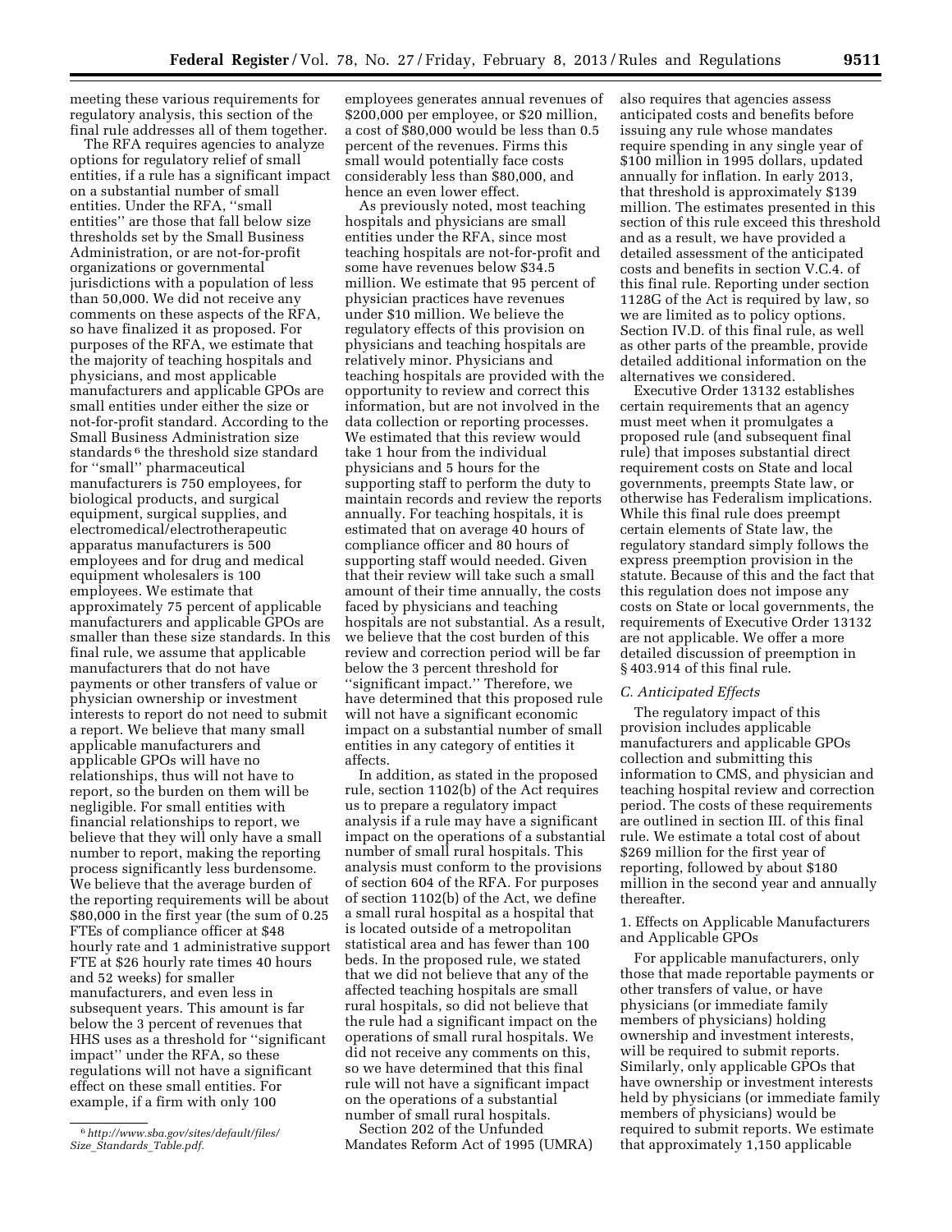meeting these various requirements for regulatory analysis, this section of the final rule addresses all of them together.

The RFA requires agencies to analyze options for regulatory relief of small entities, if a rule has a significant impact on a substantial number of small entities. Under the RFA, ''small entities'' are those that fall below size thresholds set by the Small Business Administration, or are not-for-profit organizations or governmental jurisdictions with a population of less than 50,000. We did not receive any comments on these aspects of the RFA, so have finalized it as proposed. For purposes of the RFA, we estimate that the majority of teaching hospitals and physicians, and most applicable manufacturers and applicable GPOs are small entities under either the size or not-for-profit standard. According to the Small Business Administration size standards[6] the threshold size standard for ''small'' pharmaceutical manufacturers is 750 employees, for biological products, and surgical equipment, surgical supplies, and electromedical/electrotherapeutic apparatus manufacturers is 500 employees and for drug and medical equipment wholesalers is 100 employees. We estimate that approximately 75 percent of applicable manufacturers and applicable GPOs are smaller than these size standards. In this final rule, we assume that applicable manufacturers that do not have payments or other transfers of value or physician ownership or investment interests to report do not need to submit a report. We believe that many small applicable manufacturers and applicable GPOs will have no relationships, thus will not have to report, so the burden on them will be negligible. For small entities with financial relationships to report, we believe that they will only have a small number to report, making the reporting process significantly less burdensome. We believe that the average burden of the reporting requirements will be about \$80,000 in the first year (the sum of 0.25 FTEs of compliance officer at \$48 hourly rate and 1 administrative support FTE at \$26 hourly rate times 40 hours and 52 weeks) for smaller manufacturers, and even less in subsequent years. This amount is far below the 3 percent of revenues that HHS uses as a threshold for ''significant impact'' under the RFA, so these regulations will not have a significant effect on these small entities. For example, if a firm with only 100 employees generates annual revenues of \$200,000 per employee, or \$20 million, a cost of \$80,000 would be less than 0.5 percent of the revenues. Firms this small would potentially face costs considerably less than \$80,000, and hence an even lower effect.

As previously noted, most teaching hospitals and physicians are small entities under the RFA, since most teaching hospitals are not-for-profit and some have revenues below \$34.5 million. We estimate that 95 percent of physician practices have revenues under \$10 million. We believe the regulatory effects of this provision on physicians and teaching hospitals are relatively minor. Physicians and teaching hospitals are provided with the opportunity to review and correct this information, but are not involved in the data collection or reporting processes. We estimated that this review would take 1 hour from the individual physicians and 5 hours for the supporting staff to perform the duty to maintain records and review the reports annually. For teaching hospitals, it is estimated that on average 40 hours of compliance officer and 80 hours of supporting staff would needed. Given that their review will take such a small amount of their time annually, the costs faced by physicians and teaching hospitals are not substantial. As a result, we believe that the cost burden of this review and correction period will be far below the 3 percent threshold for ''significant impact.'' Therefore, we have determined that this proposed rule will not have a significant economic impact on a substantial number of small entities in any category of entities it affects.

In addition, as stated in the proposed rule, section 1102(b) of the Act requires us to prepare a regulatory impact analysis if a rule may have a significant impact on the operations of a substantial number of small rural hospitals. This analysis must conform to the provisions of section 604 of the RFA. For purposes of section 1102(b) of the Act, we define a small rural hospital as a hospital that is located outside of a metropolitan statistical area and has fewer than 100 beds. In the proposed rule, we stated that we did not believe that any of the affected teaching hospitals are small rural hospitals, so did not believe that the rule had a significant impact on the operations of small rural hospitals. We did not receive any comments on this, so we have determined that this final rule will not have a significant impact on the operations of a substantial number of small rural hospitals.

Section 202 of the Unfunded Mandates Reform Act of 1995 (UMRA) also requires that agencies assess anticipated costs and benefits before issuing any rule whose mandates require spending in any single year of \$100 million in 1995 dollars, updated annually for inflation. In early 2013, that threshold is approximately \$139 million. The estimates presented in this section of this rule exceed this threshold and as a result, we have provided a detailed assessment of the anticipated costs and benefits in section V.C.4. of this final rule. Reporting under section 1128G of the Act is required by law, so we are limited as to policy options. Section IV.D. of this final rule, as well as other parts of the preamble, provide detailed additional information on the alternatives we considered.

Executive Order 13132 establishes certain requirements that an agency must meet when it promulgates a proposed rule (and subsequent final rule) that imposes substantial direct requirement costs on State and local governments, preempts State law, or otherwise has Federalism implications. While this final rule does preempt certain elements of State law, the regulatory standard simply follows the express preemption provision in the statute. Because of this and the fact that this regulation does not impose any costs on State or local governments, the requirements of Executive Order 13132 are not applicable. We offer a more detailed discussion of preemption in § 403.914 of this final rule.

### *C. Anticipated Effects*

The regulatory impact of this provision includes applicable manufacturers and applicable GPOs collection and submitting this information to CMS, and physician and teaching hospital review and correction period. The costs of these requirements are outlined in section III. of this final rule. We estimate a total cost of about \$269 million for the first year of reporting, followed by about \$180 million in the second year and annually thereafter.

#### 1. Effects on Applicable Manufacturers and Applicable GPOs

For applicable manufacturers, only those that made reportable payments or other transfers of value, or have physicians (or immediate family members of physicians) holding ownership and investment interests, will be required to submit reports. Similarly, only applicable GPOs that have ownership or investment interests held by physicians (or immediate family members of physicians) would be required to submit reports. We estimate that approximately 1,150 applicable

[6] *http://www.sba.gov/sites/default/files/Size_Standards_Table.pdf.*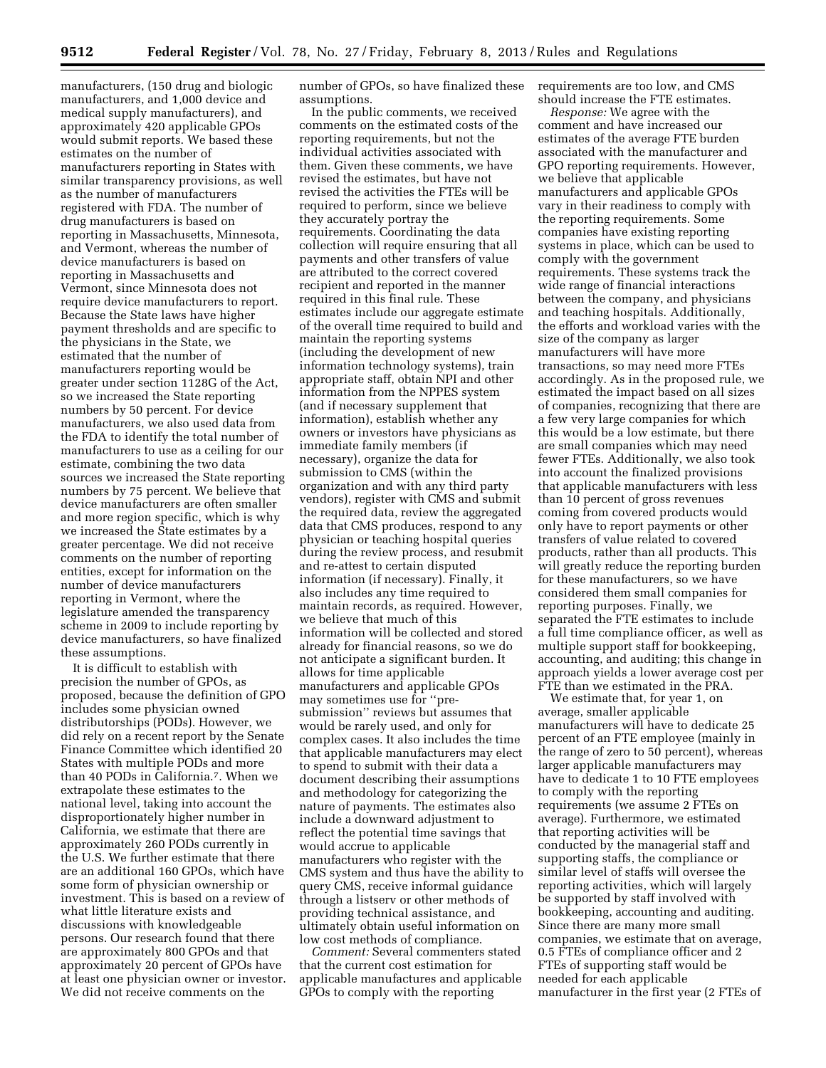manufacturers, (150 drug and biologic manufacturers, and 1,000 device and medical supply manufacturers), and approximately 420 applicable GPOs would submit reports. We based these estimates on the number of manufacturers reporting in States with similar transparency provisions, as well as the number of manufacturers registered with FDA. The number of drug manufacturers is based on reporting in Massachusetts, Minnesota, and Vermont, whereas the number of device manufacturers is based on reporting in Massachusetts and Vermont, since Minnesota does not require device manufacturers to report. Because the State laws have higher payment thresholds and are specific to the physicians in the State, we estimated that the number of manufacturers reporting would be greater under section 1128G of the Act, so we increased the State reporting numbers by 50 percent. For device manufacturers, we also used data from the FDA to identify the total number of manufacturers to use as a ceiling for our estimate, combining the two data sources we increased the State reporting numbers by 75 percent. We believe that device manufacturers are often smaller and more region specific, which is why we increased the State estimates by a greater percentage. We did not receive comments on the number of reporting entities, except for information on the number of device manufacturers reporting in Vermont, where the legislature amended the transparency scheme in 2009 to include reporting by device manufacturers, so have finalized these assumptions.

It is difficult to establish with precision the number of GPOs, as proposed, because the definition of GPO includes some physician owned distributorships (PODs). However, we did rely on a recent report by the Senate Finance Committee which identified 20 States with multiple PODs and more than 40 PODs in California.[7]. When we extrapolate these estimates to the national level, taking into account the disproportionately higher number in California, we estimate that there are approximately 260 PODs currently in the U.S. We further estimate that there are an additional 160 GPOs, which have some form of physician ownership or investment. This is based on a review of what little literature exists and discussions with knowledgeable persons. Our research found that there are approximately 800 GPOs and that approximately 20 percent of GPOs have at least one physician owner or investor. We did not receive comments on the number of GPOs, so have finalized these assumptions.

In the public comments, we received comments on the estimated costs of the reporting requirements, but not the individual activities associated with them. Given these comments, we have revised the estimates, but have not revised the activities the FTEs will be required to perform, since we believe they accurately portray the requirements. Coordinating the data collection will require ensuring that all payments and other transfers of value are attributed to the correct covered recipient and reported in the manner required in this final rule. These estimates include our aggregate estimate of the overall time required to build and maintain the reporting systems (including the development of new information technology systems), train appropriate staff, obtain NPI and other information from the NPPES system (and if necessary supplement that information), establish whether any owners or investors have physicians as immediate family members (if necessary), organize the data for submission to CMS (within the organization and with any third party vendors), register with CMS and submit the required data, review the aggregated data that CMS produces, respond to any physician or teaching hospital queries during the review process, and resubmit and re-attest to certain disputed information (if necessary). Finally, it also includes any time required to maintain records, as required. However, we believe that much of this information will be collected and stored already for financial reasons, so we do not anticipate a significant burden. It allows for time applicable manufacturers and applicable GPOs may sometimes use for "pre-submission" reviews but assumes that would be rarely used, and only for complex cases. It also includes the time that applicable manufacturers may elect to spend to submit with their data a document describing their assumptions and methodology for categorizing the nature of payments. The estimates also include a downward adjustment to reflect the potential time savings that would accrue to applicable manufacturers who register with the CMS system and thus have the ability to query CMS, receive informal guidance through a listserv or other methods of providing technical assistance, and ultimately obtain useful information on low cost methods of compliance.

*Comment:* Several commenters stated that the current cost estimation for applicable manufactures and applicable GPOs to comply with the reporting requirements are too low, and CMS should increase the FTE estimates.

*Response:* We agree with the comment and have increased our estimates of the average FTE burden associated with the manufacturer and GPO reporting requirements. However, we believe that applicable manufacturers and applicable GPOs vary in their readiness to comply with the reporting requirements. Some companies have existing reporting systems in place, which can be used to comply with the government requirements. These systems track the wide range of financial interactions between the company, and physicians and teaching hospitals. Additionally, the efforts and workload varies with the size of the company as larger manufacturers will have more transactions, so may need more FTEs accordingly. As in the proposed rule, we estimated the impact based on all sizes of companies, recognizing that there are a few very large companies for which this would be a low estimate, but there are small companies which may need fewer FTEs. Additionally, we also took into account the finalized provisions that applicable manufacturers with less than 10 percent of gross revenues coming from covered products would only have to report payments or other transfers of value related to covered products, rather than all products. This will greatly reduce the reporting burden for these manufacturers, so we have considered them small companies for reporting purposes. Finally, we separated the FTE estimates to include a full time compliance officer, as well as multiple support staff for bookkeeping, accounting, and auditing; this change in approach yields a lower average cost per FTE than we estimated in the PRA.

We estimate that, for year 1, on average, smaller applicable manufacturers will have to dedicate 25 percent of an FTE employee (mainly in the range of zero to 50 percent), whereas larger applicable manufacturers may have to dedicate 1 to 10 FTE employees to comply with the reporting requirements (we assume 2 FTEs on average). Furthermore, we estimated that reporting activities will be conducted by the managerial staff and supporting staffs, the compliance or similar level of staffs will oversee the reporting activities, which will largely be supported by staff involved with bookkeeping, accounting and auditing. Since there are many more small companies, we estimate that on average, 0.5 FTEs of compliance officer and 2 FTEs of supporting staff would be needed for each applicable manufacturer in the first year (2 FTEs of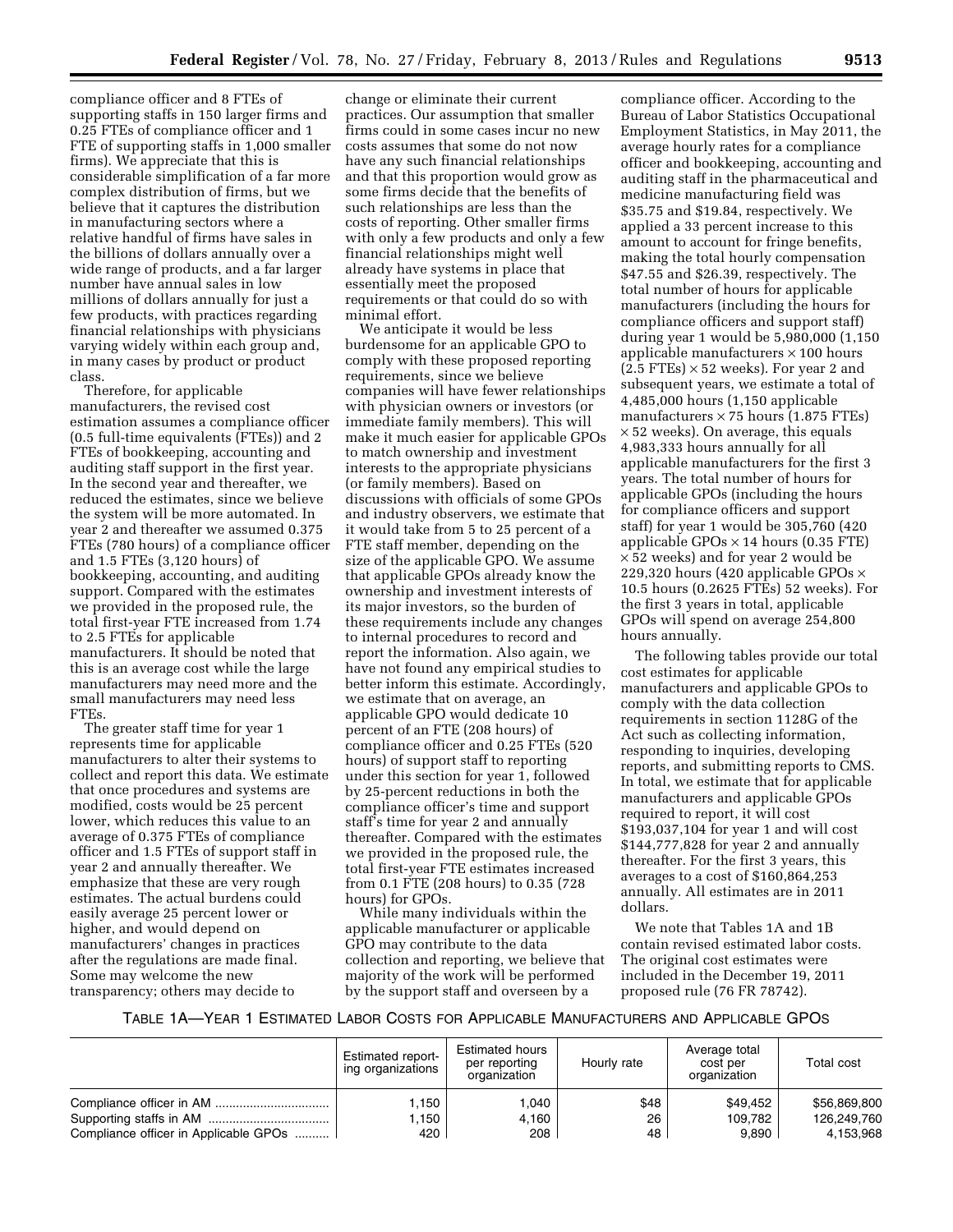compliance officer and 8 FTEs of supporting staffs in 150 larger firms and 0.25 FTEs of compliance officer and 1 FTE of supporting staffs in 1,000 smaller firms). We appreciate that this is considerable simplification of a far more complex distribution of firms, but we believe that it captures the distribution in manufacturing sectors where a relative handful of firms have sales in the billions of dollars annually over a wide range of products, and a far larger number have annual sales in low millions of dollars annually for just a few products, with practices regarding financial relationships with physicians varying widely within each group and, in many cases by product or product class.

Therefore, for applicable manufacturers, the revised cost estimation assumes a compliance officer (0.5 full-time equivalents (FTEs)) and 2 FTEs of bookkeeping, accounting and auditing staff support in the first year. In the second year and thereafter, we reduced the estimates, since we believe the system will be more automated. In year 2 and thereafter we assumed 0.375 FTEs (780 hours) of a compliance officer and 1.5 FTEs (3,120 hours) of bookkeeping, accounting, and auditing support. Compared with the estimates we provided in the proposed rule, the total first-year FTE increased from 1.74 to 2.5 FTEs for applicable manufacturers. It should be noted that this is an average cost while the large manufacturers may need more and the small manufacturers may need less FTEs.

The greater staff time for year 1 represents time for applicable manufacturers to alter their systems to collect and report this data. We estimate that once procedures and systems are modified, costs would be 25 percent lower, which reduces this value to an average of 0.375 FTEs of compliance officer and 1.5 FTEs of support staff in year 2 and annually thereafter. We emphasize that these are very rough estimates. The actual burdens could easily average 25 percent lower or higher, and would depend on manufacturers' changes in practices after the regulations are made final. Some may welcome the new transparency; others may decide to change or eliminate their current practices. Our assumption that smaller firms could in some cases incur no new costs assumes that some do not now have any such financial relationships and that this proportion would grow as some firms decide that the benefits of such relationships are less than the costs of reporting. Other smaller firms with only a few products and only a few financial relationships might well already have systems in place that essentially meet the proposed requirements or that could do so with minimal effort.

We anticipate it would be less burdensome for an applicable GPO to comply with these proposed reporting requirements, since we believe companies will have fewer relationships with physician owners or investors (or immediate family members). This will make it much easier for applicable GPOs to match ownership and investment interests to the appropriate physicians (or family members). Based on discussions with officials of some GPOs and industry observers, we estimate that it would take from 5 to 25 percent of a FTE staff member, depending on the size of the applicable GPO. We assume that applicable GPOs already know the ownership and investment interests of its major investors, so the burden of these requirements include any changes to internal procedures to record and report the information. Also again, we have not found any empirical studies to better inform this estimate. Accordingly, we estimate that on average, an applicable GPO would dedicate 10 percent of an FTE (208 hours) of compliance officer and 0.25 FTEs (520 hours) of support staff to reporting under this section for year 1, followed by 25-percent reductions in both the compliance officer's time and support staff's time for year 2 and annually thereafter. Compared with the estimates we provided in the proposed rule, the total first-year FTE estimates increased from 0.1 FTE (208 hours) to 0.35 (728 hours) for GPOs.

While many individuals within the applicable manufacturer or applicable GPO may contribute to the data collection and reporting, we believe that majority of the work will be performed by the support staff and overseen by a compliance officer. According to the Bureau of Labor Statistics Occupational Employment Statistics, in May 2011, the average hourly rates for a compliance officer and bookkeeping, accounting and auditing staff in the pharmaceutical and medicine manufacturing field was \$35.75 and \$19.84, respectively. We applied a 33 percent increase to this amount to account for fringe benefits, making the total hourly compensation \$47.55 and \$26.39, respectively. The total number of hours for applicable manufacturers (including the hours for compliance officers and support staff) during year 1 would be 5,980,000 (1,150 applicable manufacturers × 100 hours (2.5 FTEs) × 52 weeks). For year 2 and subsequent years, we estimate a total of 4,485,000 hours (1,150 applicable manufacturers × 75 hours (1.875 FTEs) × 52 weeks). On average, this equals 4,983,333 hours annually for all applicable manufacturers for the first 3 years. The total number of hours for applicable GPOs (including the hours for compliance officers and support staff) for year 1 would be 305,760 (420 applicable GPOs × 14 hours (0.35 FTE) × 52 weeks) and for year 2 would be 229,320 hours (420 applicable GPOs × 10.5 hours (0.2625 FTEs) 52 weeks). For the first 3 years in total, applicable GPOs will spend on average 254,800 hours annually.

The following tables provide our total cost estimates for applicable manufacturers and applicable GPOs to comply with the data collection requirements in section 1128G of the Act such as collecting information, responding to inquiries, developing reports, and submitting reports to CMS. In total, we estimate that for applicable manufacturers and applicable GPOs required to report, it will cost \$193,037,104 for year 1 and will cost \$144,777,828 for year 2 and annually thereafter. For the first 3 years, this averages to a cost of \$160,864,253 annually. All estimates are in 2011 dollars.

We note that Tables 1A and 1B contain revised estimated labor costs. The original cost estimates were included in the December 19, 2011 proposed rule (76 FR 78742).

TABLE 1A—YEAR 1 ESTIMATED LABOR COSTS FOR APPLICABLE MANUFACTURERS AND APPLICABLE GPOS

| | Estimated reporting organizations | Estimated hours per reporting organization | Hourly rate | Average total cost per organization | Total cost |
|---|---|---|---|---|---|
| Compliance officer in AM | 1,150 | 1,040 | \$48 | \$49,452 | \$56,869,800 |
| Supporting staffs in AM | 1,150 | 4,160 | 26 | 109,782 | 126,249,760 |
| Compliance officer in Applicable GPOs | 420 | 208 | 48 | 9,890 | 4,153,968 |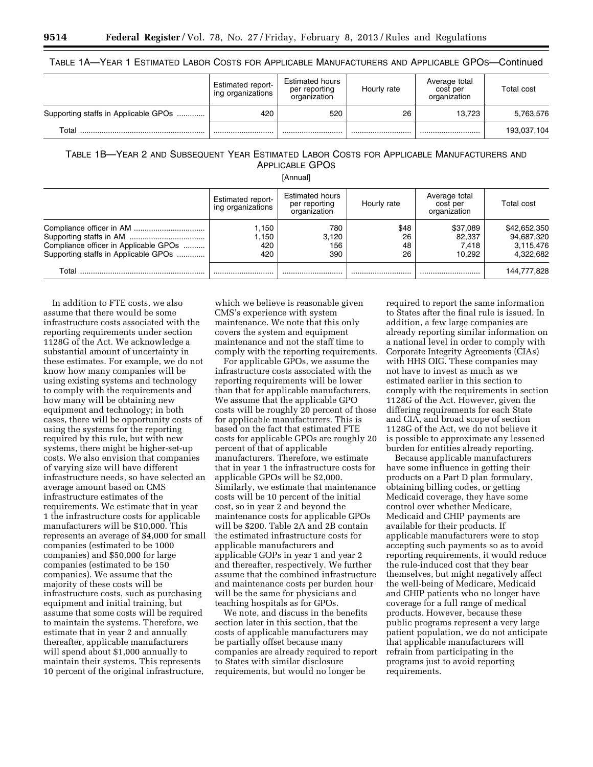TABLE 1A—YEAR 1 ESTIMATED LABOR COSTS FOR APPLICABLE MANUFACTURERS AND APPLICABLE GPOS—Continued

| | Estimated reporting organizations | Estimated hours per reporting organization | Hourly rate | Average total cost per organization | Total cost |
|---|---|---|---|---|---|
| Supporting staffs in Applicable GPOs | 420 | 520 | 26 | 13,723 | 5,763,576 |
| Total | | | | | 193,037,104 |

TABLE 1B—YEAR 2 AND SUBSEQUENT YEAR ESTIMATED LABOR COSTS FOR APPLICABLE MANUFACTURERS AND APPLICABLE GPOS

[Annual]

| | Estimated reporting organizations | Estimated hours per reporting organization | Hourly rate | Average total cost per organization | Total cost |
|---|---|---|---|---|---|
| Compliance officer in AM | 1,150 | 780 | $48 | $37,089 | $42,652,350 |
| Supporting staffs in AM | 1,150 | 3,120 | 26 | 82,337 | 94,687,320 |
| Compliance officer in Applicable GPOs | 420 | 156 | 48 | 7,418 | 3,115,476 |
| Supporting staffs in Applicable GPOs | 420 | 390 | 26 | 10,292 | 4,322,682 |
| Total | | | | | 144,777,828 |

In addition to FTE costs, we also assume that there would be some infrastructure costs associated with the reporting requirements under section 1128G of the Act. We acknowledge a substantial amount of uncertainty in these estimates. For example, we do not know how many companies will be using existing systems and technology to comply with the requirements and how many will be obtaining new equipment and technology; in both cases, there will be opportunity costs of using the systems for the reporting required by this rule, but with new systems, there might be higher-set-up costs. We also envision that companies of varying size will have different infrastructure needs, so have selected an average amount based on CMS infrastructure estimates of the requirements. We estimate that in year 1 the infrastructure costs for applicable manufacturers will be $10,000. This represents an average of $4,000 for small companies (estimated to be 1000 companies) and $50,000 for large companies (estimated to be 150 companies). We assume that the majority of these costs will be infrastructure costs, such as purchasing equipment and initial training, but assume that some costs will be required to maintain the systems. Therefore, we estimate that in year 2 and annually thereafter, applicable manufacturers will spend about $1,000 annually to maintain their systems. This represents 10 percent of the original infrastructure, which we believe is reasonable given CMS's experience with system maintenance. We note that this only covers the system and equipment maintenance and not the staff time to comply with the reporting requirements.

For applicable GPOs, we assume the infrastructure costs associated with the reporting requirements will be lower than that for applicable manufacturers. We assume that the applicable GPO costs will be roughly 20 percent of those for applicable manufacturers. This is based on the fact that estimated FTE costs for applicable GPOs are roughly 20 percent of that of applicable manufacturers. Therefore, we estimate that in year 1 the infrastructure costs for applicable GPOs will be $2,000. Similarly, we estimate that maintenance costs will be 10 percent of the initial cost, so in year 2 and beyond the maintenance costs for applicable GPOs will be $200. Table 2A and 2B contain the estimated infrastructure costs for applicable manufacturers and applicable GOPs in year 1 and year 2 and thereafter, respectively. We further assume that the combined infrastructure and maintenance costs per burden hour will be the same for physicians and teaching hospitals as for GPOs.

We note, and discuss in the benefits section later in this section, that the costs of applicable manufacturers may be partially offset because many companies are already required to report to States with similar disclosure requirements, but would no longer be required to report the same information to States after the final rule is issued. In addition, a few large companies are already reporting similar information on a national level in order to comply with Corporate Integrity Agreements (CIAs) with HHS OIG. These companies may not have to invest as much as we estimated earlier in this section to comply with the requirements in section 1128G of the Act. However, given the differing requirements for each State and CIA, and broad scope of section 1128G of the Act, we do not believe it is possible to approximate any lessened burden for entities already reporting.

Because applicable manufacturers have some influence in getting their products on a Part D plan formulary, obtaining billing codes, or getting Medicaid coverage, they have some control over whether Medicare, Medicaid and CHIP payments are available for their products. If applicable manufacturers were to stop accepting such payments so as to avoid reporting requirements, it would reduce the rule-induced cost that they bear themselves, but might negatively affect the well-being of Medicare, Medicaid and CHIP patients who no longer have coverage for a full range of medical products. However, because these public programs represent a very large patient population, we do not anticipate that applicable manufacturers will refrain from participating in the programs just to avoid reporting requirements.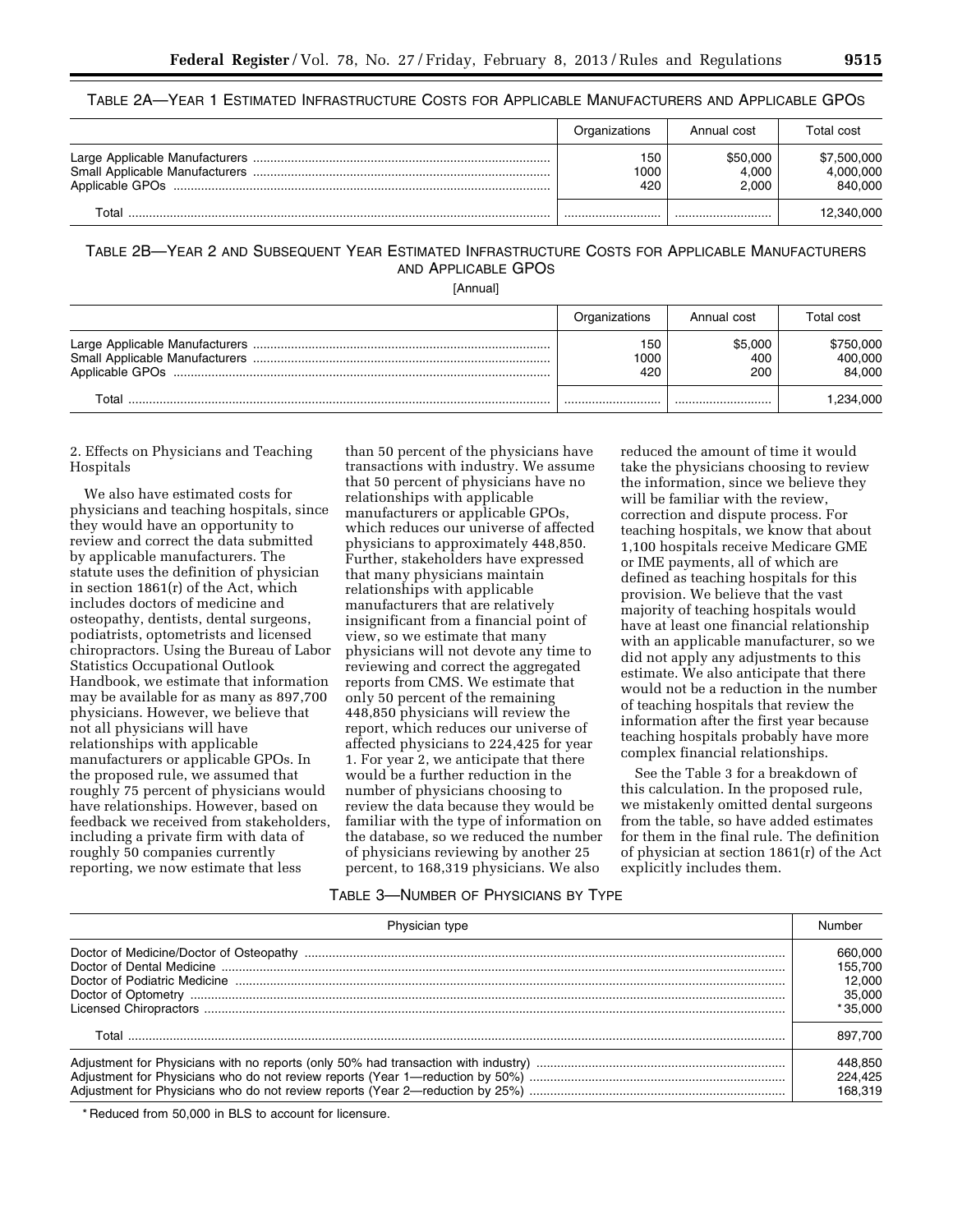TABLE 2A—YEAR 1 ESTIMATED INFRASTRUCTURE COSTS FOR APPLICABLE MANUFACTURERS AND APPLICABLE GPOS

| | Organizations | Annual cost | Total cost |
|---|---|---|---|
| Large Applicable Manufacturers | 150 | $50,000 | $7,500,000 |
| Small Applicable Manufacturers | 1000 | 4,000 | 4,000,000 |
| Applicable GPOs | 420 | 2,000 | 840,000 |
| Total | | | 12,340,000 |

TABLE 2B—YEAR 2 AND SUBSEQUENT YEAR ESTIMATED INFRASTRUCTURE COSTS FOR APPLICABLE MANUFACTURERS AND APPLICABLE GPOS

[Annual]

| | Organizations | Annual cost | Total cost |
|---|---|---|---|
| Large Applicable Manufacturers | 150 | $5,000 | $750,000 |
| Small Applicable Manufacturers | 1000 | 400 | 400,000 |
| Applicable GPOs | 420 | 200 | 84,000 |
| Total | | | 1,234,000 |

2. Effects on Physicians and Teaching Hospitals

We also have estimated costs for physicians and teaching hospitals, since they would have an opportunity to review and correct the data submitted by applicable manufacturers. The statute uses the definition of physician in section 1861(r) of the Act, which includes doctors of medicine and osteopathy, dentists, dental surgeons, podiatrists, optometrists and licensed chiropractors. Using the Bureau of Labor Statistics Occupational Outlook Handbook, we estimate that information may be available for as many as 897,700 physicians. However, we believe that not all physicians will have relationships with applicable manufacturers or applicable GPOs. In the proposed rule, we assumed that roughly 75 percent of physicians would have relationships. However, based on feedback we received from stakeholders, including a private firm with data of roughly 50 companies currently reporting, we now estimate that less than 50 percent of the physicians have transactions with industry. We assume that 50 percent of physicians have no relationships with applicable manufacturers or applicable GPOs, which reduces our universe of affected physicians to approximately 448,850. Further, stakeholders have expressed that many physicians maintain relationships with applicable manufacturers that are relatively insignificant from a financial point of view, so we estimate that many physicians will not devote any time to reviewing and correct the aggregated reports from CMS. We estimate that only 50 percent of the remaining 448,850 physicians will review the report, which reduces our universe of affected physicians to 224,425 for year 1. For year 2, we anticipate that there would be a further reduction in the number of physicians choosing to review the data because they would be familiar with the type of information on the database, so we reduced the number of physicians reviewing by another 25 percent, to 168,319 physicians. We also reduced the amount of time it would take the physicians choosing to review the information, since we believe they will be familiar with the review, correction and dispute process. For teaching hospitals, we know that about 1,100 hospitals receive Medicare GME or IME payments, all of which are defined as teaching hospitals for this provision. We believe that the vast majority of teaching hospitals would have at least one financial relationship with an applicable manufacturer, so we did not apply any adjustments to this estimate. We also anticipate that there would not be a reduction in the number of teaching hospitals that review the information after the first year because teaching hospitals probably have more complex financial relationships.

See the Table 3 for a breakdown of this calculation. In the proposed rule, we mistakenly omitted dental surgeons from the table, so have added estimates for them in the final rule. The definition of physician at section 1861(r) of the Act explicitly includes them.

TABLE 3—NUMBER OF PHYSICIANS BY TYPE

| Physician type | Number |
|---|---|
| Doctor of Medicine/Doctor of Osteopathy | 660,000 |
| Doctor of Dental Medicine | 155,700 |
| Doctor of Podiatric Medicine | 12,000 |
| Doctor of Optometry | 35,000 |
| Licensed Chiropractors | *35,000 |
| Total | 897,700 |
| Adjustment for Physicians with no reports (only 50% had transaction with industry) | 448,850 |
| Adjustment for Physicians who do not review reports (Year 1—reduction by 50%) | 224,425 |
| Adjustment for Physicians who do not review reports (Year 2—reduction by 25%) | 168,319 |

* Reduced from 50,000 in BLS to account for licensure.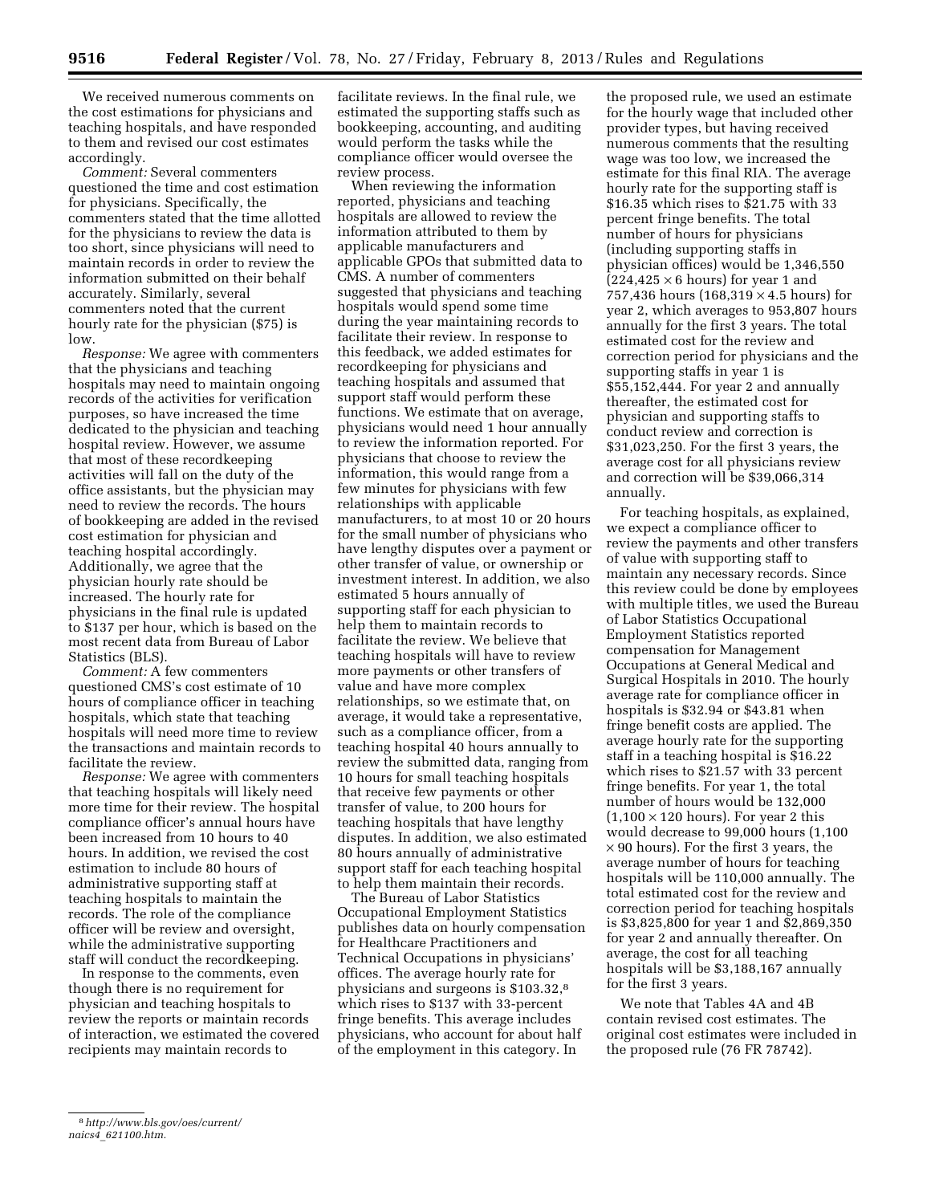We received numerous comments on the cost estimations for physicians and teaching hospitals, and have responded to them and revised our cost estimates accordingly.

*Comment:* Several commenters questioned the time and cost estimation for physicians. Specifically, the commenters stated that the time allotted for the physicians to review the data is too short, since physicians will need to maintain records in order to review the information submitted on their behalf accurately. Similarly, several commenters noted that the current hourly rate for the physician ($75) is low.

*Response:* We agree with commenters that the physicians and teaching hospitals may need to maintain ongoing records of the activities for verification purposes, so have increased the time dedicated to the physician and teaching hospital review. However, we assume that most of these recordkeeping activities will fall on the duty of the office assistants, but the physician may need to review the records. The hours of bookkeeping are added in the revised cost estimation for physician and teaching hospital accordingly. Additionally, we agree that the physician hourly rate should be increased. The hourly rate for physicians in the final rule is updated to $137 per hour, which is based on the most recent data from Bureau of Labor Statistics (BLS).

*Comment:* A few commenters questioned CMS's cost estimate of 10 hours of compliance officer in teaching hospitals, which state that teaching hospitals will need more time to review the transactions and maintain records to facilitate the review.

*Response:* We agree with commenters that teaching hospitals will likely need more time for their review. The hospital compliance officer's annual hours have been increased from 10 hours to 40 hours. In addition, we revised the cost estimation to include 80 hours of administrative supporting staff at teaching hospitals to maintain the records. The role of the compliance officer will be review and oversight, while the administrative supporting staff will conduct the recordkeeping.

In response to the comments, even though there is no requirement for physician and teaching hospitals to review the reports or maintain records of interaction, we estimated the covered recipients may maintain records to facilitate reviews. In the final rule, we estimated the supporting staffs such as bookkeeping, accounting, and auditing would perform the tasks while the compliance officer would oversee the review process.

When reviewing the information reported, physicians and teaching hospitals are allowed to review the information attributed to them by applicable manufacturers and applicable GPOs that submitted data to CMS. A number of commenters suggested that physicians and teaching hospitals would spend some time during the year maintaining records to facilitate their review. In response to this feedback, we added estimates for recordkeeping for physicians and teaching hospitals and assumed that support staff would perform these functions. We estimate that on average, physicians would need 1 hour annually to review the information reported. For physicians that choose to review the information, this would range from a few minutes for physicians with few relationships with applicable manufacturers, to at most 10 or 20 hours for the small number of physicians who have lengthy disputes over a payment or other transfer of value, or ownership or investment interest. In addition, we also estimated 5 hours annually of supporting staff for each physician to help them to maintain records to facilitate the review. We believe that teaching hospitals will have to review more payments or other transfers of value and have more complex relationships, so we estimate that, on average, it would take a representative, such as a compliance officer, from a teaching hospital 40 hours annually to review the submitted data, ranging from 10 hours for small teaching hospitals that receive few payments or other transfer of value, to 200 hours for teaching hospitals that have lengthy disputes. In addition, we also estimated 80 hours annually of administrative support staff for each teaching hospital to help them maintain their records.

The Bureau of Labor Statistics Occupational Employment Statistics publishes data on hourly compensation for Healthcare Practitioners and Technical Occupations in physicians' offices. The average hourly rate for physicians and surgeons is $103.32,[8] which rises to $137 with 33-percent fringe benefits. This average includes physicians, who account for about half of the employment in this category. In the proposed rule, we used an estimate for the hourly wage that included other provider types, but having received numerous comments that the resulting wage was too low, we increased the estimate for this final RIA. The average hourly rate for the supporting staff is $16.35 which rises to $21.75 with 33 percent fringe benefits. The total number of hours for physicians (including supporting staffs in physician offices) would be 1,346,550 ($224,425 \times 6$ hours) for year 1 and 757,436 hours ($168,319 \times 4.5$ hours) for year 2, which averages to 953,807 hours annually for the first 3 years. The total estimated cost for the review and correction period for physicians and the supporting staffs in year 1 is $55,152,444. For year 2 and annually thereafter, the estimated cost for physician and supporting staffs to conduct review and correction is $31,023,250. For the first 3 years, the average cost for all physicians review and correction will be $39,066,314 annually.

For teaching hospitals, as explained, we expect a compliance officer to review the payments and other transfers of value with supporting staff to maintain any necessary records. Since this review could be done by employees with multiple titles, we used the Bureau of Labor Statistics Occupational Employment Statistics reported compensation for Management Occupations at General Medical and Surgical Hospitals in 2010. The hourly average rate for compliance officer in hospitals is $32.94 or $43.81 when fringe benefit costs are applied. The average hourly rate for the supporting staff in a teaching hospital is $16.22 which rises to $21.57 with 33 percent fringe benefits. For year 1, the total number of hours would be 132,000 ($1,100 \times 120$ hours). For year 2 this would decrease to 99,000 hours ($1,100 \times 90$ hours). For the first 3 years, the average number of hours for teaching hospitals will be 110,000 annually. The total estimated cost for the review and correction period for teaching hospitals is $3,825,800 for year 1 and $2,869,350 for year 2 and annually thereafter. On average, the cost for all teaching hospitals will be $3,188,167 annually for the first 3 years.

We note that Tables 4A and 4B contain revised cost estimates. The original cost estimates were included in the proposed rule (76 FR 78742).

[8] *http://www.bls.gov/oes/current/naics4_621100.htm.*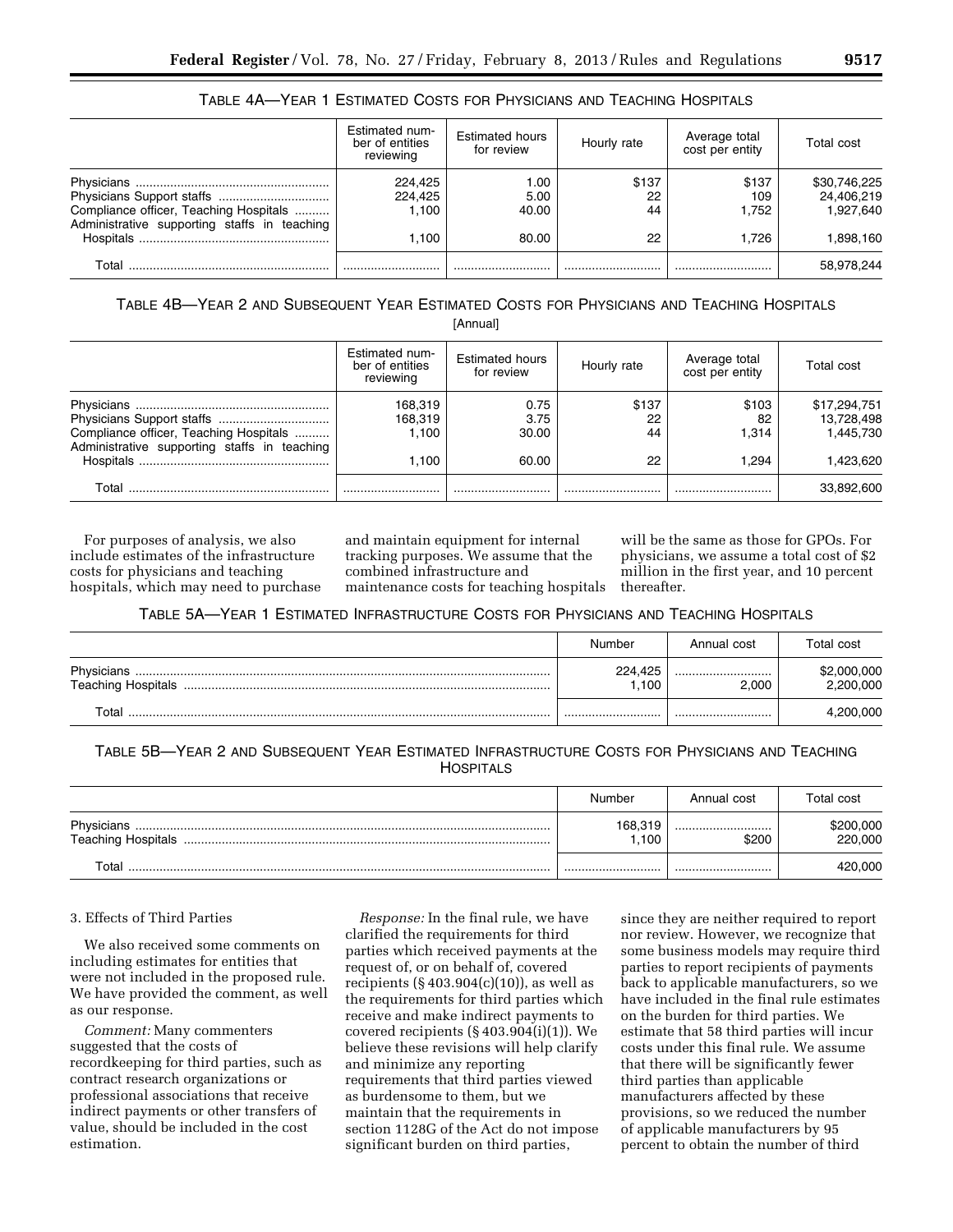TABLE 4A—YEAR 1 ESTIMATED COSTS FOR PHYSICIANS AND TEACHING HOSPITALS

| | Estimated number of entities reviewing | Estimated hours for review | Hourly rate | Average total cost per entity | Total cost |
|---|---|---|---|---|---|
| Physicians | 224,425 | 1.00 | $137 | $137 | $30,746,225 |
| Physicians Support staffs | 224,425 | 5.00 | 22 | 109 | 24,406,219 |
| Compliance officer, Teaching Hospitals | 1,100 | 40.00 | 44 | 1,752 | 1,927,640 |
| Administrative supporting staffs in teaching Hospitals | 1,100 | 80.00 | 22 | 1,726 | 1,898,160 |
| Total | | | | | 58,978,244 |

TABLE 4B—YEAR 2 AND SUBSEQUENT YEAR ESTIMATED COSTS FOR PHYSICIANS AND TEACHING HOSPITALS

[Annual]

| | Estimated number of entities reviewing | Estimated hours for review | Hourly rate | Average total cost per entity | Total cost |
|---|---|---|---|---|---|
| Physicians | 168,319 | 0.75 | $137 | $103 | $17,294,751 |
| Physicians Support staffs | 168,319 | 3.75 | 22 | 82 | 13,728,498 |
| Compliance officer, Teaching Hospitals | 1,100 | 30.00 | 44 | 1,314 | 1,445,730 |
| Administrative supporting staffs in teaching Hospitals | 1,100 | 60.00 | 22 | 1,294 | 1,423,620 |
| Total | | | | | 33,892,600 |

For purposes of analysis, we also include estimates of the infrastructure costs for physicians and teaching hospitals, which may need to purchase and maintain equipment for internal tracking purposes. We assume that the combined infrastructure and maintenance costs for teaching hospitals will be the same as those for GPOs. For physicians, we assume a total cost of $2 million in the first year, and 10 percent thereafter.

TABLE 5A—YEAR 1 ESTIMATED INFRASTRUCTURE COSTS FOR PHYSICIANS AND TEACHING HOSPITALS

| | Number | Annual cost | Total cost |
|---|---|---|---|
| Physicians | 224,425 | | $2,000,000 |
| Teaching Hospitals | 1,100 | 2,000 | 2,200,000 |
| Total | | | 4,200,000 |

TABLE 5B—YEAR 2 AND SUBSEQUENT YEAR ESTIMATED INFRASTRUCTURE COSTS FOR PHYSICIANS AND TEACHING HOSPITALS

| | Number | Annual cost | Total cost |
|---|---|---|---|
| Physicians | 168,319 | | $200,000 |
| Teaching Hospitals | 1,100 | $200 | 220,000 |
| Total | | | 420,000 |

3. Effects of Third Parties

We also received some comments on including estimates for entities that were not included in the proposed rule. We have provided the comment, as well as our response.

*Comment:* Many commenters suggested that the costs of recordkeeping for third parties, such as contract research organizations or professional associations that receive indirect payments or other transfers of value, should be included in the cost estimation.

*Response:* In the final rule, we have clarified the requirements for third parties which received payments at the request of, or on behalf of, covered recipients (§ 403.904(c)(10)), as well as the requirements for third parties which receive and make indirect payments to covered recipients (§ 403.904(i)(1)). We believe these revisions will help clarify and minimize any reporting requirements that third parties viewed as burdensome to them, but we maintain that the requirements in section 1128G of the Act do not impose significant burden on third parties, since they are neither required to report nor review. However, we recognize that some business models may require third parties to report recipients of payments back to applicable manufacturers, so we have included in the final rule estimates on the burden for third parties. We estimate that 58 third parties will incur costs under this final rule. We assume that there will be significantly fewer third parties than applicable manufacturers affected by these provisions, so we reduced the number of applicable manufacturers by 95 percent to obtain the number of third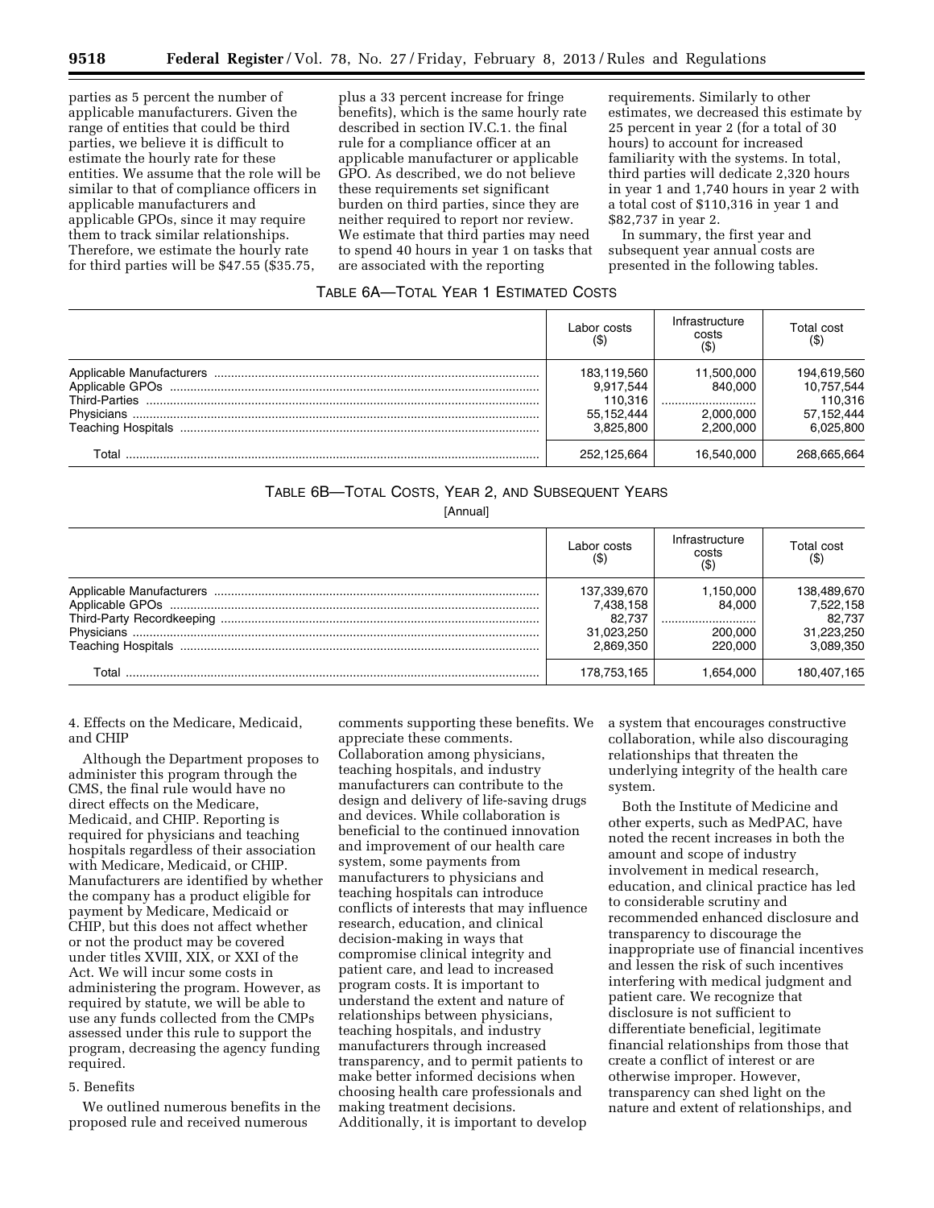parties as 5 percent the number of applicable manufacturers. Given the range of entities that could be third parties, we believe it is difficult to estimate the hourly rate for these entities. We assume that the role will be similar to that of compliance officers in applicable manufacturers and applicable GPOs, since it may require them to track similar relationships. Therefore, we estimate the hourly rate for third parties will be $47.55 ($35.75, plus a 33 percent increase for fringe benefits), which is the same hourly rate described in section IV.C.1. the final rule for a compliance officer at an applicable manufacturer or applicable GPO. As described, we do not believe these requirements set significant burden on third parties, since they are neither required to report nor review. We estimate that third parties may need to spend 40 hours in year 1 on tasks that are associated with the reporting requirements. Similarly to other estimates, we decreased this estimate by 25 percent in year 2 (for a total of 30 hours) to account for increased familiarity with the systems. In total, third parties will dedicate 2,320 hours in year 1 and 1,740 hours in year 2 with a total cost of $110,316 in year 1 and $82,737 in year 2.

In summary, the first year and subsequent year annual costs are presented in the following tables.

TABLE 6A—TOTAL YEAR 1 ESTIMATED COSTS

| | Labor costs ($) | Infrastructure costs ($) | Total cost ($) |
|---|---|---|---|
| Applicable Manufacturers | 183,119,560 | 11,500,000 | 194,619,560 |
| Applicable GPOs | 9,917,544 | 840,000 | 10,757,544 |
| Third-Parties | 110,316 | | 110,316 |
| Physicians | 55,152,444 | 2,000,000 | 57,152,444 |
| Teaching Hospitals | 3,825,800 | 2,200,000 | 6,025,800 |
| Total | 252,125,664 | 16,540,000 | 268,665,664 |

TABLE 6B—TOTAL COSTS, YEAR 2, AND SUBSEQUENT YEARS

[Annual]

| | Labor costs ($) | Infrastructure costs ($) | Total cost ($) |
|---|---|---|---|
| Applicable Manufacturers | 137,339,670 | 1,150,000 | 138,489,670 |
| Applicable GPOs | 7,438,158 | 84,000 | 7,522,158 |
| Third-Party Recordkeeping | 82,737 | | 82,737 |
| Physicians | 31,023,250 | 200,000 | 31,223,250 |
| Teaching Hospitals | 2,869,350 | 220,000 | 3,089,350 |
| Total | 178,753,165 | 1,654,000 | 180,407,165 |

4. Effects on the Medicare, Medicaid, and CHIP

Although the Department proposes to administer this program through the CMS, the final rule would have no direct effects on the Medicare, Medicaid, and CHIP. Reporting is required for physicians and teaching hospitals regardless of their association with Medicare, Medicaid, or CHIP. Manufacturers are identified by whether the company has a product eligible for payment by Medicare, Medicaid or CHIP, but this does not affect whether or not the product may be covered under titles XVIII, XIX, or XXI of the Act. We will incur some costs in administering the program. However, as required by statute, we will be able to use any funds collected from the CMPs assessed under this rule to support the program, decreasing the agency funding required.

5. Benefits

We outlined numerous benefits in the proposed rule and received numerous comments supporting these benefits. We appreciate these comments. Collaboration among physicians, teaching hospitals, and industry manufacturers can contribute to the design and delivery of life-saving drugs and devices. While collaboration is beneficial to the continued innovation and improvement of our health care system, some payments from manufacturers to physicians and teaching hospitals can introduce conflicts of interests that may influence research, education, and clinical decision-making in ways that compromise clinical integrity and patient care, and lead to increased program costs. It is important to understand the extent and nature of relationships between physicians, teaching hospitals, and industry manufacturers through increased transparency, and to permit patients to make better informed decisions when choosing health care professionals and making treatment decisions. Additionally, it is important to develop a system that encourages constructive collaboration, while also discouraging relationships that threaten the underlying integrity of the health care system.

Both the Institute of Medicine and other experts, such as MedPAC, have noted the recent increases in both the amount and scope of industry involvement in medical research, education, and clinical practice has led to considerable scrutiny and recommended enhanced disclosure and transparency to discourage the inappropriate use of financial incentives and lessen the risk of such incentives interfering with medical judgment and patient care. We recognize that disclosure is not sufficient to differentiate beneficial, legitimate financial relationships from those that create a conflict of interest or are otherwise improper. However, transparency can shed light on the nature and extent of relationships, and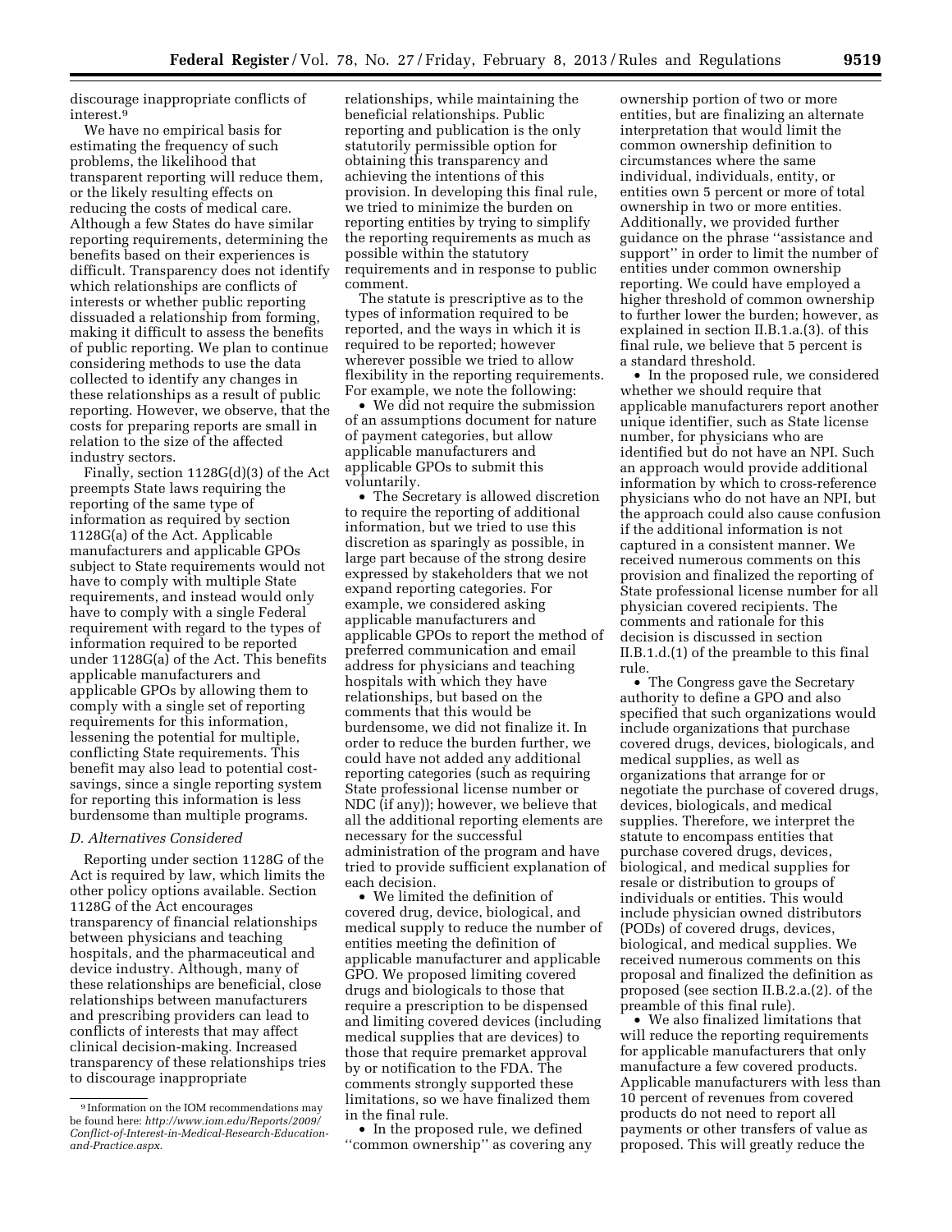discourage inappropriate conflicts of interest.[9]

We have no empirical basis for estimating the frequency of such problems, the likelihood that transparent reporting will reduce them, or the likely resulting effects on reducing the costs of medical care. Although a few States do have similar reporting requirements, determining the benefits based on their experiences is difficult. Transparency does not identify which relationships are conflicts of interests or whether public reporting dissuaded a relationship from forming, making it difficult to assess the benefits of public reporting. We plan to continue considering methods to use the data collected to identify any changes in these relationships as a result of public reporting. However, we observe, that the costs for preparing reports are small in relation to the size of the affected industry sectors.

Finally, section 1128G(d)(3) of the Act preempts State laws requiring the reporting of the same type of information as required by section 1128G(a) of the Act. Applicable manufacturers and applicable GPOs subject to State requirements would not have to comply with multiple State requirements, and instead would only have to comply with a single Federal requirement with regard to the types of information required to be reported under 1128G(a) of the Act. This benefits applicable manufacturers and applicable GPOs by allowing them to comply with a single set of reporting requirements for this information, lessening the potential for multiple, conflicting State requirements. This benefit may also lead to potential cost-savings, since a single reporting system for reporting this information is less burdensome than multiple programs.

### D. Alternatives Considered

Reporting under section 1128G of the Act is required by law, which limits the other policy options available. Section 1128G of the Act encourages transparency of financial relationships between physicians and teaching hospitals, and the pharmaceutical and device industry. Although, many of these relationships are beneficial, close relationships between manufacturers and prescribing providers can lead to conflicts of interests that may affect clinical decision-making. Increased transparency of these relationships tries to discourage inappropriate relationships, while maintaining the beneficial relationships. Public reporting and publication is the only statutorily permissible option for obtaining this transparency and achieving the intentions of this provision. In developing this final rule, we tried to minimize the burden on reporting entities by trying to simplify the reporting requirements as much as possible within the statutory requirements and in response to public comment.

The statute is prescriptive as to the types of information required to be reported, and the ways in which it is required to be reported; however wherever possible we tried to allow flexibility in the reporting requirements. For example, we note the following:

- We did not require the submission of an assumptions document for nature of payment categories, but allow applicable manufacturers and applicable GPOs to submit this voluntarily.
- The Secretary is allowed discretion to require the reporting of additional information, but we tried to use this discretion as sparingly as possible, in large part because of the strong desire expressed by stakeholders that we not expand reporting categories. For example, we considered asking applicable manufacturers and applicable GPOs to report the method of preferred communication and email address for physicians and teaching hospitals with which they have relationships, but based on the comments that this would be burdensome, we did not finalize it. In order to reduce the burden further, we could have not added any additional reporting categories (such as requiring State professional license number or NDC (if any)); however, we believe that all the additional reporting elements are necessary for the successful administration of the program and have tried to provide sufficient explanation of each decision.
- We limited the definition of covered drug, device, biological, and medical supply to reduce the number of entities meeting the definition of applicable manufacturer and applicable GPO. We proposed limiting covered drugs and biologicals to those that require a prescription to be dispensed and limiting covered devices (including medical supplies that are devices) to those that require premarket approval by or notification to the FDA. The comments strongly supported these limitations, so we have finalized them in the final rule.
- In the proposed rule, we defined "common ownership" as covering any ownership portion of two or more entities, but are finalizing an alternate interpretation that would limit the common ownership definition to circumstances where the same individual, individuals, entity, or entities own 5 percent or more of total ownership in two or more entities. Additionally, we provided further guidance on the phrase "assistance and support" in order to limit the number of entities under common ownership reporting. We could have employed a higher threshold of common ownership to further lower the burden; however, as explained in section II.B.1.a.(3). of this final rule, we believe that 5 percent is a standard threshold.
- In the proposed rule, we considered whether we should require that applicable manufacturers report another unique identifier, such as State license number, for physicians who are identified but do not have an NPI. Such an approach would provide additional information by which to cross-reference physicians who do not have an NPI, but the approach could also cause confusion if the additional information is not captured in a consistent manner. We received numerous comments on this provision and finalized the reporting of State professional license number for all physician covered recipients. The comments and rationale for this decision is discussed in section II.B.1.d.(1) of the preamble to this final rule.
- The Congress gave the Secretary authority to define a GPO and also specified that such organizations would include organizations that purchase covered drugs, devices, biologicals, and medical supplies, as well as organizations that arrange for or negotiate the purchase of covered drugs, devices, biologicals, and medical supplies. Therefore, we interpret the statute to encompass entities that purchase covered drugs, devices, biological, and medical supplies for resale or distribution to groups of individuals or entities. This would include physician owned distributors (PODs) of covered drugs, devices, biological, and medical supplies. We received numerous comments on this proposal and finalized the definition as proposed (see section II.B.2.a.(2). of the preamble of this final rule).
- We also finalized limitations that will reduce the reporting requirements for applicable manufacturers that only manufacture a few covered products. Applicable manufacturers with less than 10 percent of revenues from covered products do not need to report all payments or other transfers of value as proposed. This will greatly reduce the

[9] Information on the IOM recommendations may be found here: *http://www.iom.edu/Reports/2009/Conflict-of-Interest-in-Medical-Research-Education-and-Practice.aspx.*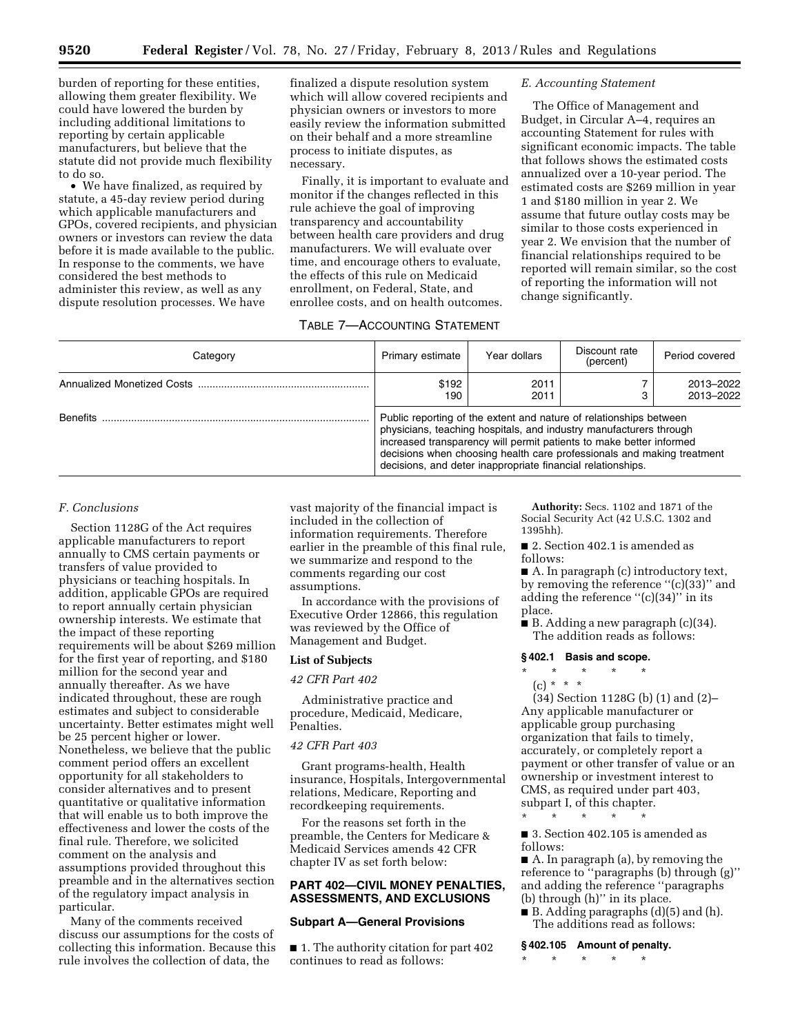burden of reporting for these entities, allowing them greater flexibility. We could have lowered the burden by including additional limitations to reporting by certain applicable manufacturers, but believe that the statute did not provide much flexibility to do so.

• We have finalized, as required by statute, a 45-day review period during which applicable manufacturers and GPOs, covered recipients, and physician owners or investors can review the data before it is made available to the public. In response to the comments, we have considered the best methods to administer this review, as well as any dispute resolution processes. We have finalized a dispute resolution system which will allow covered recipients and physician owners or investors to more easily review the information submitted on their behalf and a more streamline process to initiate disputes, as necessary.

Finally, it is important to evaluate and monitor if the changes reflected in this rule achieve the goal of improving transparency and accountability between health care providers and drug manufacturers. We will evaluate over time, and encourage others to evaluate, the effects of this rule on Medicaid enrollment, on Federal, State, and enrollee costs, and on health outcomes.

### *E. Accounting Statement*

The Office of Management and Budget, in Circular A–4, requires an accounting Statement for rules with significant economic impacts. The table that follows shows the estimated costs annualized over a 10-year period. The estimated costs are $269 million in year 1 and $180 million in year 2. We assume that future outlay costs may be similar to those costs experienced in year 2. We envision that the number of financial relationships required to be reported will remain similar, so the cost of reporting the information will not change significantly.

TABLE 7—ACCOUNTING STATEMENT

| Category | Primary estimate | Year dollars | Discount rate (percent) | Period covered |
|---|---|---|---|---|
| Annualized Monetized Costs | $192 | 2011 | 7 | 2013–2022 |
| | 190 | 2011 | 3 | 2013–2022 |
| Benefits | Public reporting of the extent and nature of relationships between physicians, teaching hospitals, and industry manufacturers through increased transparency will permit patients to make better informed decisions when choosing health care professionals and making treatment decisions, and deter inappropriate financial relationships. | | | |

### *F. Conclusions*

Section 1128G of the Act requires applicable manufacturers to report annually to CMS certain payments or transfers of value provided to physicians or teaching hospitals. In addition, applicable GPOs are required to report annually certain physician ownership interests. We estimate that the impact of these reporting requirements will be about $269 million for the first year of reporting, and $180 million for the second year and annually thereafter. As we have indicated throughout, these are rough estimates and subject to considerable uncertainty. Better estimates might well be 25 percent higher or lower. Nonetheless, we believe that the public comment period offers an excellent opportunity for all stakeholders to consider alternatives and to present quantitative or qualitative information that will enable us to both improve the effectiveness and lower the costs of the final rule. Therefore, we solicited comment on the analysis and assumptions provided throughout this preamble and in the alternatives section of the regulatory impact analysis in particular.

Many of the comments received discuss our assumptions for the costs of collecting this information. Because this rule involves the collection of data, the vast majority of the financial impact is included in the collection of information requirements. Therefore earlier in the preamble of this final rule, we summarize and respond to the comments regarding our cost assumptions.

In accordance with the provisions of Executive Order 12866, this regulation was reviewed by the Office of Management and Budget.

### List of Subjects

*42 CFR Part 402*

Administrative practice and procedure, Medicaid, Medicare, Penalties.

*42 CFR Part 403*

Grant programs-health, Health insurance, Hospitals, Intergovernmental relations, Medicare, Reporting and recordkeeping requirements.

For the reasons set forth in the preamble, the Centers for Medicare & Medicaid Services amends 42 CFR chapter IV as set forth below:

## PART 402—CIVIL MONEY PENALTIES, ASSESSMENTS, AND EXCLUSIONS

### Subpart A—General Provisions

■ 1. The authority citation for part 402 continues to read as follows:

**Authority:** Secs. 1102 and 1871 of the Social Security Act (42 U.S.C. 1302 and 1395hh).

■ 2. Section 402.1 is amended as follows:

■ A. In paragraph (c) introductory text, by removing the reference ''(c)(33)'' and adding the reference ''(c)(34)'' in its place.

■ B. Adding a new paragraph (c)(34).

The addition reads as follows:

#### § 402.1 Basis and scope.

\* \* \* \* \*

(c) \* \* \*

(34) Section 1128G (b) (1) and (2)–Any applicable manufacturer or applicable group purchasing organization that fails to timely, accurately, or completely report a payment or other transfer of value or an ownership or investment interest to CMS, as required under part 403, subpart I, of this chapter.

\* \* \* \* \*

■ 3. Section 402.105 is amended as follows:

■ A. In paragraph (a), by removing the reference to ''paragraphs (b) through (g)'' and adding the reference ''paragraphs (b) through (h)'' in its place.

■ B. Adding paragraphs (d)(5) and (h).

The additions read as follows:

#### § 402.105 Amount of penalty.

\* \* \* \* \*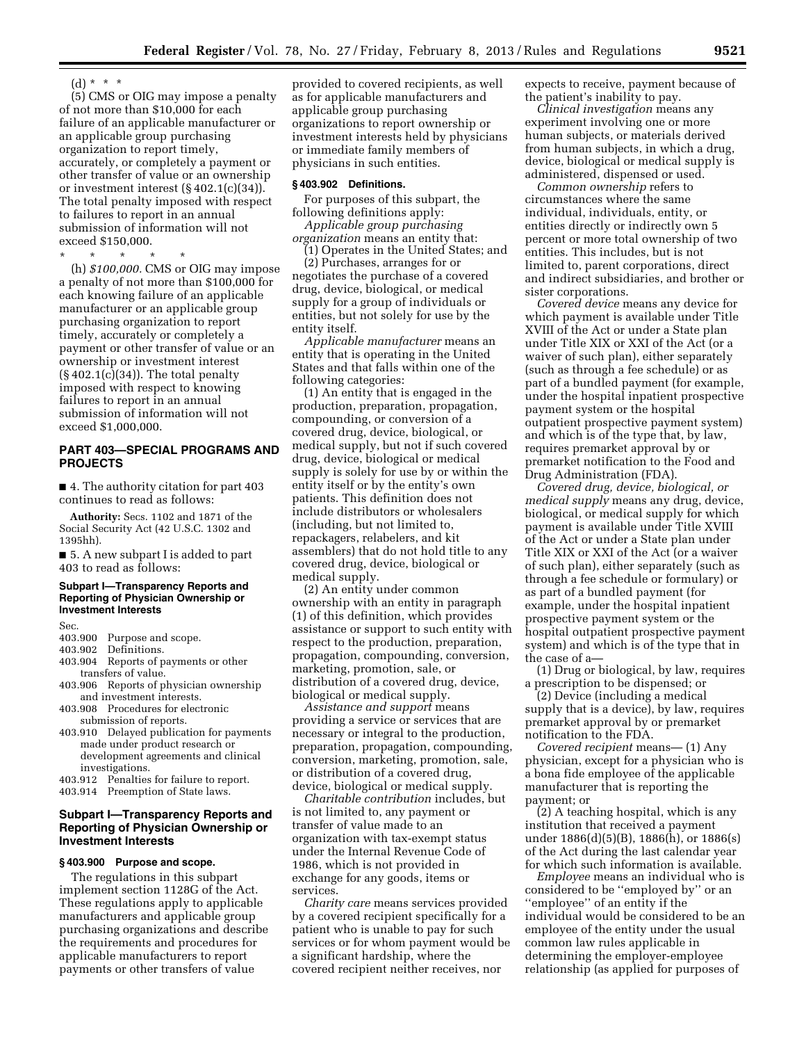(d) * * *

(5) CMS or OIG may impose a penalty of not more than $10,000 for each failure of an applicable manufacturer or an applicable group purchasing organization to report timely, accurately, or completely a payment or other transfer of value or an ownership or investment interest (§ 402.1(c)(34)). The total penalty imposed with respect to failures to report in an annual submission of information will not exceed $150,000.

* * * * *

(h) *$100,000.* CMS or OIG may impose a penalty of not more than $100,000 for each knowing failure of an applicable manufacturer or an applicable group purchasing organization to report timely, accurately or completely a payment or other transfer of value or an ownership or investment interest (§ 402.1(c)(34)). The total penalty imposed with respect to knowing failures to report in an annual submission of information will not exceed $1,000,000.

## PART 403—SPECIAL PROGRAMS AND PROJECTS

■ 4. The authority citation for part 403 continues to read as follows:

**Authority:** Secs. 1102 and 1871 of the Social Security Act (42 U.S.C. 1302 and 1395hh).

■ 5. A new subpart I is added to part 403 to read as follows:

### Subpart I—Transparency Reports and Reporting of Physician Ownership or Investment Interests

Sec.
403.900 Purpose and scope.
403.902 Definitions.
403.904 Reports of payments or other transfers of value.
403.906 Reports of physician ownership and investment interests.
403.908 Procedures for electronic submission of reports.
403.910 Delayed publication for payments made under product research or development agreements and clinical investigations.
403.912 Penalties for failure to report.
403.914 Preemption of State laws.

### Subpart I—Transparency Reports and Reporting of Physician Ownership or Investment Interests

#### § 403.900 Purpose and scope.

The regulations in this subpart implement section 1128G of the Act. These regulations apply to applicable manufacturers and applicable group purchasing organizations and describe the requirements and procedures for applicable manufacturers to report payments or other transfers of value provided to covered recipients, as well as for applicable manufacturers and applicable group purchasing organizations to report ownership or investment interests held by physicians or immediate family members of physicians in such entities.

#### § 403.902 Definitions.

For purposes of this subpart, the following definitions apply:

*Applicable group purchasing organization* means an entity that:

(1) Operates in the United States; and

(2) Purchases, arranges for or negotiates the purchase of a covered drug, device, biological, or medical supply for a group of individuals or entities, but not solely for use by the entity itself.

*Applicable manufacturer* means an entity that is operating in the United States and that falls within one of the following categories:

(1) An entity that is engaged in the production, preparation, propagation, compounding, or conversion of a covered drug, device, biological, or medical supply, but not if such covered drug, device, biological or medical supply is solely for use by or within the entity itself or by the entity's own patients. This definition does not include distributors or wholesalers (including, but not limited to, repackagers, relabelers, and kit assemblers) that do not hold title to any covered drug, device, biological or medical supply.

(2) An entity under common ownership with an entity in paragraph (1) of this definition, which provides assistance or support to such entity with respect to the production, preparation, propagation, compounding, conversion, marketing, promotion, sale, or distribution of a covered drug, device, biological or medical supply.

*Assistance and support* means providing a service or services that are necessary or integral to the production, preparation, propagation, compounding, conversion, marketing, promotion, sale, or distribution of a covered drug, device, biological or medical supply.

*Charitable contribution* includes, but is not limited to, any payment or transfer of value made to an organization with tax-exempt status under the Internal Revenue Code of 1986, which is not provided in exchange for any goods, items or services.

*Charity care* means services provided by a covered recipient specifically for a patient who is unable to pay for such services or for whom payment would be a significant hardship, where the covered recipient neither receives, nor expects to receive, payment because of the patient's inability to pay.

*Clinical investigation* means any experiment involving one or more human subjects, or materials derived from human subjects, in which a drug, device, biological or medical supply is administered, dispensed or used.

*Common ownership* refers to circumstances where the same individual, individuals, entity, or entities directly or indirectly own 5 percent or more total ownership of two entities. This includes, but is not limited to, parent corporations, direct and indirect subsidiaries, and brother or sister corporations.

*Covered device* means any device for which payment is available under Title XVIII of the Act or under a State plan under Title XIX or XXI of the Act (or a waiver of such plan), either separately (such as through a fee schedule) or as part of a bundled payment (for example, under the hospital inpatient prospective payment system or the hospital outpatient prospective payment system) and which is of the type that, by law, requires premarket approval by or premarket notification to the Food and Drug Administration (FDA).

*Covered drug, device, biological, or medical supply* means any drug, device, biological, or medical supply for which payment is available under Title XVIII of the Act or under a State plan under Title XIX or XXI of the Act (or a waiver of such plan), either separately (such as through a fee schedule or formulary) or as part of a bundled payment (for example, under the hospital inpatient prospective payment system or the hospital outpatient prospective payment system) and which is of the type that in the case of a—

(1) Drug or biological, by law, requires a prescription to be dispensed; or

(2) Device (including a medical supply that is a device), by law, requires premarket approval by or premarket notification to the FDA.

*Covered recipient* means— (1) Any physician, except for a physician who is a bona fide employee of the applicable manufacturer that is reporting the payment; or

(2) A teaching hospital, which is any institution that received a payment under 1886(d)(5)(B), 1886(h), or 1886(s) of the Act during the last calendar year for which such information is available.

*Employee* means an individual who is considered to be "employed by" or an "employee" of an entity if the individual would be considered to be an employee of the entity under the usual common law rules applicable in determining the employer-employee relationship (as applied for purposes of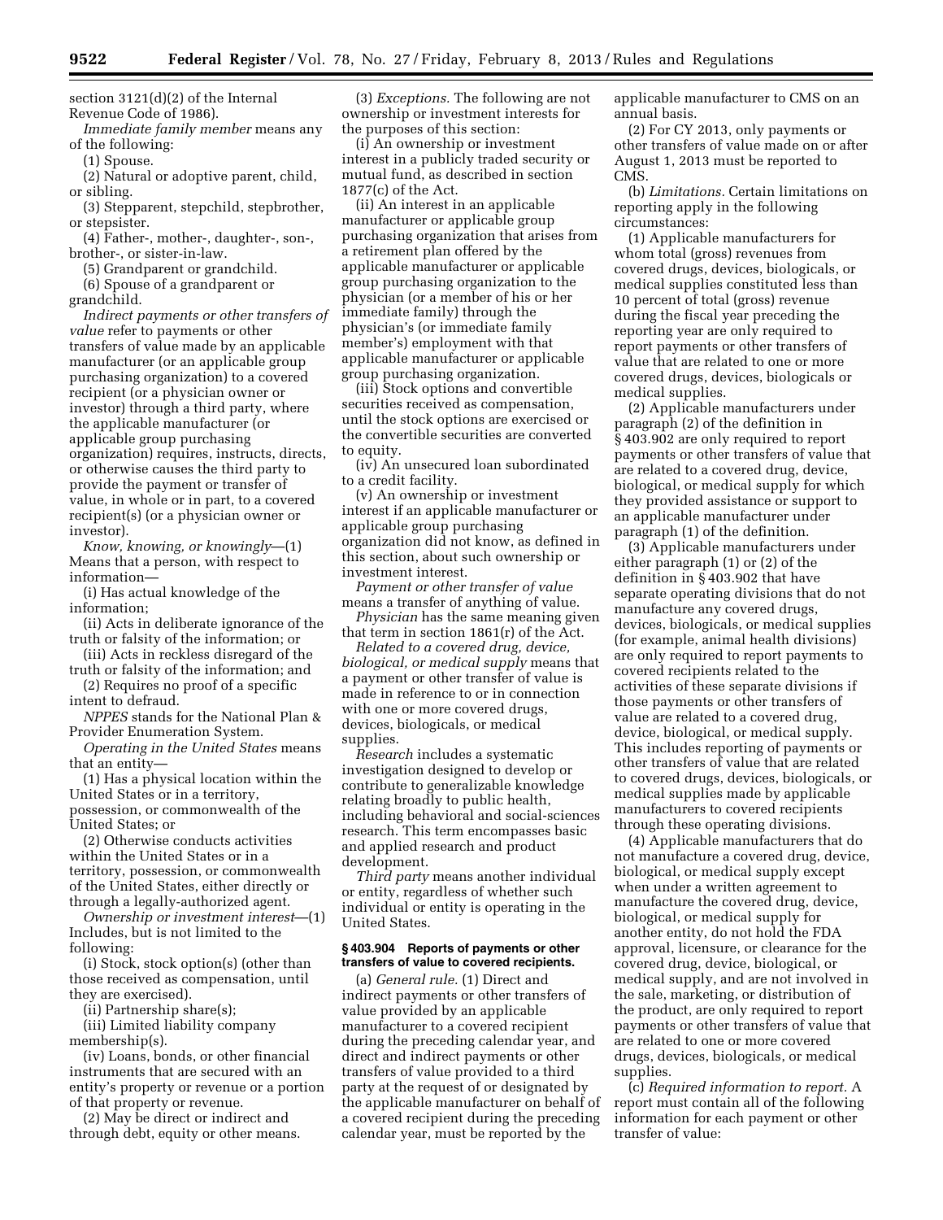section 3121(d)(2) of the Internal Revenue Code of 1986).

*Immediate family member* means any of the following:

(1) Spouse.

(2) Natural or adoptive parent, child, or sibling.

(3) Stepparent, stepchild, stepbrother, or stepsister.

(4) Father-, mother-, daughter-, son-, brother-, or sister-in-law.

(5) Grandparent or grandchild.

(6) Spouse of a grandparent or grandchild.

*Indirect payments or other transfers of value* refer to payments or other transfers of value made by an applicable manufacturer (or an applicable group purchasing organization) to a covered recipient (or a physician owner or investor) through a third party, where the applicable manufacturer (or applicable group purchasing organization) requires, instructs, directs, or otherwise causes the third party to provide the payment or transfer of value, in whole or in part, to a covered recipient(s) (or a physician owner or investor).

*Know, knowing, or knowingly*—(1) Means that a person, with respect to information—

(i) Has actual knowledge of the information;

(ii) Acts in deliberate ignorance of the truth or falsity of the information; or

(iii) Acts in reckless disregard of the truth or falsity of the information; and

(2) Requires no proof of a specific intent to defraud.

*NPPES* stands for the National Plan & Provider Enumeration System.

*Operating in the United States* means that an entity—

(1) Has a physical location within the United States or in a territory, possession, or commonwealth of the United States; or

(2) Otherwise conducts activities within the United States or in a territory, possession, or commonwealth of the United States, either directly or through a legally-authorized agent.

*Ownership or investment interest*—(1) Includes, but is not limited to the following:

(i) Stock, stock option(s) (other than those received as compensation, until they are exercised).

(ii) Partnership share(s);

(iii) Limited liability company membership(s).

(iv) Loans, bonds, or other financial instruments that are secured with an entity's property or revenue or a portion of that property or revenue.

(2) May be direct or indirect and through debt, equity or other means.

(3) *Exceptions.* The following are not ownership or investment interests for the purposes of this section:

(i) An ownership or investment interest in a publicly traded security or mutual fund, as described in section 1877(c) of the Act.

(ii) An interest in an applicable manufacturer or applicable group purchasing organization that arises from a retirement plan offered by the applicable manufacturer or applicable group purchasing organization to the physician (or a member of his or her immediate family) through the physician's (or immediate family member's) employment with that applicable manufacturer or applicable group purchasing organization.

(iii) Stock options and convertible securities received as compensation, until the stock options are exercised or the convertible securities are converted to equity.

(iv) An unsecured loan subordinated to a credit facility.

(v) An ownership or investment interest if an applicable manufacturer or applicable group purchasing organization did not know, as defined in this section, about such ownership or investment interest.

*Payment or other transfer of value* means a transfer of anything of value.

*Physician* has the same meaning given that term in section 1861(r) of the Act.

*Related to a covered drug, device, biological, or medical supply* means that a payment or other transfer of value is made in reference to or in connection with one or more covered drugs, devices, biologicals, or medical supplies.

*Research* includes a systematic investigation designed to develop or contribute to generalizable knowledge relating broadly to public health, including behavioral and social-sciences research. This term encompasses basic and applied research and product development.

*Third party* means another individual or entity, regardless of whether such individual or entity is operating in the United States.

#### § 403.904 Reports of payments or other transfers of value to covered recipients.

(a) *General rule.* (1) Direct and indirect payments or other transfers of value provided by an applicable manufacturer to a covered recipient during the preceding calendar year, and direct and indirect payments or other transfers of value provided to a third party at the request of or designated by the applicable manufacturer on behalf of a covered recipient during the preceding calendar year, must be reported by the applicable manufacturer to CMS on an annual basis.

(2) For CY 2013, only payments or other transfers of value made on or after August 1, 2013 must be reported to CMS.

(b) *Limitations.* Certain limitations on reporting apply in the following circumstances:

(1) Applicable manufacturers for whom total (gross) revenues from covered drugs, devices, biologicals, or medical supplies constituted less than 10 percent of total (gross) revenue during the fiscal year preceding the reporting year are only required to report payments or other transfers of value that are related to one or more covered drugs, devices, biologicals or medical supplies.

(2) Applicable manufacturers under paragraph (2) of the definition in § 403.902 are only required to report payments or other transfers of value that are related to a covered drug, device, biological, or medical supply for which they provided assistance or support to an applicable manufacturer under paragraph (1) of the definition.

(3) Applicable manufacturers under either paragraph (1) or (2) of the definition in § 403.902 that have separate operating divisions that do not manufacture any covered drugs, devices, biologicals, or medical supplies (for example, animal health divisions) are only required to report payments to covered recipients related to the activities of these separate divisions if those payments or other transfers of value are related to a covered drug, device, biological, or medical supply. This includes reporting of payments or other transfers of value that are related to covered drugs, devices, biologicals, or medical supplies made by applicable manufacturers to covered recipients through these operating divisions.

(4) Applicable manufacturers that do not manufacture a covered drug, device, biological, or medical supply except when under a written agreement to manufacture the covered drug, device, biological, or medical supply for another entity, do not hold the FDA approval, licensure, or clearance for the covered drug, device, biological, or medical supply, and are not involved in the sale, marketing, or distribution of the product, are only required to report payments or other transfers of value that are related to one or more covered drugs, devices, biologicals, or medical supplies.

(c) *Required information to report.* A report must contain all of the following information for each payment or other transfer of value: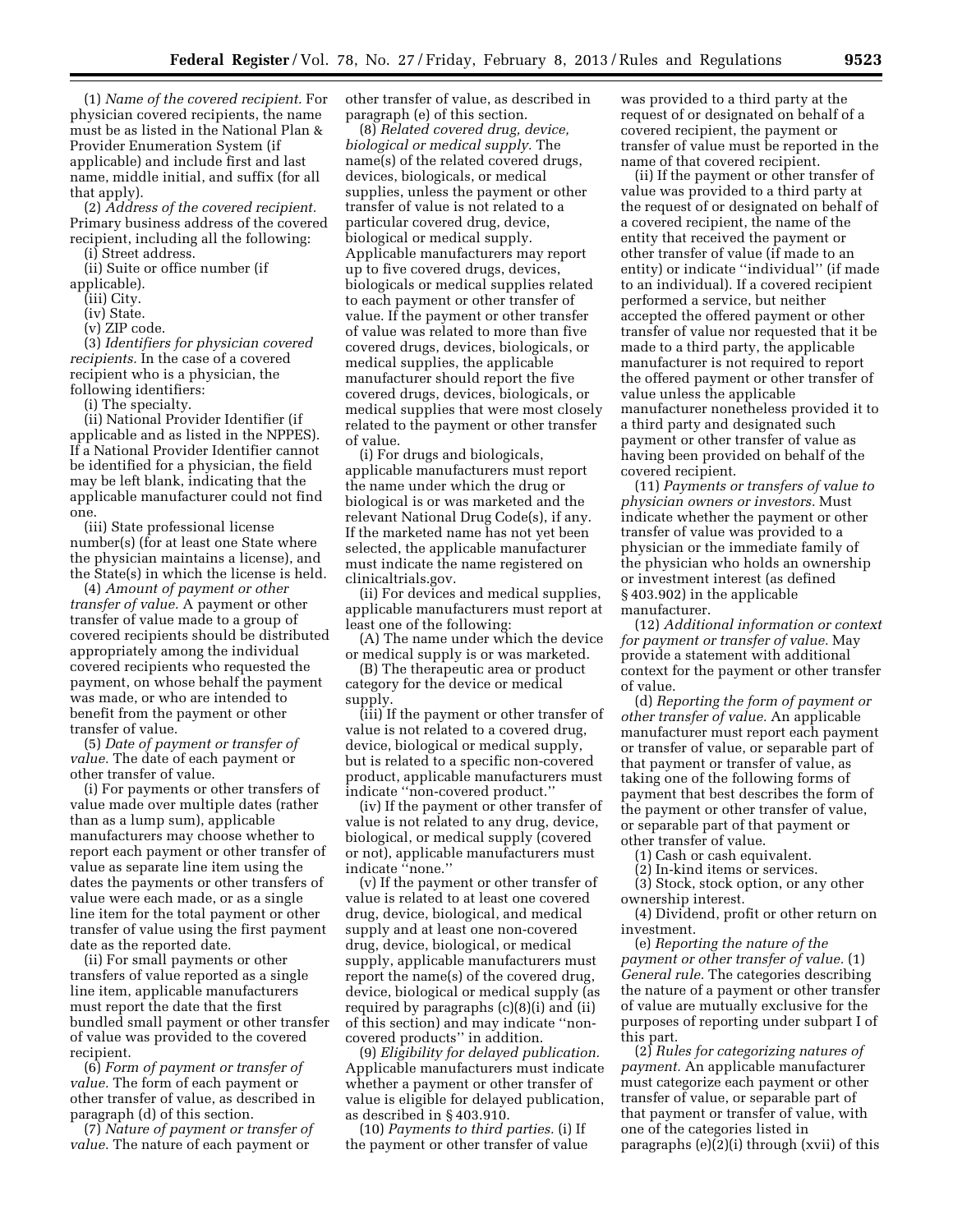(1) *Name of the covered recipient.* For physician covered recipients, the name must be as listed in the National Plan & Provider Enumeration System (if applicable) and include first and last name, middle initial, and suffix (for all that apply).

(2) *Address of the covered recipient.* Primary business address of the covered recipient, including all the following:

(i) Street address.

(ii) Suite or office number (if applicable).

(iii) City.

(iv) State.

(v) ZIP code.

(3) *Identifiers for physician covered recipients.* In the case of a covered recipient who is a physician, the following identifiers:

(i) The specialty.

(ii) National Provider Identifier (if applicable and as listed in the NPPES). If a National Provider Identifier cannot be identified for a physician, the field may be left blank, indicating that the applicable manufacturer could not find one.

(iii) State professional license number(s) (for at least one State where the physician maintains a license), and the State(s) in which the license is held.

(4) *Amount of payment or other transfer of value.* A payment or other transfer of value made to a group of covered recipients should be distributed appropriately among the individual covered recipients who requested the payment, on whose behalf the payment was made, or who are intended to benefit from the payment or other transfer of value.

(5) *Date of payment or transfer of value.* The date of each payment or other transfer of value.

(i) For payments or other transfers of value made over multiple dates (rather than as a lump sum), applicable manufacturers may choose whether to report each payment or other transfer of value as separate line item using the dates the payments or other transfers of value were each made, or as a single line item for the total payment or other transfer of value using the first payment date as the reported date.

(ii) For small payments or other transfers of value reported as a single line item, applicable manufacturers must report the date that the first bundled small payment or other transfer of value was provided to the covered recipient.

(6) *Form of payment or transfer of value.* The form of each payment or other transfer of value, as described in paragraph (d) of this section.

(7) *Nature of payment or transfer of value.* The nature of each payment or other transfer of value, as described in paragraph (e) of this section.

(8) *Related covered drug, device, biological or medical supply.* The name(s) of the related covered drugs, devices, biologicals, or medical supplies, unless the payment or other transfer of value is not related to a particular covered drug, device, biological or medical supply. Applicable manufacturers may report up to five covered drugs, devices, biologicals or medical supplies related to each payment or other transfer of value. If the payment or other transfer of value was related to more than five covered drugs, devices, biologicals, or medical supplies, the applicable manufacturer should report the five covered drugs, devices, biologicals, or medical supplies that were most closely related to the payment or other transfer of value.

(i) For drugs and biologicals, applicable manufacturers must report the name under which the drug or biological is or was marketed and the relevant National Drug Code(s), if any. If the marketed name has not yet been selected, the applicable manufacturer must indicate the name registered on clinicaltrials.gov.

(ii) For devices and medical supplies, applicable manufacturers must report at least one of the following:

(A) The name under which the device or medical supply is or was marketed.

(B) The therapeutic area or product category for the device or medical supply.

(iii) If the payment or other transfer of value is not related to a covered drug, device, biological or medical supply, but is related to a specific non-covered product, applicable manufacturers must indicate "non-covered product."

(iv) If the payment or other transfer of value is not related to any drug, device, biological, or medical supply (covered or not), applicable manufacturers must indicate "none."

(v) If the payment or other transfer of value is related to at least one covered drug, device, biological, and medical supply and at least one non-covered drug, device, biological, or medical supply, applicable manufacturers must report the name(s) of the covered drug, device, biological or medical supply (as required by paragraphs (c)(8)(i) and (ii) of this section) and may indicate "non-covered products" in addition.

(9) *Eligibility for delayed publication.* Applicable manufacturers must indicate whether a payment or other transfer of value is eligible for delayed publication, as described in § 403.910.

(10) *Payments to third parties.* (i) If the payment or other transfer of value was provided to a third party at the request of or designated on behalf of a covered recipient, the payment or transfer of value must be reported in the name of that covered recipient.

(ii) If the payment or other transfer of value was provided to a third party at the request of or designated on behalf of a covered recipient, the name of the entity that received the payment or other transfer of value (if made to an entity) or indicate "individual" (if made to an individual). If a covered recipient performed a service, but neither accepted the offered payment or other transfer of value nor requested that it be made to a third party, the applicable manufacturer is not required to report the offered payment or other transfer of value unless the applicable manufacturer nonetheless provided it to a third party and designated such payment or other transfer of value as having been provided on behalf of the covered recipient.

(11) *Payments or transfers of value to physician owners or investors.* Must indicate whether the payment or other transfer of value was provided to a physician or the immediate family of the physician who holds an ownership or investment interest (as defined § 403.902) in the applicable manufacturer.

(12) *Additional information or context for payment or transfer of value.* May provide a statement with additional context for the payment or other transfer of value.

(d) *Reporting the form of payment or other transfer of value.* An applicable manufacturer must report each payment or transfer of value, or separable part of that payment or transfer of value, as taking one of the following forms of payment that best describes the form of the payment or other transfer of value, or separable part of that payment or other transfer of value.

(1) Cash or cash equivalent.

(2) In-kind items or services.

(3) Stock, stock option, or any other ownership interest.

(4) Dividend, profit or other return on investment.

(e) *Reporting the nature of the payment or other transfer of value.* (1) *General rule.* The categories describing the nature of a payment or other transfer of value are mutually exclusive for the purposes of reporting under subpart I of this part.

(2) *Rules for categorizing natures of payment.* An applicable manufacturer must categorize each payment or other transfer of value, or separable part of that payment or transfer of value, with one of the categories listed in paragraphs (e)(2)(i) through (xvii) of this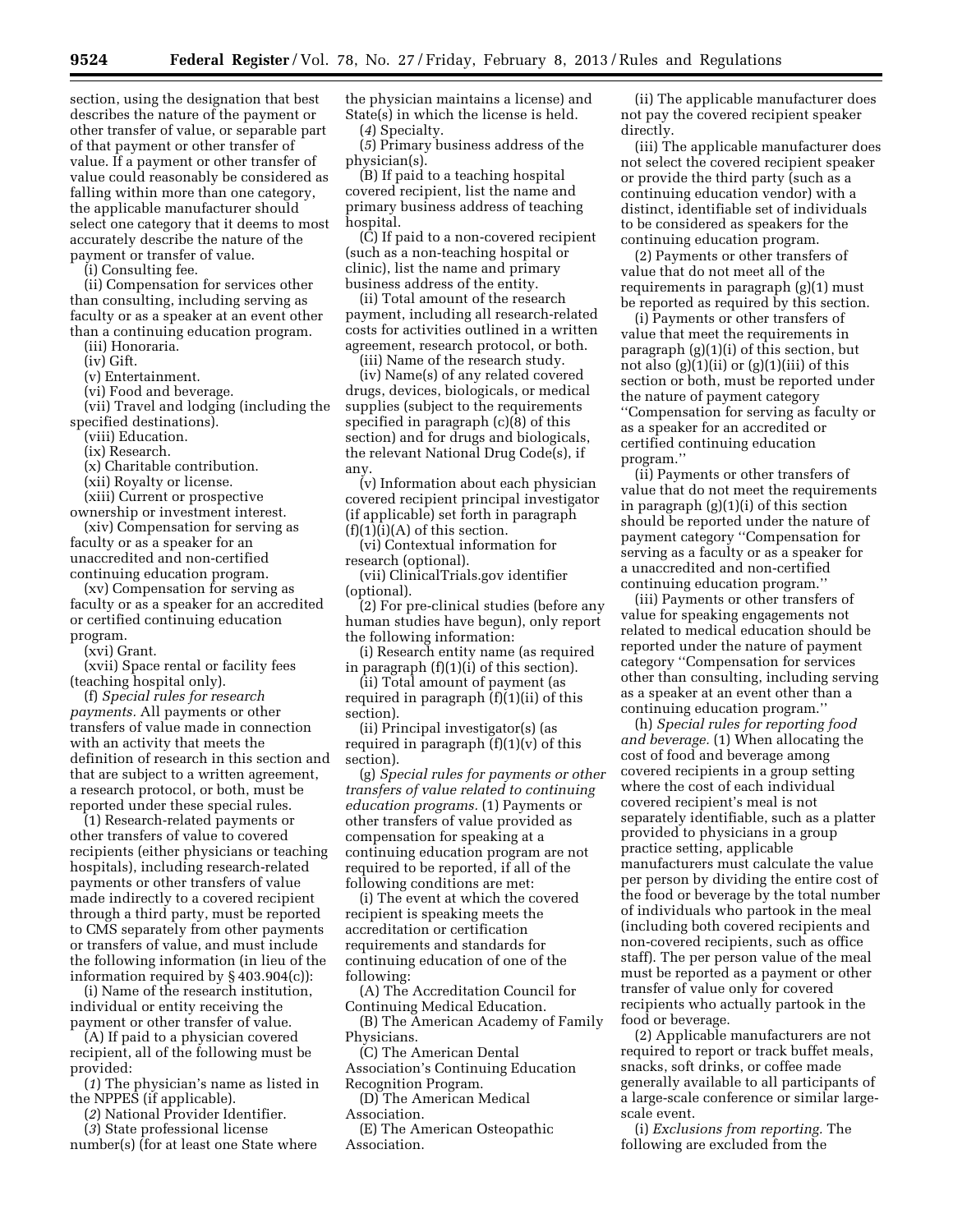section, using the designation that best describes the nature of the payment or other transfer of value, or separable part of that payment or other transfer of value. If a payment or other transfer of value could reasonably be considered as falling within more than one category, the applicable manufacturer should select one category that it deems to most accurately describe the nature of the payment or transfer of value.

(i) Consulting fee.

(ii) Compensation for services other than consulting, including serving as faculty or as a speaker at an event other than a continuing education program.

(iii) Honoraria.

(iv) Gift.

(v) Entertainment.

(vi) Food and beverage.

(vii) Travel and lodging (including the specified destinations).

(viii) Education.

(ix) Research.

(x) Charitable contribution.

(xii) Royalty or license.

(xiii) Current or prospective ownership or investment interest.

(xiv) Compensation for serving as faculty or as a speaker for an unaccredited and non-certified continuing education program.

(xv) Compensation for serving as faculty or as a speaker for an accredited or certified continuing education program.

(xvi) Grant.

(xvii) Space rental or facility fees (teaching hospital only).

(f) *Special rules for research payments.* All payments or other transfers of value made in connection with an activity that meets the definition of research in this section and that are subject to a written agreement, a research protocol, or both, must be reported under these special rules.

(1) Research-related payments or other transfers of value to covered recipients (either physicians or teaching hospitals), including research-related payments or other transfers of value made indirectly to a covered recipient through a third party, must be reported to CMS separately from other payments or transfers of value, and must include the following information (in lieu of the information required by § 403.904(c)):

(i) Name of the research institution, individual or entity receiving the payment or other transfer of value.

(A) If paid to a physician covered recipient, all of the following must be provided:

(*1*) The physician's name as listed in the NPPES (if applicable).

(*2*) National Provider Identifier.

(*3*) State professional license number(s) (for at least one State where the physician maintains a license) and State(s) in which the license is held.

(*4*) Specialty.

(*5*) Primary business address of the physician(s).

(B) If paid to a teaching hospital covered recipient, list the name and primary business address of teaching hospital.

(C) If paid to a non-covered recipient (such as a non-teaching hospital or clinic), list the name and primary business address of the entity.

(ii) Total amount of the research payment, including all research-related costs for activities outlined in a written agreement, research protocol, or both.

(iii) Name of the research study.

(iv) Name(s) of any related covered drugs, devices, biologicals, or medical supplies (subject to the requirements specified in paragraph (c)(8) of this section) and for drugs and biologicals, the relevant National Drug Code(s), if any.

(v) Information about each physician covered recipient principal investigator (if applicable) set forth in paragraph (f)(1)(i)(A) of this section.

(vi) Contextual information for research (optional).

(vii) ClinicalTrials.gov identifier (optional).

(2) For pre-clinical studies (before any human studies have begun), only report the following information:

(i) Research entity name (as required in paragraph (f)(1)(i) of this section).

(ii) Total amount of payment (as required in paragraph (f)(1)(ii) of this section).

(ii) Principal investigator(s) (as required in paragraph (f)(1)(v) of this section).

(g) *Special rules for payments or other transfers of value related to continuing education programs.* (1) Payments or other transfers of value provided as compensation for speaking at a continuing education program are not required to be reported, if all of the following conditions are met:

(i) The event at which the covered recipient is speaking meets the accreditation or certification requirements and standards for continuing education of one of the following:

(A) The Accreditation Council for Continuing Medical Education.

(B) The American Academy of Family Physicians.

(C) The American Dental Association's Continuing Education Recognition Program.

(D) The American Medical Association.

(E) The American Osteopathic Association.

(ii) The applicable manufacturer does not pay the covered recipient speaker directly.

(iii) The applicable manufacturer does not select the covered recipient speaker or provide the third party (such as a continuing education vendor) with a distinct, identifiable set of individuals to be considered as speakers for the continuing education program.

(2) Payments or other transfers of value that do not meet all of the requirements in paragraph (g)(1) must be reported as required by this section.

(i) Payments or other transfers of value that meet the requirements in paragraph (g)(1)(i) of this section, but not also (g)(1)(ii) or (g)(1)(iii) of this section or both, must be reported under the nature of payment category "Compensation for serving as faculty or as a speaker for an accredited or certified continuing education program."

(ii) Payments or other transfers of value that do not meet the requirements in paragraph (g)(1)(i) of this section should be reported under the nature of payment category "Compensation for serving as a faculty or as a speaker for a unaccredited and non-certified continuing education program."

(iii) Payments or other transfers of value for speaking engagements not related to medical education should be reported under the nature of payment category "Compensation for services other than consulting, including serving as a speaker at an event other than a continuing education program."

(h) *Special rules for reporting food and beverage.* (1) When allocating the cost of food and beverage among covered recipients in a group setting where the cost of each individual covered recipient's meal is not separately identifiable, such as a platter provided to physicians in a group practice setting, applicable manufacturers must calculate the value per person by dividing the entire cost of the food or beverage by the total number of individuals who partook in the meal (including both covered recipients and non-covered recipients, such as office staff). The per person value of the meal must be reported as a payment or other transfer of value only for covered recipients who actually partook in the food or beverage.

(2) Applicable manufacturers are not required to report or track buffet meals, snacks, soft drinks, or coffee made generally available to all participants of a large-scale conference or similar large-scale event.

(i) *Exclusions from reporting.* The following are excluded from the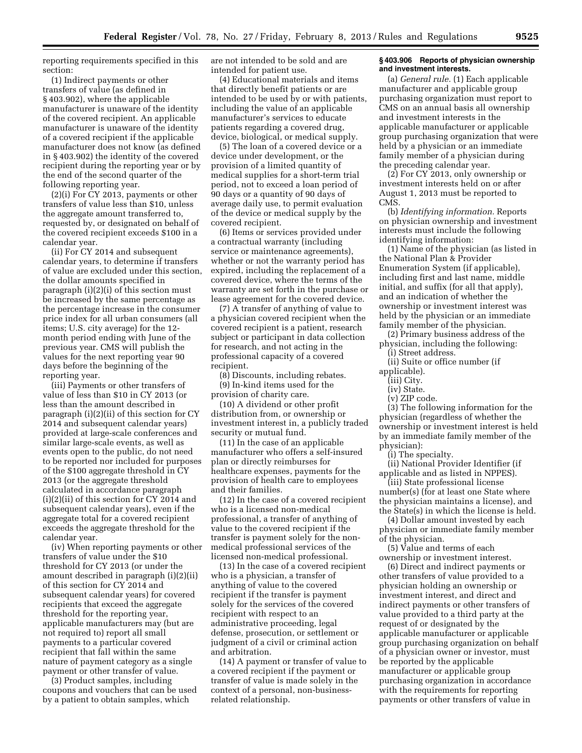reporting requirements specified in this section:

(1) Indirect payments or other transfers of value (as defined in § 403.902), where the applicable manufacturer is unaware of the identity of the covered recipient. An applicable manufacturer is unaware of the identity of a covered recipient if the applicable manufacturer does not know (as defined in § 403.902) the identity of the covered recipient during the reporting year or by the end of the second quarter of the following reporting year.

(2)(i) For CY 2013, payments or other transfers of value less than $10, unless the aggregate amount transferred to, requested by, or designated on behalf of the covered recipient exceeds $100 in a calendar year.

(ii) For CY 2014 and subsequent calendar years, to determine if transfers of value are excluded under this section, the dollar amounts specified in paragraph (i)(2)(i) of this section must be increased by the same percentage as the percentage increase in the consumer price index for all urban consumers (all items; U.S. city average) for the 12-month period ending with June of the previous year. CMS will publish the values for the next reporting year 90 days before the beginning of the reporting year.

(iii) Payments or other transfers of value of less than $10 in CY 2013 (or less than the amount described in paragraph (i)(2)(ii) of this section for CY 2014 and subsequent calendar years) provided at large-scale conferences and similar large-scale events, as well as events open to the public, do not need to be reported nor included for purposes of the $100 aggregate threshold in CY 2013 (or the aggregate threshold calculated in accordance paragraph (i)(2)(ii) of this section for CY 2014 and subsequent calendar years), even if the aggregate total for a covered recipient exceeds the aggregate threshold for the calendar year.

(iv) When reporting payments or other transfers of value under the $10 threshold for CY 2013 (or under the amount described in paragraph (i)(2)(ii) of this section for CY 2014 and subsequent calendar years) for covered recipients that exceed the aggregate threshold for the reporting year, applicable manufacturers may (but are not required to) report all small payments to a particular covered recipient that fall within the same nature of payment category as a single payment or other transfer of value.

(3) Product samples, including coupons and vouchers that can be used by a patient to obtain samples, which are not intended to be sold and are intended for patient use.

(4) Educational materials and items that directly benefit patients or are intended to be used by or with patients, including the value of an applicable manufacturer's services to educate patients regarding a covered drug, device, biological, or medical supply.

(5) The loan of a covered device or a device under development, or the provision of a limited quantity of medical supplies for a short-term trial period, not to exceed a loan period of 90 days or a quantity of 90 days of average daily use, to permit evaluation of the device or medical supply by the covered recipient.

(6) Items or services provided under a contractual warranty (including service or maintenance agreements), whether or not the warranty period has expired, including the replacement of a covered device, where the terms of the warranty are set forth in the purchase or lease agreement for the covered device.

(7) A transfer of anything of value to a physician covered recipient when the covered recipient is a patient, research subject or participant in data collection for research, and not acting in the professional capacity of a covered recipient.

(8) Discounts, including rebates.

(9) In-kind items used for the provision of charity care.

(10) A dividend or other profit distribution from, or ownership or investment interest in, a publicly traded security or mutual fund.

(11) In the case of an applicable manufacturer who offers a self-insured plan or directly reimburses for healthcare expenses, payments for the provision of health care to employees and their families.

(12) In the case of a covered recipient who is a licensed non-medical professional, a transfer of anything of value to the covered recipient if the transfer is payment solely for the non-medical professional services of the licensed non-medical professional.

(13) In the case of a covered recipient who is a physician, a transfer of anything of value to the covered recipient if the transfer is payment solely for the services of the covered recipient with respect to an administrative proceeding, legal defense, prosecution, or settlement or judgment of a civil or criminal action and arbitration.

(14) A payment or transfer of value to a covered recipient if the payment or transfer of value is made solely in the context of a personal, non-business-related relationship.

### § 403.906 Reports of physician ownership and investment interests.

(a) *General rule.* (1) Each applicable manufacturer and applicable group purchasing organization must report to CMS on an annual basis all ownership and investment interests in the applicable manufacturer or applicable group purchasing organization that were held by a physician or an immediate family member of a physician during the preceding calendar year.

(2) For CY 2013, only ownership or investment interests held on or after August 1, 2013 must be reported to CMS.

(b) *Identifying information.* Reports on physician ownership and investment interests must include the following identifying information:

(1) Name of the physician (as listed in the National Plan & Provider Enumeration System (if applicable), including first and last name, middle initial, and suffix (for all that apply), and an indication of whether the ownership or investment interest was held by the physician or an immediate family member of the physician.

(2) Primary business address of the physician, including the following:

(i) Street address.

(ii) Suite or office number (if applicable).

(iii) City.

(iv) State.

(v) ZIP code.

(3) The following information for the physician (regardless of whether the ownership or investment interest is held by an immediate family member of the physician):

(i) The specialty.

(ii) National Provider Identifier (if applicable and as listed in NPPES).

(iii) State professional license number(s) (for at least one State where the physician maintains a license), and the State(s) in which the license is held.

(4) Dollar amount invested by each physician or immediate family member of the physician.

(5) Value and terms of each ownership or investment interest.

(6) Direct and indirect payments or other transfers of value provided to a physician holding an ownership or investment interest, and direct and indirect payments or other transfers of value provided to a third party at the request of or designated by the applicable manufacturer or applicable group purchasing organization on behalf of a physician owner or investor, must be reported by the applicable manufacturer or applicable group purchasing organization in accordance with the requirements for reporting payments or other transfers of value in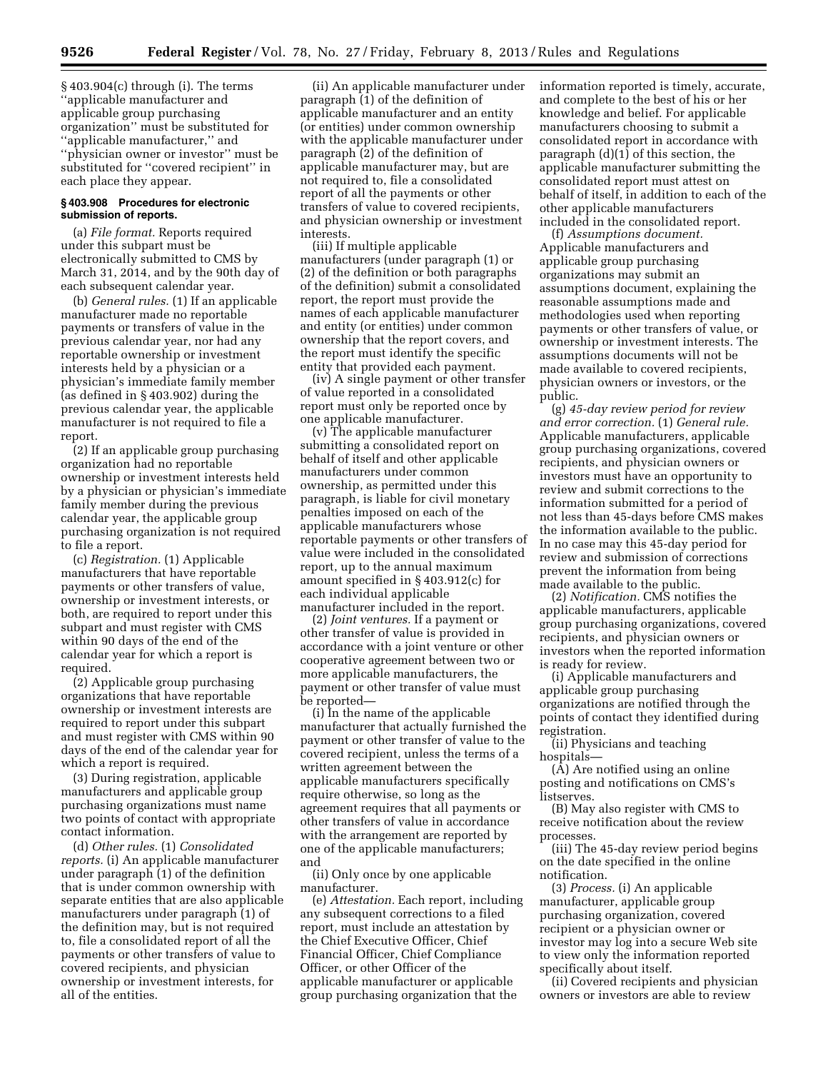§ 403.904(c) through (i). The terms ''applicable manufacturer and applicable group purchasing organization'' must be substituted for ''applicable manufacturer,'' and ''physician owner or investor'' must be substituted for ''covered recipient'' in each place they appear.

### § 403.908 Procedures for electronic submission of reports.

(a) *File format.* Reports required under this subpart must be electronically submitted to CMS by March 31, 2014, and by the 90th day of each subsequent calendar year.

(b) *General rules.* (1) If an applicable manufacturer made no reportable payments or transfers of value in the previous calendar year, nor had any reportable ownership or investment interests held by a physician or a physician's immediate family member (as defined in § 403.902) during the previous calendar year, the applicable manufacturer is not required to file a report.

(2) If an applicable group purchasing organization had no reportable ownership or investment interests held by a physician or physician's immediate family member during the previous calendar year, the applicable group purchasing organization is not required to file a report.

(c) *Registration.* (1) Applicable manufacturers that have reportable payments or other transfers of value, ownership or investment interests, or both, are required to report under this subpart and must register with CMS within 90 days of the end of the calendar year for which a report is required.

(2) Applicable group purchasing organizations that have reportable ownership or investment interests are required to report under this subpart and must register with CMS within 90 days of the end of the calendar year for which a report is required.

(3) During registration, applicable manufacturers and applicable group purchasing organizations must name two points of contact with appropriate contact information.

(d) *Other rules.* (1) *Consolidated reports.* (i) An applicable manufacturer under paragraph (1) of the definition that is under common ownership with separate entities that are also applicable manufacturers under paragraph (1) of the definition may, but is not required to, file a consolidated report of all the payments or other transfers of value to covered recipients, and physician ownership or investment interests, for all of the entities.

(ii) An applicable manufacturer under paragraph (1) of the definition of applicable manufacturer and an entity (or entities) under common ownership with the applicable manufacturer under paragraph (2) of the definition of applicable manufacturer may, but are not required to, file a consolidated report of all the payments or other transfers of value to covered recipients, and physician ownership or investment interests.

(iii) If multiple applicable manufacturers (under paragraph (1) or (2) of the definition or both paragraphs of the definition) submit a consolidated report, the report must provide the names of each applicable manufacturer and entity (or entities) under common ownership that the report covers, and the report must identify the specific entity that provided each payment.

(iv) A single payment or other transfer of value reported in a consolidated report must only be reported once by one applicable manufacturer.

(v) The applicable manufacturer submitting a consolidated report on behalf of itself and other applicable manufacturers under common ownership, as permitted under this paragraph, is liable for civil monetary penalties imposed on each of the applicable manufacturers whose reportable payments or other transfers of value were included in the consolidated report, up to the annual maximum amount specified in § 403.912(c) for each individual applicable manufacturer included in the report.

(2) *Joint ventures.* If a payment or other transfer of value is provided in accordance with a joint venture or other cooperative agreement between two or more applicable manufacturers, the payment or other transfer of value must be reported—

(i) In the name of the applicable manufacturer that actually furnished the payment or other transfer of value to the covered recipient, unless the terms of a written agreement between the applicable manufacturers specifically require otherwise, so long as the agreement requires that all payments or other transfers of value in accordance with the arrangement are reported by one of the applicable manufacturers; and

(ii) Only once by one applicable manufacturer.

(e) *Attestation.* Each report, including any subsequent corrections to a filed report, must include an attestation by the Chief Executive Officer, Chief Financial Officer, Chief Compliance Officer, or other Officer of the applicable manufacturer or applicable group purchasing organization that the information reported is timely, accurate, and complete to the best of his or her knowledge and belief. For applicable manufacturers choosing to submit a consolidated report in accordance with paragraph (d)(1) of this section, the applicable manufacturer submitting the consolidated report must attest on behalf of itself, in addition to each of the other applicable manufacturers included in the consolidated report.

(f) *Assumptions document.* Applicable manufacturers and applicable group purchasing organizations may submit an assumptions document, explaining the reasonable assumptions made and methodologies used when reporting payments or other transfers of value, or ownership or investment interests. The assumptions documents will not be made available to covered recipients, physician owners or investors, or the public.

(g) *45-day review period for review and error correction.* (1) *General rule.* Applicable manufacturers, applicable group purchasing organizations, covered recipients, and physician owners or investors must have an opportunity to review and submit corrections to the information submitted for a period of not less than 45-days before CMS makes the information available to the public. In no case may this 45-day period for review and submission of corrections prevent the information from being made available to the public.

(2) *Notification.* CMS notifies the applicable manufacturers, applicable group purchasing organizations, covered recipients, and physician owners or investors when the reported information is ready for review.

(i) Applicable manufacturers and applicable group purchasing organizations are notified through the points of contact they identified during registration.

(ii) Physicians and teaching hospitals—

(A) Are notified using an online posting and notifications on CMS's listserves.

(B) May also register with CMS to receive notification about the review processes.

(iii) The 45-day review period begins on the date specified in the online notification.

(3) *Process.* (i) An applicable manufacturer, applicable group purchasing organization, covered recipient or a physician owner or investor may log into a secure Web site to view only the information reported specifically about itself.

(ii) Covered recipients and physician owners or investors are able to review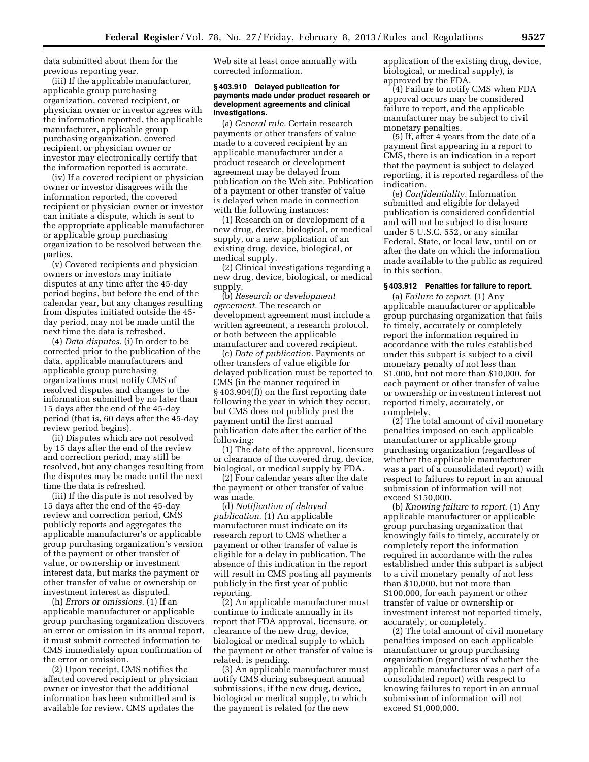data submitted about them for the previous reporting year.

(iii) If the applicable manufacturer, applicable group purchasing organization, covered recipient, or physician owner or investor agrees with the information reported, the applicable manufacturer, applicable group purchasing organization, covered recipient, or physician owner or investor may electronically certify that the information reported is accurate.

(iv) If a covered recipient or physician owner or investor disagrees with the information reported, the covered recipient or physician owner or investor can initiate a dispute, which is sent to the appropriate applicable manufacturer or applicable group purchasing organization to be resolved between the parties.

(v) Covered recipients and physician owners or investors may initiate disputes at any time after the 45-day period begins, but before the end of the calendar year, but any changes resulting from disputes initiated outside the 45-day period, may not be made until the next time the data is refreshed.

(4) *Data disputes.* (i) In order to be corrected prior to the publication of the data, applicable manufacturers and applicable group purchasing organizations must notify CMS of resolved disputes and changes to the information submitted by no later than 15 days after the end of the 45-day period (that is, 60 days after the 45-day review period begins).

(ii) Disputes which are not resolved by 15 days after the end of the review and correction period, may still be resolved, but any changes resulting from the disputes may be made until the next time the data is refreshed.

(iii) If the dispute is not resolved by 15 days after the end of the 45-day review and correction period, CMS publicly reports and aggregates the applicable manufacturer's or applicable group purchasing organization's version of the payment or other transfer of value, or ownership or investment interest data, but marks the payment or other transfer of value or ownership or investment interest as disputed.

(h) *Errors or omissions.* (1) If an applicable manufacturer or applicable group purchasing organization discovers an error or omission in its annual report, it must submit corrected information to CMS immediately upon confirmation of the error or omission.

(2) Upon receipt, CMS notifies the affected covered recipient or physician owner or investor that the additional information has been submitted and is available for review. CMS updates the Web site at least once annually with corrected information.

#### § 403.910 Delayed publication for payments made under product research or development agreements and clinical investigations.

(a) *General rule.* Certain research payments or other transfers of value made to a covered recipient by an applicable manufacturer under a product research or development agreement may be delayed from publication on the Web site. Publication of a payment or other transfer of value is delayed when made in connection with the following instances:

(1) Research on or development of a new drug, device, biological, or medical supply, or a new application of an existing drug, device, biological, or medical supply.

(2) Clinical investigations regarding a new drug, device, biological, or medical supply.

(b) *Research or development agreement.* The research or development agreement must include a written agreement, a research protocol, or both between the applicable manufacturer and covered recipient.

(c) *Date of publication.* Payments or other transfers of value eligible for delayed publication must be reported to CMS (in the manner required in § 403.904(f)) on the first reporting date following the year in which they occur, but CMS does not publicly post the payment until the first annual publication date after the earlier of the following:

(1) The date of the approval, licensure or clearance of the covered drug, device, biological, or medical supply by FDA.

(2) Four calendar years after the date the payment or other transfer of value was made.

(d) *Notification of delayed publication.* (1) An applicable manufacturer must indicate on its research report to CMS whether a payment or other transfer of value is eligible for a delay in publication. The absence of this indication in the report will result in CMS posting all payments publicly in the first year of public reporting.

(2) An applicable manufacturer must continue to indicate annually in its report that FDA approval, licensure, or clearance of the new drug, device, biological or medical supply to which the payment or other transfer of value is related, is pending.

(3) An applicable manufacturer must notify CMS during subsequent annual submissions, if the new drug, device, biological or medical supply, to which the payment is related (or the new application of the existing drug, device, biological, or medical supply), is approved by the FDA.

(4) Failure to notify CMS when FDA approval occurs may be considered failure to report, and the applicable manufacturer may be subject to civil monetary penalties.

(5) If, after 4 years from the date of a payment first appearing in a report to CMS, there is an indication in a report that the payment is subject to delayed reporting, it is reported regardless of the indication.

(e) *Confidentiality.* Information submitted and eligible for delayed publication is considered confidential and will not be subject to disclosure under 5 U.S.C. 552, or any similar Federal, State, or local law, until on or after the date on which the information made available to the public as required in this section.

#### § 403.912 Penalties for failure to report.

(a) *Failure to report.* (1) Any applicable manufacturer or applicable group purchasing organization that fails to timely, accurately or completely report the information required in accordance with the rules established under this subpart is subject to a civil monetary penalty of not less than $1,000, but not more than $10,000, for each payment or other transfer of value or ownership or investment interest not reported timely, accurately, or completely.

(2) The total amount of civil monetary penalties imposed on each applicable manufacturer or applicable group purchasing organization (regardless of whether the applicable manufacturer was a part of a consolidated report) with respect to failures to report in an annual submission of information will not exceed $150,000.

(b) *Knowing failure to report.* (1) Any applicable manufacturer or applicable group purchasing organization that knowingly fails to timely, accurately or completely report the information required in accordance with the rules established under this subpart is subject to a civil monetary penalty of not less than $10,000, but not more than $100,000, for each payment or other transfer of value or ownership or investment interest not reported timely, accurately, or completely.

(2) The total amount of civil monetary penalties imposed on each applicable manufacturer or group purchasing organization (regardless of whether the applicable manufacturer was a part of a consolidated report) with respect to knowing failures to report in an annual submission of information will not exceed $1,000,000.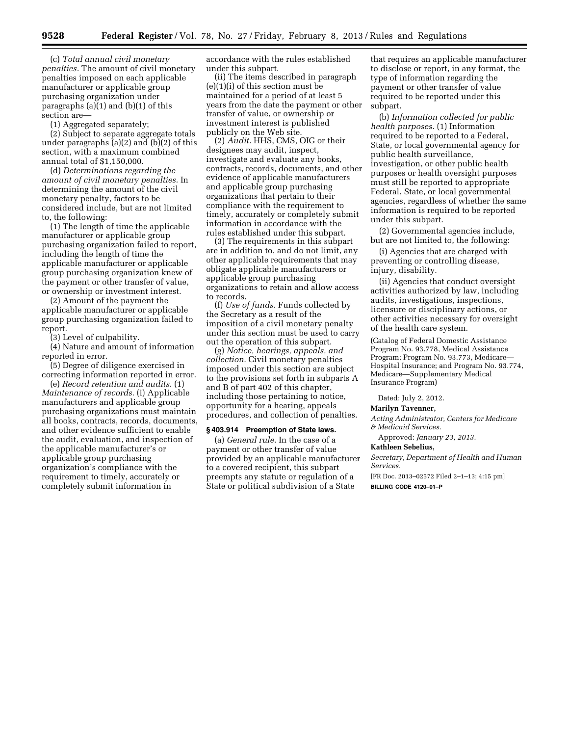(c) *Total annual civil monetary penalties.* The amount of civil monetary penalties imposed on each applicable manufacturer or applicable group purchasing organization under paragraphs (a)(1) and (b)(1) of this section are—

(1) Aggregated separately;

(2) Subject to separate aggregate totals under paragraphs (a)(2) and (b)(2) of this section, with a maximum combined annual total of $1,150,000.

(d) *Determinations regarding the amount of civil monetary penalties.* In determining the amount of the civil monetary penalty, factors to be considered include, but are not limited to, the following:

(1) The length of time the applicable manufacturer or applicable group purchasing organization failed to report, including the length of time the applicable manufacturer or applicable group purchasing organization knew of the payment or other transfer of value, or ownership or investment interest.

(2) Amount of the payment the applicable manufacturer or applicable group purchasing organization failed to report.

(3) Level of culpability.

(4) Nature and amount of information reported in error.

(5) Degree of diligence exercised in correcting information reported in error.

(e) *Record retention and audits.* (1) *Maintenance of records.* (i) Applicable manufacturers and applicable group purchasing organizations must maintain all books, contracts, records, documents, and other evidence sufficient to enable the audit, evaluation, and inspection of the applicable manufacturer's or applicable group purchasing organization's compliance with the requirement to timely, accurately or completely submit information in accordance with the rules established under this subpart.

(ii) The items described in paragraph (e)(1)(i) of this section must be maintained for a period of at least 5 years from the date the payment or other transfer of value, or ownership or investment interest is published publicly on the Web site.

(2) *Audit.* HHS, CMS, OIG or their designees may audit, inspect, investigate and evaluate any books, contracts, records, documents, and other evidence of applicable manufacturers and applicable group purchasing organizations that pertain to their compliance with the requirement to timely, accurately or completely submit information in accordance with the rules established under this subpart.

(3) The requirements in this subpart are in addition to, and do not limit, any other applicable requirements that may obligate applicable manufacturers or applicable group purchasing organizations to retain and allow access to records.

(f) *Use of funds.* Funds collected by the Secretary as a result of the imposition of a civil monetary penalty under this section must be used to carry out the operation of this subpart.

(g) *Notice, hearings, appeals, and collection.* Civil monetary penalties imposed under this section are subject to the provisions set forth in subparts A and B of part 402 of this chapter, including those pertaining to notice, opportunity for a hearing, appeals procedures, and collection of penalties.

### § 403.914 Preemption of State laws.

(a) *General rule.* In the case of a payment or other transfer of value provided by an applicable manufacturer to a covered recipient, this subpart preempts any statute or regulation of a State or political subdivision of a State that requires an applicable manufacturer to disclose or report, in any format, the type of information regarding the payment or other transfer of value required to be reported under this subpart.

(b) *Information collected for public health purposes.* (1) Information required to be reported to a Federal, State, or local governmental agency for public health surveillance, investigation, or other public health purposes or health oversight purposes must still be reported to appropriate Federal, State, or local governmental agencies, regardless of whether the same information is required to be reported under this subpart.

(2) Governmental agencies include, but are not limited to, the following:

(i) Agencies that are charged with preventing or controlling disease, injury, disability.

(ii) Agencies that conduct oversight activities authorized by law, including audits, investigations, inspections, licensure or disciplinary actions, or other activities necessary for oversight of the health care system.

(Catalog of Federal Domestic Assistance Program No. 93.778, Medical Assistance Program; Program No. 93.773, Medicare—Hospital Insurance; and Program No. 93.774, Medicare—Supplementary Medical Insurance Program)

Dated: July 2, 2012.

**Marilyn Tavenner,**

*Acting Administrator, Centers for Medicare & Medicaid Services.*

Approved: *January 23, 2013.*

**Kathleen Sebelius,**

*Secretary, Department of Health and Human Services.*

[FR Doc. 2013–02572 Filed 2–1–13; 4:15 pm]

**BILLING CODE 4120–01–P**